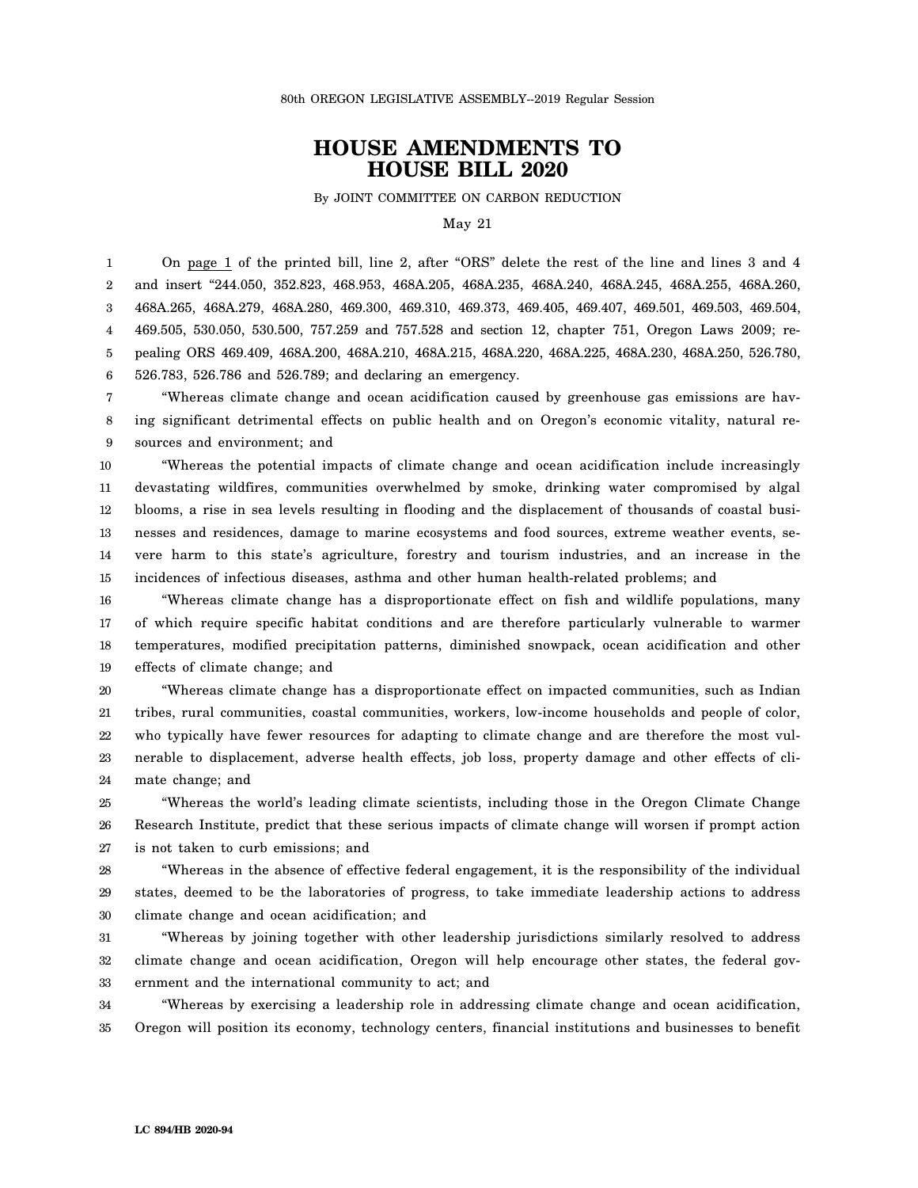80th OREGON LEGISLATIVE ASSEMBLY--2019 Regular Session

# HOUSE AMENDMENTS TO HOUSE BILL 2020

By JOINT COMMITTEE ON CARBON REDUCTION

May 21

On page 1 of the printed bill, line 2, after "ORS" delete the rest of the line and lines 3 and 4 and insert "244.050, 352.823, 468.953, 468A.205, 468A.235, 468A.240, 468A.245, 468A.255, 468A.260, 468A.265, 468A.279, 468A.280, 469.300, 469.310, 469.373, 469.405, 469.407, 469.501, 469.503, 469.504, 469.505, 530.050, 530.500, 757.259 and 757.528 and section 12, chapter 751, Oregon Laws 2009; repealing ORS 469.409, 468A.200, 468A.210, 468A.215, 468A.220, 468A.225, 468A.230, 468A.250, 526.780, 526.783, 526.786 and 526.789; and declaring an emergency.

"Whereas climate change and ocean acidification caused by greenhouse gas emissions are having significant detrimental effects on public health and on Oregon's economic vitality, natural resources and environment; and

"Whereas the potential impacts of climate change and ocean acidification include increasingly devastating wildfires, communities overwhelmed by smoke, drinking water compromised by algal blooms, a rise in sea levels resulting in flooding and the displacement of thousands of coastal businesses and residences, damage to marine ecosystems and food sources, extreme weather events, severe harm to this state's agriculture, forestry and tourism industries, and an increase in the incidences of infectious diseases, asthma and other human health-related problems; and

"Whereas climate change has a disproportionate effect on fish and wildlife populations, many of which require specific habitat conditions and are therefore particularly vulnerable to warmer temperatures, modified precipitation patterns, diminished snowpack, ocean acidification and other effects of climate change; and

"Whereas climate change has a disproportionate effect on impacted communities, such as Indian tribes, rural communities, coastal communities, workers, low-income households and people of color, who typically have fewer resources for adapting to climate change and are therefore the most vulnerable to displacement, adverse health effects, job loss, property damage and other effects of climate change; and

"Whereas the world's leading climate scientists, including those in the Oregon Climate Change Research Institute, predict that these serious impacts of climate change will worsen if prompt action is not taken to curb emissions; and

"Whereas in the absence of effective federal engagement, it is the responsibility of the individual states, deemed to be the laboratories of progress, to take immediate leadership actions to address climate change and ocean acidification; and

"Whereas by joining together with other leadership jurisdictions similarly resolved to address climate change and ocean acidification, Oregon will help encourage other states, the federal government and the international community to act; and

"Whereas by exercising a leadership role in addressing climate change and ocean acidification, Oregon will position its economy, technology centers, financial institutions and businesses to benefit

LC 894/HB 2020-94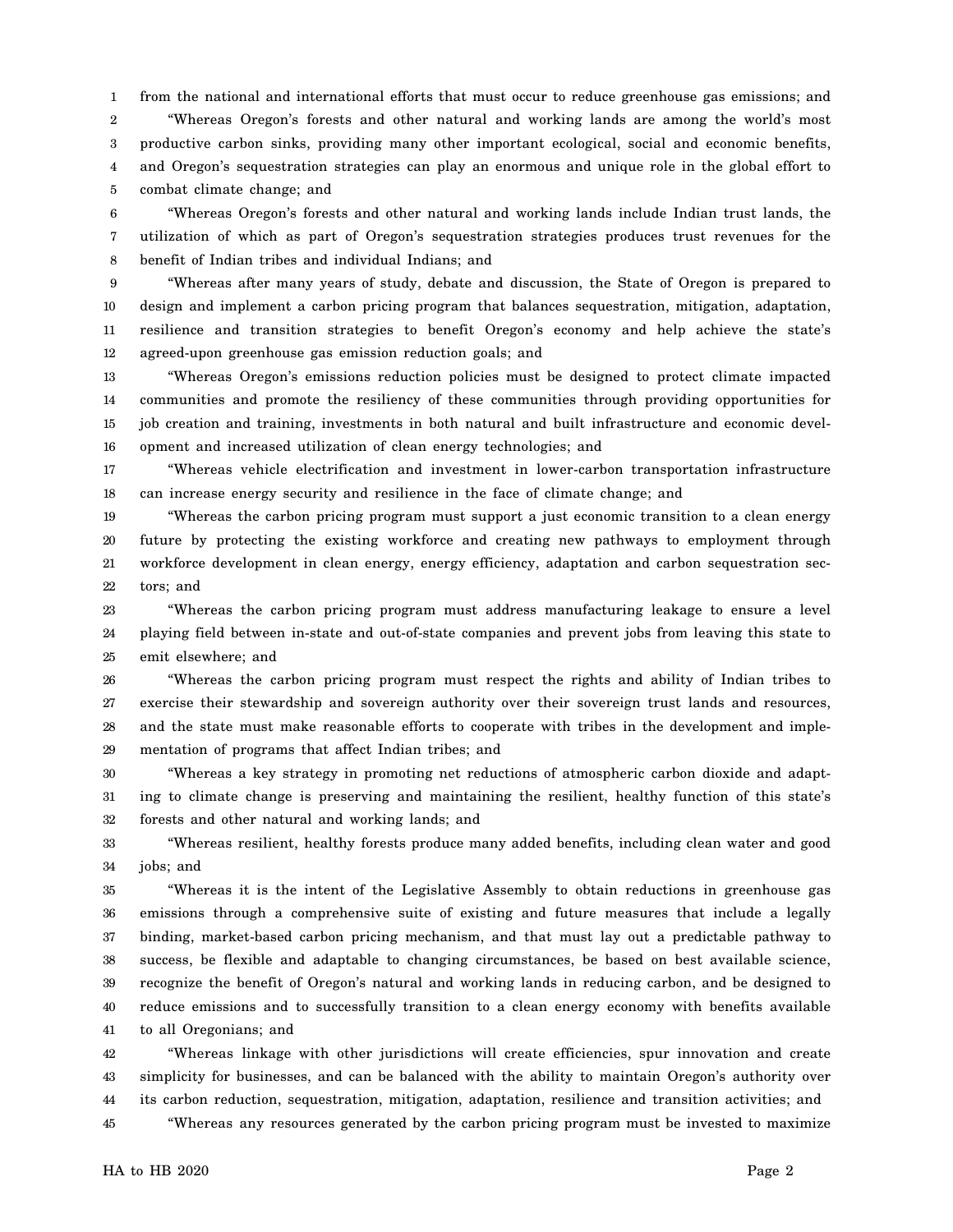from the national and international efforts that must occur to reduce greenhouse gas emissions; and

"Whereas Oregon's forests and other natural and working lands are among the world's most productive carbon sinks, providing many other important ecological, social and economic benefits, and Oregon's sequestration strategies can play an enormous and unique role in the global effort to combat climate change; and

"Whereas Oregon's forests and other natural and working lands include Indian trust lands, the utilization of which as part of Oregon's sequestration strategies produces trust revenues for the benefit of Indian tribes and individual Indians; and

"Whereas after many years of study, debate and discussion, the State of Oregon is prepared to design and implement a carbon pricing program that balances sequestration, mitigation, adaptation, resilience and transition strategies to benefit Oregon's economy and help achieve the state's agreed-upon greenhouse gas emission reduction goals; and

"Whereas Oregon's emissions reduction policies must be designed to protect climate impacted communities and promote the resiliency of these communities through providing opportunities for job creation and training, investments in both natural and built infrastructure and economic development and increased utilization of clean energy technologies; and

"Whereas vehicle electrification and investment in lower-carbon transportation infrastructure can increase energy security and resilience in the face of climate change; and

"Whereas the carbon pricing program must support a just economic transition to a clean energy future by protecting the existing workforce and creating new pathways to employment through workforce development in clean energy, energy efficiency, adaptation and carbon sequestration sectors; and

"Whereas the carbon pricing program must address manufacturing leakage to ensure a level playing field between in-state and out-of-state companies and prevent jobs from leaving this state to emit elsewhere; and

"Whereas the carbon pricing program must respect the rights and ability of Indian tribes to exercise their stewardship and sovereign authority over their sovereign trust lands and resources, and the state must make reasonable efforts to cooperate with tribes in the development and implementation of programs that affect Indian tribes; and

"Whereas a key strategy in promoting net reductions of atmospheric carbon dioxide and adapting to climate change is preserving and maintaining the resilient, healthy function of this state's forests and other natural and working lands; and

"Whereas resilient, healthy forests produce many added benefits, including clean water and good jobs; and

"Whereas it is the intent of the Legislative Assembly to obtain reductions in greenhouse gas emissions through a comprehensive suite of existing and future measures that include a legally binding, market-based carbon pricing mechanism, and that must lay out a predictable pathway to success, be flexible and adaptable to changing circumstances, be based on best available science, recognize the benefit of Oregon's natural and working lands in reducing carbon, and be designed to reduce emissions and to successfully transition to a clean energy economy with benefits available to all Oregonians; and

"Whereas linkage with other jurisdictions will create efficiencies, spur innovation and create simplicity for businesses, and can be balanced with the ability to maintain Oregon's authority over its carbon reduction, sequestration, mitigation, adaptation, resilience and transition activities; and

"Whereas any resources generated by the carbon pricing program must be invested to maximize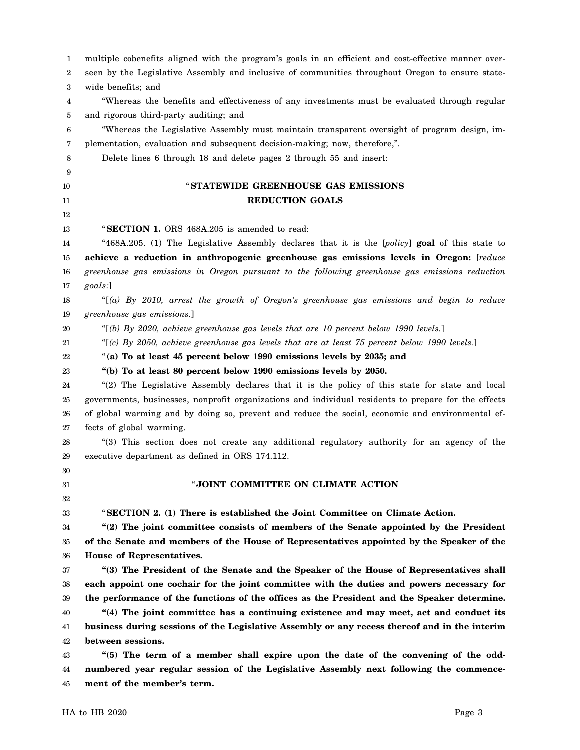multiple cobenefits aligned with the program's goals in an efficient and cost-effective manner overseen by the Legislative Assembly and inclusive of communities throughout Oregon to ensure statewide benefits; and

"Whereas the benefits and effectiveness of any investments must be evaluated through regular and rigorous third-party auditing; and

"Whereas the Legislative Assembly must maintain transparent oversight of program design, implementation, evaluation and subsequent decision-making; now, therefore,".

Delete lines 6 through 18 and delete pages 2 through 55 and insert:

## "STATEWIDE GREENHOUSE GAS EMISSIONS REDUCTION GOALS

"**SECTION 1.** ORS 468A.205 is amended to read:

"468A.205. (1) The Legislative Assembly declares that it is the [*policy*] **goal** of this state to **achieve a reduction in anthropogenic greenhouse gas emissions levels in Oregon:** [*reduce greenhouse gas emissions in Oregon pursuant to the following greenhouse gas emissions reduction goals:*]

"[*(a) By 2010, arrest the growth of Oregon's greenhouse gas emissions and begin to reduce greenhouse gas emissions.*]

"[*(b) By 2020, achieve greenhouse gas levels that are 10 percent below 1990 levels.*]

"[*(c) By 2050, achieve greenhouse gas levels that are at least 75 percent below 1990 levels.*]

"**(a) To at least 45 percent below 1990 emissions levels by 2035; and**

**"(b) To at least 80 percent below 1990 emissions levels by 2050.**

"(2) The Legislative Assembly declares that it is the policy of this state for state and local governments, businesses, nonprofit organizations and individual residents to prepare for the effects of global warming and by doing so, prevent and reduce the social, economic and environmental effects of global warming.

"(3) This section does not create any additional regulatory authority for an agency of the executive department as defined in ORS 174.112.

## "JOINT COMMITTEE ON CLIMATE ACTION

"**SECTION 2. (1) There is established the Joint Committee on Climate Action.**

**"(2) The joint committee consists of members of the Senate appointed by the President of the Senate and members of the House of Representatives appointed by the Speaker of the House of Representatives.**

**"(3) The President of the Senate and the Speaker of the House of Representatives shall each appoint one cochair for the joint committee with the duties and powers necessary for the performance of the functions of the offices as the President and the Speaker determine.**

**"(4) The joint committee has a continuing existence and may meet, act and conduct its business during sessions of the Legislative Assembly or any recess thereof and in the interim between sessions.**

**"(5) The term of a member shall expire upon the date of the convening of the odd-numbered year regular session of the Legislative Assembly next following the commencement of the member's term.**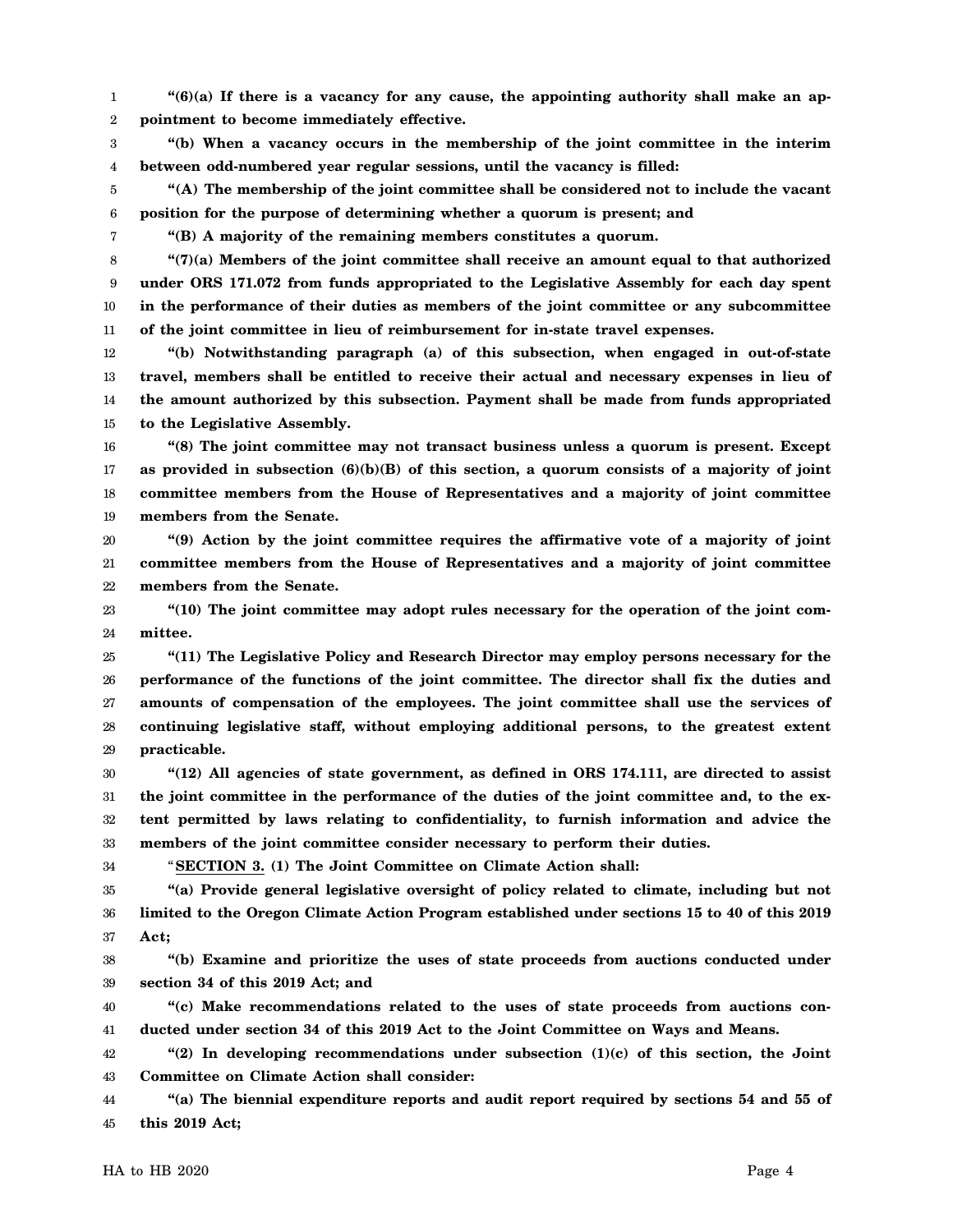**"(6)(a) If there is a vacancy for any cause, the appointing authority shall make an appointment to become immediately effective.**

**"(b) When a vacancy occurs in the membership of the joint committee in the interim between odd-numbered year regular sessions, until the vacancy is filled:**

**"(A) The membership of the joint committee shall be considered not to include the vacant position for the purpose of determining whether a quorum is present; and**

**"(B) A majority of the remaining members constitutes a quorum.**

**"(7)(a) Members of the joint committee shall receive an amount equal to that authorized under ORS 171.072 from funds appropriated to the Legislative Assembly for each day spent in the performance of their duties as members of the joint committee or any subcommittee of the joint committee in lieu of reimbursement for in-state travel expenses.**

**"(b) Notwithstanding paragraph (a) of this subsection, when engaged in out-of-state travel, members shall be entitled to receive their actual and necessary expenses in lieu of the amount authorized by this subsection. Payment shall be made from funds appropriated to the Legislative Assembly.**

**"(8) The joint committee may not transact business unless a quorum is present. Except as provided in subsection (6)(b)(B) of this section, a quorum consists of a majority of joint committee members from the House of Representatives and a majority of joint committee members from the Senate.**

**"(9) Action by the joint committee requires the affirmative vote of a majority of joint committee members from the House of Representatives and a majority of joint committee members from the Senate.**

**"(10) The joint committee may adopt rules necessary for the operation of the joint committee.**

**"(11) The Legislative Policy and Research Director may employ persons necessary for the performance of the functions of the joint committee. The director shall fix the duties and amounts of compensation of the employees. The joint committee shall use the services of continuing legislative staff, without employing additional persons, to the greatest extent practicable.**

**"(12) All agencies of state government, as defined in ORS 174.111, are directed to assist the joint committee in the performance of the duties of the joint committee and, to the extent permitted by laws relating to confidentiality, to furnish information and advice the members of the joint committee consider necessary to perform their duties.**

"**SECTION 3. (1) The Joint Committee on Climate Action shall:**

**"(a) Provide general legislative oversight of policy related to climate, including but not limited to the Oregon Climate Action Program established under sections 15 to 40 of this 2019 Act;**

**"(b) Examine and prioritize the uses of state proceeds from auctions conducted under section 34 of this 2019 Act; and**

**"(c) Make recommendations related to the uses of state proceeds from auctions conducted under section 34 of this 2019 Act to the Joint Committee on Ways and Means.**

**"(2) In developing recommendations under subsection (1)(c) of this section, the Joint Committee on Climate Action shall consider:**

**"(a) The biennial expenditure reports and audit report required by sections 54 and 55 of this 2019 Act;**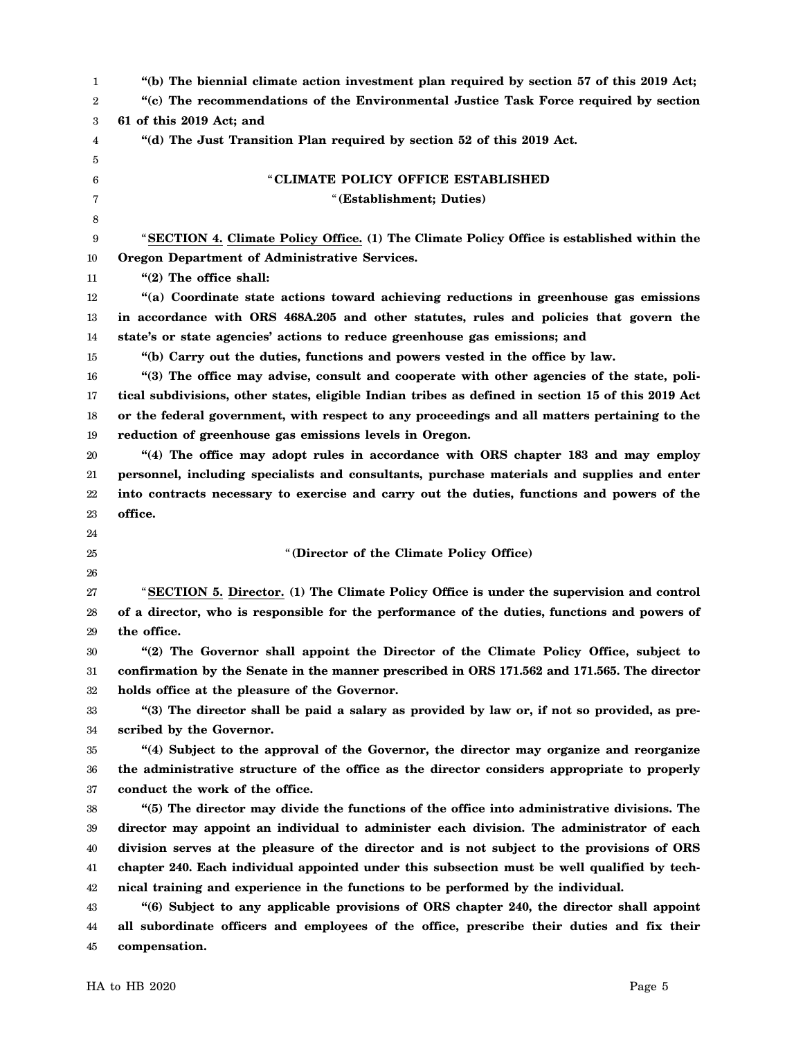**"(b) The biennial climate action investment plan required by section 57 of this 2019 Act;**

**"(c) The recommendations of the Environmental Justice Task Force required by section 61 of this 2019 Act; and**

**"(d) The Just Transition Plan required by section 52 of this 2019 Act.**

"**CLIMATE POLICY OFFICE ESTABLISHED**

"**(Establishment; Duties)**

"**SECTION 4.** **Climate Policy Office. (1) The Climate Policy Office is established within the Oregon Department of Administrative Services.**

**"(2) The office shall:**

**"(a) Coordinate state actions toward achieving reductions in greenhouse gas emissions in accordance with ORS 468A.205 and other statutes, rules and policies that govern the state's or state agencies' actions to reduce greenhouse gas emissions; and**

**"(b) Carry out the duties, functions and powers vested in the office by law.**

**"(3) The office may advise, consult and cooperate with other agencies of the state, political subdivisions, other states, eligible Indian tribes as defined in section 15 of this 2019 Act or the federal government, with respect to any proceedings and all matters pertaining to the reduction of greenhouse gas emissions levels in Oregon.**

**"(4) The office may adopt rules in accordance with ORS chapter 183 and may employ personnel, including specialists and consultants, purchase materials and supplies and enter into contracts necessary to exercise and carry out the duties, functions and powers of the office.**

"**(Director of the Climate Policy Office)**

"**SECTION 5.** **Director. (1) The Climate Policy Office is under the supervision and control of a director, who is responsible for the performance of the duties, functions and powers of the office.**

**"(2) The Governor shall appoint the Director of the Climate Policy Office, subject to confirmation by the Senate in the manner prescribed in ORS 171.562 and 171.565. The director holds office at the pleasure of the Governor.**

**"(3) The director shall be paid a salary as provided by law or, if not so provided, as prescribed by the Governor.**

**"(4) Subject to the approval of the Governor, the director may organize and reorganize the administrative structure of the office as the director considers appropriate to properly conduct the work of the office.**

**"(5) The director may divide the functions of the office into administrative divisions. The director may appoint an individual to administer each division. The administrator of each division serves at the pleasure of the director and is not subject to the provisions of ORS chapter 240. Each individual appointed under this subsection must be well qualified by technical training and experience in the functions to be performed by the individual.**

**"(6) Subject to any applicable provisions of ORS chapter 240, the director shall appoint all subordinate officers and employees of the office, prescribe their duties and fix their compensation.**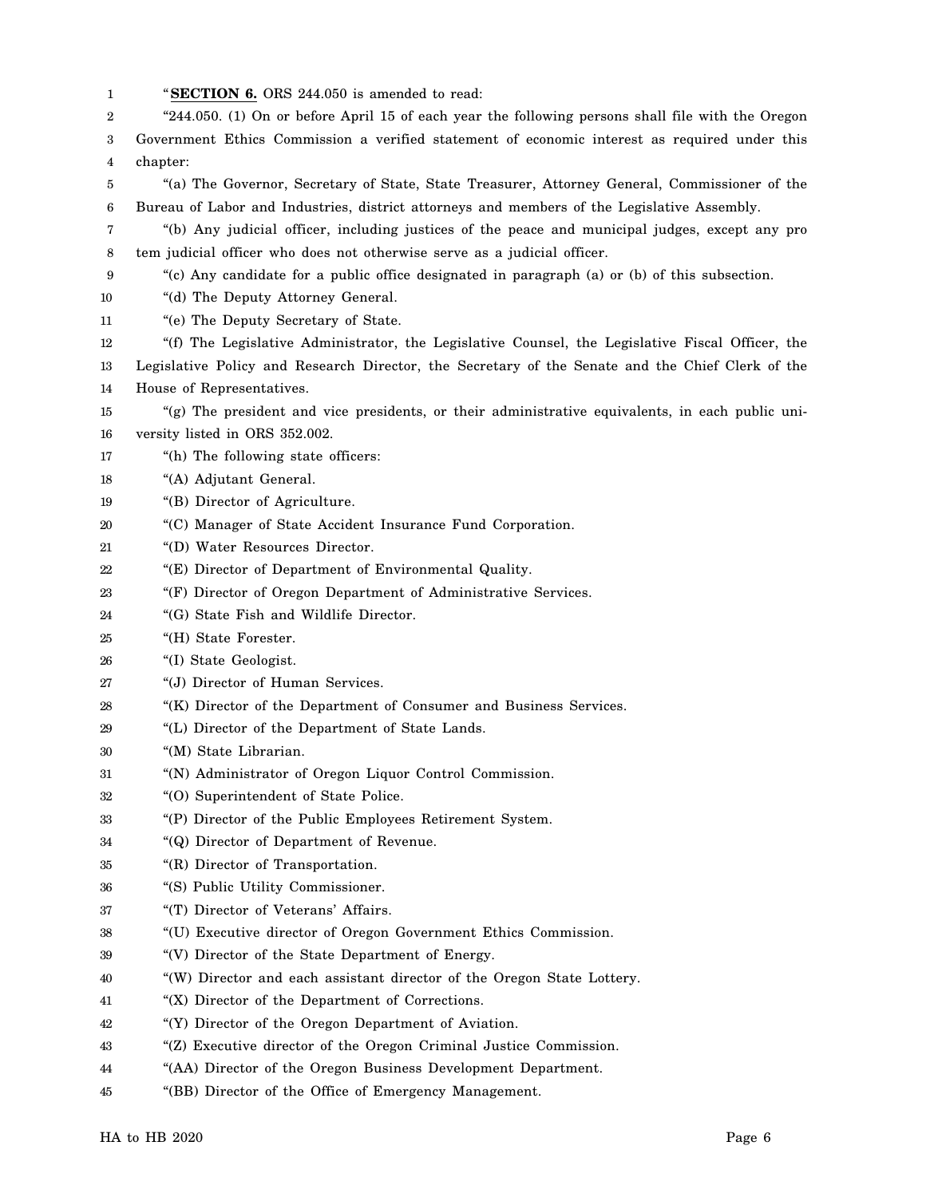"**SECTION 6.** ORS 244.050 is amended to read:

"244.050. (1) On or before April 15 of each year the following persons shall file with the Oregon Government Ethics Commission a verified statement of economic interest as required under this chapter:

"(a) The Governor, Secretary of State, State Treasurer, Attorney General, Commissioner of the Bureau of Labor and Industries, district attorneys and members of the Legislative Assembly.

"(b) Any judicial officer, including justices of the peace and municipal judges, except any pro tem judicial officer who does not otherwise serve as a judicial officer.

"(c) Any candidate for a public office designated in paragraph (a) or (b) of this subsection.

"(d) The Deputy Attorney General.

"(e) The Deputy Secretary of State.

"(f) The Legislative Administrator, the Legislative Counsel, the Legislative Fiscal Officer, the Legislative Policy and Research Director, the Secretary of the Senate and the Chief Clerk of the House of Representatives.

"(g) The president and vice presidents, or their administrative equivalents, in each public university listed in ORS 352.002.

"(h) The following state officers:

"(A) Adjutant General.

"(B) Director of Agriculture.

"(C) Manager of State Accident Insurance Fund Corporation.

"(D) Water Resources Director.

"(E) Director of Department of Environmental Quality.

"(F) Director of Oregon Department of Administrative Services.

"(G) State Fish and Wildlife Director.

"(H) State Forester.

"(I) State Geologist.

"(J) Director of Human Services.

"(K) Director of the Department of Consumer and Business Services.

"(L) Director of the Department of State Lands.

"(M) State Librarian.

"(N) Administrator of Oregon Liquor Control Commission.

"(O) Superintendent of State Police.

"(P) Director of the Public Employees Retirement System.

"(Q) Director of Department of Revenue.

"(R) Director of Transportation.

"(S) Public Utility Commissioner.

"(T) Director of Veterans' Affairs.

"(U) Executive director of Oregon Government Ethics Commission.

"(V) Director of the State Department of Energy.

"(W) Director and each assistant director of the Oregon State Lottery.

"(X) Director of the Department of Corrections.

"(Y) Director of the Oregon Department of Aviation.

"(Z) Executive director of the Oregon Criminal Justice Commission.

"(AA) Director of the Oregon Business Development Department.

"(BB) Director of the Office of Emergency Management.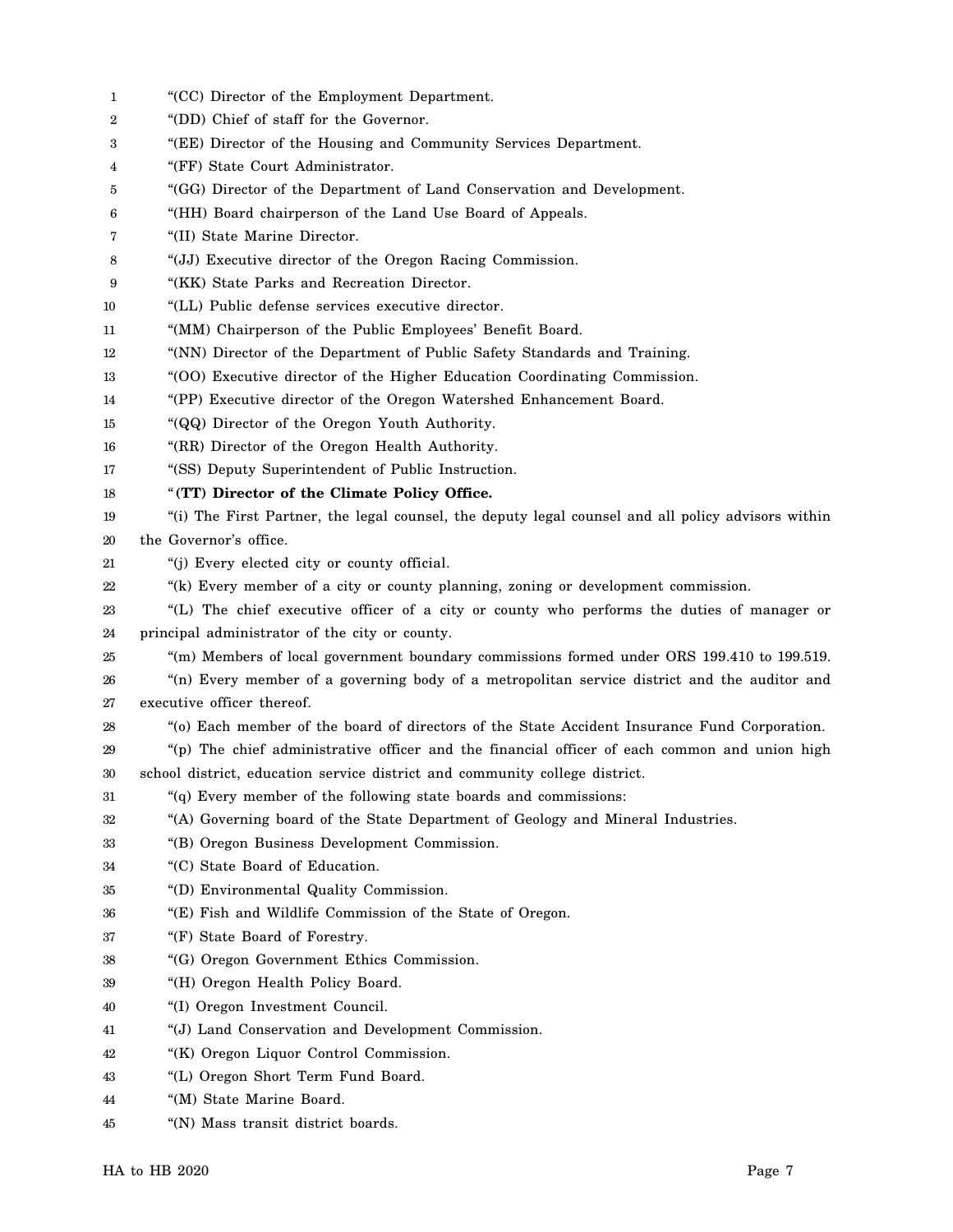"(CC) Director of the Employment Department.

"(DD) Chief of staff for the Governor.

"(EE) Director of the Housing and Community Services Department.

"(FF) State Court Administrator.

"(GG) Director of the Department of Land Conservation and Development.

"(HH) Board chairperson of the Land Use Board of Appeals.

"(II) State Marine Director.

"(JJ) Executive director of the Oregon Racing Commission.

"(KK) State Parks and Recreation Director.

"(LL) Public defense services executive director.

"(MM) Chairperson of the Public Employees' Benefit Board.

"(NN) Director of the Department of Public Safety Standards and Training.

"(OO) Executive director of the Higher Education Coordinating Commission.

"(PP) Executive director of the Oregon Watershed Enhancement Board.

"(QQ) Director of the Oregon Youth Authority.

"(RR) Director of the Oregon Health Authority.

"(SS) Deputy Superintendent of Public Instruction.

"**(TT) Director of the Climate Policy Office.**

"(i) The First Partner, the legal counsel, the deputy legal counsel and all policy advisors within the Governor's office.

"(j) Every elected city or county official.

"(k) Every member of a city or county planning, zoning or development commission.

"(L) The chief executive officer of a city or county who performs the duties of manager or principal administrator of the city or county.

"(m) Members of local government boundary commissions formed under ORS 199.410 to 199.519.

"(n) Every member of a governing body of a metropolitan service district and the auditor and executive officer thereof.

"(o) Each member of the board of directors of the State Accident Insurance Fund Corporation.

"(p) The chief administrative officer and the financial officer of each common and union high school district, education service district and community college district.

"(q) Every member of the following state boards and commissions:

"(A) Governing board of the State Department of Geology and Mineral Industries.

"(B) Oregon Business Development Commission.

"(C) State Board of Education.

"(D) Environmental Quality Commission.

"(E) Fish and Wildlife Commission of the State of Oregon.

"(F) State Board of Forestry.

"(G) Oregon Government Ethics Commission.

"(H) Oregon Health Policy Board.

"(I) Oregon Investment Council.

"(J) Land Conservation and Development Commission.

"(K) Oregon Liquor Control Commission.

"(L) Oregon Short Term Fund Board.

"(M) State Marine Board.

"(N) Mass transit district boards.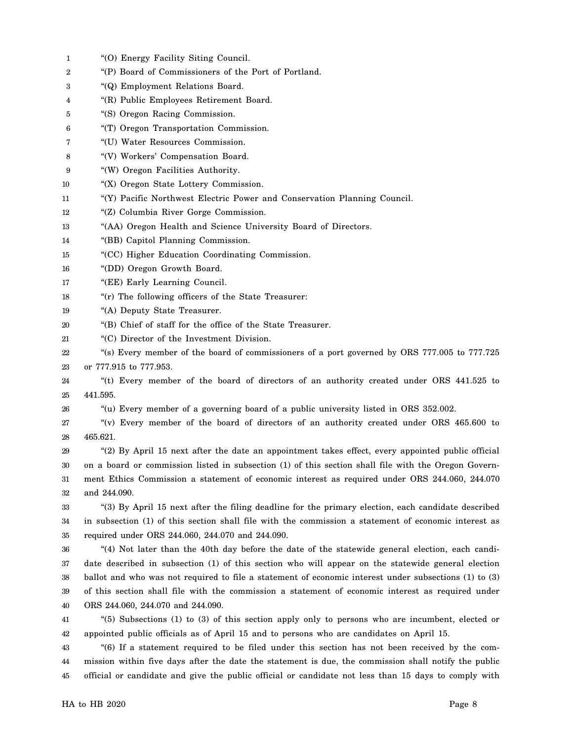"(O) Energy Facility Siting Council.

"(P) Board of Commissioners of the Port of Portland.

"(Q) Employment Relations Board.

"(R) Public Employees Retirement Board.

"(S) Oregon Racing Commission.

"(T) Oregon Transportation Commission.

"(U) Water Resources Commission.

"(V) Workers' Compensation Board.

"(W) Oregon Facilities Authority.

"(X) Oregon State Lottery Commission.

"(Y) Pacific Northwest Electric Power and Conservation Planning Council.

"(Z) Columbia River Gorge Commission.

"(AA) Oregon Health and Science University Board of Directors.

"(BB) Capitol Planning Commission.

"(CC) Higher Education Coordinating Commission.

"(DD) Oregon Growth Board.

"(EE) Early Learning Council.

"(r) The following officers of the State Treasurer:

"(A) Deputy State Treasurer.

"(B) Chief of staff for the office of the State Treasurer.

"(C) Director of the Investment Division.

"(s) Every member of the board of commissioners of a port governed by ORS 777.005 to 777.725 or 777.915 to 777.953.

"(t) Every member of the board of directors of an authority created under ORS 441.525 to 441.595.

"(u) Every member of a governing board of a public university listed in ORS 352.002.

"(v) Every member of the board of directors of an authority created under ORS 465.600 to 465.621.

"(2) By April 15 next after the date an appointment takes effect, every appointed public official on a board or commission listed in subsection (1) of this section shall file with the Oregon Government Ethics Commission a statement of economic interest as required under ORS 244.060, 244.070 and 244.090.

"(3) By April 15 next after the filing deadline for the primary election, each candidate described in subsection (1) of this section shall file with the commission a statement of economic interest as required under ORS 244.060, 244.070 and 244.090.

"(4) Not later than the 40th day before the date of the statewide general election, each candidate described in subsection (1) of this section who will appear on the statewide general election ballot and who was not required to file a statement of economic interest under subsections (1) to (3) of this section shall file with the commission a statement of economic interest as required under ORS 244.060, 244.070 and 244.090.

"(5) Subsections (1) to (3) of this section apply only to persons who are incumbent, elected or appointed public officials as of April 15 and to persons who are candidates on April 15.

"(6) If a statement required to be filed under this section has not been received by the commission within five days after the date the statement is due, the commission shall notify the public official or candidate and give the public official or candidate not less than 15 days to comply with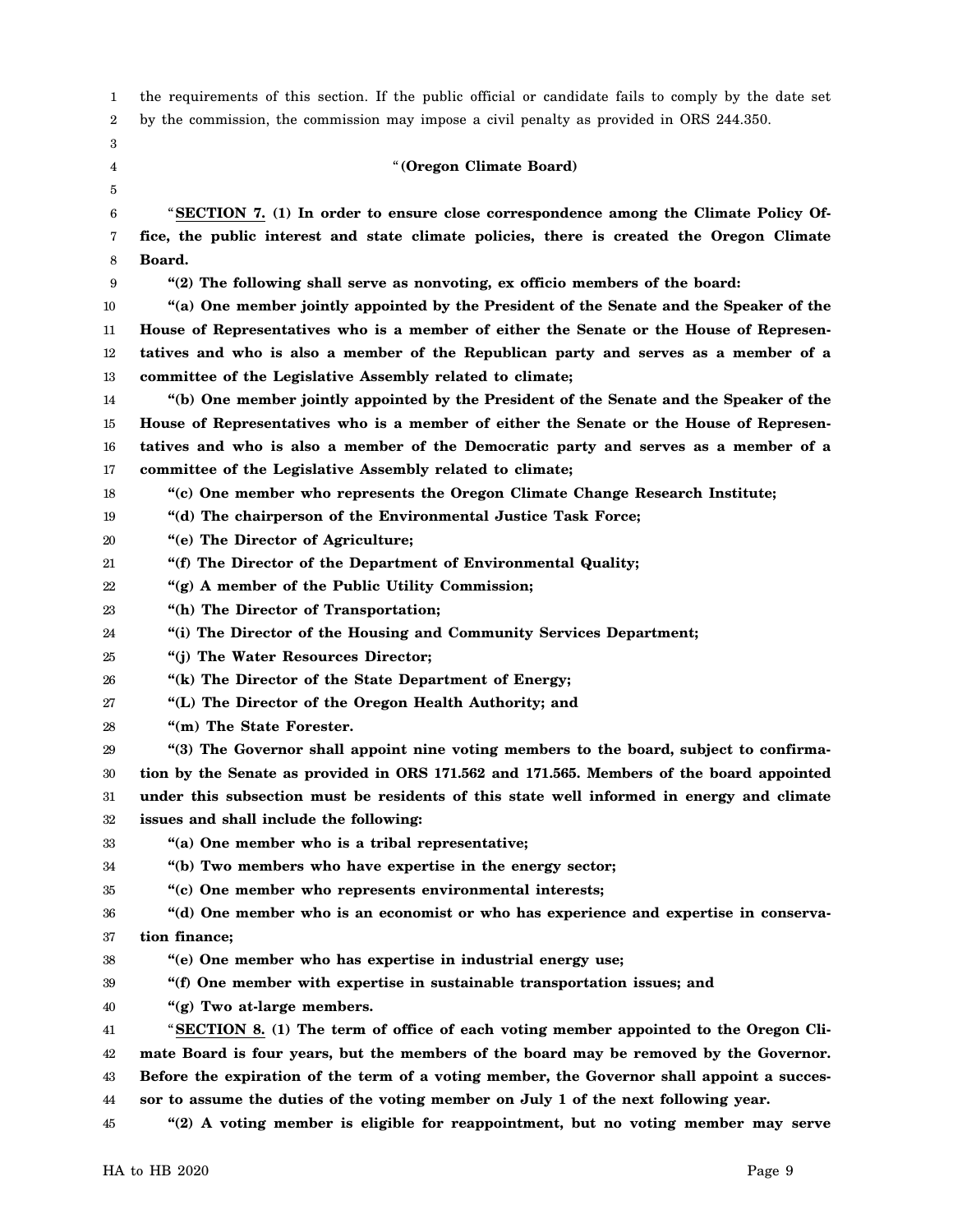the requirements of this section. If the public official or candidate fails to comply by the date set by the commission, the commission may impose a civil penalty as provided in ORS 244.350.

"**(Oregon Climate Board)**

"**SECTION 7. (1) In order to ensure close correspondence among the Climate Policy Office, the public interest and state climate policies, there is created the Oregon Climate Board.**

**"(2) The following shall serve as nonvoting, ex officio members of the board:**

**"(a) One member jointly appointed by the President of the Senate and the Speaker of the House of Representatives who is a member of either the Senate or the House of Representatives and who is also a member of the Republican party and serves as a member of a committee of the Legislative Assembly related to climate;**

**"(b) One member jointly appointed by the President of the Senate and the Speaker of the House of Representatives who is a member of either the Senate or the House of Representatives and who is also a member of the Democratic party and serves as a member of a committee of the Legislative Assembly related to climate;**

**"(c) One member who represents the Oregon Climate Change Research Institute;**

**"(d) The chairperson of the Environmental Justice Task Force;**

**"(e) The Director of Agriculture;**

**"(f) The Director of the Department of Environmental Quality;**

**"(g) A member of the Public Utility Commission;**

**"(h) The Director of Transportation;**

**"(i) The Director of the Housing and Community Services Department;**

**"(j) The Water Resources Director;**

**"(k) The Director of the State Department of Energy;**

**"(L) The Director of the Oregon Health Authority; and**

**"(m) The State Forester.**

**"(3) The Governor shall appoint nine voting members to the board, subject to confirmation by the Senate as provided in ORS 171.562 and 171.565. Members of the board appointed under this subsection must be residents of this state well informed in energy and climate issues and shall include the following:**

**"(a) One member who is a tribal representative;**

**"(b) Two members who have expertise in the energy sector;**

**"(c) One member who represents environmental interests;**

**"(d) One member who is an economist or who has experience and expertise in conservation finance;**

**"(e) One member who has expertise in industrial energy use;**

**"(f) One member with expertise in sustainable transportation issues; and**

**"(g) Two at-large members.**

"**SECTION 8. (1) The term of office of each voting member appointed to the Oregon Climate Board is four years, but the members of the board may be removed by the Governor. Before the expiration of the term of a voting member, the Governor shall appoint a successor to assume the duties of the voting member on July 1 of the next following year.**

**"(2) A voting member is eligible for reappointment, but no voting member may serve**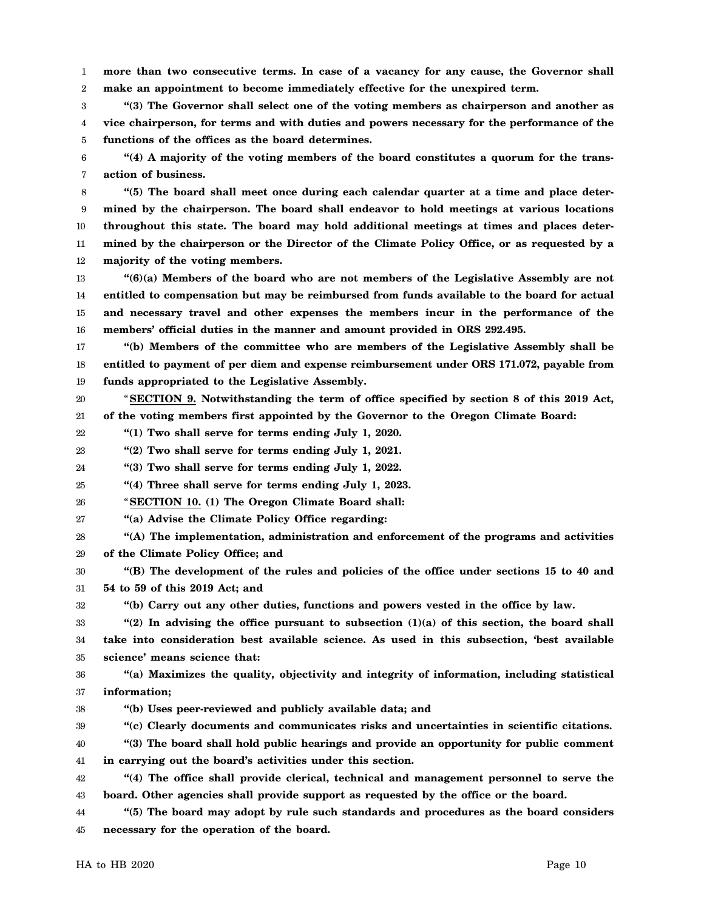**more than two consecutive terms. In case of a vacancy for any cause, the Governor shall make an appointment to become immediately effective for the unexpired term.**

**"(3) The Governor shall select one of the voting members as chairperson and another as vice chairperson, for terms and with duties and powers necessary for the performance of the functions of the offices as the board determines.**

**"(4) A majority of the voting members of the board constitutes a quorum for the transaction of business.**

**"(5) The board shall meet once during each calendar quarter at a time and place determined by the chairperson. The board shall endeavor to hold meetings at various locations throughout this state. The board may hold additional meetings at times and places determined by the chairperson or the Director of the Climate Policy Office, or as requested by a majority of the voting members.**

**"(6)(a) Members of the board who are not members of the Legislative Assembly are not entitled to compensation but may be reimbursed from funds available to the board for actual and necessary travel and other expenses the members incur in the performance of the members' official duties in the manner and amount provided in ORS 292.495.**

**"(b) Members of the committee who are members of the Legislative Assembly shall be entitled to payment of per diem and expense reimbursement under ORS 171.072, payable from funds appropriated to the Legislative Assembly.**

"**SECTION 9. Notwithstanding the term of office specified by section 8 of this 2019 Act, of the voting members first appointed by the Governor to the Oregon Climate Board:**

**"(1) Two shall serve for terms ending July 1, 2020.**

**"(2) Two shall serve for terms ending July 1, 2021.**

**"(3) Two shall serve for terms ending July 1, 2022.**

**"(4) Three shall serve for terms ending July 1, 2023.**

"**SECTION 10. (1) The Oregon Climate Board shall:**

**"(a) Advise the Climate Policy Office regarding:**

**"(A) The implementation, administration and enforcement of the programs and activities of the Climate Policy Office; and**

**"(B) The development of the rules and policies of the office under sections 15 to 40 and 54 to 59 of this 2019 Act; and**

**"(b) Carry out any other duties, functions and powers vested in the office by law.**

**"(2) In advising the office pursuant to subsection (1)(a) of this section, the board shall take into consideration best available science. As used in this subsection, 'best available science' means science that:**

**"(a) Maximizes the quality, objectivity and integrity of information, including statistical information;**

**"(b) Uses peer-reviewed and publicly available data; and**

**"(c) Clearly documents and communicates risks and uncertainties in scientific citations.**

**"(3) The board shall hold public hearings and provide an opportunity for public comment in carrying out the board's activities under this section.**

**"(4) The office shall provide clerical, technical and management personnel to serve the board. Other agencies shall provide support as requested by the office or the board.**

**"(5) The board may adopt by rule such standards and procedures as the board considers necessary for the operation of the board.**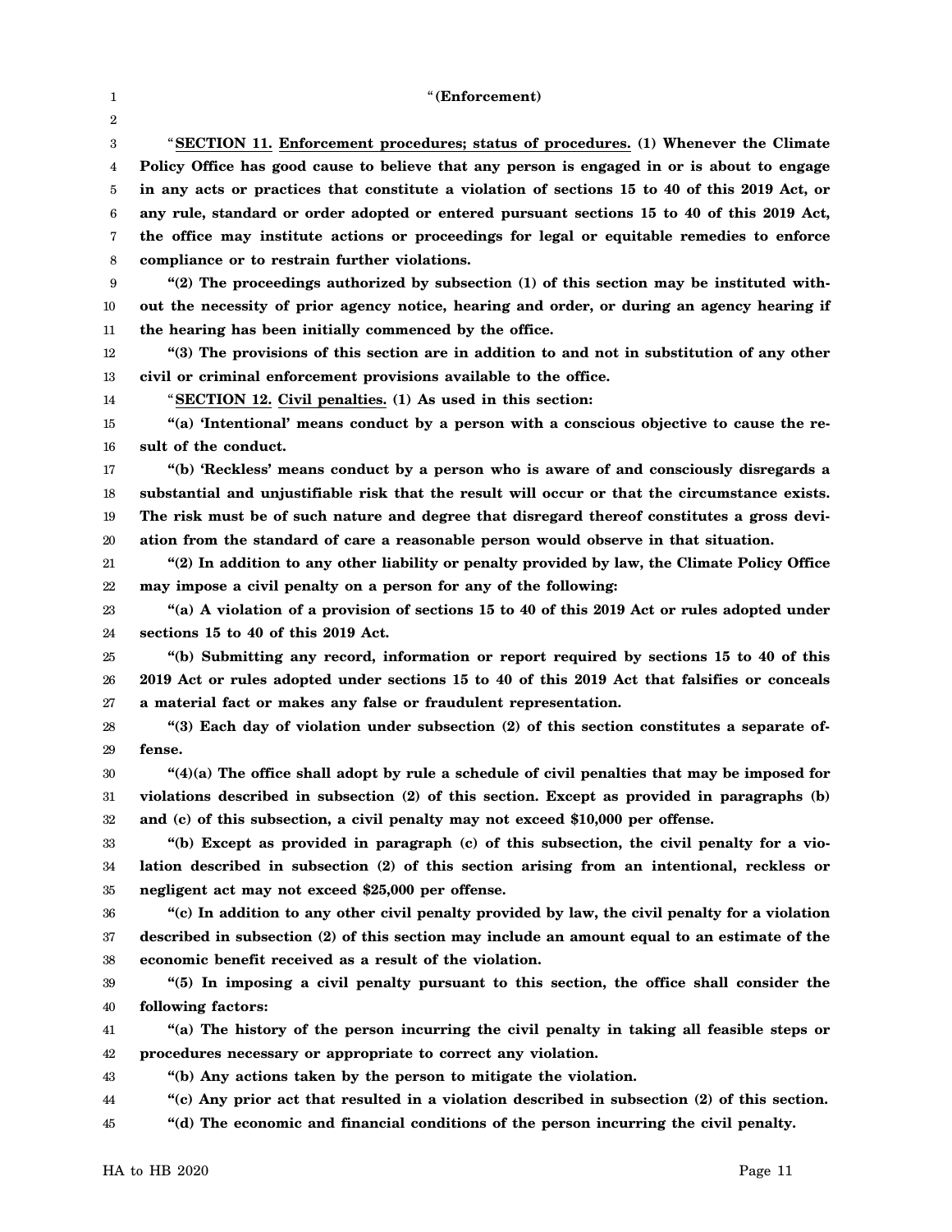"**(Enforcement)**

"**<u>SECTION 11.</u> <u>Enforcement procedures; status of procedures.</u> (1) Whenever the Climate Policy Office has good cause to believe that any person is engaged in or is about to engage in any acts or practices that constitute a violation of sections 15 to 40 of this 2019 Act, or any rule, standard or order adopted or entered pursuant sections 15 to 40 of this 2019 Act, the office may institute actions or proceedings for legal or equitable remedies to enforce compliance or to restrain further violations.**

**"(2) The proceedings authorized by subsection (1) of this section may be instituted without the necessity of prior agency notice, hearing and order, or during an agency hearing if the hearing has been initially commenced by the office.**

**"(3) The provisions of this section are in addition to and not in substitution of any other civil or criminal enforcement provisions available to the office.**

"**<u>SECTION 12.</u> <u>Civil penalties.</u> (1) As used in this section:**

**"(a) 'Intentional' means conduct by a person with a conscious objective to cause the result of the conduct.**

**"(b) 'Reckless' means conduct by a person who is aware of and consciously disregards a substantial and unjustifiable risk that the result will occur or that the circumstance exists. The risk must be of such nature and degree that disregard thereof constitutes a gross deviation from the standard of care a reasonable person would observe in that situation.**

**"(2) In addition to any other liability or penalty provided by law, the Climate Policy Office may impose a civil penalty on a person for any of the following:**

**"(a) A violation of a provision of sections 15 to 40 of this 2019 Act or rules adopted under sections 15 to 40 of this 2019 Act.**

**"(b) Submitting any record, information or report required by sections 15 to 40 of this 2019 Act or rules adopted under sections 15 to 40 of this 2019 Act that falsifies or conceals a material fact or makes any false or fraudulent representation.**

**"(3) Each day of violation under subsection (2) of this section constitutes a separate offense.**

**"(4)(a) The office shall adopt by rule a schedule of civil penalties that may be imposed for violations described in subsection (2) of this section. Except as provided in paragraphs (b) and (c) of this subsection, a civil penalty may not exceed $10,000 per offense.**

**"(b) Except as provided in paragraph (c) of this subsection, the civil penalty for a violation described in subsection (2) of this section arising from an intentional, reckless or negligent act may not exceed $25,000 per offense.**

**"(c) In addition to any other civil penalty provided by law, the civil penalty for a violation described in subsection (2) of this section may include an amount equal to an estimate of the economic benefit received as a result of the violation.**

**"(5) In imposing a civil penalty pursuant to this section, the office shall consider the following factors:**

**"(a) The history of the person incurring the civil penalty in taking all feasible steps or procedures necessary or appropriate to correct any violation.**

**"(b) Any actions taken by the person to mitigate the violation.**

**"(c) Any prior act that resulted in a violation described in subsection (2) of this section.**

**"(d) The economic and financial conditions of the person incurring the civil penalty.**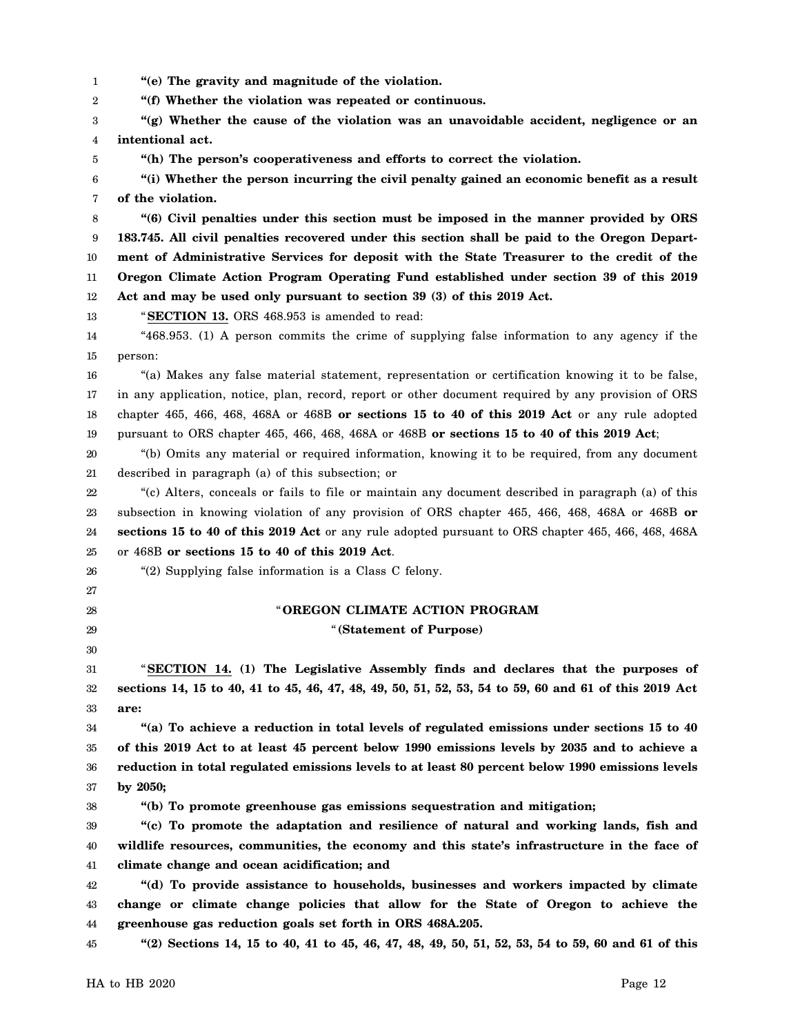**"(e) The gravity and magnitude of the violation.**

**"(f) Whether the violation was repeated or continuous.**

**"(g) Whether the cause of the violation was an unavoidable accident, negligence or an intentional act.**

**"(h) The person's cooperativeness and efforts to correct the violation.**

**"(i) Whether the person incurring the civil penalty gained an economic benefit as a result of the violation.**

**"(6) Civil penalties under this section must be imposed in the manner provided by ORS 183.745. All civil penalties recovered under this section shall be paid to the Oregon Department of Administrative Services for deposit with the State Treasurer to the credit of the Oregon Climate Action Program Operating Fund established under section 39 of this 2019 Act and may be used only pursuant to section 39 (3) of this 2019 Act.**

"**SECTION 13.** ORS 468.953 is amended to read:

"468.953. (1) A person commits the crime of supplying false information to any agency if the person:

"(a) Makes any false material statement, representation or certification knowing it to be false, in any application, notice, plan, record, report or other document required by any provision of ORS chapter 465, 466, 468, 468A or 468B **or sections 15 to 40 of this 2019 Act** or any rule adopted pursuant to ORS chapter 465, 466, 468, 468A or 468B **or sections 15 to 40 of this 2019 Act**;

"(b) Omits any material or required information, knowing it to be required, from any document described in paragraph (a) of this subsection; or

"(c) Alters, conceals or fails to file or maintain any document described in paragraph (a) of this subsection in knowing violation of any provision of ORS chapter 465, 466, 468, 468A or 468B **or sections 15 to 40 of this 2019 Act** or any rule adopted pursuant to ORS chapter 465, 466, 468, 468A or 468B **or sections 15 to 40 of this 2019 Act**.

"(2) Supplying false information is a Class C felony.

## "OREGON CLIMATE ACTION PROGRAM

### "(Statement of Purpose)

"**SECTION 14. (1) The Legislative Assembly finds and declares that the purposes of sections 14, 15 to 40, 41 to 45, 46, 47, 48, 49, 50, 51, 52, 53, 54 to 59, 60 and 61 of this 2019 Act are:**

**"(a) To achieve a reduction in total levels of regulated emissions under sections 15 to 40 of this 2019 Act to at least 45 percent below 1990 emissions levels by 2035 and to achieve a reduction in total regulated emissions levels to at least 80 percent below 1990 emissions levels by 2050;**

**"(b) To promote greenhouse gas emissions sequestration and mitigation;**

**"(c) To promote the adaptation and resilience of natural and working lands, fish and wildlife resources, communities, the economy and this state's infrastructure in the face of climate change and ocean acidification; and**

**"(d) To provide assistance to households, businesses and workers impacted by climate change or climate change policies that allow for the State of Oregon to achieve the greenhouse gas reduction goals set forth in ORS 468A.205.**

**"(2) Sections 14, 15 to 40, 41 to 45, 46, 47, 48, 49, 50, 51, 52, 53, 54 to 59, 60 and 61 of this**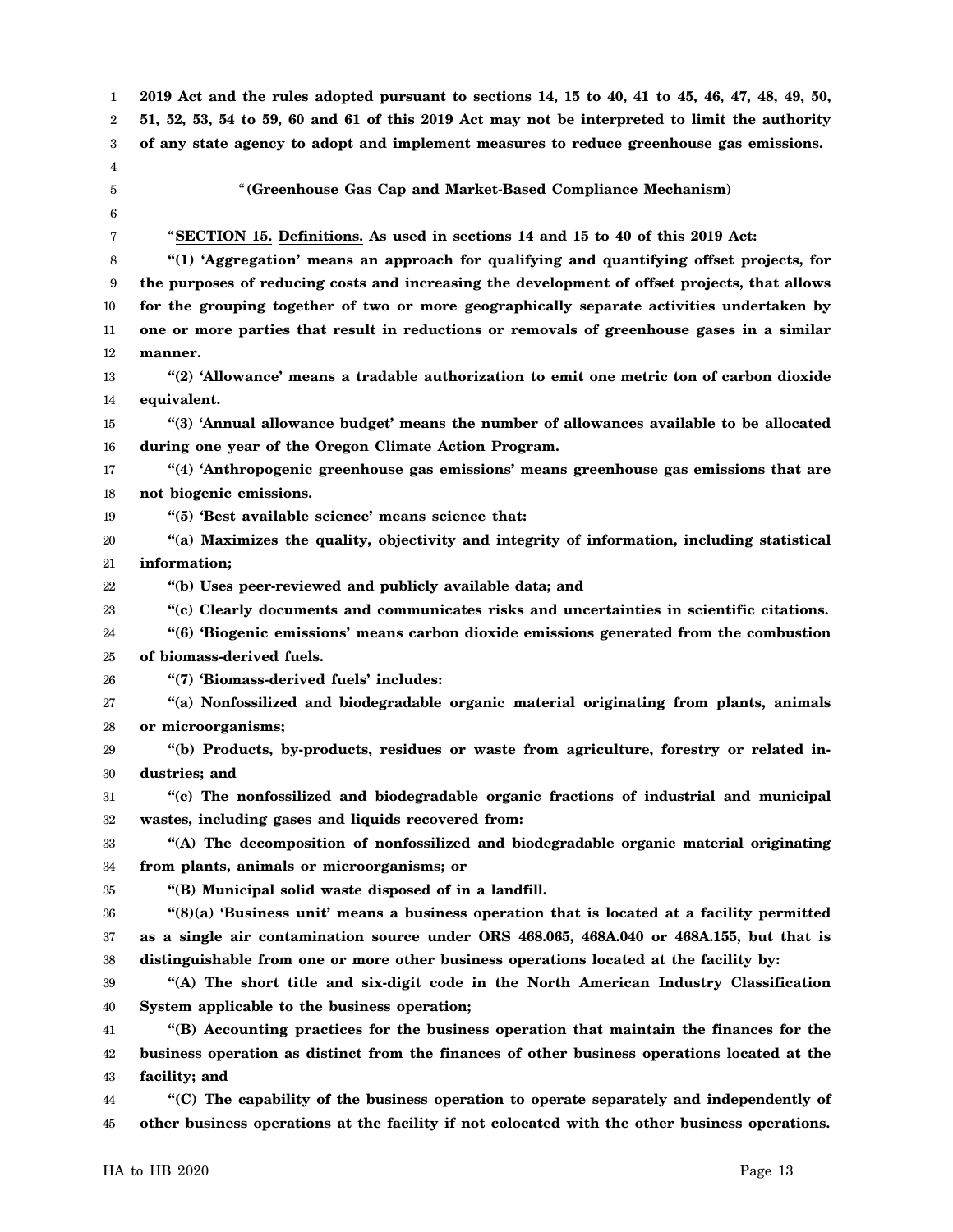**2019 Act and the rules adopted pursuant to sections 14, 15 to 40, 41 to 45, 46, 47, 48, 49, 50, 51, 52, 53, 54 to 59, 60 and 61 of this 2019 Act may not be interpreted to limit the authority of any state agency to adopt and implement measures to reduce greenhouse gas emissions.**

"**(Greenhouse Gas Cap and Market-Based Compliance Mechanism)**

"**SECTION 15. Definitions. As used in sections 14 and 15 to 40 of this 2019 Act:**

**"(1) 'Aggregation' means an approach for qualifying and quantifying offset projects, for the purposes of reducing costs and increasing the development of offset projects, that allows for the grouping together of two or more geographically separate activities undertaken by one or more parties that result in reductions or removals of greenhouse gases in a similar manner.**

**"(2) 'Allowance' means a tradable authorization to emit one metric ton of carbon dioxide equivalent.**

**"(3) 'Annual allowance budget' means the number of allowances available to be allocated during one year of the Oregon Climate Action Program.**

**"(4) 'Anthropogenic greenhouse gas emissions' means greenhouse gas emissions that are not biogenic emissions.**

**"(5) 'Best available science' means science that:**

**"(a) Maximizes the quality, objectivity and integrity of information, including statistical information;**

**"(b) Uses peer-reviewed and publicly available data; and**

**"(c) Clearly documents and communicates risks and uncertainties in scientific citations.**

**"(6) 'Biogenic emissions' means carbon dioxide emissions generated from the combustion of biomass-derived fuels.**

**"(7) 'Biomass-derived fuels' includes:**

**"(a) Nonfossilized and biodegradable organic material originating from plants, animals or microorganisms;**

**"(b) Products, by-products, residues or waste from agriculture, forestry or related industries; and**

**"(c) The nonfossilized and biodegradable organic fractions of industrial and municipal wastes, including gases and liquids recovered from:**

**"(A) The decomposition of nonfossilized and biodegradable organic material originating from plants, animals or microorganisms; or**

**"(B) Municipal solid waste disposed of in a landfill.**

**"(8)(a) 'Business unit' means a business operation that is located at a facility permitted as a single air contamination source under ORS 468.065, 468A.040 or 468A.155, but that is distinguishable from one or more other business operations located at the facility by:**

**"(A) The short title and six-digit code in the North American Industry Classification System applicable to the business operation;**

**"(B) Accounting practices for the business operation that maintain the finances for the business operation as distinct from the finances of other business operations located at the facility; and**

**"(C) The capability of the business operation to operate separately and independently of other business operations at the facility if not colocated with the other business operations.**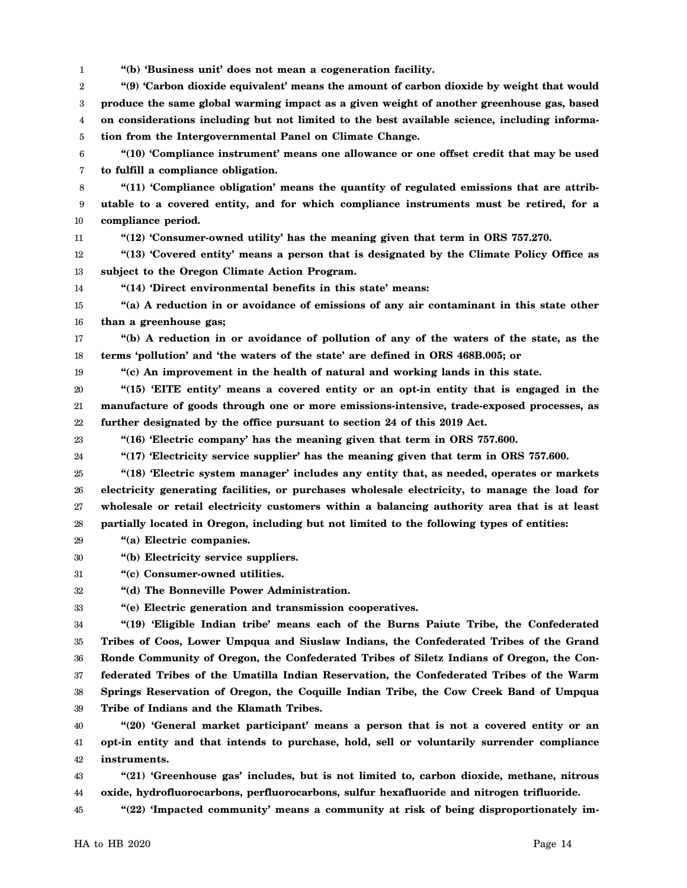**"(b) 'Business unit' does not mean a cogeneration facility.**

**"(9) 'Carbon dioxide equivalent' means the amount of carbon dioxide by weight that would produce the same global warming impact as a given weight of another greenhouse gas, based on considerations including but not limited to the best available science, including information from the Intergovernmental Panel on Climate Change.**

**"(10) 'Compliance instrument' means one allowance or one offset credit that may be used to fulfill a compliance obligation.**

**"(11) 'Compliance obligation' means the quantity of regulated emissions that are attributable to a covered entity, and for which compliance instruments must be retired, for a compliance period.**

**"(12) 'Consumer-owned utility' has the meaning given that term in ORS 757.270.**

**"(13) 'Covered entity' means a person that is designated by the Climate Policy Office as subject to the Oregon Climate Action Program.**

**"(14) 'Direct environmental benefits in this state' means:**

**"(a) A reduction in or avoidance of emissions of any air contaminant in this state other than a greenhouse gas;**

**"(b) A reduction in or avoidance of pollution of any of the waters of the state, as the terms 'pollution' and 'the waters of the state' are defined in ORS 468B.005; or**

**"(c) An improvement in the health of natural and working lands in this state.**

**"(15) 'EITE entity' means a covered entity or an opt-in entity that is engaged in the manufacture of goods through one or more emissions-intensive, trade-exposed processes, as further designated by the office pursuant to section 24 of this 2019 Act.**

**"(16) 'Electric company' has the meaning given that term in ORS 757.600.**

**"(17) 'Electricity service supplier' has the meaning given that term in ORS 757.600.**

**"(18) 'Electric system manager' includes any entity that, as needed, operates or markets electricity generating facilities, or purchases wholesale electricity, to manage the load for wholesale or retail electricity customers within a balancing authority area that is at least partially located in Oregon, including but not limited to the following types of entities:**

**"(a) Electric companies.**

**"(b) Electricity service suppliers.**

**"(c) Consumer-owned utilities.**

**"(d) The Bonneville Power Administration.**

**"(e) Electric generation and transmission cooperatives.**

**"(19) 'Eligible Indian tribe' means each of the Burns Paiute Tribe, the Confederated Tribes of Coos, Lower Umpqua and Siuslaw Indians, the Confederated Tribes of the Grand Ronde Community of Oregon, the Confederated Tribes of Siletz Indians of Oregon, the Confederated Tribes of the Umatilla Indian Reservation, the Confederated Tribes of the Warm Springs Reservation of Oregon, the Coquille Indian Tribe, the Cow Creek Band of Umpqua Tribe of Indians and the Klamath Tribes.**

**"(20) 'General market participant' means a person that is not a covered entity or an opt-in entity and that intends to purchase, hold, sell or voluntarily surrender compliance instruments.**

**"(21) 'Greenhouse gas' includes, but is not limited to, carbon dioxide, methane, nitrous oxide, hydrofluorocarbons, perfluorocarbons, sulfur hexafluoride and nitrogen trifluoride.**

**"(22) 'Impacted community' means a community at risk of being disproportionately im-**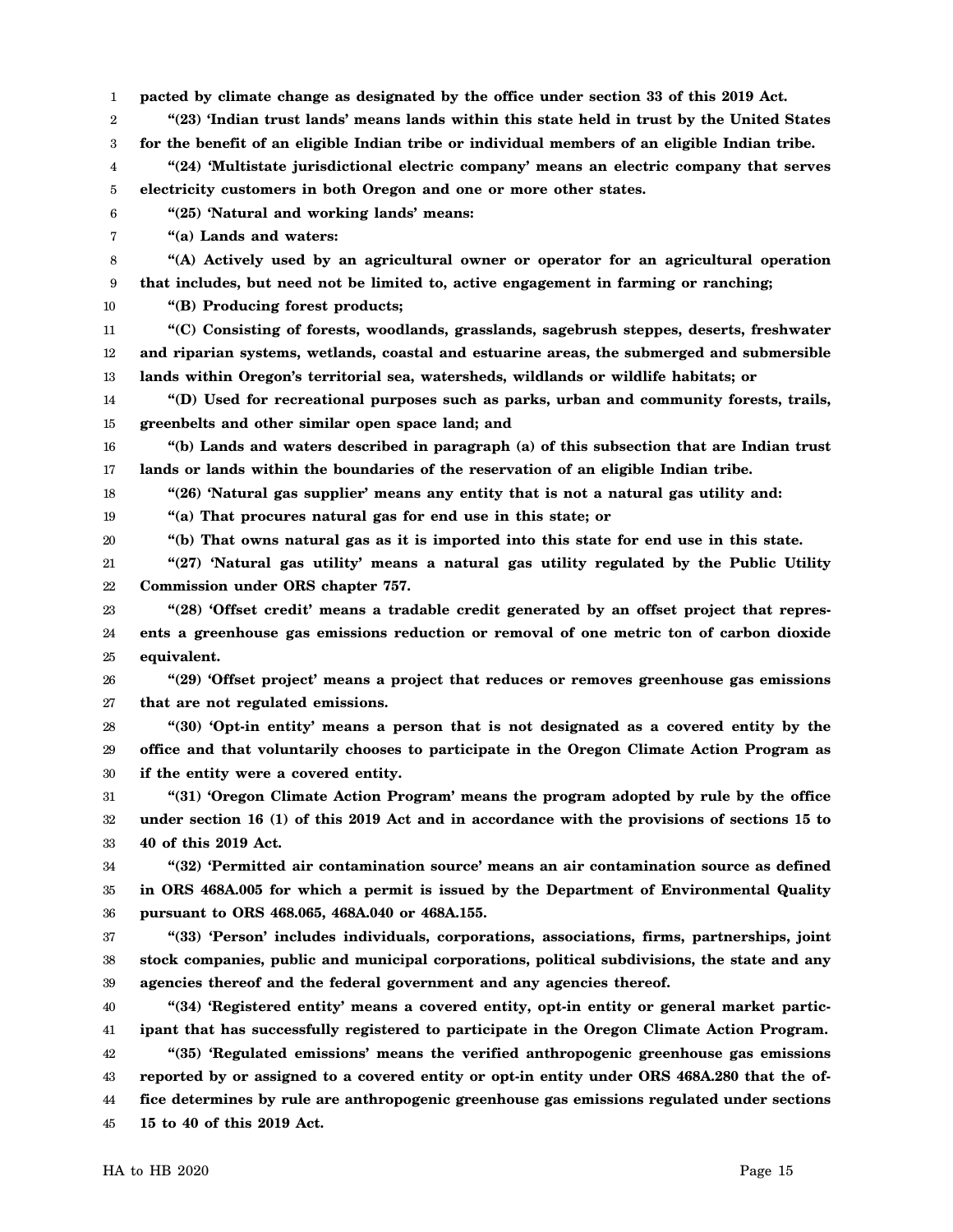**pacted by climate change as designated by the office under section 33 of this 2019 Act.**

**"(23) 'Indian trust lands' means lands within this state held in trust by the United States for the benefit of an eligible Indian tribe or individual members of an eligible Indian tribe.**

**"(24) 'Multistate jurisdictional electric company' means an electric company that serves electricity customers in both Oregon and one or more other states.**

**"(25) 'Natural and working lands' means:**

**"(a) Lands and waters:**

**"(A) Actively used by an agricultural owner or operator for an agricultural operation that includes, but need not be limited to, active engagement in farming or ranching;**

**"(B) Producing forest products;**

**"(C) Consisting of forests, woodlands, grasslands, sagebrush steppes, deserts, freshwater and riparian systems, wetlands, coastal and estuarine areas, the submerged and submersible lands within Oregon's territorial sea, watersheds, wildlands or wildlife habitats; or**

**"(D) Used for recreational purposes such as parks, urban and community forests, trails, greenbelts and other similar open space land; and**

**"(b) Lands and waters described in paragraph (a) of this subsection that are Indian trust lands or lands within the boundaries of the reservation of an eligible Indian tribe.**

**"(26) 'Natural gas supplier' means any entity that is not a natural gas utility and:**

**"(a) That procures natural gas for end use in this state; or**

**"(b) That owns natural gas as it is imported into this state for end use in this state.**

**"(27) 'Natural gas utility' means a natural gas utility regulated by the Public Utility Commission under ORS chapter 757.**

**"(28) 'Offset credit' means a tradable credit generated by an offset project that represents a greenhouse gas emissions reduction or removal of one metric ton of carbon dioxide equivalent.**

**"(29) 'Offset project' means a project that reduces or removes greenhouse gas emissions that are not regulated emissions.**

**"(30) 'Opt-in entity' means a person that is not designated as a covered entity by the office and that voluntarily chooses to participate in the Oregon Climate Action Program as if the entity were a covered entity.**

**"(31) 'Oregon Climate Action Program' means the program adopted by rule by the office under section 16 (1) of this 2019 Act and in accordance with the provisions of sections 15 to 40 of this 2019 Act.**

**"(32) 'Permitted air contamination source' means an air contamination source as defined in ORS 468A.005 for which a permit is issued by the Department of Environmental Quality pursuant to ORS 468.065, 468A.040 or 468A.155.**

**"(33) 'Person' includes individuals, corporations, associations, firms, partnerships, joint stock companies, public and municipal corporations, political subdivisions, the state and any agencies thereof and the federal government and any agencies thereof.**

**"(34) 'Registered entity' means a covered entity, opt-in entity or general market participant that has successfully registered to participate in the Oregon Climate Action Program.**

**"(35) 'Regulated emissions' means the verified anthropogenic greenhouse gas emissions reported by or assigned to a covered entity or opt-in entity under ORS 468A.280 that the office determines by rule are anthropogenic greenhouse gas emissions regulated under sections 15 to 40 of this 2019 Act.**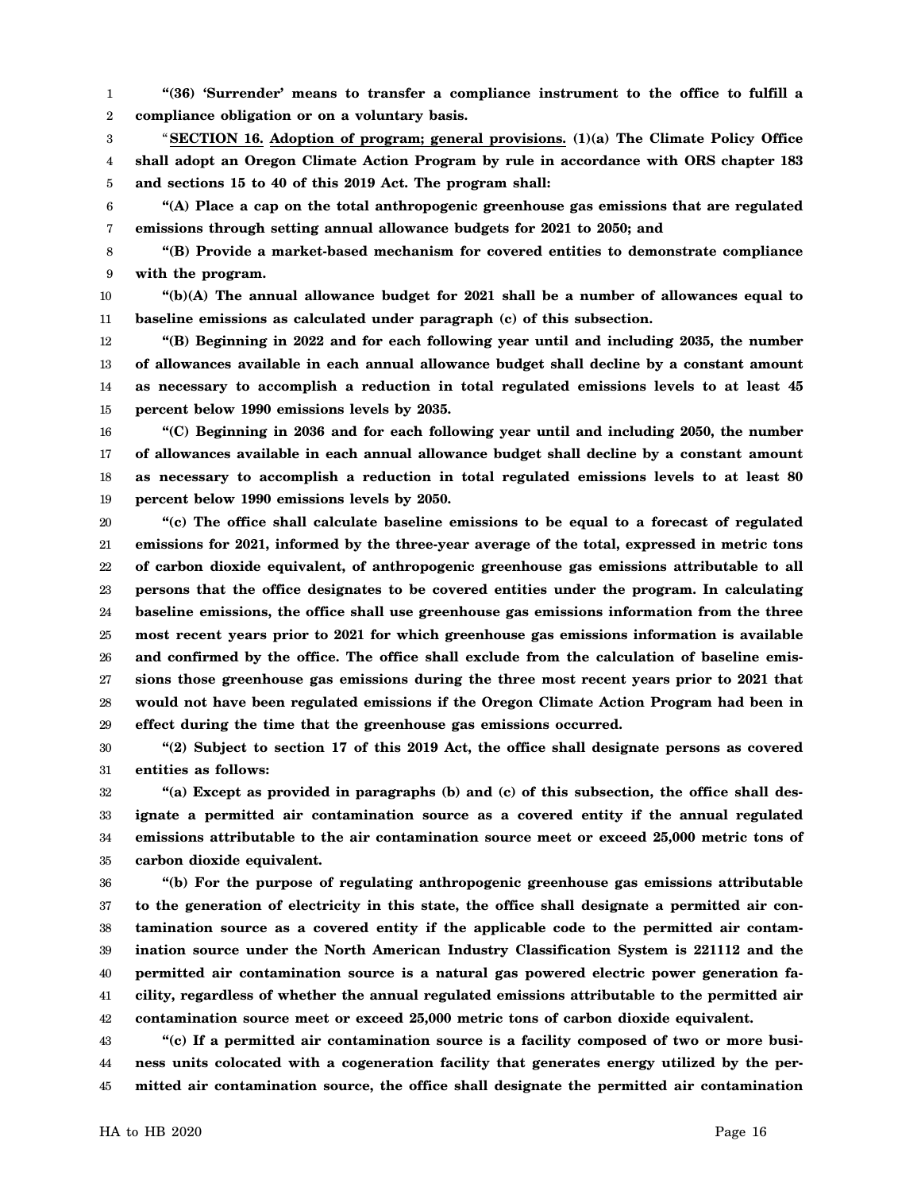**"(36) 'Surrender' means to transfer a compliance instrument to the office to fulfill a compliance obligation or on a voluntary basis.**

"**SECTION 16. Adoption of program; general provisions. (1)(a) The Climate Policy Office shall adopt an Oregon Climate Action Program by rule in accordance with ORS chapter 183 and sections 15 to 40 of this 2019 Act. The program shall:**

**"(A) Place a cap on the total anthropogenic greenhouse gas emissions that are regulated emissions through setting annual allowance budgets for 2021 to 2050; and**

**"(B) Provide a market-based mechanism for covered entities to demonstrate compliance with the program.**

**"(b)(A) The annual allowance budget for 2021 shall be a number of allowances equal to baseline emissions as calculated under paragraph (c) of this subsection.**

**"(B) Beginning in 2022 and for each following year until and including 2035, the number of allowances available in each annual allowance budget shall decline by a constant amount as necessary to accomplish a reduction in total regulated emissions levels to at least 45 percent below 1990 emissions levels by 2035.**

**"(C) Beginning in 2036 and for each following year until and including 2050, the number of allowances available in each annual allowance budget shall decline by a constant amount as necessary to accomplish a reduction in total regulated emissions levels to at least 80 percent below 1990 emissions levels by 2050.**

**"(c) The office shall calculate baseline emissions to be equal to a forecast of regulated emissions for 2021, informed by the three-year average of the total, expressed in metric tons of carbon dioxide equivalent, of anthropogenic greenhouse gas emissions attributable to all persons that the office designates to be covered entities under the program. In calculating baseline emissions, the office shall use greenhouse gas emissions information from the three most recent years prior to 2021 for which greenhouse gas emissions information is available and confirmed by the office. The office shall exclude from the calculation of baseline emissions those greenhouse gas emissions during the three most recent years prior to 2021 that would not have been regulated emissions if the Oregon Climate Action Program had been in effect during the time that the greenhouse gas emissions occurred.**

**"(2) Subject to section 17 of this 2019 Act, the office shall designate persons as covered entities as follows:**

**"(a) Except as provided in paragraphs (b) and (c) of this subsection, the office shall designate a permitted air contamination source as a covered entity if the annual regulated emissions attributable to the air contamination source meet or exceed 25,000 metric tons of carbon dioxide equivalent.**

**"(b) For the purpose of regulating anthropogenic greenhouse gas emissions attributable to the generation of electricity in this state, the office shall designate a permitted air contamination source as a covered entity if the applicable code to the permitted air contamination source under the North American Industry Classification System is 221112 and the permitted air contamination source is a natural gas powered electric power generation facility, regardless of whether the annual regulated emissions attributable to the permitted air contamination source meet or exceed 25,000 metric tons of carbon dioxide equivalent.**

**"(c) If a permitted air contamination source is a facility composed of two or more business units colocated with a cogeneration facility that generates energy utilized by the permitted air contamination source, the office shall designate the permitted air contamination**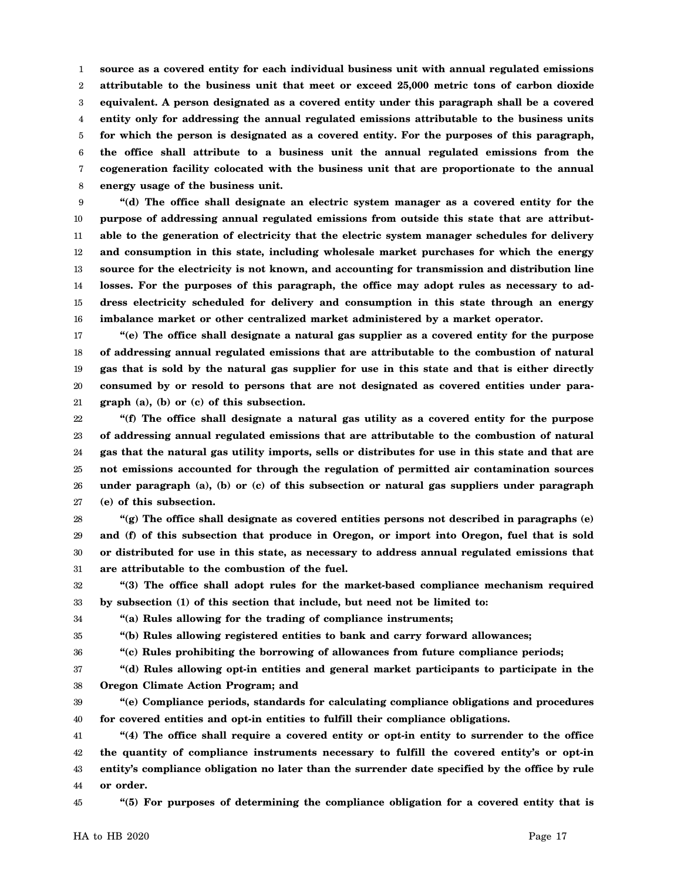**source as a covered entity for each individual business unit with annual regulated emissions attributable to the business unit that meet or exceed 25,000 metric tons of carbon dioxide equivalent. A person designated as a covered entity under this paragraph shall be a covered entity only for addressing the annual regulated emissions attributable to the business units for which the person is designated as a covered entity. For the purposes of this paragraph, the office shall attribute to a business unit the annual regulated emissions from the cogeneration facility colocated with the business unit that are proportionate to the annual energy usage of the business unit.**

**"(d) The office shall designate an electric system manager as a covered entity for the purpose of addressing annual regulated emissions from outside this state that are attributable to the generation of electricity that the electric system manager schedules for delivery and consumption in this state, including wholesale market purchases for which the energy source for the electricity is not known, and accounting for transmission and distribution line losses. For the purposes of this paragraph, the office may adopt rules as necessary to address electricity scheduled for delivery and consumption in this state through an energy imbalance market or other centralized market administered by a market operator.**

**"(e) The office shall designate a natural gas supplier as a covered entity for the purpose of addressing annual regulated emissions that are attributable to the combustion of natural gas that is sold by the natural gas supplier for use in this state and that is either directly consumed by or resold to persons that are not designated as covered entities under paragraph (a), (b) or (c) of this subsection.**

**"(f) The office shall designate a natural gas utility as a covered entity for the purpose of addressing annual regulated emissions that are attributable to the combustion of natural gas that the natural gas utility imports, sells or distributes for use in this state and that are not emissions accounted for through the regulation of permitted air contamination sources under paragraph (a), (b) or (c) of this subsection or natural gas suppliers under paragraph (e) of this subsection.**

**"(g) The office shall designate as covered entities persons not described in paragraphs (e) and (f) of this subsection that produce in Oregon, or import into Oregon, fuel that is sold or distributed for use in this state, as necessary to address annual regulated emissions that are attributable to the combustion of the fuel.**

**"(3) The office shall adopt rules for the market-based compliance mechanism required by subsection (1) of this section that include, but need not be limited to:**

**"(a) Rules allowing for the trading of compliance instruments;**

**"(b) Rules allowing registered entities to bank and carry forward allowances;**

**"(c) Rules prohibiting the borrowing of allowances from future compliance periods;**

**"(d) Rules allowing opt-in entities and general market participants to participate in the Oregon Climate Action Program; and**

**"(e) Compliance periods, standards for calculating compliance obligations and procedures for covered entities and opt-in entities to fulfill their compliance obligations.**

**"(4) The office shall require a covered entity or opt-in entity to surrender to the office the quantity of compliance instruments necessary to fulfill the covered entity's or opt-in entity's compliance obligation no later than the surrender date specified by the office by rule or order.**

**"(5) For purposes of determining the compliance obligation for a covered entity that is**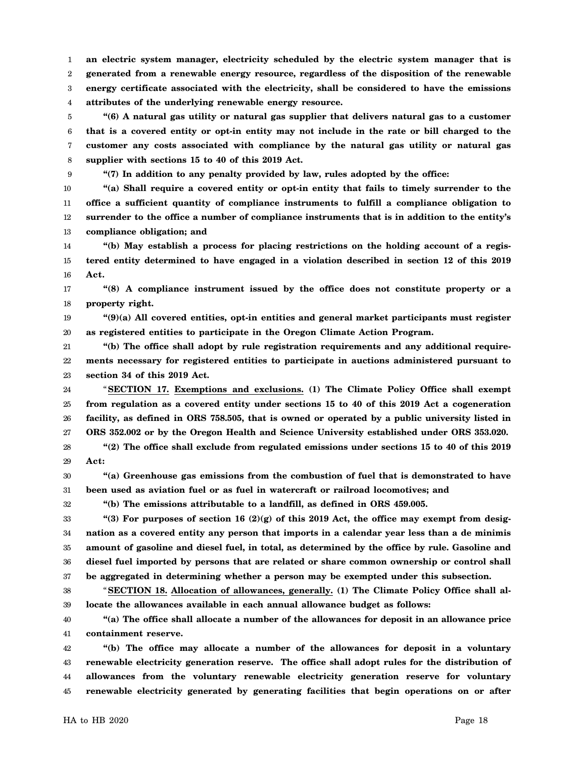**an electric system manager, electricity scheduled by the electric system manager that is generated from a renewable energy resource, regardless of the disposition of the renewable energy certificate associated with the electricity, shall be considered to have the emissions attributes of the underlying renewable energy resource.**

**"(6) A natural gas utility or natural gas supplier that delivers natural gas to a customer that is a covered entity or opt-in entity may not include in the rate or bill charged to the customer any costs associated with compliance by the natural gas utility or natural gas supplier with sections 15 to 40 of this 2019 Act.**

**"(7) In addition to any penalty provided by law, rules adopted by the office:**

**"(a) Shall require a covered entity or opt-in entity that fails to timely surrender to the office a sufficient quantity of compliance instruments to fulfill a compliance obligation to surrender to the office a number of compliance instruments that is in addition to the entity's compliance obligation; and**

**"(b) May establish a process for placing restrictions on the holding account of a registered entity determined to have engaged in a violation described in section 12 of this 2019 Act.**

**"(8) A compliance instrument issued by the office does not constitute property or a property right.**

**"(9)(a) All covered entities, opt-in entities and general market participants must register as registered entities to participate in the Oregon Climate Action Program.**

**"(b) The office shall adopt by rule registration requirements and any additional requirements necessary for registered entities to participate in auctions administered pursuant to section 34 of this 2019 Act.**

"**SECTION 17. Exemptions and exclusions. (1) The Climate Policy Office shall exempt from regulation as a covered entity under sections 15 to 40 of this 2019 Act a cogeneration facility, as defined in ORS 758.505, that is owned or operated by a public university listed in ORS 352.002 or by the Oregon Health and Science University established under ORS 353.020.**

**"(2) The office shall exclude from regulated emissions under sections 15 to 40 of this 2019 Act:**

**"(a) Greenhouse gas emissions from the combustion of fuel that is demonstrated to have been used as aviation fuel or as fuel in watercraft or railroad locomotives; and**

**"(b) The emissions attributable to a landfill, as defined in ORS 459.005.**

**"(3) For purposes of section 16 (2)(g) of this 2019 Act, the office may exempt from designation as a covered entity any person that imports in a calendar year less than a de minimis amount of gasoline and diesel fuel, in total, as determined by the office by rule. Gasoline and diesel fuel imported by persons that are related or share common ownership or control shall be aggregated in determining whether a person may be exempted under this subsection.**

"**SECTION 18. Allocation of allowances, generally. (1) The Climate Policy Office shall allocate the allowances available in each annual allowance budget as follows:**

**"(a) The office shall allocate a number of the allowances for deposit in an allowance price containment reserve.**

**"(b) The office may allocate a number of the allowances for deposit in a voluntary renewable electricity generation reserve. The office shall adopt rules for the distribution of allowances from the voluntary renewable electricity generation reserve for voluntary renewable electricity generated by generating facilities that begin operations on or after**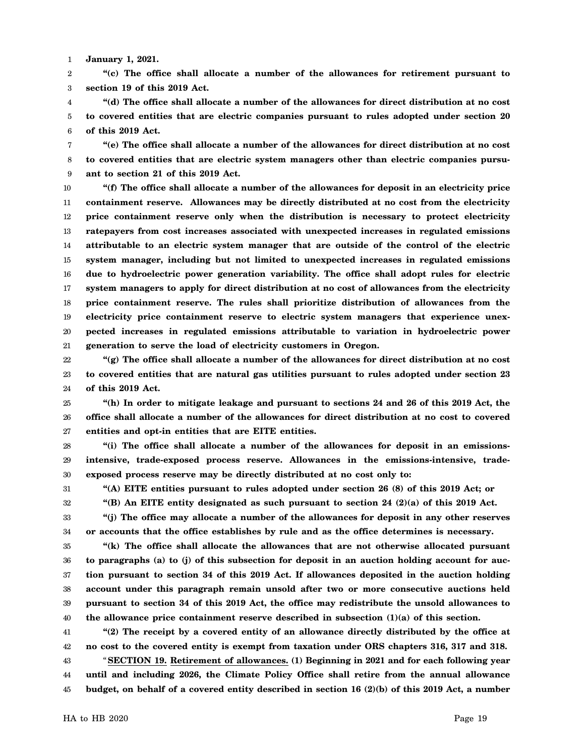**January 1, 2021.**

**"(c) The office shall allocate a number of the allowances for retirement pursuant to section 19 of this 2019 Act.**

**"(d) The office shall allocate a number of the allowances for direct distribution at no cost to covered entities that are electric companies pursuant to rules adopted under section 20 of this 2019 Act.**

**"(e) The office shall allocate a number of the allowances for direct distribution at no cost to covered entities that are electric system managers other than electric companies pursuant to section 21 of this 2019 Act.**

**"(f) The office shall allocate a number of the allowances for deposit in an electricity price containment reserve. Allowances may be directly distributed at no cost from the electricity price containment reserve only when the distribution is necessary to protect electricity ratepayers from cost increases associated with unexpected increases in regulated emissions attributable to an electric system manager that are outside of the control of the electric system manager, including but not limited to unexpected increases in regulated emissions due to hydroelectric power generation variability. The office shall adopt rules for electric system managers to apply for direct distribution at no cost of allowances from the electricity price containment reserve. The rules shall prioritize distribution of allowances from the electricity price containment reserve to electric system managers that experience unexpected increases in regulated emissions attributable to variation in hydroelectric power generation to serve the load of electricity customers in Oregon.**

**"(g) The office shall allocate a number of the allowances for direct distribution at no cost to covered entities that are natural gas utilities pursuant to rules adopted under section 23 of this 2019 Act.**

**"(h) In order to mitigate leakage and pursuant to sections 24 and 26 of this 2019 Act, the office shall allocate a number of the allowances for direct distribution at no cost to covered entities and opt-in entities that are EITE entities.**

**"(i) The office shall allocate a number of the allowances for deposit in an emissions-intensive, trade-exposed process reserve. Allowances in the emissions-intensive, trade-exposed process reserve may be directly distributed at no cost only to:**

**"(A) EITE entities pursuant to rules adopted under section 26 (8) of this 2019 Act; or**

**"(B) An EITE entity designated as such pursuant to section 24 (2)(a) of this 2019 Act.**

**"(j) The office may allocate a number of the allowances for deposit in any other reserves or accounts that the office establishes by rule and as the office determines is necessary.**

**"(k) The office shall allocate the allowances that are not otherwise allocated pursuant to paragraphs (a) to (j) of this subsection for deposit in an auction holding account for auction pursuant to section 34 of this 2019 Act. If allowances deposited in the auction holding account under this paragraph remain unsold after two or more consecutive auctions held pursuant to section 34 of this 2019 Act, the office may redistribute the unsold allowances to the allowance price containment reserve described in subsection (1)(a) of this section.**

**"(2) The receipt by a covered entity of an allowance directly distributed by the office at no cost to the covered entity is exempt from taxation under ORS chapters 316, 317 and 318.**

"**<u>SECTION 19.</u> <u>Retirement of allowances.</u> (1) Beginning in 2021 and for each following year until and including 2026, the Climate Policy Office shall retire from the annual allowance budget, on behalf of a covered entity described in section 16 (2)(b) of this 2019 Act, a number**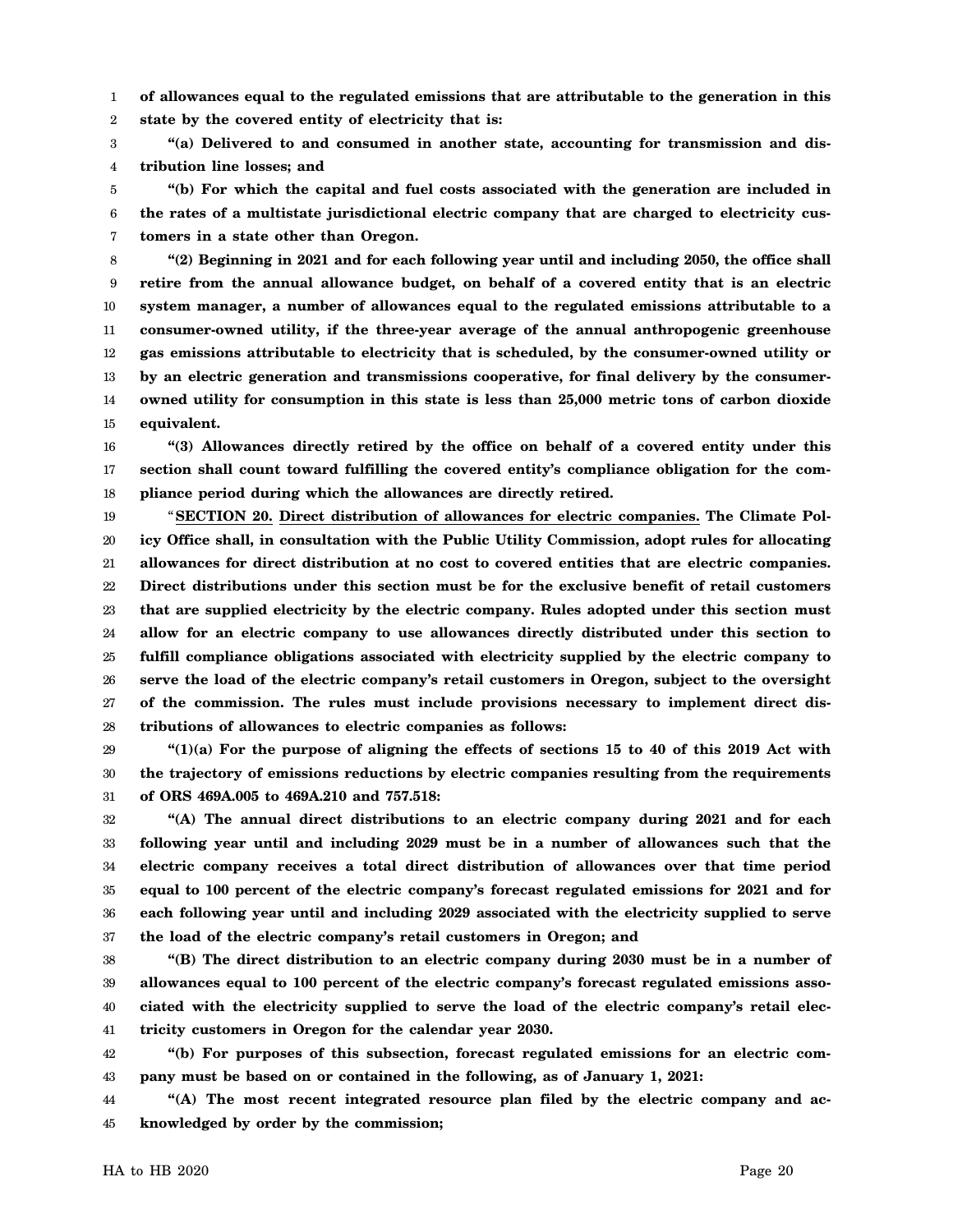**of allowances equal to the regulated emissions that are attributable to the generation in this state by the covered entity of electricity that is:**

**"(a) Delivered to and consumed in another state, accounting for transmission and distribution line losses; and**

**"(b) For which the capital and fuel costs associated with the generation are included in the rates of a multistate jurisdictional electric company that are charged to electricity customers in a state other than Oregon.**

**"(2) Beginning in 2021 and for each following year until and including 2050, the office shall retire from the annual allowance budget, on behalf of a covered entity that is an electric system manager, a number of allowances equal to the regulated emissions attributable to a consumer-owned utility, if the three-year average of the annual anthropogenic greenhouse gas emissions attributable to electricity that is scheduled, by the consumer-owned utility or by an electric generation and transmissions cooperative, for final delivery by the consumer-owned utility for consumption in this state is less than 25,000 metric tons of carbon dioxide equivalent.**

**"(3) Allowances directly retired by the office on behalf of a covered entity under this section shall count toward fulfilling the covered entity's compliance obligation for the compliance period during which the allowances are directly retired.**

"**SECTION 20. Direct distribution of allowances for electric companies. The Climate Policy Office shall, in consultation with the Public Utility Commission, adopt rules for allocating allowances for direct distribution at no cost to covered entities that are electric companies. Direct distributions under this section must be for the exclusive benefit of retail customers that are supplied electricity by the electric company. Rules adopted under this section must allow for an electric company to use allowances directly distributed under this section to fulfill compliance obligations associated with electricity supplied by the electric company to serve the load of the electric company's retail customers in Oregon, subject to the oversight of the commission. The rules must include provisions necessary to implement direct distributions of allowances to electric companies as follows:**

**"(1)(a) For the purpose of aligning the effects of sections 15 to 40 of this 2019 Act with the trajectory of emissions reductions by electric companies resulting from the requirements of ORS 469A.005 to 469A.210 and 757.518:**

**"(A) The annual direct distributions to an electric company during 2021 and for each following year until and including 2029 must be in a number of allowances such that the electric company receives a total direct distribution of allowances over that time period equal to 100 percent of the electric company's forecast regulated emissions for 2021 and for each following year until and including 2029 associated with the electricity supplied to serve the load of the electric company's retail customers in Oregon; and**

**"(B) The direct distribution to an electric company during 2030 must be in a number of allowances equal to 100 percent of the electric company's forecast regulated emissions associated with the electricity supplied to serve the load of the electric company's retail electricity customers in Oregon for the calendar year 2030.**

**"(b) For purposes of this subsection, forecast regulated emissions for an electric company must be based on or contained in the following, as of January 1, 2021:**

**"(A) The most recent integrated resource plan filed by the electric company and acknowledged by order by the commission;**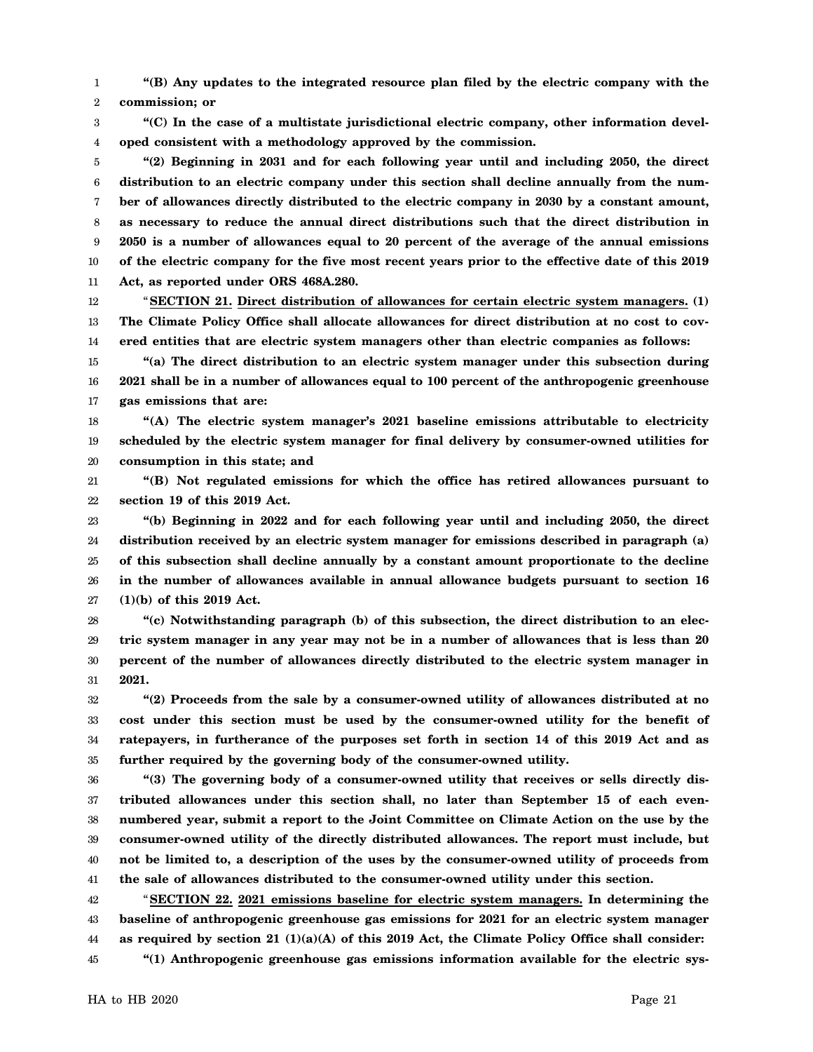**"(B) Any updates to the integrated resource plan filed by the electric company with the commission; or**

**"(C) In the case of a multistate jurisdictional electric company, other information developed consistent with a methodology approved by the commission.**

**"(2) Beginning in 2031 and for each following year until and including 2050, the direct distribution to an electric company under this section shall decline annually from the number of allowances directly distributed to the electric company in 2030 by a constant amount, as necessary to reduce the annual direct distributions such that the direct distribution in 2050 is a number of allowances equal to 20 percent of the average of the annual emissions of the electric company for the five most recent years prior to the effective date of this 2019 Act, as reported under ORS 468A.280.**

"**SECTION 21. Direct distribution of allowances for certain electric system managers. (1) The Climate Policy Office shall allocate allowances for direct distribution at no cost to covered entities that are electric system managers other than electric companies as follows:**

**"(a) The direct distribution to an electric system manager under this subsection during 2021 shall be in a number of allowances equal to 100 percent of the anthropogenic greenhouse gas emissions that are:**

**"(A) The electric system manager's 2021 baseline emissions attributable to electricity scheduled by the electric system manager for final delivery by consumer-owned utilities for consumption in this state; and**

**"(B) Not regulated emissions for which the office has retired allowances pursuant to section 19 of this 2019 Act.**

**"(b) Beginning in 2022 and for each following year until and including 2050, the direct distribution received by an electric system manager for emissions described in paragraph (a) of this subsection shall decline annually by a constant amount proportionate to the decline in the number of allowances available in annual allowance budgets pursuant to section 16 (1)(b) of this 2019 Act.**

**"(c) Notwithstanding paragraph (b) of this subsection, the direct distribution to an electric system manager in any year may not be in a number of allowances that is less than 20 percent of the number of allowances directly distributed to the electric system manager in 2021.**

**"(2) Proceeds from the sale by a consumer-owned utility of allowances distributed at no cost under this section must be used by the consumer-owned utility for the benefit of ratepayers, in furtherance of the purposes set forth in section 14 of this 2019 Act and as further required by the governing body of the consumer-owned utility.**

**"(3) The governing body of a consumer-owned utility that receives or sells directly distributed allowances under this section shall, no later than September 15 of each even-numbered year, submit a report to the Joint Committee on Climate Action on the use by the consumer-owned utility of the directly distributed allowances. The report must include, but not be limited to, a description of the uses by the consumer-owned utility of proceeds from the sale of allowances distributed to the consumer-owned utility under this section.**

"**SECTION 22. 2021 emissions baseline for electric system managers. In determining the baseline of anthropogenic greenhouse gas emissions for 2021 for an electric system manager as required by section 21 (1)(a)(A) of this 2019 Act, the Climate Policy Office shall consider:**

**"(1) Anthropogenic greenhouse gas emissions information available for the electric sys-**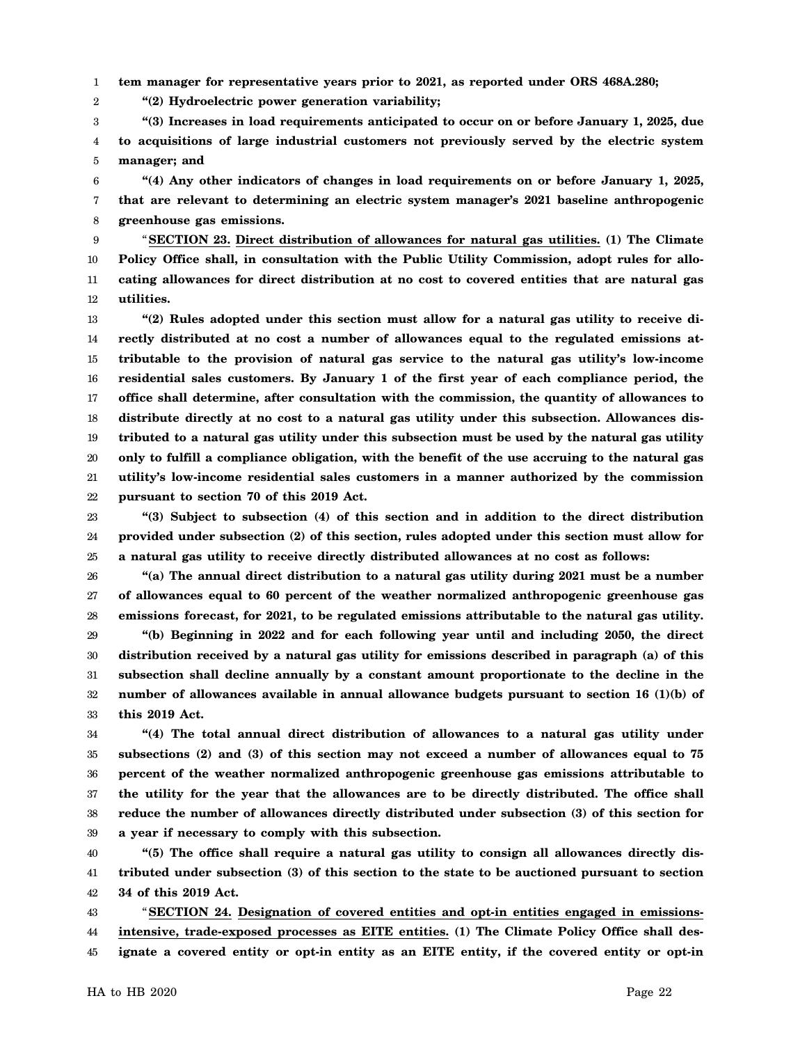**tem manager for representative years prior to 2021, as reported under ORS 468A.280;**

**"(2) Hydroelectric power generation variability;**

**"(3) Increases in load requirements anticipated to occur on or before January 1, 2025, due to acquisitions of large industrial customers not previously served by the electric system manager; and**

**"(4) Any other indicators of changes in load requirements on or before January 1, 2025, that are relevant to determining an electric system manager's 2021 baseline anthropogenic greenhouse gas emissions.**

"**SECTION 23.** **Direct distribution of allowances for natural gas utilities. (1) The Climate Policy Office shall, in consultation with the Public Utility Commission, adopt rules for allocating allowances for direct distribution at no cost to covered entities that are natural gas utilities.**

**"(2) Rules adopted under this section must allow for a natural gas utility to receive directly distributed at no cost a number of allowances equal to the regulated emissions attributable to the provision of natural gas service to the natural gas utility's low-income residential sales customers. By January 1 of the first year of each compliance period, the office shall determine, after consultation with the commission, the quantity of allowances to distribute directly at no cost to a natural gas utility under this subsection. Allowances distributed to a natural gas utility under this subsection must be used by the natural gas utility only to fulfill a compliance obligation, with the benefit of the use accruing to the natural gas utility's low-income residential sales customers in a manner authorized by the commission pursuant to section 70 of this 2019 Act.**

**"(3) Subject to subsection (4) of this section and in addition to the direct distribution provided under subsection (2) of this section, rules adopted under this section must allow for a natural gas utility to receive directly distributed allowances at no cost as follows:**

**"(a) The annual direct distribution to a natural gas utility during 2021 must be a number of allowances equal to 60 percent of the weather normalized anthropogenic greenhouse gas emissions forecast, for 2021, to be regulated emissions attributable to the natural gas utility.**

**"(b) Beginning in 2022 and for each following year until and including 2050, the direct distribution received by a natural gas utility for emissions described in paragraph (a) of this subsection shall decline annually by a constant amount proportionate to the decline in the number of allowances available in annual allowance budgets pursuant to section 16 (1)(b) of this 2019 Act.**

**"(4) The total annual direct distribution of allowances to a natural gas utility under subsections (2) and (3) of this section may not exceed a number of allowances equal to 75 percent of the weather normalized anthropogenic greenhouse gas emissions attributable to the utility for the year that the allowances are to be directly distributed. The office shall reduce the number of allowances directly distributed under subsection (3) of this section for a year if necessary to comply with this subsection.**

**"(5) The office shall require a natural gas utility to consign all allowances directly distributed under subsection (3) of this section to the state to be auctioned pursuant to section 34 of this 2019 Act.**

"**SECTION 24.** **Designation of covered entities and opt-in entities engaged in emissions-intensive, trade-exposed processes as EITE entities. (1) The Climate Policy Office shall designate a covered entity or opt-in entity as an EITE entity, if the covered entity or opt-in**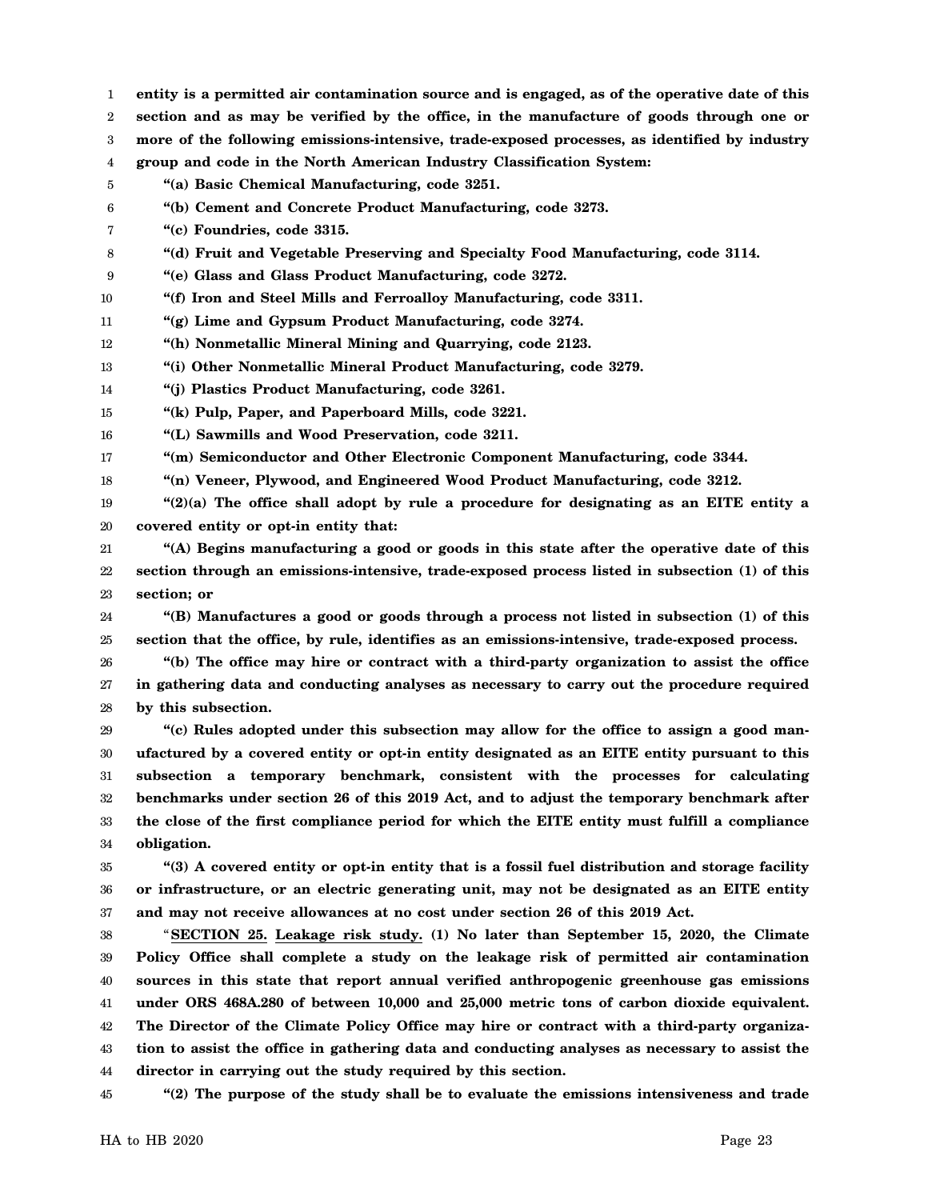**entity is a permitted air contamination source and is engaged, as of the operative date of this section and as may be verified by the office, in the manufacture of goods through one or more of the following emissions-intensive, trade-exposed processes, as identified by industry group and code in the North American Industry Classification System:**

**"(a) Basic Chemical Manufacturing, code 3251.**

**"(b) Cement and Concrete Product Manufacturing, code 3273.**

**"(c) Foundries, code 3315.**

**"(d) Fruit and Vegetable Preserving and Specialty Food Manufacturing, code 3114.**

**"(e) Glass and Glass Product Manufacturing, code 3272.**

**"(f) Iron and Steel Mills and Ferroalloy Manufacturing, code 3311.**

**"(g) Lime and Gypsum Product Manufacturing, code 3274.**

**"(h) Nonmetallic Mineral Mining and Quarrying, code 2123.**

**"(i) Other Nonmetallic Mineral Product Manufacturing, code 3279.**

**"(j) Plastics Product Manufacturing, code 3261.**

**"(k) Pulp, Paper, and Paperboard Mills, code 3221.**

**"(L) Sawmills and Wood Preservation, code 3211.**

**"(m) Semiconductor and Other Electronic Component Manufacturing, code 3344.**

**"(n) Veneer, Plywood, and Engineered Wood Product Manufacturing, code 3212.**

**"(2)(a) The office shall adopt by rule a procedure for designating as an EITE entity a covered entity or opt-in entity that:**

**"(A) Begins manufacturing a good or goods in this state after the operative date of this section through an emissions-intensive, trade-exposed process listed in subsection (1) of this section; or**

**"(B) Manufactures a good or goods through a process not listed in subsection (1) of this section that the office, by rule, identifies as an emissions-intensive, trade-exposed process.**

**"(b) The office may hire or contract with a third-party organization to assist the office in gathering data and conducting analyses as necessary to carry out the procedure required by this subsection.**

**"(c) Rules adopted under this subsection may allow for the office to assign a good manufactured by a covered entity or opt-in entity designated as an EITE entity pursuant to this subsection a temporary benchmark, consistent with the processes for calculating benchmarks under section 26 of this 2019 Act, and to adjust the temporary benchmark after the close of the first compliance period for which the EITE entity must fulfill a compliance obligation.**

**"(3) A covered entity or opt-in entity that is a fossil fuel distribution and storage facility or infrastructure, or an electric generating unit, may not be designated as an EITE entity and may not receive allowances at no cost under section 26 of this 2019 Act.**

"**<u>SECTION 25.</u> <u>Leakage risk study.</u> (1) No later than September 15, 2020, the Climate Policy Office shall complete a study on the leakage risk of permitted air contamination sources in this state that report annual verified anthropogenic greenhouse gas emissions under ORS 468A.280 of between 10,000 and 25,000 metric tons of carbon dioxide equivalent. The Director of the Climate Policy Office may hire or contract with a third-party organization to assist the office in gathering data and conducting analyses as necessary to assist the director in carrying out the study required by this section.**

**"(2) The purpose of the study shall be to evaluate the emissions intensiveness and trade**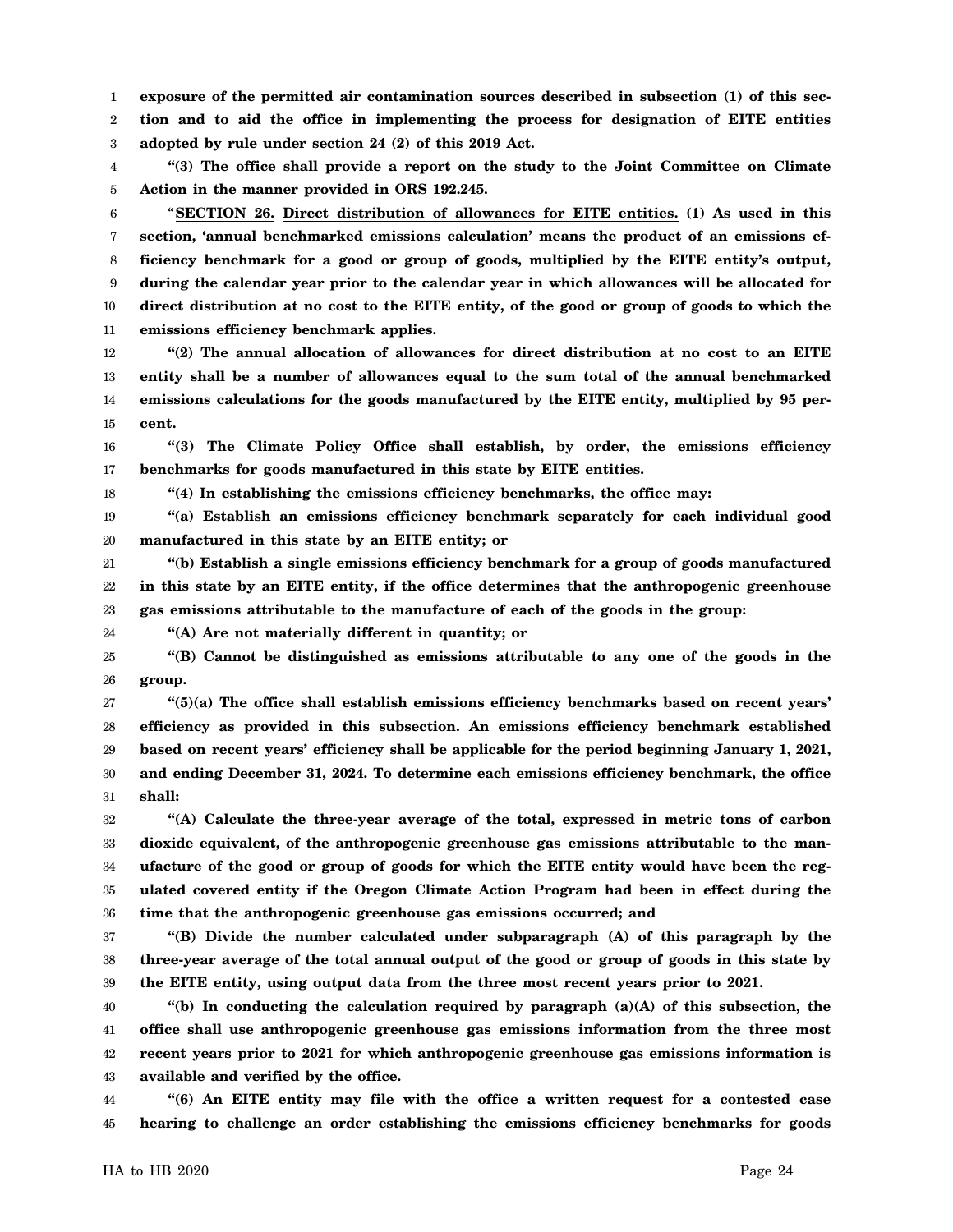**exposure of the permitted air contamination sources described in subsection (1) of this section and to aid the office in implementing the process for designation of EITE entities adopted by rule under section 24 (2) of this 2019 Act.**

**"(3) The office shall provide a report on the study to the Joint Committee on Climate Action in the manner provided in ORS 192.245.**

"**SECTION 26. Direct distribution of allowances for EITE entities. (1) As used in this section, 'annual benchmarked emissions calculation' means the product of an emissions efficiency benchmark for a good or group of goods, multiplied by the EITE entity's output, during the calendar year prior to the calendar year in which allowances will be allocated for direct distribution at no cost to the EITE entity, of the good or group of goods to which the emissions efficiency benchmark applies.**

**"(2) The annual allocation of allowances for direct distribution at no cost to an EITE entity shall be a number of allowances equal to the sum total of the annual benchmarked emissions calculations for the goods manufactured by the EITE entity, multiplied by 95 percent.**

**"(3) The Climate Policy Office shall establish, by order, the emissions efficiency benchmarks for goods manufactured in this state by EITE entities.**

**"(4) In establishing the emissions efficiency benchmarks, the office may:**

**"(a) Establish an emissions efficiency benchmark separately for each individual good manufactured in this state by an EITE entity; or**

**"(b) Establish a single emissions efficiency benchmark for a group of goods manufactured in this state by an EITE entity, if the office determines that the anthropogenic greenhouse gas emissions attributable to the manufacture of each of the goods in the group:**

**"(A) Are not materially different in quantity; or**

**"(B) Cannot be distinguished as emissions attributable to any one of the goods in the group.**

**"(5)(a) The office shall establish emissions efficiency benchmarks based on recent years' efficiency as provided in this subsection. An emissions efficiency benchmark established based on recent years' efficiency shall be applicable for the period beginning January 1, 2021, and ending December 31, 2024. To determine each emissions efficiency benchmark, the office shall:**

**"(A) Calculate the three-year average of the total, expressed in metric tons of carbon dioxide equivalent, of the anthropogenic greenhouse gas emissions attributable to the manufacture of the good or group of goods for which the EITE entity would have been the regulated covered entity if the Oregon Climate Action Program had been in effect during the time that the anthropogenic greenhouse gas emissions occurred; and**

**"(B) Divide the number calculated under subparagraph (A) of this paragraph by the three-year average of the total annual output of the good or group of goods in this state by the EITE entity, using output data from the three most recent years prior to 2021.**

**"(b) In conducting the calculation required by paragraph (a)(A) of this subsection, the office shall use anthropogenic greenhouse gas emissions information from the three most recent years prior to 2021 for which anthropogenic greenhouse gas emissions information is available and verified by the office.**

**"(6) An EITE entity may file with the office a written request for a contested case hearing to challenge an order establishing the emissions efficiency benchmarks for goods**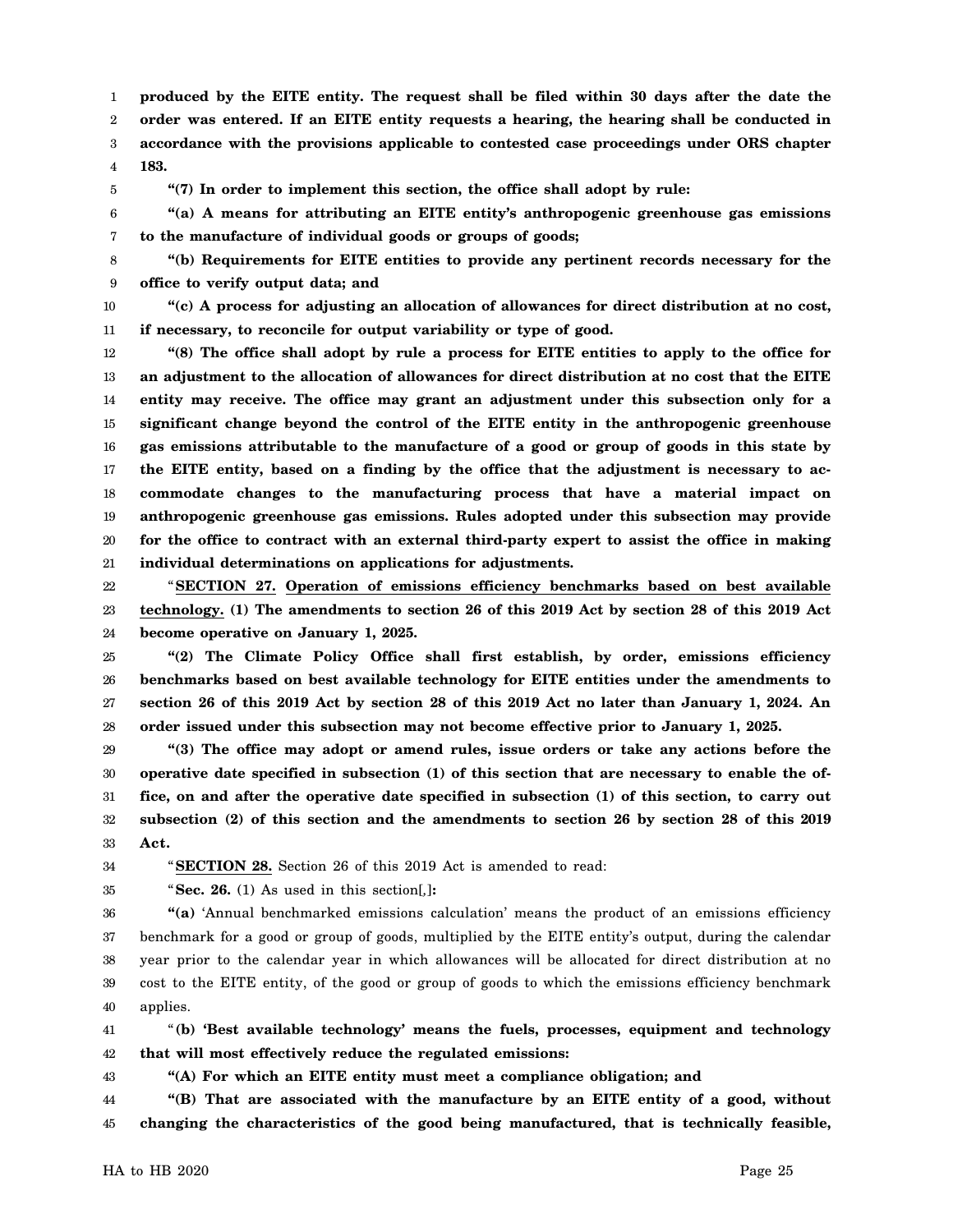**produced by the EITE entity. The request shall be filed within 30 days after the date the order was entered. If an EITE entity requests a hearing, the hearing shall be conducted in accordance with the provisions applicable to contested case proceedings under ORS chapter 183.**

**"(7) In order to implement this section, the office shall adopt by rule:**

**"(a) A means for attributing an EITE entity's anthropogenic greenhouse gas emissions to the manufacture of individual goods or groups of goods;**

**"(b) Requirements for EITE entities to provide any pertinent records necessary for the office to verify output data; and**

**"(c) A process for adjusting an allocation of allowances for direct distribution at no cost, if necessary, to reconcile for output variability or type of good.**

**"(8) The office shall adopt by rule a process for EITE entities to apply to the office for an adjustment to the allocation of allowances for direct distribution at no cost that the EITE entity may receive. The office may grant an adjustment under this subsection only for a significant change beyond the control of the EITE entity in the anthropogenic greenhouse gas emissions attributable to the manufacture of a good or group of goods in this state by the EITE entity, based on a finding by the office that the adjustment is necessary to accommodate changes to the manufacturing process that have a material impact on anthropogenic greenhouse gas emissions. Rules adopted under this subsection may provide for the office to contract with an external third-party expert to assist the office in making individual determinations on applications for adjustments.**

"**SECTION 27. Operation of emissions efficiency benchmarks based on best available technology. (1) The amendments to section 26 of this 2019 Act by section 28 of this 2019 Act become operative on January 1, 2025.**

**"(2) The Climate Policy Office shall first establish, by order, emissions efficiency benchmarks based on best available technology for EITE entities under the amendments to section 26 of this 2019 Act by section 28 of this 2019 Act no later than January 1, 2024. An order issued under this subsection may not become effective prior to January 1, 2025.**

**"(3) The office may adopt or amend rules, issue orders or take any actions before the operative date specified in subsection (1) of this section that are necessary to enable the office, on and after the operative date specified in subsection (1) of this section, to carry out subsection (2) of this section and the amendments to section 26 by section 28 of this 2019 Act.**

"**SECTION 28.** Section 26 of this 2019 Act is amended to read:

"**Sec. 26.** (1) As used in this section[,]**:**

**"(a)** 'Annual benchmarked emissions calculation' means the product of an emissions efficiency benchmark for a good or group of goods, multiplied by the EITE entity's output, during the calendar year prior to the calendar year in which allowances will be allocated for direct distribution at no cost to the EITE entity, of the good or group of goods to which the emissions efficiency benchmark applies.

"**(b) 'Best available technology' means the fuels, processes, equipment and technology that will most effectively reduce the regulated emissions:**

**"(A) For which an EITE entity must meet a compliance obligation; and**

**"(B) That are associated with the manufacture by an EITE entity of a good, without changing the characteristics of the good being manufactured, that is technically feasible,**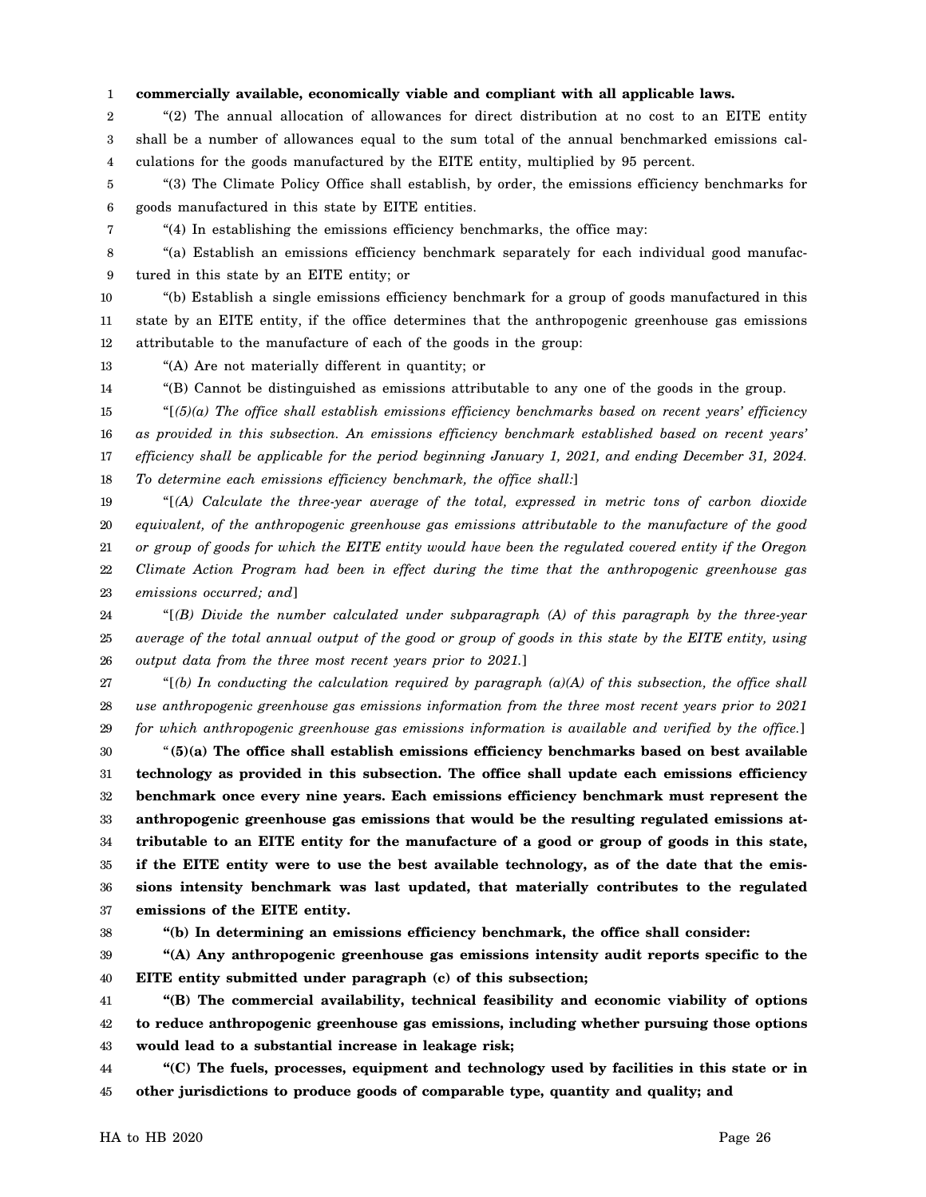**commercially available, economically viable and compliant with all applicable laws.**

"(2) The annual allocation of allowances for direct distribution at no cost to an EITE entity shall be a number of allowances equal to the sum total of the annual benchmarked emissions calculations for the goods manufactured by the EITE entity, multiplied by 95 percent.

"(3) The Climate Policy Office shall establish, by order, the emissions efficiency benchmarks for goods manufactured in this state by EITE entities.

"(4) In establishing the emissions efficiency benchmarks, the office may:

"(a) Establish an emissions efficiency benchmark separately for each individual good manufactured in this state by an EITE entity; or

"(b) Establish a single emissions efficiency benchmark for a group of goods manufactured in this state by an EITE entity, if the office determines that the anthropogenic greenhouse gas emissions attributable to the manufacture of each of the goods in the group:

"(A) Are not materially different in quantity; or

"(B) Cannot be distinguished as emissions attributable to any one of the goods in the group.

"[*(5)(a) The office shall establish emissions efficiency benchmarks based on recent years' efficiency as provided in this subsection. An emissions efficiency benchmark established based on recent years' efficiency shall be applicable for the period beginning January 1, 2021, and ending December 31, 2024. To determine each emissions efficiency benchmark, the office shall:*]

"[*(A) Calculate the three-year average of the total, expressed in metric tons of carbon dioxide equivalent, of the anthropogenic greenhouse gas emissions attributable to the manufacture of the good or group of goods for which the EITE entity would have been the regulated covered entity if the Oregon Climate Action Program had been in effect during the time that the anthropogenic greenhouse gas emissions occurred; and*]

"[*(B) Divide the number calculated under subparagraph (A) of this paragraph by the three-year average of the total annual output of the good or group of goods in this state by the EITE entity, using output data from the three most recent years prior to 2021.*]

"[*(b) In conducting the calculation required by paragraph (a)(A) of this subsection, the office shall use anthropogenic greenhouse gas emissions information from the three most recent years prior to 2021 for which anthropogenic greenhouse gas emissions information is available and verified by the office.*]

"**(5)(a) The office shall establish emissions efficiency benchmarks based on best available technology as provided in this subsection. The office shall update each emissions efficiency benchmark once every nine years. Each emissions efficiency benchmark must represent the anthropogenic greenhouse gas emissions that would be the resulting regulated emissions attributable to an EITE entity for the manufacture of a good or group of goods in this state, if the EITE entity were to use the best available technology, as of the date that the emissions intensity benchmark was last updated, that materially contributes to the regulated emissions of the EITE entity.**

**"(b) In determining an emissions efficiency benchmark, the office shall consider:**

**"(A) Any anthropogenic greenhouse gas emissions intensity audit reports specific to the EITE entity submitted under paragraph (c) of this subsection;**

**"(B) The commercial availability, technical feasibility and economic viability of options to reduce anthropogenic greenhouse gas emissions, including whether pursuing those options would lead to a substantial increase in leakage risk;**

**"(C) The fuels, processes, equipment and technology used by facilities in this state or in other jurisdictions to produce goods of comparable type, quantity and quality; and**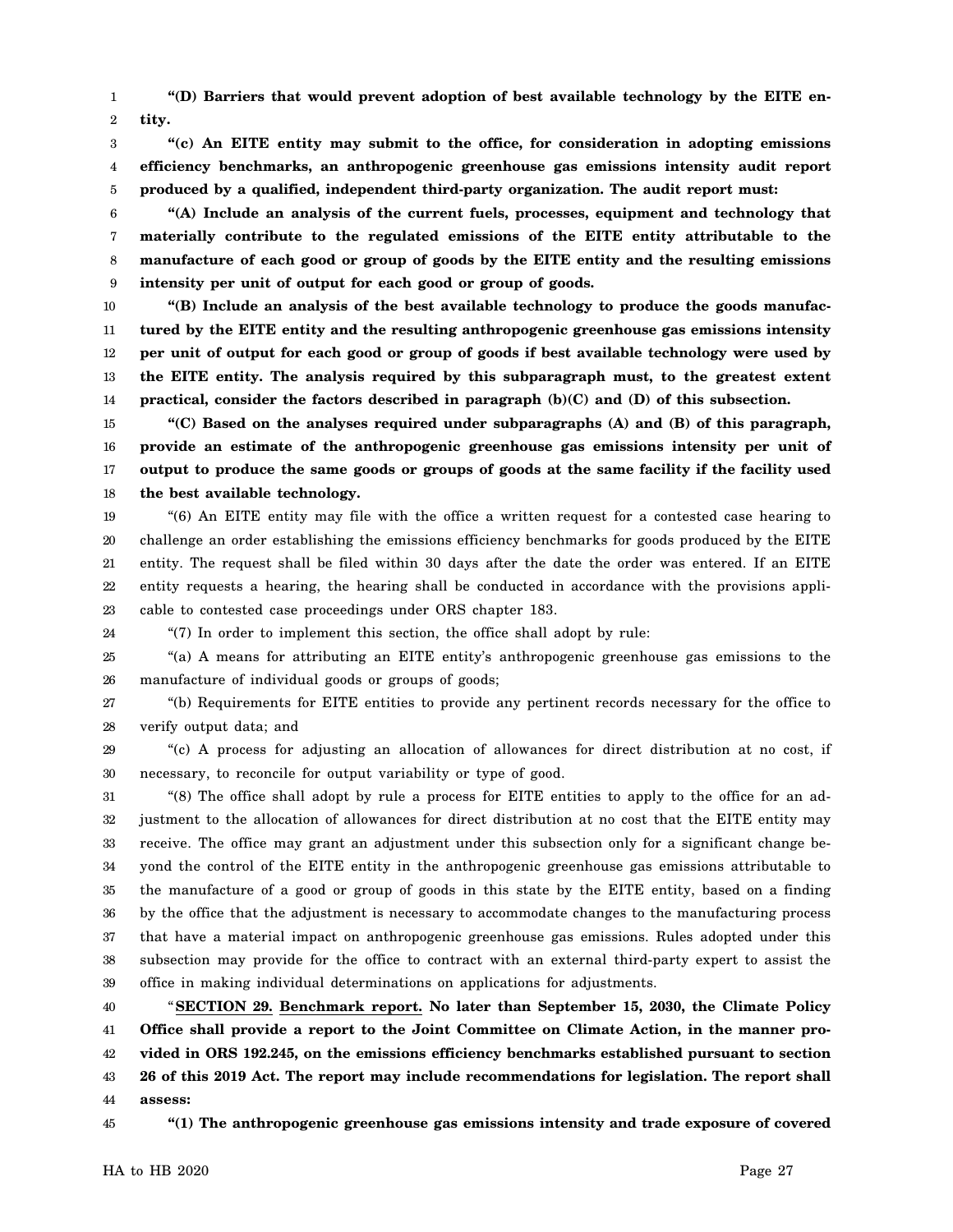**"(D) Barriers that would prevent adoption of best available technology by the EITE entity.**

**"(c) An EITE entity may submit to the office, for consideration in adopting emissions efficiency benchmarks, an anthropogenic greenhouse gas emissions intensity audit report produced by a qualified, independent third-party organization. The audit report must:**

**"(A) Include an analysis of the current fuels, processes, equipment and technology that materially contribute to the regulated emissions of the EITE entity attributable to the manufacture of each good or group of goods by the EITE entity and the resulting emissions intensity per unit of output for each good or group of goods.**

**"(B) Include an analysis of the best available technology to produce the goods manufactured by the EITE entity and the resulting anthropogenic greenhouse gas emissions intensity per unit of output for each good or group of goods if best available technology were used by the EITE entity. The analysis required by this subparagraph must, to the greatest extent practical, consider the factors described in paragraph (b)(C) and (D) of this subsection.**

**"(C) Based on the analyses required under subparagraphs (A) and (B) of this paragraph, provide an estimate of the anthropogenic greenhouse gas emissions intensity per unit of output to produce the same goods or groups of goods at the same facility if the facility used the best available technology.**

"(6) An EITE entity may file with the office a written request for a contested case hearing to challenge an order establishing the emissions efficiency benchmarks for goods produced by the EITE entity. The request shall be filed within 30 days after the date the order was entered. If an EITE entity requests a hearing, the hearing shall be conducted in accordance with the provisions applicable to contested case proceedings under ORS chapter 183.

"(7) In order to implement this section, the office shall adopt by rule:

"(a) A means for attributing an EITE entity's anthropogenic greenhouse gas emissions to the manufacture of individual goods or groups of goods;

"(b) Requirements for EITE entities to provide any pertinent records necessary for the office to verify output data; and

"(c) A process for adjusting an allocation of allowances for direct distribution at no cost, if necessary, to reconcile for output variability or type of good.

"(8) The office shall adopt by rule a process for EITE entities to apply to the office for an adjustment to the allocation of allowances for direct distribution at no cost that the EITE entity may receive. The office may grant an adjustment under this subsection only for a significant change beyond the control of the EITE entity in the anthropogenic greenhouse gas emissions attributable to the manufacture of a good or group of goods in this state by the EITE entity, based on a finding by the office that the adjustment is necessary to accommodate changes to the manufacturing process that have a material impact on anthropogenic greenhouse gas emissions. Rules adopted under this subsection may provide for the office to contract with an external third-party expert to assist the office in making individual determinations on applications for adjustments.

"**SECTION 29. Benchmark report. No later than September 15, 2030, the Climate Policy Office shall provide a report to the Joint Committee on Climate Action, in the manner provided in ORS 192.245, on the emissions efficiency benchmarks established pursuant to section 26 of this 2019 Act. The report may include recommendations for legislation. The report shall assess:**

**"(1) The anthropogenic greenhouse gas emissions intensity and trade exposure of covered**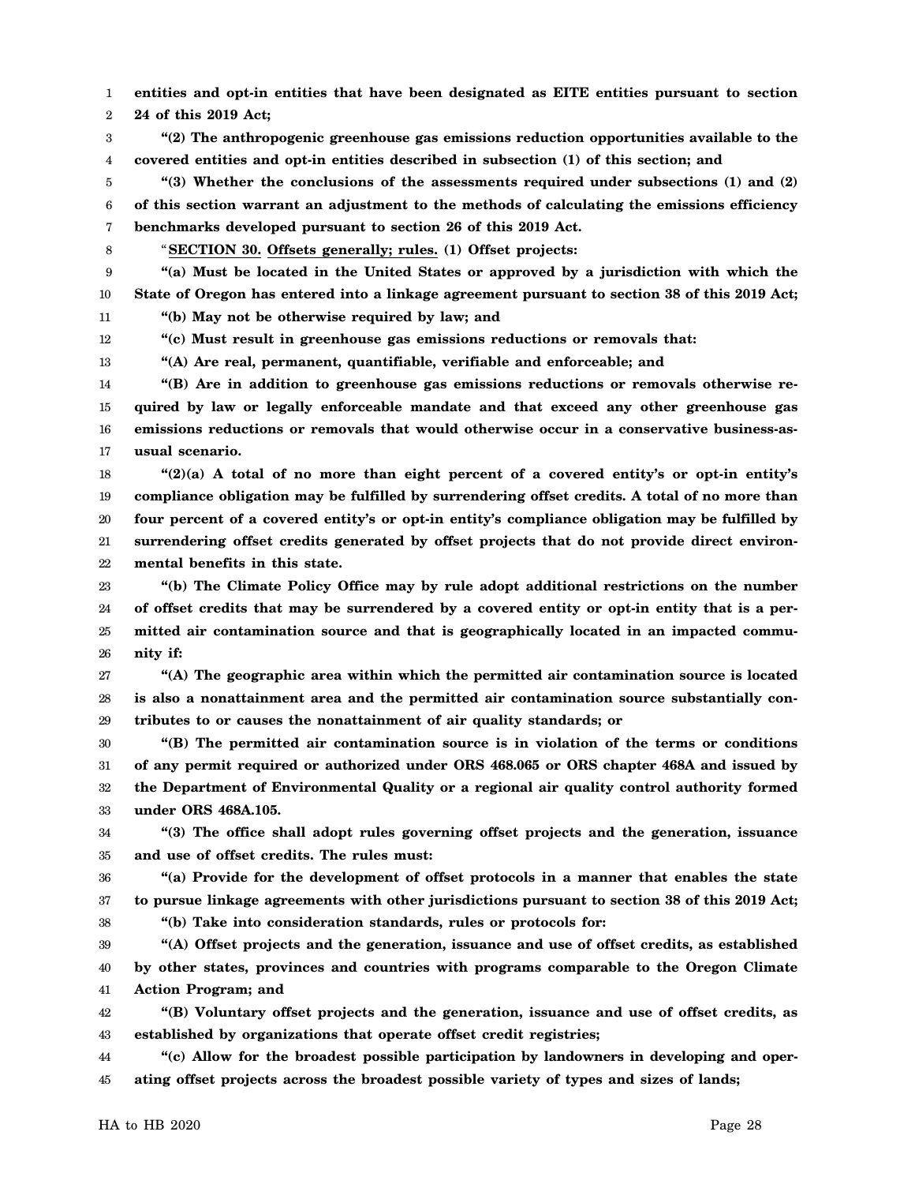**entities and opt-in entities that have been designated as EITE entities pursuant to section 24 of this 2019 Act;**

**"(2) The anthropogenic greenhouse gas emissions reduction opportunities available to the covered entities and opt-in entities described in subsection (1) of this section; and**

**"(3) Whether the conclusions of the assessments required under subsections (1) and (2) of this section warrant an adjustment to the methods of calculating the emissions efficiency benchmarks developed pursuant to section 26 of this 2019 Act.**

"**SECTION 30. Offsets generally; rules. (1) Offset projects:**

**"(a) Must be located in the United States or approved by a jurisdiction with which the State of Oregon has entered into a linkage agreement pursuant to section 38 of this 2019 Act;**

**"(b) May not be otherwise required by law; and**

**"(c) Must result in greenhouse gas emissions reductions or removals that:**

**"(A) Are real, permanent, quantifiable, verifiable and enforceable; and**

**"(B) Are in addition to greenhouse gas emissions reductions or removals otherwise required by law or legally enforceable mandate and that exceed any other greenhouse gas emissions reductions or removals that would otherwise occur in a conservative business-as-usual scenario.**

**"(2)(a) A total of no more than eight percent of a covered entity's or opt-in entity's compliance obligation may be fulfilled by surrendering offset credits. A total of no more than four percent of a covered entity's or opt-in entity's compliance obligation may be fulfilled by surrendering offset credits generated by offset projects that do not provide direct environmental benefits in this state.**

**"(b) The Climate Policy Office may by rule adopt additional restrictions on the number of offset credits that may be surrendered by a covered entity or opt-in entity that is a permitted air contamination source and that is geographically located in an impacted community if:**

**"(A) The geographic area within which the permitted air contamination source is located is also a nonattainment area and the permitted air contamination source substantially contributes to or causes the nonattainment of air quality standards; or**

**"(B) The permitted air contamination source is in violation of the terms or conditions of any permit required or authorized under ORS 468.065 or ORS chapter 468A and issued by the Department of Environmental Quality or a regional air quality control authority formed under ORS 468A.105.**

**"(3) The office shall adopt rules governing offset projects and the generation, issuance and use of offset credits. The rules must:**

**"(a) Provide for the development of offset protocols in a manner that enables the state to pursue linkage agreements with other jurisdictions pursuant to section 38 of this 2019 Act;**

**"(b) Take into consideration standards, rules or protocols for:**

**"(A) Offset projects and the generation, issuance and use of offset credits, as established by other states, provinces and countries with programs comparable to the Oregon Climate Action Program; and**

**"(B) Voluntary offset projects and the generation, issuance and use of offset credits, as established by organizations that operate offset credit registries;**

**"(c) Allow for the broadest possible participation by landowners in developing and operating offset projects across the broadest possible variety of types and sizes of lands;**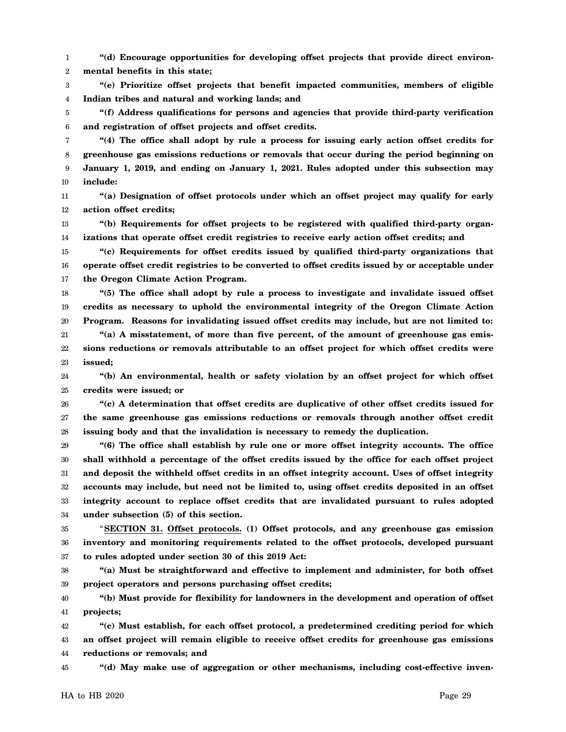**"(d) Encourage opportunities for developing offset projects that provide direct environmental benefits in this state;**

**"(e) Prioritize offset projects that benefit impacted communities, members of eligible Indian tribes and natural and working lands; and**

**"(f) Address qualifications for persons and agencies that provide third-party verification and registration of offset projects and offset credits.**

**"(4) The office shall adopt by rule a process for issuing early action offset credits for greenhouse gas emissions reductions or removals that occur during the period beginning on January 1, 2019, and ending on January 1, 2021. Rules adopted under this subsection may include:**

**"(a) Designation of offset protocols under which an offset project may qualify for early action offset credits;**

**"(b) Requirements for offset projects to be registered with qualified third-party organizations that operate offset credit registries to receive early action offset credits; and**

**"(c) Requirements for offset credits issued by qualified third-party organizations that operate offset credit registries to be converted to offset credits issued by or acceptable under the Oregon Climate Action Program.**

**"(5) The office shall adopt by rule a process to investigate and invalidate issued offset credits as necessary to uphold the environmental integrity of the Oregon Climate Action Program. Reasons for invalidating issued offset credits may include, but are not limited to:**

**"(a) A misstatement, of more than five percent, of the amount of greenhouse gas emissions reductions or removals attributable to an offset project for which offset credits were issued;**

**"(b) An environmental, health or safety violation by an offset project for which offset credits were issued; or**

**"(c) A determination that offset credits are duplicative of other offset credits issued for the same greenhouse gas emissions reductions or removals through another offset credit issuing body and that the invalidation is necessary to remedy the duplication.**

**"(6) The office shall establish by rule one or more offset integrity accounts. The office shall withhold a percentage of the offset credits issued by the office for each offset project and deposit the withheld offset credits in an offset integrity account. Uses of offset integrity accounts may include, but need not be limited to, using offset credits deposited in an offset integrity account to replace offset credits that are invalidated pursuant to rules adopted under subsection (5) of this section.**

"**SECTION 31. Offset protocols. (1) Offset protocols, and any greenhouse gas emission inventory and monitoring requirements related to the offset protocols, developed pursuant to rules adopted under section 30 of this 2019 Act:**

**"(a) Must be straightforward and effective to implement and administer, for both offset project operators and persons purchasing offset credits;**

**"(b) Must provide for flexibility for landowners in the development and operation of offset projects;**

**"(c) Must establish, for each offset protocol, a predetermined crediting period for which an offset project will remain eligible to receive offset credits for greenhouse gas emissions reductions or removals; and**

**"(d) May make use of aggregation or other mechanisms, including cost-effective inven-**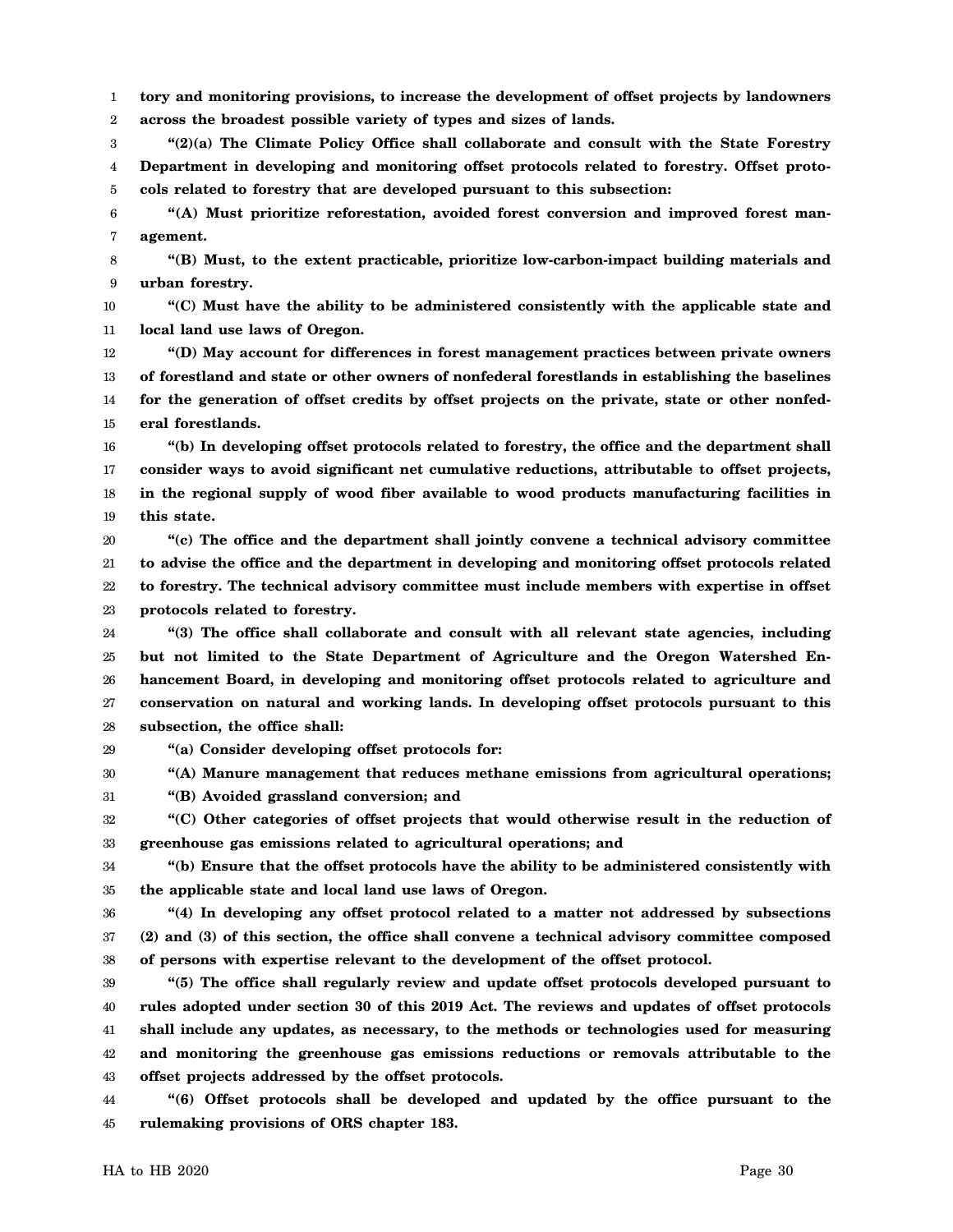**tory and monitoring provisions, to increase the development of offset projects by landowners across the broadest possible variety of types and sizes of lands.**

**"(2)(a) The Climate Policy Office shall collaborate and consult with the State Forestry Department in developing and monitoring offset protocols related to forestry. Offset protocols related to forestry that are developed pursuant to this subsection:**

**"(A) Must prioritize reforestation, avoided forest conversion and improved forest management.**

**"(B) Must, to the extent practicable, prioritize low-carbon-impact building materials and urban forestry.**

**"(C) Must have the ability to be administered consistently with the applicable state and local land use laws of Oregon.**

**"(D) May account for differences in forest management practices between private owners of forestland and state or other owners of nonfederal forestlands in establishing the baselines for the generation of offset credits by offset projects on the private, state or other nonfederal forestlands.**

**"(b) In developing offset protocols related to forestry, the office and the department shall consider ways to avoid significant net cumulative reductions, attributable to offset projects, in the regional supply of wood fiber available to wood products manufacturing facilities in this state.**

**"(c) The office and the department shall jointly convene a technical advisory committee to advise the office and the department in developing and monitoring offset protocols related to forestry. The technical advisory committee must include members with expertise in offset protocols related to forestry.**

**"(3) The office shall collaborate and consult with all relevant state agencies, including but not limited to the State Department of Agriculture and the Oregon Watershed Enhancement Board, in developing and monitoring offset protocols related to agriculture and conservation on natural and working lands. In developing offset protocols pursuant to this subsection, the office shall:**

**"(a) Consider developing offset protocols for:**

**"(A) Manure management that reduces methane emissions from agricultural operations;**

**"(B) Avoided grassland conversion; and**

**"(C) Other categories of offset projects that would otherwise result in the reduction of greenhouse gas emissions related to agricultural operations; and**

**"(b) Ensure that the offset protocols have the ability to be administered consistently with the applicable state and local land use laws of Oregon.**

**"(4) In developing any offset protocol related to a matter not addressed by subsections (2) and (3) of this section, the office shall convene a technical advisory committee composed of persons with expertise relevant to the development of the offset protocol.**

**"(5) The office shall regularly review and update offset protocols developed pursuant to rules adopted under section 30 of this 2019 Act. The reviews and updates of offset protocols shall include any updates, as necessary, to the methods or technologies used for measuring and monitoring the greenhouse gas emissions reductions or removals attributable to the offset projects addressed by the offset protocols.**

**"(6) Offset protocols shall be developed and updated by the office pursuant to the rulemaking provisions of ORS chapter 183.**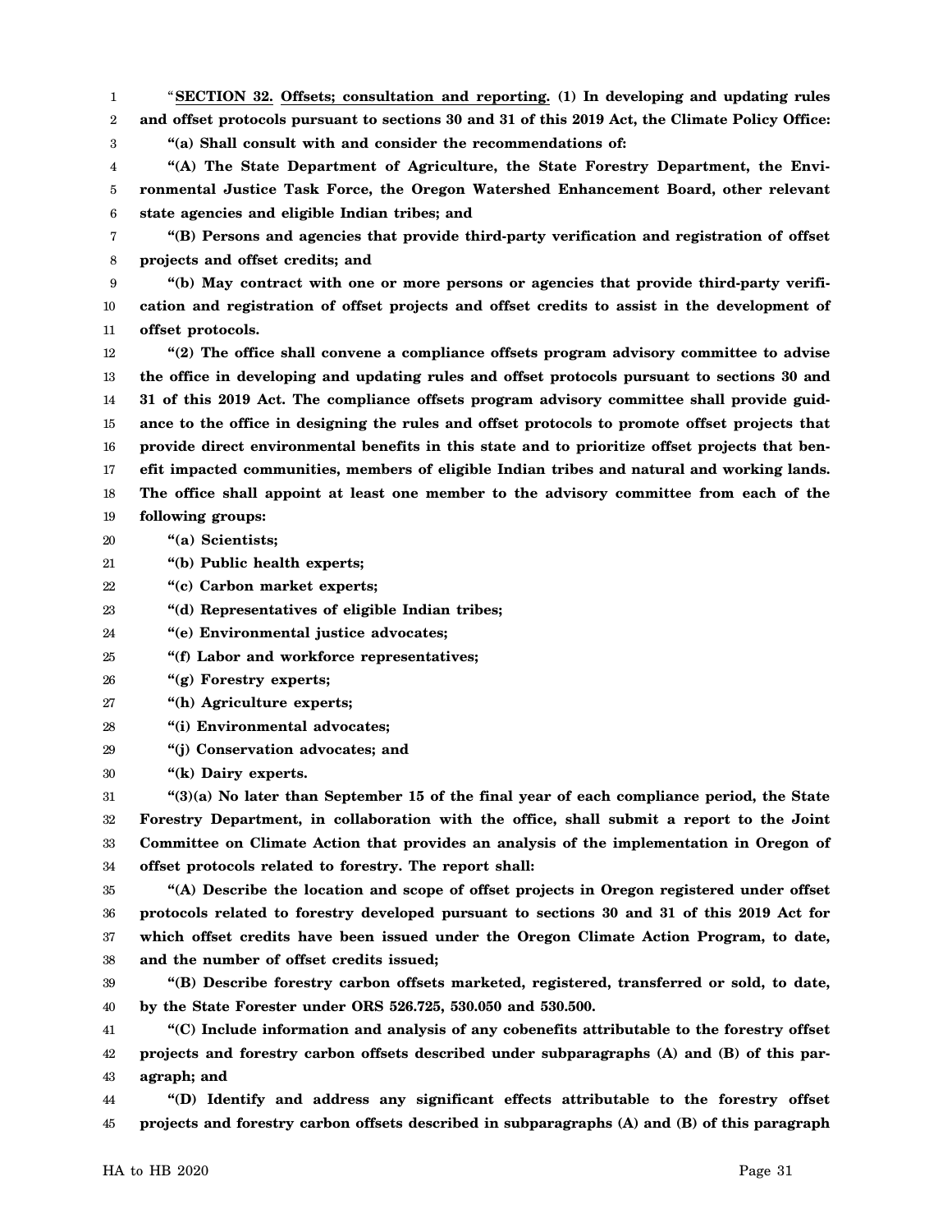"**SECTION 32.** **Offsets; consultation and reporting.** **(1) In developing and updating rules and offset protocols pursuant to sections 30 and 31 of this 2019 Act, the Climate Policy Office:**

**"(a) Shall consult with and consider the recommendations of:**

**"(A) The State Department of Agriculture, the State Forestry Department, the Environmental Justice Task Force, the Oregon Watershed Enhancement Board, other relevant state agencies and eligible Indian tribes; and**

**"(B) Persons and agencies that provide third-party verification and registration of offset projects and offset credits; and**

**"(b) May contract with one or more persons or agencies that provide third-party verification and registration of offset projects and offset credits to assist in the development of offset protocols.**

**"(2) The office shall convene a compliance offsets program advisory committee to advise the office in developing and updating rules and offset protocols pursuant to sections 30 and 31 of this 2019 Act. The compliance offsets program advisory committee shall provide guidance to the office in designing the rules and offset protocols to promote offset projects that provide direct environmental benefits in this state and to prioritize offset projects that benefit impacted communities, members of eligible Indian tribes and natural and working lands. The office shall appoint at least one member to the advisory committee from each of the following groups:**

**"(a) Scientists;**

**"(b) Public health experts;**

**"(c) Carbon market experts;**

**"(d) Representatives of eligible Indian tribes;**

**"(e) Environmental justice advocates;**

**"(f) Labor and workforce representatives;**

**"(g) Forestry experts;**

**"(h) Agriculture experts;**

**"(i) Environmental advocates;**

**"(j) Conservation advocates; and**

**"(k) Dairy experts.**

**"(3)(a) No later than September 15 of the final year of each compliance period, the State Forestry Department, in collaboration with the office, shall submit a report to the Joint Committee on Climate Action that provides an analysis of the implementation in Oregon of offset protocols related to forestry. The report shall:**

**"(A) Describe the location and scope of offset projects in Oregon registered under offset protocols related to forestry developed pursuant to sections 30 and 31 of this 2019 Act for which offset credits have been issued under the Oregon Climate Action Program, to date, and the number of offset credits issued;**

**"(B) Describe forestry carbon offsets marketed, registered, transferred or sold, to date, by the State Forester under ORS 526.725, 530.050 and 530.500.**

**"(C) Include information and analysis of any cobenefits attributable to the forestry offset projects and forestry carbon offsets described under subparagraphs (A) and (B) of this paragraph; and**

**"(D) Identify and address any significant effects attributable to the forestry offset projects and forestry carbon offsets described in subparagraphs (A) and (B) of this paragraph**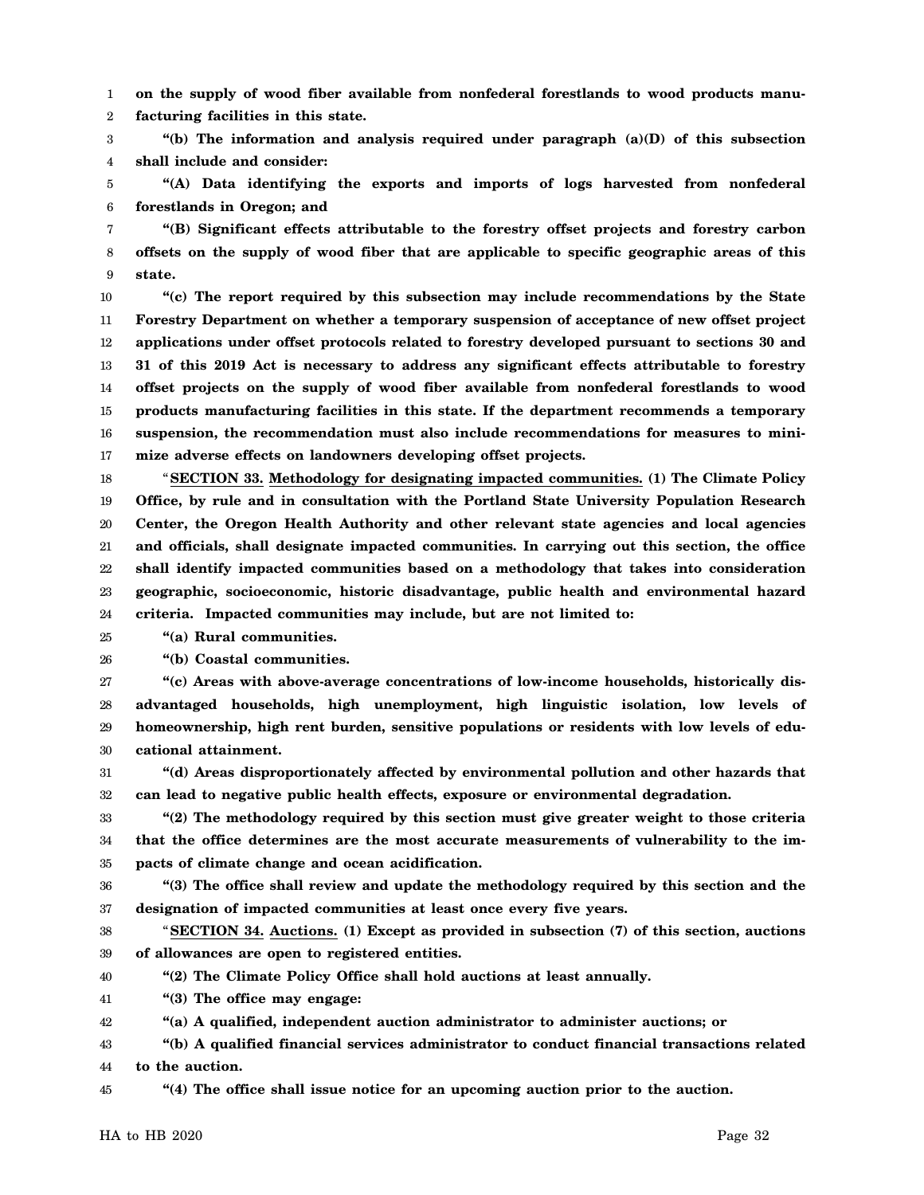**on the supply of wood fiber available from nonfederal forestlands to wood products manufacturing facilities in this state.**

**"(b) The information and analysis required under paragraph (a)(D) of this subsection shall include and consider:**

**"(A) Data identifying the exports and imports of logs harvested from nonfederal forestlands in Oregon; and**

**"(B) Significant effects attributable to the forestry offset projects and forestry carbon offsets on the supply of wood fiber that are applicable to specific geographic areas of this state.**

**"(c) The report required by this subsection may include recommendations by the State Forestry Department on whether a temporary suspension of acceptance of new offset project applications under offset protocols related to forestry developed pursuant to sections 30 and 31 of this 2019 Act is necessary to address any significant effects attributable to forestry offset projects on the supply of wood fiber available from nonfederal forestlands to wood products manufacturing facilities in this state. If the department recommends a temporary suspension, the recommendation must also include recommendations for measures to minimize adverse effects on landowners developing offset projects.**

"**SECTION 33. Methodology for designating impacted communities. (1) The Climate Policy Office, by rule and in consultation with the Portland State University Population Research Center, the Oregon Health Authority and other relevant state agencies and local agencies and officials, shall designate impacted communities. In carrying out this section, the office shall identify impacted communities based on a methodology that takes into consideration geographic, socioeconomic, historic disadvantage, public health and environmental hazard criteria. Impacted communities may include, but are not limited to:**

**"(a) Rural communities.**

**"(b) Coastal communities.**

**"(c) Areas with above-average concentrations of low-income households, historically disadvantaged households, high unemployment, high linguistic isolation, low levels of homeownership, high rent burden, sensitive populations or residents with low levels of educational attainment.**

**"(d) Areas disproportionately affected by environmental pollution and other hazards that can lead to negative public health effects, exposure or environmental degradation.**

**"(2) The methodology required by this section must give greater weight to those criteria that the office determines are the most accurate measurements of vulnerability to the impacts of climate change and ocean acidification.**

**"(3) The office shall review and update the methodology required by this section and the designation of impacted communities at least once every five years.**

"**SECTION 34. Auctions. (1) Except as provided in subsection (7) of this section, auctions of allowances are open to registered entities.**

**"(2) The Climate Policy Office shall hold auctions at least annually.**

**"(3) The office may engage:**

**"(a) A qualified, independent auction administrator to administer auctions; or**

**"(b) A qualified financial services administrator to conduct financial transactions related to the auction.**

**"(4) The office shall issue notice for an upcoming auction prior to the auction.**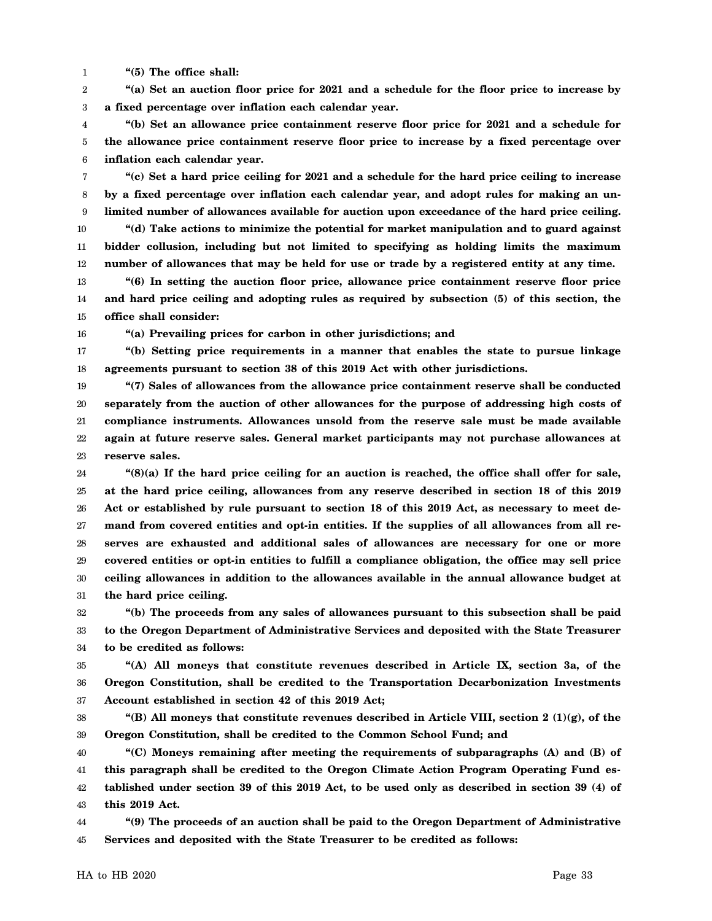**"(5) The office shall:**

**"(a) Set an auction floor price for 2021 and a schedule for the floor price to increase by a fixed percentage over inflation each calendar year.**

**"(b) Set an allowance price containment reserve floor price for 2021 and a schedule for the allowance price containment reserve floor price to increase by a fixed percentage over inflation each calendar year.**

**"(c) Set a hard price ceiling for 2021 and a schedule for the hard price ceiling to increase by a fixed percentage over inflation each calendar year, and adopt rules for making an unlimited number of allowances available for auction upon exceedance of the hard price ceiling.**

**"(d) Take actions to minimize the potential for market manipulation and to guard against bidder collusion, including but not limited to specifying as holding limits the maximum number of allowances that may be held for use or trade by a registered entity at any time.**

**"(6) In setting the auction floor price, allowance price containment reserve floor price and hard price ceiling and adopting rules as required by subsection (5) of this section, the office shall consider:**

**"(a) Prevailing prices for carbon in other jurisdictions; and**

**"(b) Setting price requirements in a manner that enables the state to pursue linkage agreements pursuant to section 38 of this 2019 Act with other jurisdictions.**

**"(7) Sales of allowances from the allowance price containment reserve shall be conducted separately from the auction of other allowances for the purpose of addressing high costs of compliance instruments. Allowances unsold from the reserve sale must be made available again at future reserve sales. General market participants may not purchase allowances at reserve sales.**

**"(8)(a) If the hard price ceiling for an auction is reached, the office shall offer for sale, at the hard price ceiling, allowances from any reserve described in section 18 of this 2019 Act or established by rule pursuant to section 18 of this 2019 Act, as necessary to meet demand from covered entities and opt-in entities. If the supplies of all allowances from all reserves are exhausted and additional sales of allowances are necessary for one or more covered entities or opt-in entities to fulfill a compliance obligation, the office may sell price ceiling allowances in addition to the allowances available in the annual allowance budget at the hard price ceiling.**

**"(b) The proceeds from any sales of allowances pursuant to this subsection shall be paid to the Oregon Department of Administrative Services and deposited with the State Treasurer to be credited as follows:**

**"(A) All moneys that constitute revenues described in Article IX, section 3a, of the Oregon Constitution, shall be credited to the Transportation Decarbonization Investments Account established in section 42 of this 2019 Act;**

**"(B) All moneys that constitute revenues described in Article VIII, section 2 (1)(g), of the Oregon Constitution, shall be credited to the Common School Fund; and**

**"(C) Moneys remaining after meeting the requirements of subparagraphs (A) and (B) of this paragraph shall be credited to the Oregon Climate Action Program Operating Fund established under section 39 of this 2019 Act, to be used only as described in section 39 (4) of this 2019 Act.**

**"(9) The proceeds of an auction shall be paid to the Oregon Department of Administrative Services and deposited with the State Treasurer to be credited as follows:**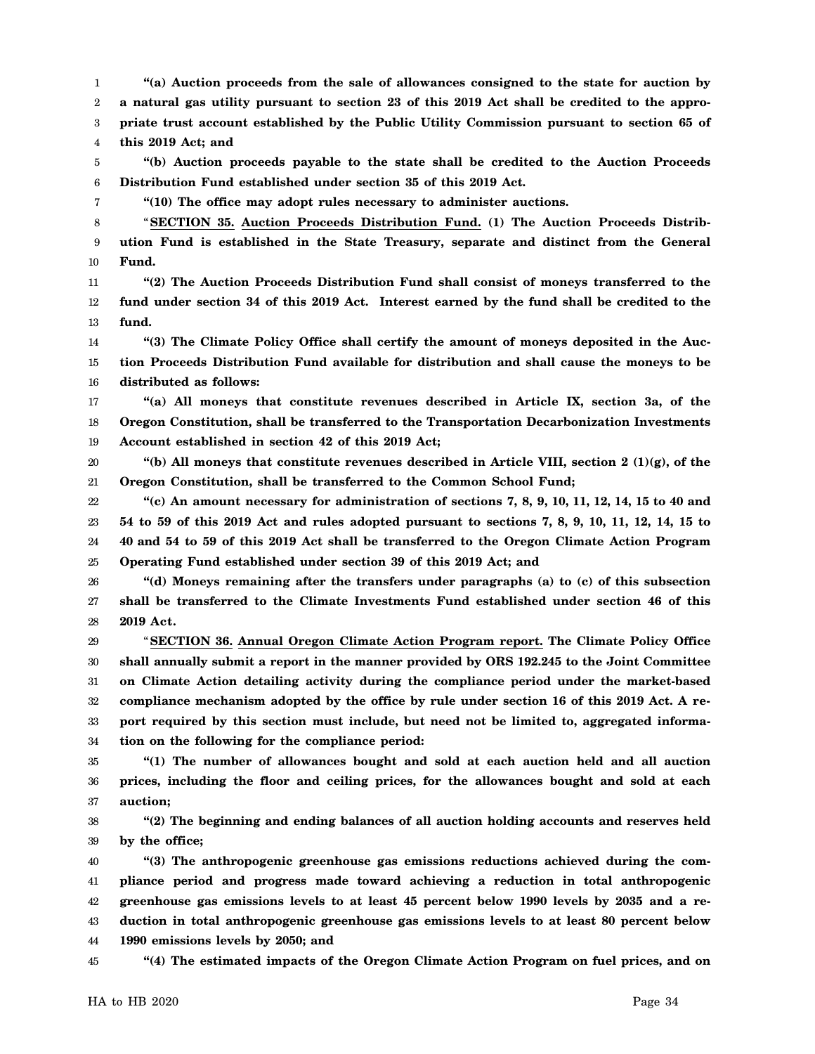**"(a) Auction proceeds from the sale of allowances consigned to the state for auction by a natural gas utility pursuant to section 23 of this 2019 Act shall be credited to the appropriate trust account established by the Public Utility Commission pursuant to section 65 of this 2019 Act; and**

**"(b) Auction proceeds payable to the state shall be credited to the Auction Proceeds Distribution Fund established under section 35 of this 2019 Act.**

**"(10) The office may adopt rules necessary to administer auctions.**

"**SECTION 35. Auction Proceeds Distribution Fund. (1) The Auction Proceeds Distribution Fund is established in the State Treasury, separate and distinct from the General Fund.**

**"(2) The Auction Proceeds Distribution Fund shall consist of moneys transferred to the fund under section 34 of this 2019 Act. Interest earned by the fund shall be credited to the fund.**

**"(3) The Climate Policy Office shall certify the amount of moneys deposited in the Auction Proceeds Distribution Fund available for distribution and shall cause the moneys to be distributed as follows:**

**"(a) All moneys that constitute revenues described in Article IX, section 3a, of the Oregon Constitution, shall be transferred to the Transportation Decarbonization Investments Account established in section 42 of this 2019 Act;**

**"(b) All moneys that constitute revenues described in Article VIII, section 2 (1)(g), of the Oregon Constitution, shall be transferred to the Common School Fund;**

**"(c) An amount necessary for administration of sections 7, 8, 9, 10, 11, 12, 14, 15 to 40 and 54 to 59 of this 2019 Act and rules adopted pursuant to sections 7, 8, 9, 10, 11, 12, 14, 15 to 40 and 54 to 59 of this 2019 Act shall be transferred to the Oregon Climate Action Program Operating Fund established under section 39 of this 2019 Act; and**

**"(d) Moneys remaining after the transfers under paragraphs (a) to (c) of this subsection shall be transferred to the Climate Investments Fund established under section 46 of this 2019 Act.**

"**SECTION 36. Annual Oregon Climate Action Program report. The Climate Policy Office shall annually submit a report in the manner provided by ORS 192.245 to the Joint Committee on Climate Action detailing activity during the compliance period under the market-based compliance mechanism adopted by the office by rule under section 16 of this 2019 Act. A report required by this section must include, but need not be limited to, aggregated information on the following for the compliance period:**

**"(1) The number of allowances bought and sold at each auction held and all auction prices, including the floor and ceiling prices, for the allowances bought and sold at each auction;**

**"(2) The beginning and ending balances of all auction holding accounts and reserves held by the office;**

**"(3) The anthropogenic greenhouse gas emissions reductions achieved during the compliance period and progress made toward achieving a reduction in total anthropogenic greenhouse gas emissions levels to at least 45 percent below 1990 levels by 2035 and a reduction in total anthropogenic greenhouse gas emissions levels to at least 80 percent below 1990 emissions levels by 2050; and**

**"(4) The estimated impacts of the Oregon Climate Action Program on fuel prices, and on**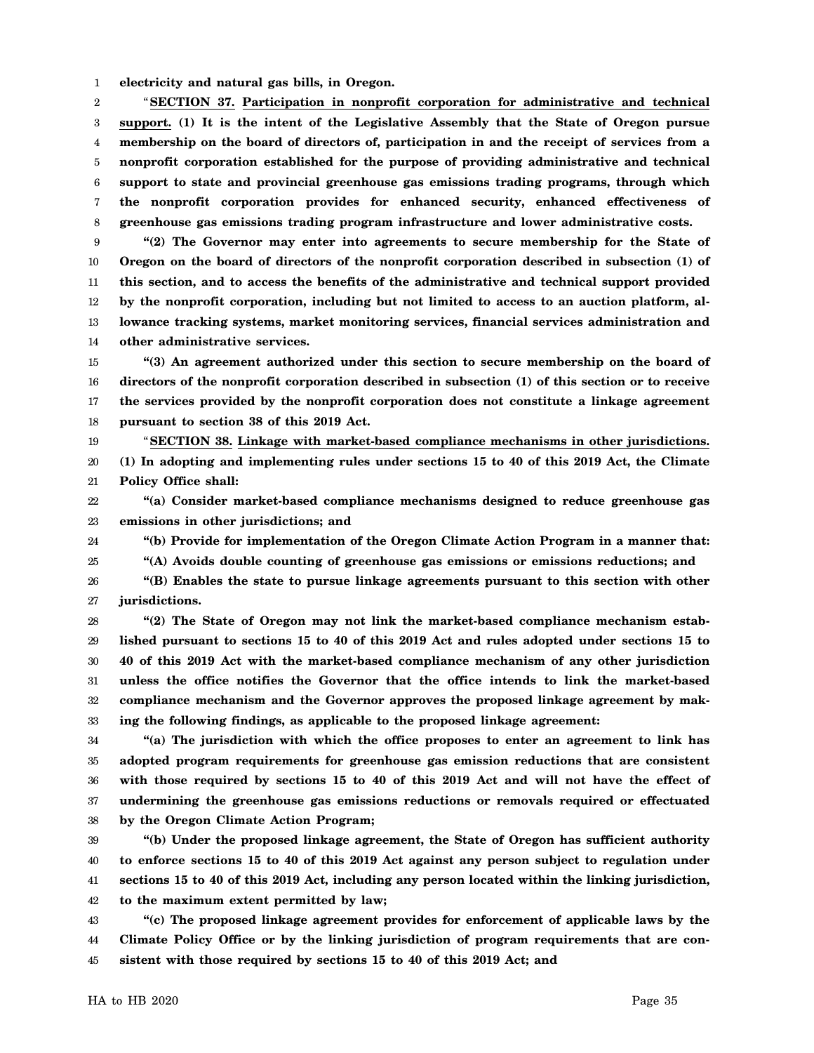**electricity and natural gas bills, in Oregon.**

"**SECTION 37.** **Participation in nonprofit corporation for administrative and technical support.** **(1) It is the intent of the Legislative Assembly that the State of Oregon pursue membership on the board of directors of, participation in and the receipt of services from a nonprofit corporation established for the purpose of providing administrative and technical support to state and provincial greenhouse gas emissions trading programs, through which the nonprofit corporation provides for enhanced security, enhanced effectiveness of greenhouse gas emissions trading program infrastructure and lower administrative costs.**

**"(2) The Governor may enter into agreements to secure membership for the State of Oregon on the board of directors of the nonprofit corporation described in subsection (1) of this section, and to access the benefits of the administrative and technical support provided by the nonprofit corporation, including but not limited to access to an auction platform, allowance tracking systems, market monitoring services, financial services administration and other administrative services.**

**"(3) An agreement authorized under this section to secure membership on the board of directors of the nonprofit corporation described in subsection (1) of this section or to receive the services provided by the nonprofit corporation does not constitute a linkage agreement pursuant to section 38 of this 2019 Act.**

"**SECTION 38.** **Linkage with market-based compliance mechanisms in other jurisdictions.** **(1) In adopting and implementing rules under sections 15 to 40 of this 2019 Act, the Climate Policy Office shall:**

**"(a) Consider market-based compliance mechanisms designed to reduce greenhouse gas emissions in other jurisdictions; and**

**"(b) Provide for implementation of the Oregon Climate Action Program in a manner that:**

**"(A) Avoids double counting of greenhouse gas emissions or emissions reductions; and**

**"(B) Enables the state to pursue linkage agreements pursuant to this section with other jurisdictions.**

**"(2) The State of Oregon may not link the market-based compliance mechanism established pursuant to sections 15 to 40 of this 2019 Act and rules adopted under sections 15 to 40 of this 2019 Act with the market-based compliance mechanism of any other jurisdiction unless the office notifies the Governor that the office intends to link the market-based compliance mechanism and the Governor approves the proposed linkage agreement by making the following findings, as applicable to the proposed linkage agreement:**

**"(a) The jurisdiction with which the office proposes to enter an agreement to link has adopted program requirements for greenhouse gas emission reductions that are consistent with those required by sections 15 to 40 of this 2019 Act and will not have the effect of undermining the greenhouse gas emissions reductions or removals required or effectuated by the Oregon Climate Action Program;**

**"(b) Under the proposed linkage agreement, the State of Oregon has sufficient authority to enforce sections 15 to 40 of this 2019 Act against any person subject to regulation under sections 15 to 40 of this 2019 Act, including any person located within the linking jurisdiction, to the maximum extent permitted by law;**

**"(c) The proposed linkage agreement provides for enforcement of applicable laws by the Climate Policy Office or by the linking jurisdiction of program requirements that are consistent with those required by sections 15 to 40 of this 2019 Act; and**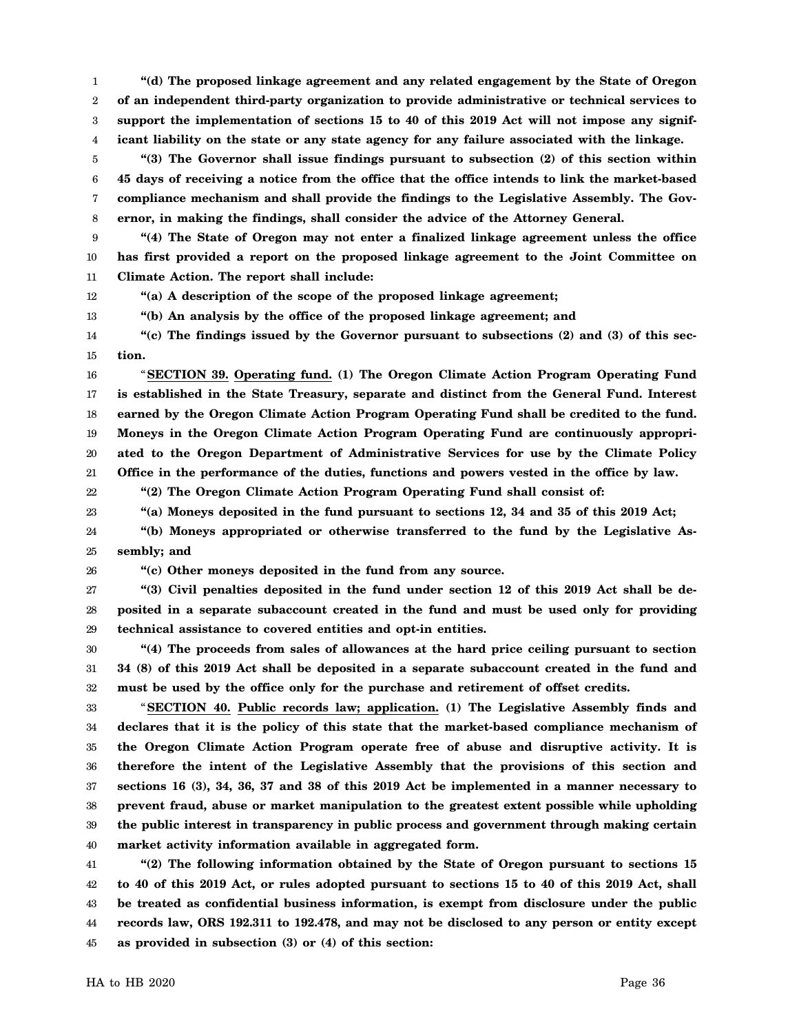**"(d) The proposed linkage agreement and any related engagement by the State of Oregon of an independent third-party organization to provide administrative or technical services to support the implementation of sections 15 to 40 of this 2019 Act will not impose any significant liability on the state or any state agency for any failure associated with the linkage.**

**"(3) The Governor shall issue findings pursuant to subsection (2) of this section within 45 days of receiving a notice from the office that the office intends to link the market-based compliance mechanism and shall provide the findings to the Legislative Assembly. The Governor, in making the findings, shall consider the advice of the Attorney General.**

**"(4) The State of Oregon may not enter a finalized linkage agreement unless the office has first provided a report on the proposed linkage agreement to the Joint Committee on Climate Action. The report shall include:**

**"(a) A description of the scope of the proposed linkage agreement;**

**"(b) An analysis by the office of the proposed linkage agreement; and**

**"(c) The findings issued by the Governor pursuant to subsections (2) and (3) of this section.**

"**SECTION 39. Operating fund. (1) The Oregon Climate Action Program Operating Fund is established in the State Treasury, separate and distinct from the General Fund. Interest earned by the Oregon Climate Action Program Operating Fund shall be credited to the fund. Moneys in the Oregon Climate Action Program Operating Fund are continuously appropriated to the Oregon Department of Administrative Services for use by the Climate Policy Office in the performance of the duties, functions and powers vested in the office by law.**

**"(2) The Oregon Climate Action Program Operating Fund shall consist of:**

**"(a) Moneys deposited in the fund pursuant to sections 12, 34 and 35 of this 2019 Act;**

**"(b) Moneys appropriated or otherwise transferred to the fund by the Legislative Assembly; and**

**"(c) Other moneys deposited in the fund from any source.**

**"(3) Civil penalties deposited in the fund under section 12 of this 2019 Act shall be deposited in a separate subaccount created in the fund and must be used only for providing technical assistance to covered entities and opt-in entities.**

**"(4) The proceeds from sales of allowances at the hard price ceiling pursuant to section 34 (8) of this 2019 Act shall be deposited in a separate subaccount created in the fund and must be used by the office only for the purchase and retirement of offset credits.**

"**SECTION 40. Public records law; application. (1) The Legislative Assembly finds and declares that it is the policy of this state that the market-based compliance mechanism of the Oregon Climate Action Program operate free of abuse and disruptive activity. It is therefore the intent of the Legislative Assembly that the provisions of this section and sections 16 (3), 34, 36, 37 and 38 of this 2019 Act be implemented in a manner necessary to prevent fraud, abuse or market manipulation to the greatest extent possible while upholding the public interest in transparency in public process and government through making certain market activity information available in aggregated form.**

**"(2) The following information obtained by the State of Oregon pursuant to sections 15 to 40 of this 2019 Act, or rules adopted pursuant to sections 15 to 40 of this 2019 Act, shall be treated as confidential business information, is exempt from disclosure under the public records law, ORS 192.311 to 192.478, and may not be disclosed to any person or entity except as provided in subsection (3) or (4) of this section:**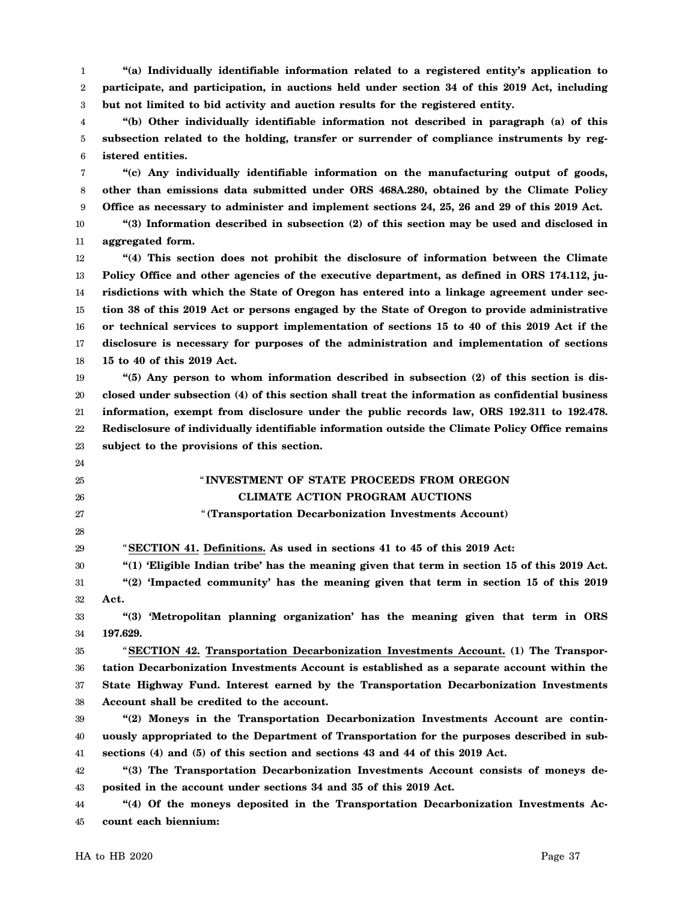**"(a) Individually identifiable information related to a registered entity's application to participate, and participation, in auctions held under section 34 of this 2019 Act, including but not limited to bid activity and auction results for the registered entity.**

**"(b) Other individually identifiable information not described in paragraph (a) of this subsection related to the holding, transfer or surrender of compliance instruments by registered entities.**

**"(c) Any individually identifiable information on the manufacturing output of goods, other than emissions data submitted under ORS 468A.280, obtained by the Climate Policy Office as necessary to administer and implement sections 24, 25, 26 and 29 of this 2019 Act.**

**"(3) Information described in subsection (2) of this section may be used and disclosed in aggregated form.**

**"(4) This section does not prohibit the disclosure of information between the Climate Policy Office and other agencies of the executive department, as defined in ORS 174.112, jurisdictions with which the State of Oregon has entered into a linkage agreement under section 38 of this 2019 Act or persons engaged by the State of Oregon to provide administrative or technical services to support implementation of sections 15 to 40 of this 2019 Act if the disclosure is necessary for purposes of the administration and implementation of sections 15 to 40 of this 2019 Act.**

**"(5) Any person to whom information described in subsection (2) of this section is disclosed under subsection (4) of this section shall treat the information as confidential business information, exempt from disclosure under the public records law, ORS 192.311 to 192.478. Redisclosure of individually identifiable information outside the Climate Policy Office remains subject to the provisions of this section.**

**"INVESTMENT OF STATE PROCEEDS FROM OREGON CLIMATE ACTION PROGRAM AUCTIONS**

**"(Transportation Decarbonization Investments Account)**

"**SECTION 41. Definitions. As used in sections 41 to 45 of this 2019 Act:**

**"(1) 'Eligible Indian tribe' has the meaning given that term in section 15 of this 2019 Act.**

**"(2) 'Impacted community' has the meaning given that term in section 15 of this 2019 Act.**

**"(3) 'Metropolitan planning organization' has the meaning given that term in ORS 197.629.**

"**SECTION 42. Transportation Decarbonization Investments Account. (1) The Transportation Decarbonization Investments Account is established as a separate account within the State Highway Fund. Interest earned by the Transportation Decarbonization Investments Account shall be credited to the account.**

**"(2) Moneys in the Transportation Decarbonization Investments Account are continuously appropriated to the Department of Transportation for the purposes described in subsections (4) and (5) of this section and sections 43 and 44 of this 2019 Act.**

**"(3) The Transportation Decarbonization Investments Account consists of moneys deposited in the account under sections 34 and 35 of this 2019 Act.**

**"(4) Of the moneys deposited in the Transportation Decarbonization Investments Account each biennium:**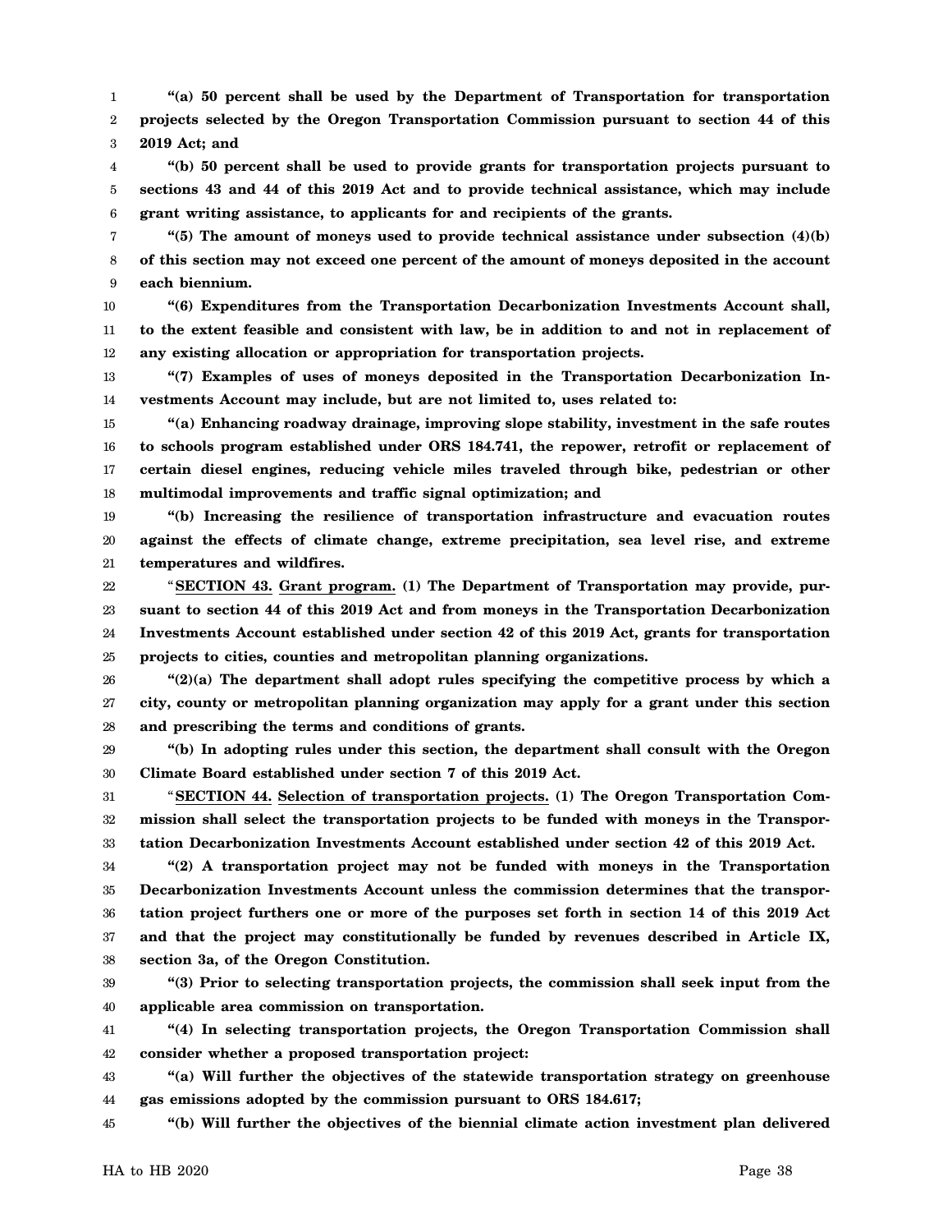**"(a) 50 percent shall be used by the Department of Transportation for transportation projects selected by the Oregon Transportation Commission pursuant to section 44 of this 2019 Act; and**

**"(b) 50 percent shall be used to provide grants for transportation projects pursuant to sections 43 and 44 of this 2019 Act and to provide technical assistance, which may include grant writing assistance, to applicants for and recipients of the grants.**

**"(5) The amount of moneys used to provide technical assistance under subsection (4)(b) of this section may not exceed one percent of the amount of moneys deposited in the account each biennium.**

**"(6) Expenditures from the Transportation Decarbonization Investments Account shall, to the extent feasible and consistent with law, be in addition to and not in replacement of any existing allocation or appropriation for transportation projects.**

**"(7) Examples of uses of moneys deposited in the Transportation Decarbonization Investments Account may include, but are not limited to, uses related to:**

**"(a) Enhancing roadway drainage, improving slope stability, investment in the safe routes to schools program established under ORS 184.741, the repower, retrofit or replacement of certain diesel engines, reducing vehicle miles traveled through bike, pedestrian or other multimodal improvements and traffic signal optimization; and**

**"(b) Increasing the resilience of transportation infrastructure and evacuation routes against the effects of climate change, extreme precipitation, sea level rise, and extreme temperatures and wildfires.**

"**SECTION 43. Grant program. (1) The Department of Transportation may provide, pursuant to section 44 of this 2019 Act and from moneys in the Transportation Decarbonization Investments Account established under section 42 of this 2019 Act, grants for transportation projects to cities, counties and metropolitan planning organizations.**

**"(2)(a) The department shall adopt rules specifying the competitive process by which a city, county or metropolitan planning organization may apply for a grant under this section and prescribing the terms and conditions of grants.**

**"(b) In adopting rules under this section, the department shall consult with the Oregon Climate Board established under section 7 of this 2019 Act.**

"**SECTION 44. Selection of transportation projects. (1) The Oregon Transportation Commission shall select the transportation projects to be funded with moneys in the Transportation Decarbonization Investments Account established under section 42 of this 2019 Act.**

**"(2) A transportation project may not be funded with moneys in the Transportation Decarbonization Investments Account unless the commission determines that the transportation project furthers one or more of the purposes set forth in section 14 of this 2019 Act and that the project may constitutionally be funded by revenues described in Article IX, section 3a, of the Oregon Constitution.**

**"(3) Prior to selecting transportation projects, the commission shall seek input from the applicable area commission on transportation.**

**"(4) In selecting transportation projects, the Oregon Transportation Commission shall consider whether a proposed transportation project:**

**"(a) Will further the objectives of the statewide transportation strategy on greenhouse gas emissions adopted by the commission pursuant to ORS 184.617;**

**"(b) Will further the objectives of the biennial climate action investment plan delivered**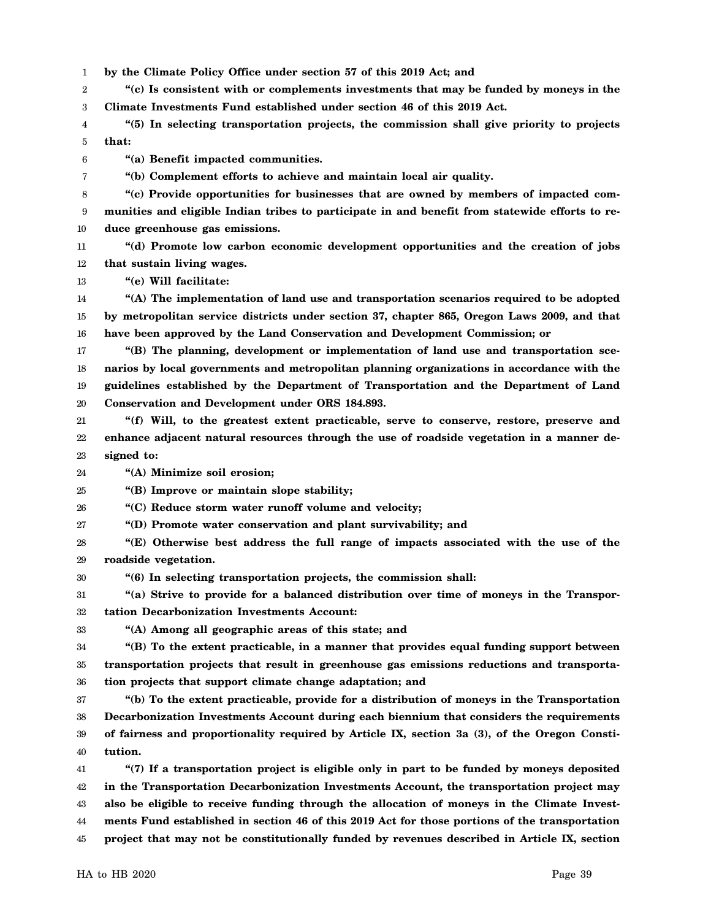**by the Climate Policy Office under section 57 of this 2019 Act; and**

**"(c) Is consistent with or complements investments that may be funded by moneys in the Climate Investments Fund established under section 46 of this 2019 Act.**

**"(5) In selecting transportation projects, the commission shall give priority to projects that:**

**"(a) Benefit impacted communities.**

**"(b) Complement efforts to achieve and maintain local air quality.**

**"(c) Provide opportunities for businesses that are owned by members of impacted communities and eligible Indian tribes to participate in and benefit from statewide efforts to reduce greenhouse gas emissions.**

**"(d) Promote low carbon economic development opportunities and the creation of jobs that sustain living wages.**

**"(e) Will facilitate:**

**"(A) The implementation of land use and transportation scenarios required to be adopted by metropolitan service districts under section 37, chapter 865, Oregon Laws 2009, and that have been approved by the Land Conservation and Development Commission; or**

**"(B) The planning, development or implementation of land use and transportation scenarios by local governments and metropolitan planning organizations in accordance with the guidelines established by the Department of Transportation and the Department of Land Conservation and Development under ORS 184.893.**

**"(f) Will, to the greatest extent practicable, serve to conserve, restore, preserve and enhance adjacent natural resources through the use of roadside vegetation in a manner designed to:**

**"(A) Minimize soil erosion;**

**"(B) Improve or maintain slope stability;**

**"(C) Reduce storm water runoff volume and velocity;**

**"(D) Promote water conservation and plant survivability; and**

**"(E) Otherwise best address the full range of impacts associated with the use of the roadside vegetation.**

**"(6) In selecting transportation projects, the commission shall:**

**"(a) Strive to provide for a balanced distribution over time of moneys in the Transportation Decarbonization Investments Account:**

**"(A) Among all geographic areas of this state; and**

**"(B) To the extent practicable, in a manner that provides equal funding support between transportation projects that result in greenhouse gas emissions reductions and transportation projects that support climate change adaptation; and**

**"(b) To the extent practicable, provide for a distribution of moneys in the Transportation Decarbonization Investments Account during each biennium that considers the requirements of fairness and proportionality required by Article IX, section 3a (3), of the Oregon Constitution.**

**"(7) If a transportation project is eligible only in part to be funded by moneys deposited in the Transportation Decarbonization Investments Account, the transportation project may also be eligible to receive funding through the allocation of moneys in the Climate Investments Fund established in section 46 of this 2019 Act for those portions of the transportation project that may not be constitutionally funded by revenues described in Article IX, section**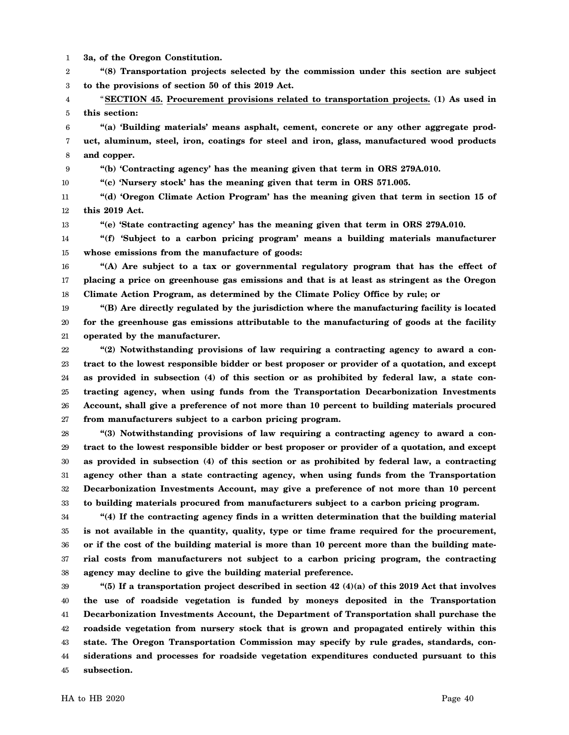**3a, of the Oregon Constitution.**

**"(8) Transportation projects selected by the commission under this section are subject to the provisions of section 50 of this 2019 Act.**

"**SECTION 45.** **Procurement provisions related to transportation projects.** **(1) As used in this section:**

**"(a) 'Building materials' means asphalt, cement, concrete or any other aggregate product, aluminum, steel, iron, coatings for steel and iron, glass, manufactured wood products and copper.**

**"(b) 'Contracting agency' has the meaning given that term in ORS 279A.010.**

**"(c) 'Nursery stock' has the meaning given that term in ORS 571.005.**

**"(d) 'Oregon Climate Action Program' has the meaning given that term in section 15 of this 2019 Act.**

**"(e) 'State contracting agency' has the meaning given that term in ORS 279A.010.**

**"(f) 'Subject to a carbon pricing program' means a building materials manufacturer whose emissions from the manufacture of goods:**

**"(A) Are subject to a tax or governmental regulatory program that has the effect of placing a price on greenhouse gas emissions and that is at least as stringent as the Oregon Climate Action Program, as determined by the Climate Policy Office by rule; or**

**"(B) Are directly regulated by the jurisdiction where the manufacturing facility is located for the greenhouse gas emissions attributable to the manufacturing of goods at the facility operated by the manufacturer.**

**"(2) Notwithstanding provisions of law requiring a contracting agency to award a contract to the lowest responsible bidder or best proposer or provider of a quotation, and except as provided in subsection (4) of this section or as prohibited by federal law, a state contracting agency, when using funds from the Transportation Decarbonization Investments Account, shall give a preference of not more than 10 percent to building materials procured from manufacturers subject to a carbon pricing program.**

**"(3) Notwithstanding provisions of law requiring a contracting agency to award a contract to the lowest responsible bidder or best proposer or provider of a quotation, and except as provided in subsection (4) of this section or as prohibited by federal law, a contracting agency other than a state contracting agency, when using funds from the Transportation Decarbonization Investments Account, may give a preference of not more than 10 percent to building materials procured from manufacturers subject to a carbon pricing program.**

**"(4) If the contracting agency finds in a written determination that the building material is not available in the quantity, quality, type or time frame required for the procurement, or if the cost of the building material is more than 10 percent more than the building material costs from manufacturers not subject to a carbon pricing program, the contracting agency may decline to give the building material preference.**

**"(5) If a transportation project described in section 42 (4)(a) of this 2019 Act that involves the use of roadside vegetation is funded by moneys deposited in the Transportation Decarbonization Investments Account, the Department of Transportation shall purchase the roadside vegetation from nursery stock that is grown and propagated entirely within this state. The Oregon Transportation Commission may specify by rule grades, standards, considerations and processes for roadside vegetation expenditures conducted pursuant to this subsection.**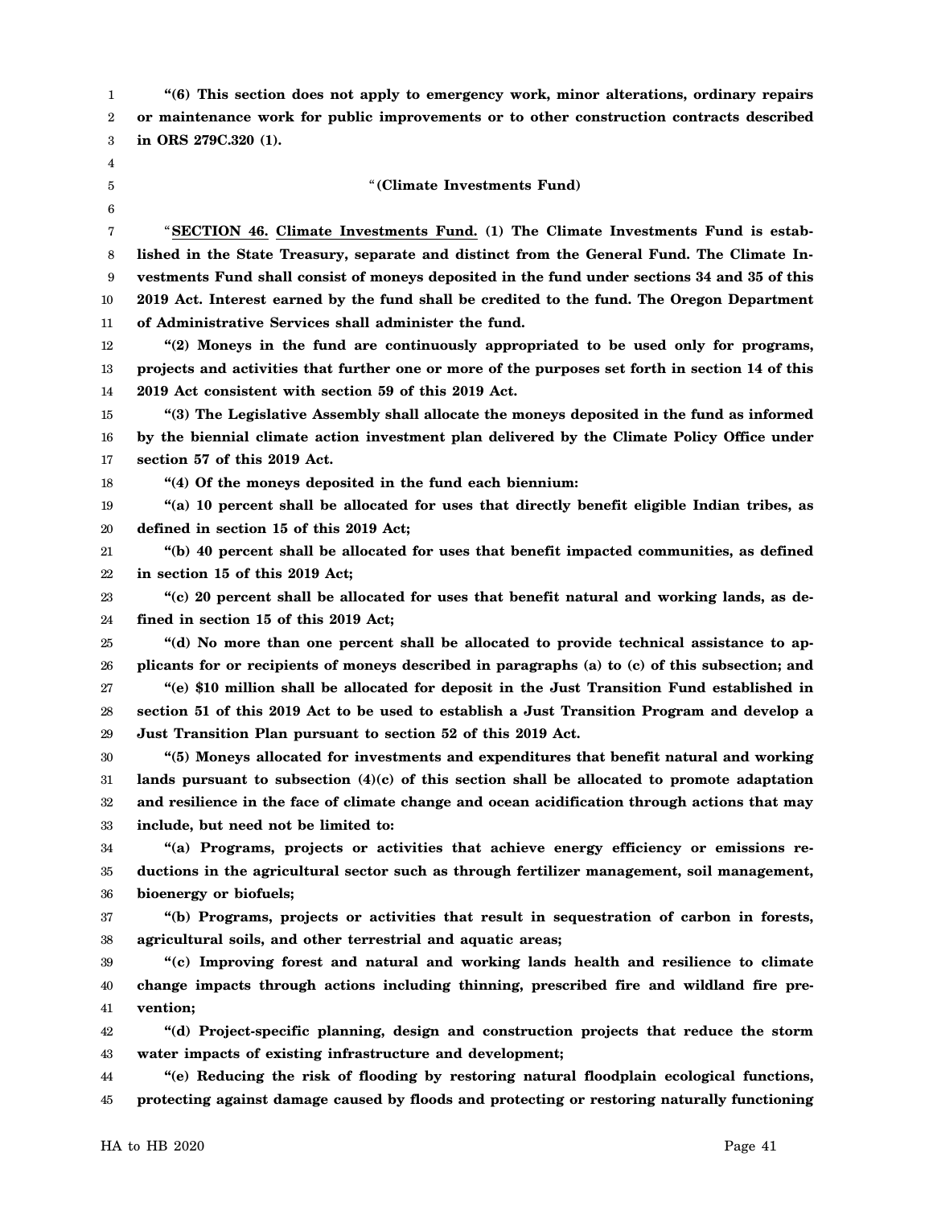**"(6) This section does not apply to emergency work, minor alterations, ordinary repairs or maintenance work for public improvements or to other construction contracts described in ORS 279C.320 (1).**

"**(Climate Investments Fund)**

"**SECTION 46. Climate Investments Fund. (1) The Climate Investments Fund is established in the State Treasury, separate and distinct from the General Fund. The Climate Investments Fund shall consist of moneys deposited in the fund under sections 34 and 35 of this 2019 Act. Interest earned by the fund shall be credited to the fund. The Oregon Department of Administrative Services shall administer the fund.**

**"(2) Moneys in the fund are continuously appropriated to be used only for programs, projects and activities that further one or more of the purposes set forth in section 14 of this 2019 Act consistent with section 59 of this 2019 Act.**

**"(3) The Legislative Assembly shall allocate the moneys deposited in the fund as informed by the biennial climate action investment plan delivered by the Climate Policy Office under section 57 of this 2019 Act.**

**"(4) Of the moneys deposited in the fund each biennium:**

**"(a) 10 percent shall be allocated for uses that directly benefit eligible Indian tribes, as defined in section 15 of this 2019 Act;**

**"(b) 40 percent shall be allocated for uses that benefit impacted communities, as defined in section 15 of this 2019 Act;**

**"(c) 20 percent shall be allocated for uses that benefit natural and working lands, as defined in section 15 of this 2019 Act;**

**"(d) No more than one percent shall be allocated to provide technical assistance to applicants for or recipients of moneys described in paragraphs (a) to (c) of this subsection; and**

**"(e) $10 million shall be allocated for deposit in the Just Transition Fund established in section 51 of this 2019 Act to be used to establish a Just Transition Program and develop a Just Transition Plan pursuant to section 52 of this 2019 Act.**

**"(5) Moneys allocated for investments and expenditures that benefit natural and working lands pursuant to subsection (4)(c) of this section shall be allocated to promote adaptation and resilience in the face of climate change and ocean acidification through actions that may include, but need not be limited to:**

**"(a) Programs, projects or activities that achieve energy efficiency or emissions reductions in the agricultural sector such as through fertilizer management, soil management, bioenergy or biofuels;**

**"(b) Programs, projects or activities that result in sequestration of carbon in forests, agricultural soils, and other terrestrial and aquatic areas;**

**"(c) Improving forest and natural and working lands health and resilience to climate change impacts through actions including thinning, prescribed fire and wildland fire prevention;**

**"(d) Project-specific planning, design and construction projects that reduce the storm water impacts of existing infrastructure and development;**

**"(e) Reducing the risk of flooding by restoring natural floodplain ecological functions, protecting against damage caused by floods and protecting or restoring naturally functioning**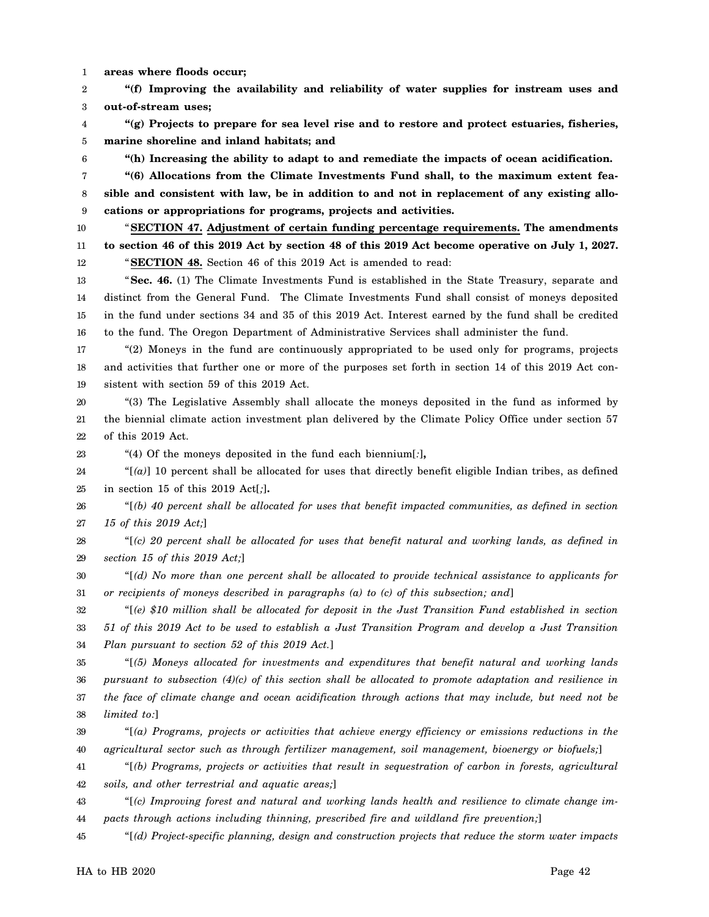**areas where floods occur;**

**"(f) Improving the availability and reliability of water supplies for instream uses and out-of-stream uses;**

**"(g) Projects to prepare for sea level rise and to restore and protect estuaries, fisheries, marine shoreline and inland habitats; and**

**"(h) Increasing the ability to adapt to and remediate the impacts of ocean acidification.**

**"(6) Allocations from the Climate Investments Fund shall, to the maximum extent feasible and consistent with law, be in addition to and not in replacement of any existing allocations or appropriations for programs, projects and activities.**

"**SECTION 47. Adjustment of certain funding percentage requirements. The amendments to section 46 of this 2019 Act by section 48 of this 2019 Act become operative on July 1, 2027.**

"**SECTION 48.** Section 46 of this 2019 Act is amended to read:

"**Sec. 46.** (1) The Climate Investments Fund is established in the State Treasury, separate and distinct from the General Fund. The Climate Investments Fund shall consist of moneys deposited in the fund under sections 34 and 35 of this 2019 Act. Interest earned by the fund shall be credited to the fund. The Oregon Department of Administrative Services shall administer the fund.

"(2) Moneys in the fund are continuously appropriated to be used only for programs, projects and activities that further one or more of the purposes set forth in section 14 of this 2019 Act consistent with section 59 of this 2019 Act.

"(3) The Legislative Assembly shall allocate the moneys deposited in the fund as informed by the biennial climate action investment plan delivered by the Climate Policy Office under section 57 of this 2019 Act.

"(4) Of the moneys deposited in the fund each biennium[*:*]**,**

"[*(a)*] 10 percent shall be allocated for uses that directly benefit eligible Indian tribes, as defined in section 15 of this 2019 Act[*;*]**.**

"[*(b) 40 percent shall be allocated for uses that benefit impacted communities, as defined in section 15 of this 2019 Act;*]

"[*(c) 20 percent shall be allocated for uses that benefit natural and working lands, as defined in section 15 of this 2019 Act;*]

"[*(d) No more than one percent shall be allocated to provide technical assistance to applicants for or recipients of moneys described in paragraphs (a) to (c) of this subsection; and*]

"[*(e) $10 million shall be allocated for deposit in the Just Transition Fund established in section 51 of this 2019 Act to be used to establish a Just Transition Program and develop a Just Transition Plan pursuant to section 52 of this 2019 Act.*]

"[*(5) Moneys allocated for investments and expenditures that benefit natural and working lands pursuant to subsection (4)(c) of this section shall be allocated to promote adaptation and resilience in the face of climate change and ocean acidification through actions that may include, but need not be limited to:*]

"[*(a) Programs, projects or activities that achieve energy efficiency or emissions reductions in the agricultural sector such as through fertilizer management, soil management, bioenergy or biofuels;*]

"[*(b) Programs, projects or activities that result in sequestration of carbon in forests, agricultural soils, and other terrestrial and aquatic areas;*]

"[*(c) Improving forest and natural and working lands health and resilience to climate change impacts through actions including thinning, prescribed fire and wildland fire prevention;*]

"[*(d) Project-specific planning, design and construction projects that reduce the storm water impacts*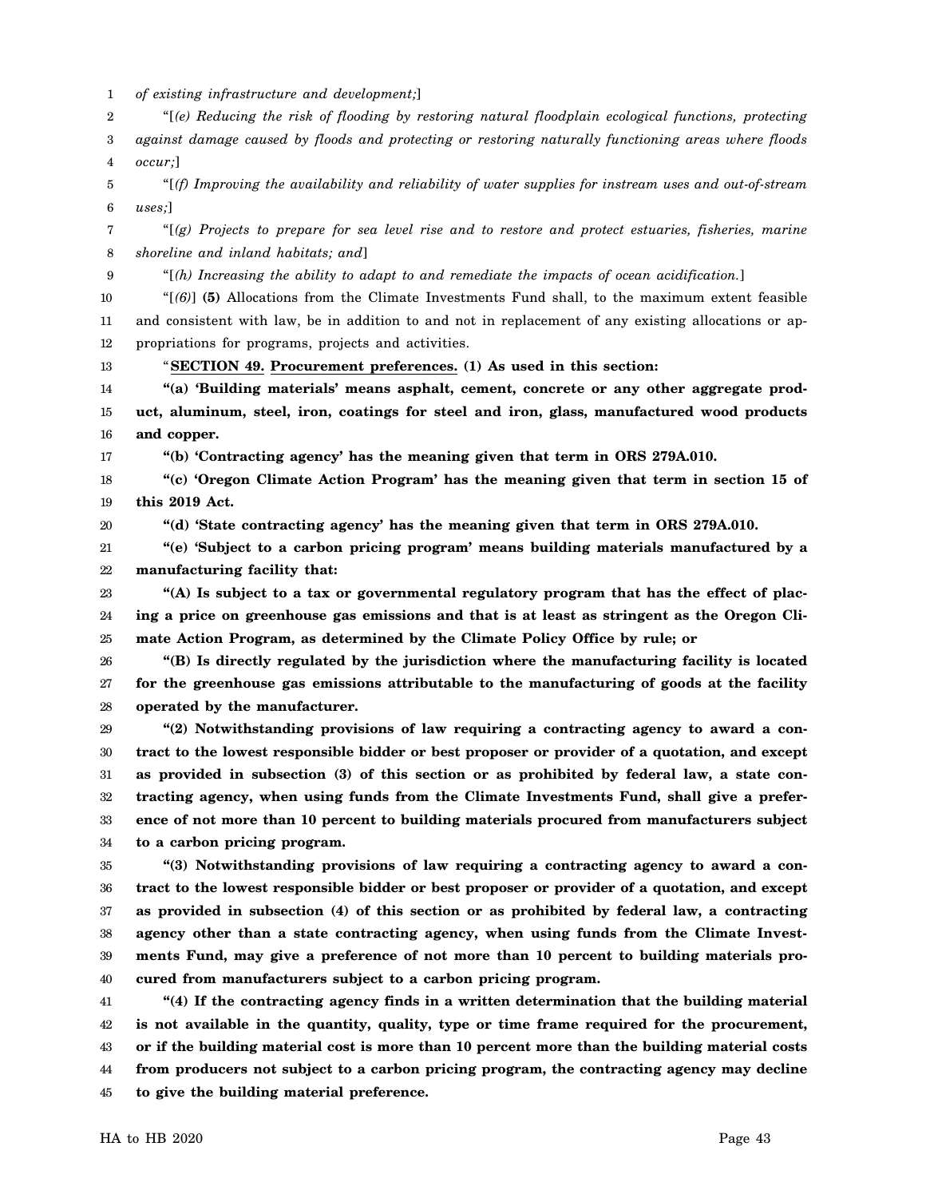*of existing infrastructure and development;*]

"[*(e) Reducing the risk of flooding by restoring natural floodplain ecological functions, protecting against damage caused by floods and protecting or restoring naturally functioning areas where floods occur;*]

"[*(f) Improving the availability and reliability of water supplies for instream uses and out-of-stream uses;*]

"[*(g) Projects to prepare for sea level rise and to restore and protect estuaries, fisheries, marine shoreline and inland habitats; and*]

"[*(h) Increasing the ability to adapt to and remediate the impacts of ocean acidification.*]

"[*(6)*] **(5)** Allocations from the Climate Investments Fund shall, to the maximum extent feasible and consistent with law, be in addition to and not in replacement of any existing allocations or appropriations for programs, projects and activities.

"**SECTION 49. Procurement preferences. (1) As used in this section:**

**"(a) 'Building materials' means asphalt, cement, concrete or any other aggregate product, aluminum, steel, iron, coatings for steel and iron, glass, manufactured wood products and copper.**

**"(b) 'Contracting agency' has the meaning given that term in ORS 279A.010.**

**"(c) 'Oregon Climate Action Program' has the meaning given that term in section 15 of this 2019 Act.**

**"(d) 'State contracting agency' has the meaning given that term in ORS 279A.010.**

**"(e) 'Subject to a carbon pricing program' means building materials manufactured by a manufacturing facility that:**

**"(A) Is subject to a tax or governmental regulatory program that has the effect of placing a price on greenhouse gas emissions and that is at least as stringent as the Oregon Climate Action Program, as determined by the Climate Policy Office by rule; or**

**"(B) Is directly regulated by the jurisdiction where the manufacturing facility is located for the greenhouse gas emissions attributable to the manufacturing of goods at the facility operated by the manufacturer.**

**"(2) Notwithstanding provisions of law requiring a contracting agency to award a contract to the lowest responsible bidder or best proposer or provider of a quotation, and except as provided in subsection (3) of this section or as prohibited by federal law, a state contracting agency, when using funds from the Climate Investments Fund, shall give a preference of not more than 10 percent to building materials procured from manufacturers subject to a carbon pricing program.**

**"(3) Notwithstanding provisions of law requiring a contracting agency to award a contract to the lowest responsible bidder or best proposer or provider of a quotation, and except as provided in subsection (4) of this section or as prohibited by federal law, a contracting agency other than a state contracting agency, when using funds from the Climate Investments Fund, may give a preference of not more than 10 percent to building materials procured from manufacturers subject to a carbon pricing program.**

**"(4) If the contracting agency finds in a written determination that the building material is not available in the quantity, quality, type or time frame required for the procurement, or if the building material cost is more than 10 percent more than the building material costs from producers not subject to a carbon pricing program, the contracting agency may decline to give the building material preference.**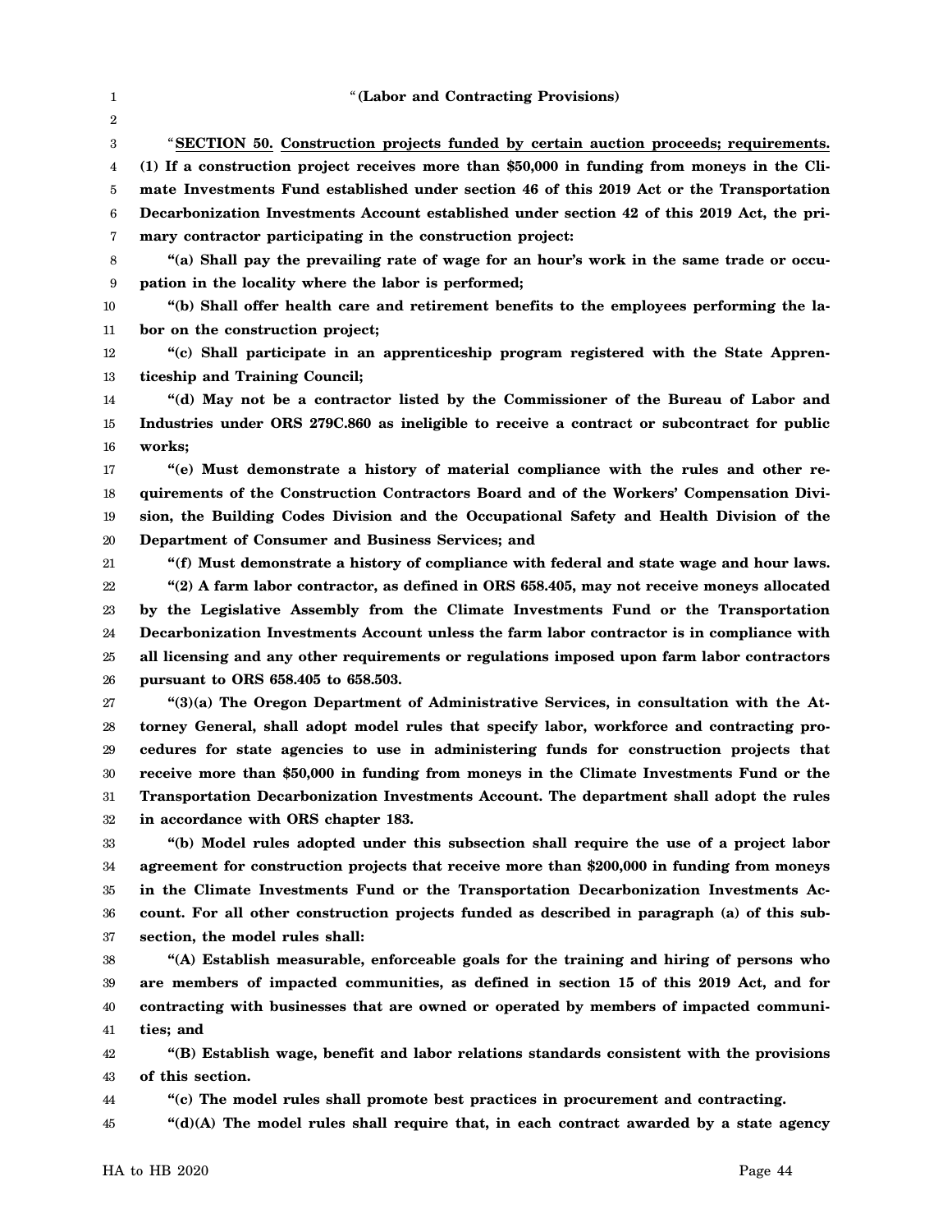"**(Labor and Contracting Provisions)**

"**SECTION 50. Construction projects funded by certain auction proceeds; requirements. (1) If a construction project receives more than $50,000 in funding from moneys in the Climate Investments Fund established under section 46 of this 2019 Act or the Transportation Decarbonization Investments Account established under section 42 of this 2019 Act, the primary contractor participating in the construction project:**

**"(a) Shall pay the prevailing rate of wage for an hour's work in the same trade or occupation in the locality where the labor is performed;**

**"(b) Shall offer health care and retirement benefits to the employees performing the labor on the construction project;**

**"(c) Shall participate in an apprenticeship program registered with the State Apprenticeship and Training Council;**

**"(d) May not be a contractor listed by the Commissioner of the Bureau of Labor and Industries under ORS 279C.860 as ineligible to receive a contract or subcontract for public works;**

**"(e) Must demonstrate a history of material compliance with the rules and other requirements of the Construction Contractors Board and of the Workers' Compensation Division, the Building Codes Division and the Occupational Safety and Health Division of the Department of Consumer and Business Services; and**

**"(f) Must demonstrate a history of compliance with federal and state wage and hour laws.**

**"(2) A farm labor contractor, as defined in ORS 658.405, may not receive moneys allocated by the Legislative Assembly from the Climate Investments Fund or the Transportation Decarbonization Investments Account unless the farm labor contractor is in compliance with all licensing and any other requirements or regulations imposed upon farm labor contractors pursuant to ORS 658.405 to 658.503.**

**"(3)(a) The Oregon Department of Administrative Services, in consultation with the Attorney General, shall adopt model rules that specify labor, workforce and contracting procedures for state agencies to use in administering funds for construction projects that receive more than $50,000 in funding from moneys in the Climate Investments Fund or the Transportation Decarbonization Investments Account. The department shall adopt the rules in accordance with ORS chapter 183.**

**"(b) Model rules adopted under this subsection shall require the use of a project labor agreement for construction projects that receive more than $200,000 in funding from moneys in the Climate Investments Fund or the Transportation Decarbonization Investments Account. For all other construction projects funded as described in paragraph (a) of this subsection, the model rules shall:**

**"(A) Establish measurable, enforceable goals for the training and hiring of persons who are members of impacted communities, as defined in section 15 of this 2019 Act, and for contracting with businesses that are owned or operated by members of impacted communities; and**

**"(B) Establish wage, benefit and labor relations standards consistent with the provisions of this section.**

**"(c) The model rules shall promote best practices in procurement and contracting.**

**"(d)(A) The model rules shall require that, in each contract awarded by a state agency**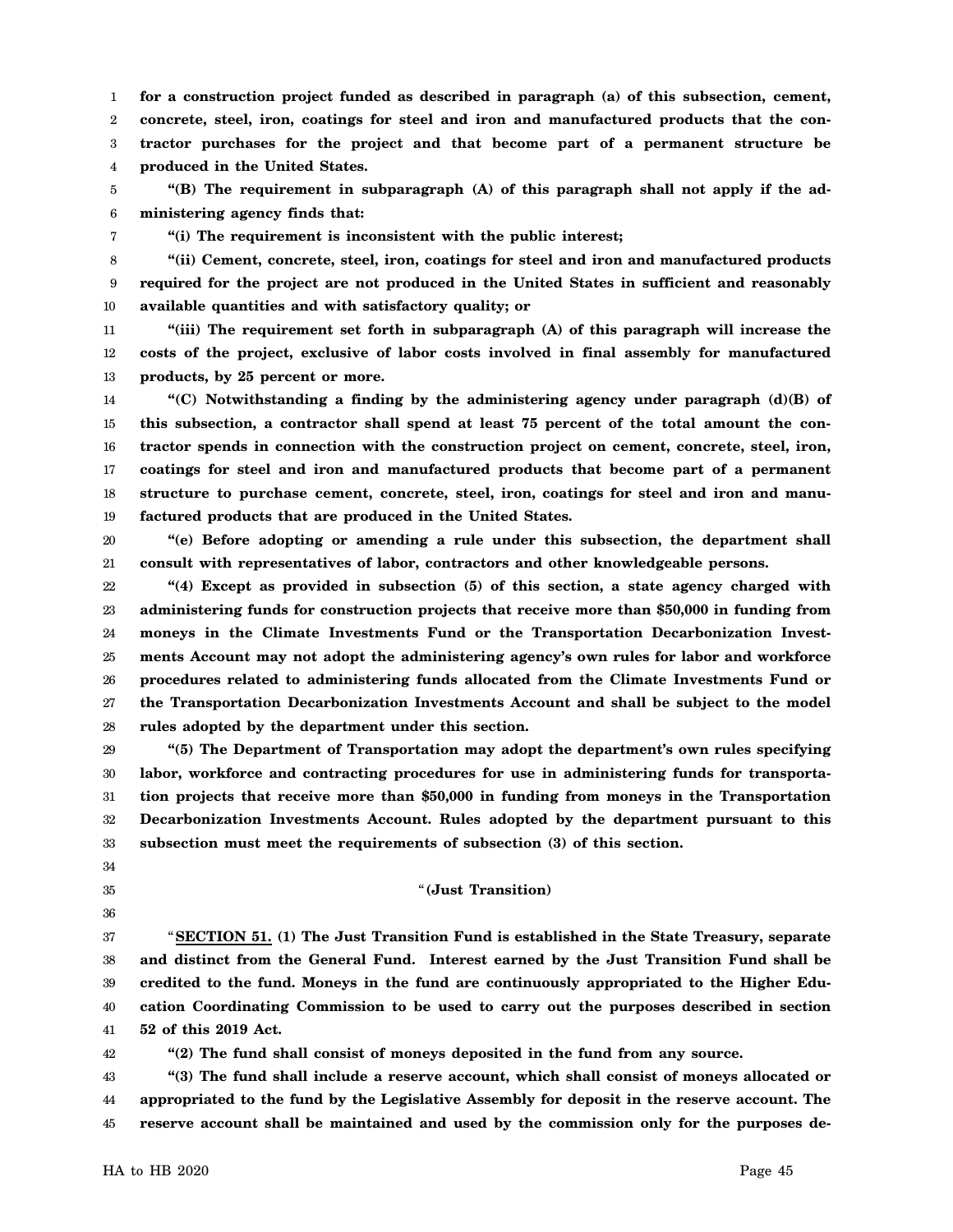**for a construction project funded as described in paragraph (a) of this subsection, cement, concrete, steel, iron, coatings for steel and iron and manufactured products that the contractor purchases for the project and that become part of a permanent structure be produced in the United States.**

**"(B) The requirement in subparagraph (A) of this paragraph shall not apply if the administering agency finds that:**

**"(i) The requirement is inconsistent with the public interest;**

**"(ii) Cement, concrete, steel, iron, coatings for steel and iron and manufactured products required for the project are not produced in the United States in sufficient and reasonably available quantities and with satisfactory quality; or**

**"(iii) The requirement set forth in subparagraph (A) of this paragraph will increase the costs of the project, exclusive of labor costs involved in final assembly for manufactured products, by 25 percent or more.**

**"(C) Notwithstanding a finding by the administering agency under paragraph (d)(B) of this subsection, a contractor shall spend at least 75 percent of the total amount the contractor spends in connection with the construction project on cement, concrete, steel, iron, coatings for steel and iron and manufactured products that become part of a permanent structure to purchase cement, concrete, steel, iron, coatings for steel and iron and manufactured products that are produced in the United States.**

**"(e) Before adopting or amending a rule under this subsection, the department shall consult with representatives of labor, contractors and other knowledgeable persons.**

**"(4) Except as provided in subsection (5) of this section, a state agency charged with administering funds for construction projects that receive more than $50,000 in funding from moneys in the Climate Investments Fund or the Transportation Decarbonization Investments Account may not adopt the administering agency's own rules for labor and workforce procedures related to administering funds allocated from the Climate Investments Fund or the Transportation Decarbonization Investments Account and shall be subject to the model rules adopted by the department under this section.**

**"(5) The Department of Transportation may adopt the department's own rules specifying labor, workforce and contracting procedures for use in administering funds for transportation projects that receive more than $50,000 in funding from moneys in the Transportation Decarbonization Investments Account. Rules adopted by the department pursuant to this subsection must meet the requirements of subsection (3) of this section.**

"**(Just Transition)**

"**SECTION 51. (1) The Just Transition Fund is established in the State Treasury, separate and distinct from the General Fund. Interest earned by the Just Transition Fund shall be credited to the fund. Moneys in the fund are continuously appropriated to the Higher Education Coordinating Commission to be used to carry out the purposes described in section 52 of this 2019 Act.**

**"(2) The fund shall consist of moneys deposited in the fund from any source.**

**"(3) The fund shall include a reserve account, which shall consist of moneys allocated or appropriated to the fund by the Legislative Assembly for deposit in the reserve account. The reserve account shall be maintained and used by the commission only for the purposes de-**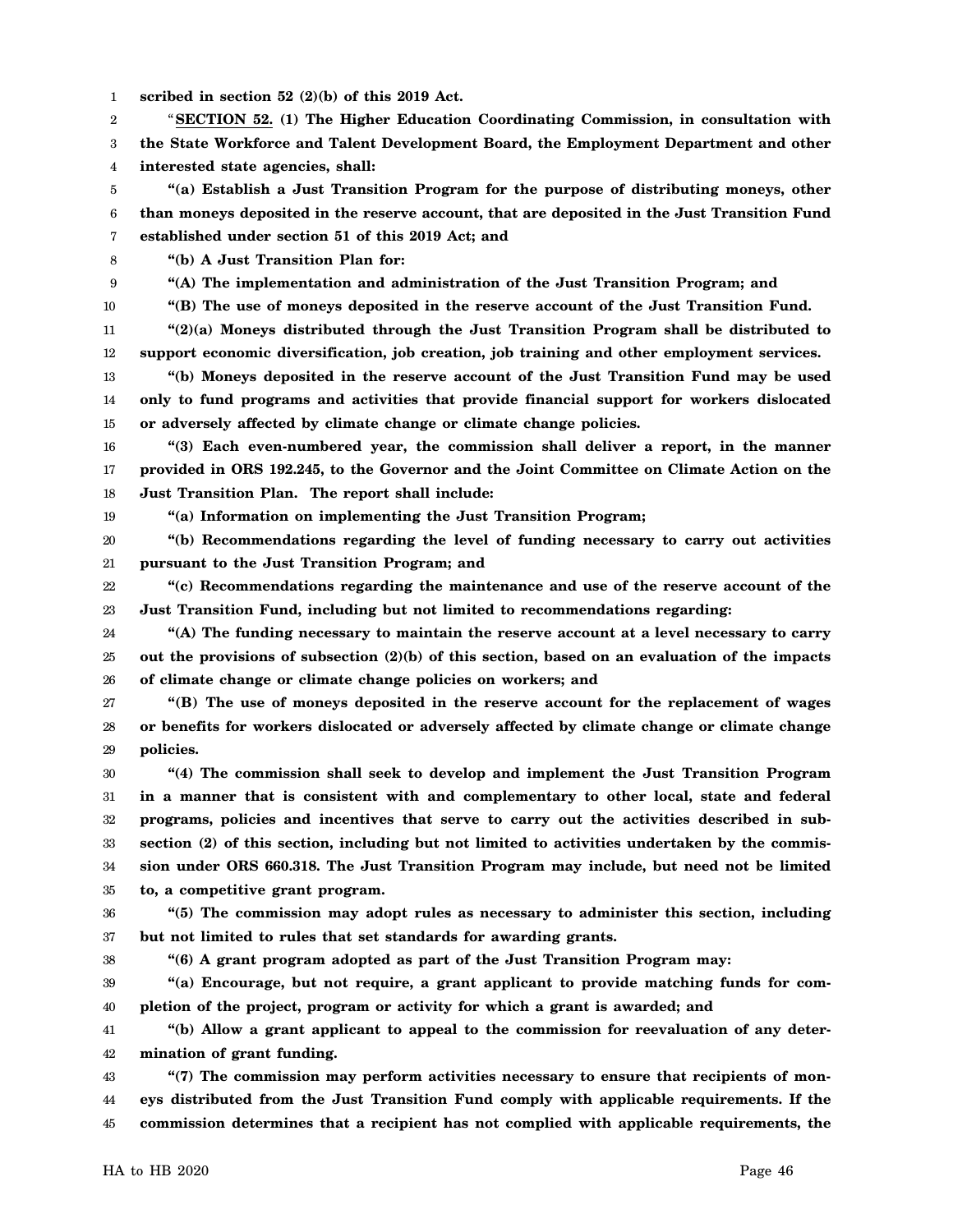**scribed in section 52 (2)(b) of this 2019 Act.**

"**SECTION 52. (1) The Higher Education Coordinating Commission, in consultation with the State Workforce and Talent Development Board, the Employment Department and other interested state agencies, shall:**

**"(a) Establish a Just Transition Program for the purpose of distributing moneys, other than moneys deposited in the reserve account, that are deposited in the Just Transition Fund established under section 51 of this 2019 Act; and**

**"(b) A Just Transition Plan for:**

**"(A) The implementation and administration of the Just Transition Program; and**

**"(B) The use of moneys deposited in the reserve account of the Just Transition Fund.**

**"(2)(a) Moneys distributed through the Just Transition Program shall be distributed to support economic diversification, job creation, job training and other employment services.**

**"(b) Moneys deposited in the reserve account of the Just Transition Fund may be used only to fund programs and activities that provide financial support for workers dislocated or adversely affected by climate change or climate change policies.**

**"(3) Each even-numbered year, the commission shall deliver a report, in the manner provided in ORS 192.245, to the Governor and the Joint Committee on Climate Action on the Just Transition Plan. The report shall include:**

**"(a) Information on implementing the Just Transition Program;**

**"(b) Recommendations regarding the level of funding necessary to carry out activities pursuant to the Just Transition Program; and**

**"(c) Recommendations regarding the maintenance and use of the reserve account of the Just Transition Fund, including but not limited to recommendations regarding:**

**"(A) The funding necessary to maintain the reserve account at a level necessary to carry out the provisions of subsection (2)(b) of this section, based on an evaluation of the impacts of climate change or climate change policies on workers; and**

**"(B) The use of moneys deposited in the reserve account for the replacement of wages or benefits for workers dislocated or adversely affected by climate change or climate change policies.**

**"(4) The commission shall seek to develop and implement the Just Transition Program in a manner that is consistent with and complementary to other local, state and federal programs, policies and incentives that serve to carry out the activities described in subsection (2) of this section, including but not limited to activities undertaken by the commission under ORS 660.318. The Just Transition Program may include, but need not be limited to, a competitive grant program.**

**"(5) The commission may adopt rules as necessary to administer this section, including but not limited to rules that set standards for awarding grants.**

**"(6) A grant program adopted as part of the Just Transition Program may:**

**"(a) Encourage, but not require, a grant applicant to provide matching funds for completion of the project, program or activity for which a grant is awarded; and**

**"(b) Allow a grant applicant to appeal to the commission for reevaluation of any determination of grant funding.**

**"(7) The commission may perform activities necessary to ensure that recipients of moneys distributed from the Just Transition Fund comply with applicable requirements. If the commission determines that a recipient has not complied with applicable requirements, the**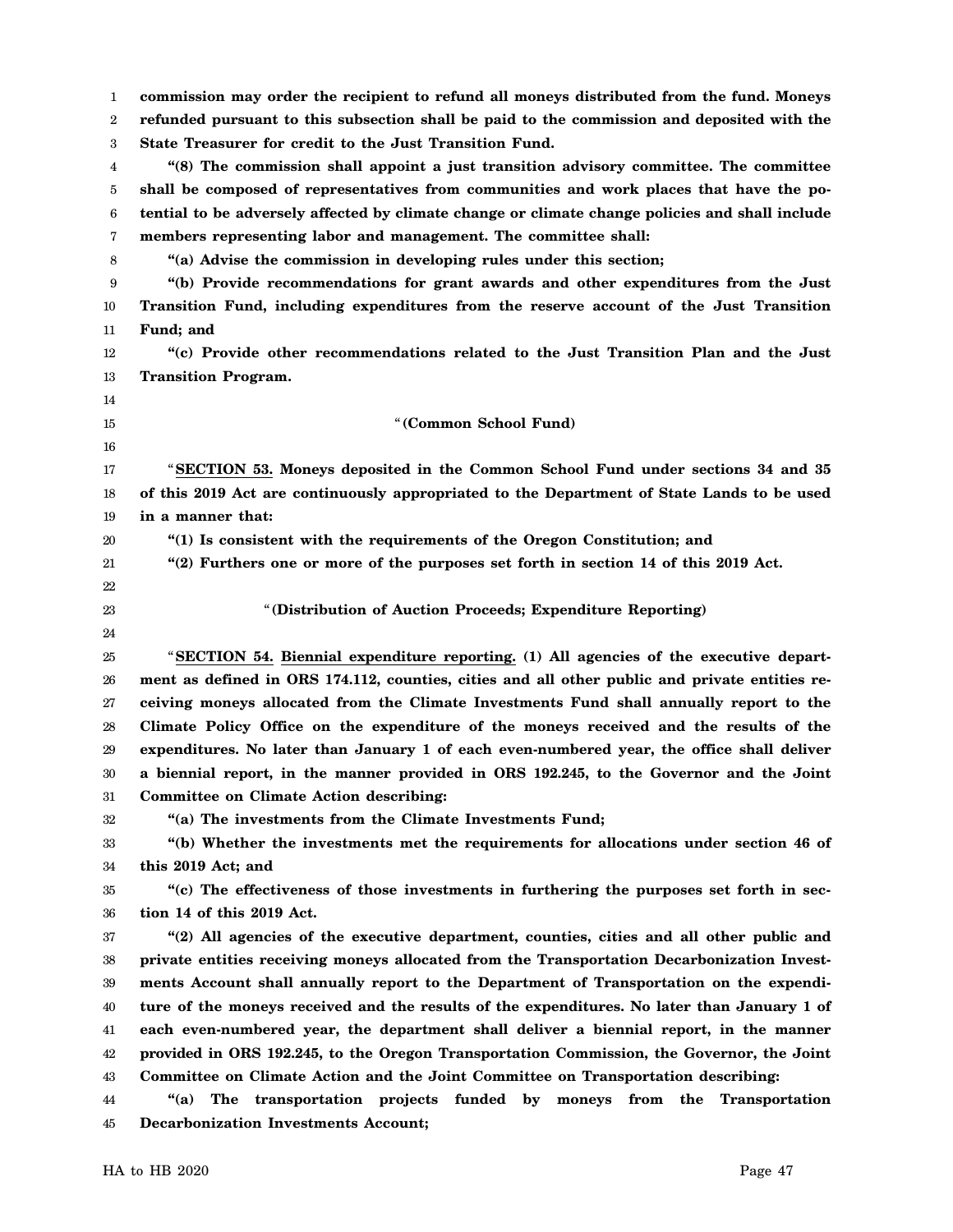**commission may order the recipient to refund all moneys distributed from the fund. Moneys refunded pursuant to this subsection shall be paid to the commission and deposited with the State Treasurer for credit to the Just Transition Fund.**

**"(8) The commission shall appoint a just transition advisory committee. The committee shall be composed of representatives from communities and work places that have the potential to be adversely affected by climate change or climate change policies and shall include members representing labor and management. The committee shall:**

**"(a) Advise the commission in developing rules under this section;**

**"(b) Provide recommendations for grant awards and other expenditures from the Just Transition Fund, including expenditures from the reserve account of the Just Transition Fund; and**

**"(c) Provide other recommendations related to the Just Transition Plan and the Just Transition Program.**

"**(Common School Fund)**

"**SECTION 53. Moneys deposited in the Common School Fund under sections 34 and 35 of this 2019 Act are continuously appropriated to the Department of State Lands to be used in a manner that:**

**"(1) Is consistent with the requirements of the Oregon Constitution; and**

**"(2) Furthers one or more of the purposes set forth in section 14 of this 2019 Act.**

"**(Distribution of Auction Proceeds; Expenditure Reporting)**

"**SECTION 54. Biennial expenditure reporting. (1) All agencies of the executive department as defined in ORS 174.112, counties, cities and all other public and private entities receiving moneys allocated from the Climate Investments Fund shall annually report to the Climate Policy Office on the expenditure of the moneys received and the results of the expenditures. No later than January 1 of each even-numbered year, the office shall deliver a biennial report, in the manner provided in ORS 192.245, to the Governor and the Joint Committee on Climate Action describing:**

**"(a) The investments from the Climate Investments Fund;**

**"(b) Whether the investments met the requirements for allocations under section 46 of this 2019 Act; and**

**"(c) The effectiveness of those investments in furthering the purposes set forth in section 14 of this 2019 Act.**

**"(2) All agencies of the executive department, counties, cities and all other public and private entities receiving moneys allocated from the Transportation Decarbonization Investments Account shall annually report to the Department of Transportation on the expenditure of the moneys received and the results of the expenditures. No later than January 1 of each even-numbered year, the department shall deliver a biennial report, in the manner provided in ORS 192.245, to the Oregon Transportation Commission, the Governor, the Joint Committee on Climate Action and the Joint Committee on Transportation describing:**

**"(a) The transportation projects funded by moneys from the Transportation Decarbonization Investments Account;**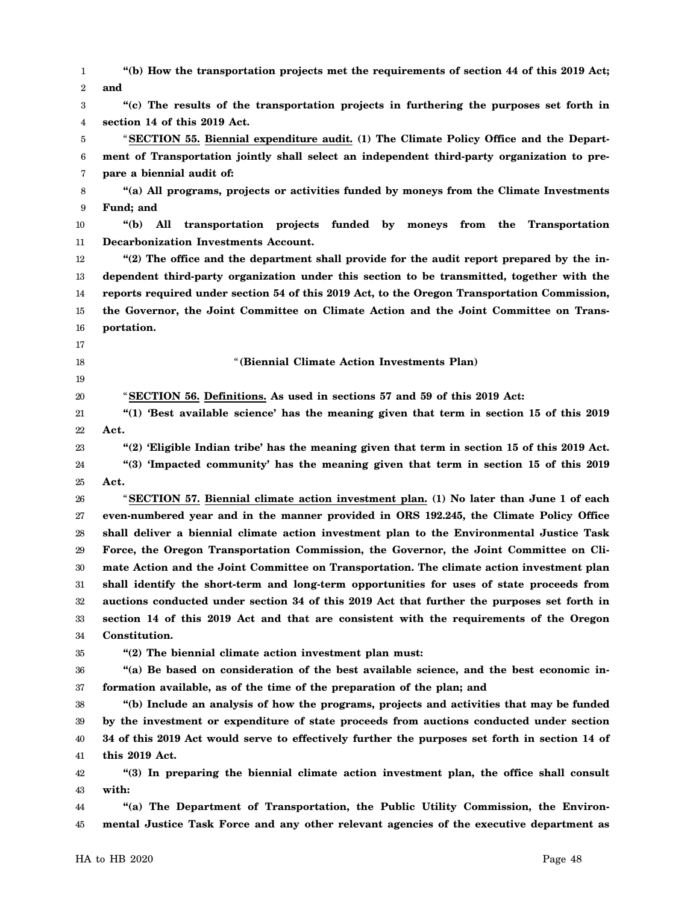**"(b) How the transportation projects met the requirements of section 44 of this 2019 Act; and**

**"(c) The results of the transportation projects in furthering the purposes set forth in section 14 of this 2019 Act.**

"**SECTION 55.** **Biennial expenditure audit. (1) The Climate Policy Office and the Department of Transportation jointly shall select an independent third-party organization to prepare a biennial audit of:**

**"(a) All programs, projects or activities funded by moneys from the Climate Investments Fund; and**

**"(b) All transportation projects funded by moneys from the Transportation Decarbonization Investments Account.**

**"(2) The office and the department shall provide for the audit report prepared by the independent third-party organization under this section to be transmitted, together with the reports required under section 54 of this 2019 Act, to the Oregon Transportation Commission, the Governor, the Joint Committee on Climate Action and the Joint Committee on Transportation.**

"**(Biennial Climate Action Investments Plan)**

"**SECTION 56.** **Definitions. As used in sections 57 and 59 of this 2019 Act:**

**"(1) 'Best available science' has the meaning given that term in section 15 of this 2019 Act.**

**"(2) 'Eligible Indian tribe' has the meaning given that term in section 15 of this 2019 Act.**

**"(3) 'Impacted community' has the meaning given that term in section 15 of this 2019 Act.**

"**SECTION 57.** **Biennial climate action investment plan. (1) No later than June 1 of each even-numbered year and in the manner provided in ORS 192.245, the Climate Policy Office shall deliver a biennial climate action investment plan to the Environmental Justice Task Force, the Oregon Transportation Commission, the Governor, the Joint Committee on Climate Action and the Joint Committee on Transportation. The climate action investment plan shall identify the short-term and long-term opportunities for uses of state proceeds from auctions conducted under section 34 of this 2019 Act that further the purposes set forth in section 14 of this 2019 Act and that are consistent with the requirements of the Oregon Constitution.**

**"(2) The biennial climate action investment plan must:**

**"(a) Be based on consideration of the best available science, and the best economic information available, as of the time of the preparation of the plan; and**

**"(b) Include an analysis of how the programs, projects and activities that may be funded by the investment or expenditure of state proceeds from auctions conducted under section 34 of this 2019 Act would serve to effectively further the purposes set forth in section 14 of this 2019 Act.**

**"(3) In preparing the biennial climate action investment plan, the office shall consult with:**

**"(a) The Department of Transportation, the Public Utility Commission, the Environmental Justice Task Force and any other relevant agencies of the executive department as**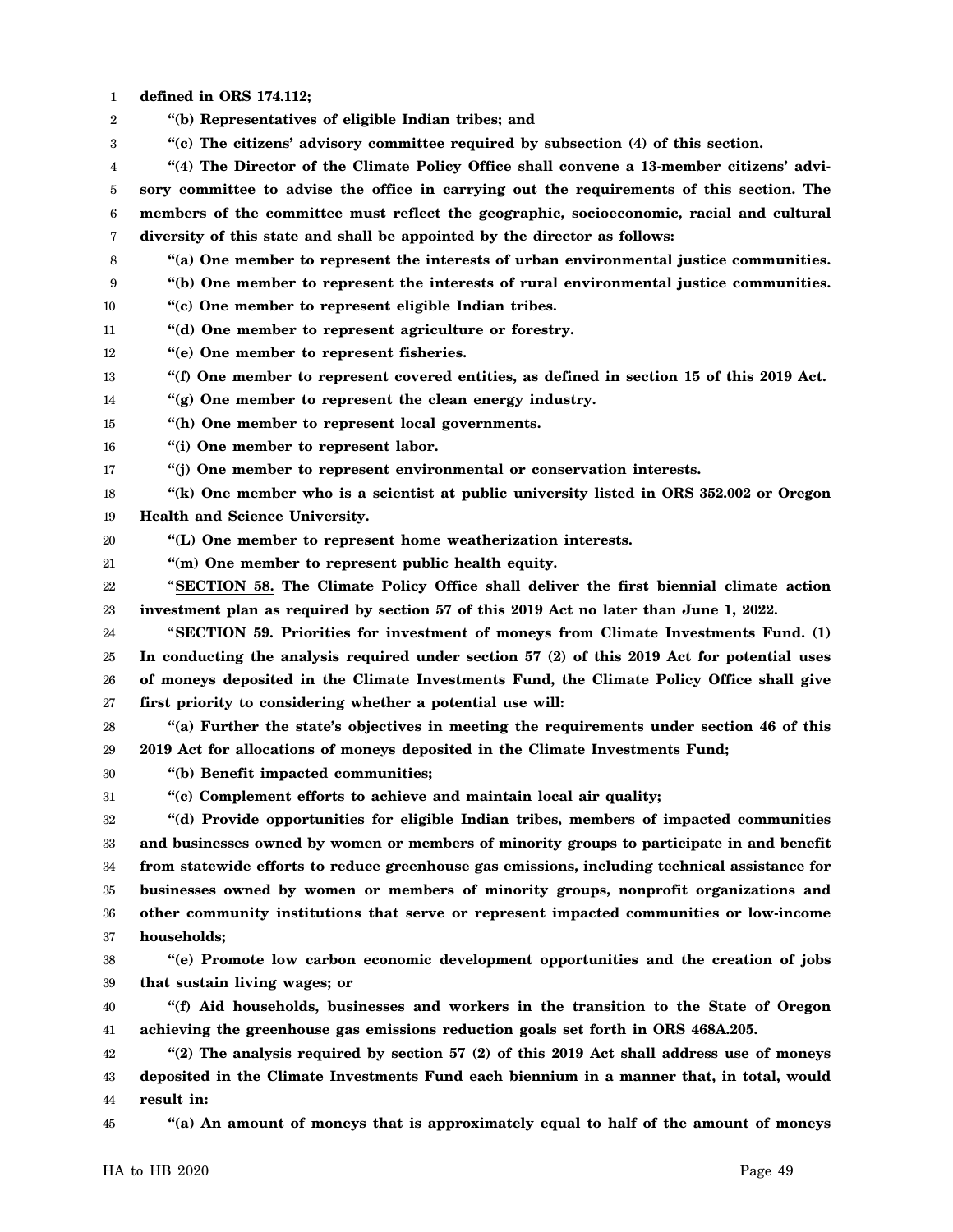**defined in ORS 174.112;**

**"(b) Representatives of eligible Indian tribes; and**

**"(c) The citizens' advisory committee required by subsection (4) of this section.**

**"(4) The Director of the Climate Policy Office shall convene a 13-member citizens' advisory committee to advise the office in carrying out the requirements of this section. The members of the committee must reflect the geographic, socioeconomic, racial and cultural diversity of this state and shall be appointed by the director as follows:**

**"(a) One member to represent the interests of urban environmental justice communities.**

**"(b) One member to represent the interests of rural environmental justice communities.**

**"(c) One member to represent eligible Indian tribes.**

**"(d) One member to represent agriculture or forestry.**

**"(e) One member to represent fisheries.**

**"(f) One member to represent covered entities, as defined in section 15 of this 2019 Act.**

**"(g) One member to represent the clean energy industry.**

**"(h) One member to represent local governments.**

**"(i) One member to represent labor.**

**"(j) One member to represent environmental or conservation interests.**

**"(k) One member who is a scientist at public university listed in ORS 352.002 or Oregon Health and Science University.**

**"(L) One member to represent home weatherization interests.**

**"(m) One member to represent public health equity.**

"**SECTION 58. The Climate Policy Office shall deliver the first biennial climate action investment plan as required by section 57 of this 2019 Act no later than June 1, 2022.**

"**SECTION 59. Priorities for investment of moneys from Climate Investments Fund. (1) In conducting the analysis required under section 57 (2) of this 2019 Act for potential uses of moneys deposited in the Climate Investments Fund, the Climate Policy Office shall give first priority to considering whether a potential use will:**

**"(a) Further the state's objectives in meeting the requirements under section 46 of this 2019 Act for allocations of moneys deposited in the Climate Investments Fund;**

**"(b) Benefit impacted communities;**

**"(c) Complement efforts to achieve and maintain local air quality;**

**"(d) Provide opportunities for eligible Indian tribes, members of impacted communities and businesses owned by women or members of minority groups to participate in and benefit from statewide efforts to reduce greenhouse gas emissions, including technical assistance for businesses owned by women or members of minority groups, nonprofit organizations and other community institutions that serve or represent impacted communities or low-income households;**

**"(e) Promote low carbon economic development opportunities and the creation of jobs that sustain living wages; or**

**"(f) Aid households, businesses and workers in the transition to the State of Oregon achieving the greenhouse gas emissions reduction goals set forth in ORS 468A.205.**

**"(2) The analysis required by section 57 (2) of this 2019 Act shall address use of moneys deposited in the Climate Investments Fund each biennium in a manner that, in total, would result in:**

**"(a) An amount of moneys that is approximately equal to half of the amount of moneys**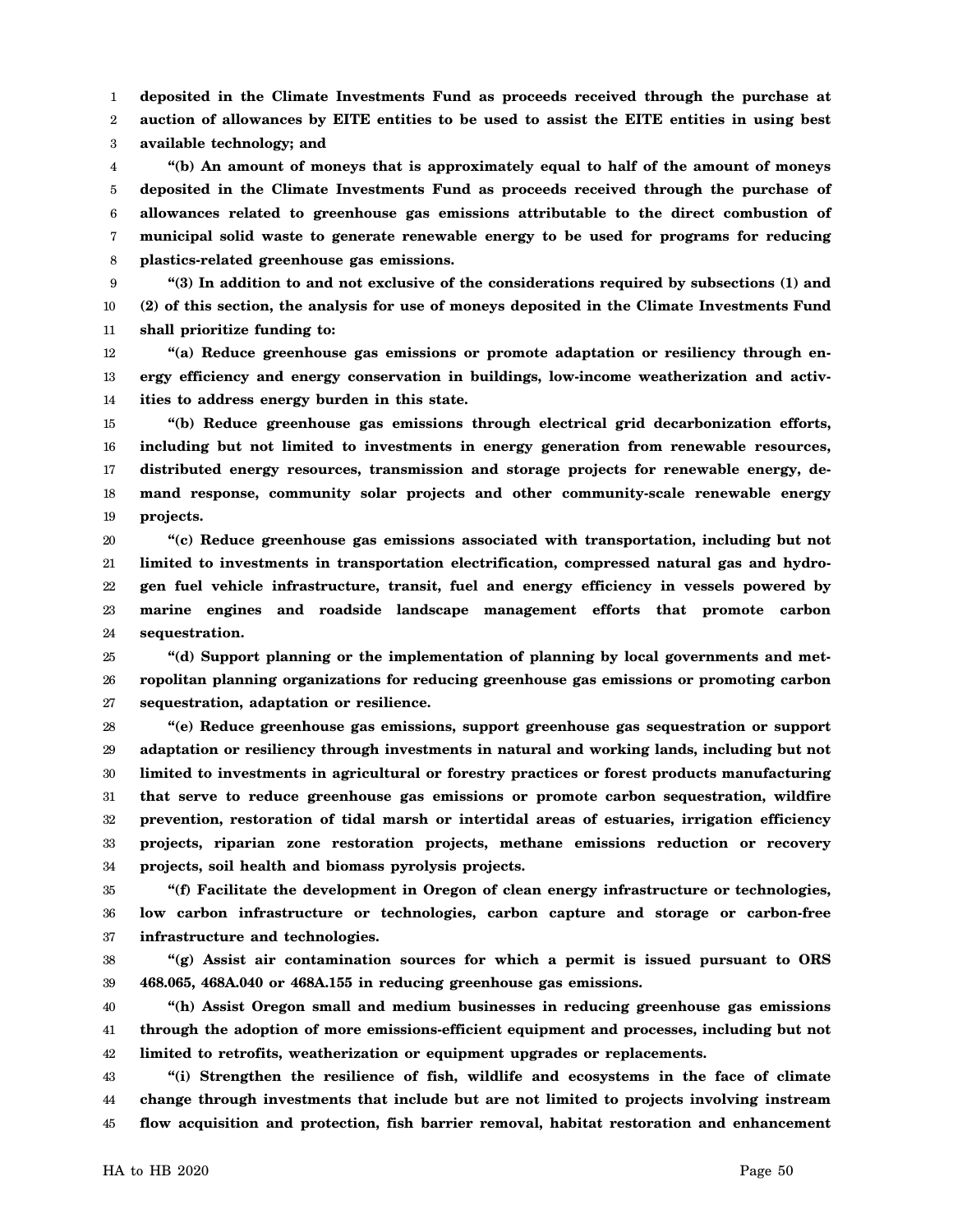**deposited in the Climate Investments Fund as proceeds received through the purchase at auction of allowances by EITE entities to be used to assist the EITE entities in using best available technology; and**

**"(b) An amount of moneys that is approximately equal to half of the amount of moneys deposited in the Climate Investments Fund as proceeds received through the purchase of allowances related to greenhouse gas emissions attributable to the direct combustion of municipal solid waste to generate renewable energy to be used for programs for reducing plastics-related greenhouse gas emissions.**

**"(3) In addition to and not exclusive of the considerations required by subsections (1) and (2) of this section, the analysis for use of moneys deposited in the Climate Investments Fund shall prioritize funding to:**

**"(a) Reduce greenhouse gas emissions or promote adaptation or resiliency through energy efficiency and energy conservation in buildings, low-income weatherization and activities to address energy burden in this state.**

**"(b) Reduce greenhouse gas emissions through electrical grid decarbonization efforts, including but not limited to investments in energy generation from renewable resources, distributed energy resources, transmission and storage projects for renewable energy, demand response, community solar projects and other community-scale renewable energy projects.**

**"(c) Reduce greenhouse gas emissions associated with transportation, including but not limited to investments in transportation electrification, compressed natural gas and hydrogen fuel vehicle infrastructure, transit, fuel and energy efficiency in vessels powered by marine engines and roadside landscape management efforts that promote carbon sequestration.**

**"(d) Support planning or the implementation of planning by local governments and metropolitan planning organizations for reducing greenhouse gas emissions or promoting carbon sequestration, adaptation or resilience.**

**"(e) Reduce greenhouse gas emissions, support greenhouse gas sequestration or support adaptation or resiliency through investments in natural and working lands, including but not limited to investments in agricultural or forestry practices or forest products manufacturing that serve to reduce greenhouse gas emissions or promote carbon sequestration, wildfire prevention, restoration of tidal marsh or intertidal areas of estuaries, irrigation efficiency projects, riparian zone restoration projects, methane emissions reduction or recovery projects, soil health and biomass pyrolysis projects.**

**"(f) Facilitate the development in Oregon of clean energy infrastructure or technologies, low carbon infrastructure or technologies, carbon capture and storage or carbon-free infrastructure and technologies.**

**"(g) Assist air contamination sources for which a permit is issued pursuant to ORS 468.065, 468A.040 or 468A.155 in reducing greenhouse gas emissions.**

**"(h) Assist Oregon small and medium businesses in reducing greenhouse gas emissions through the adoption of more emissions-efficient equipment and processes, including but not limited to retrofits, weatherization or equipment upgrades or replacements.**

**"(i) Strengthen the resilience of fish, wildlife and ecosystems in the face of climate change through investments that include but are not limited to projects involving instream flow acquisition and protection, fish barrier removal, habitat restoration and enhancement**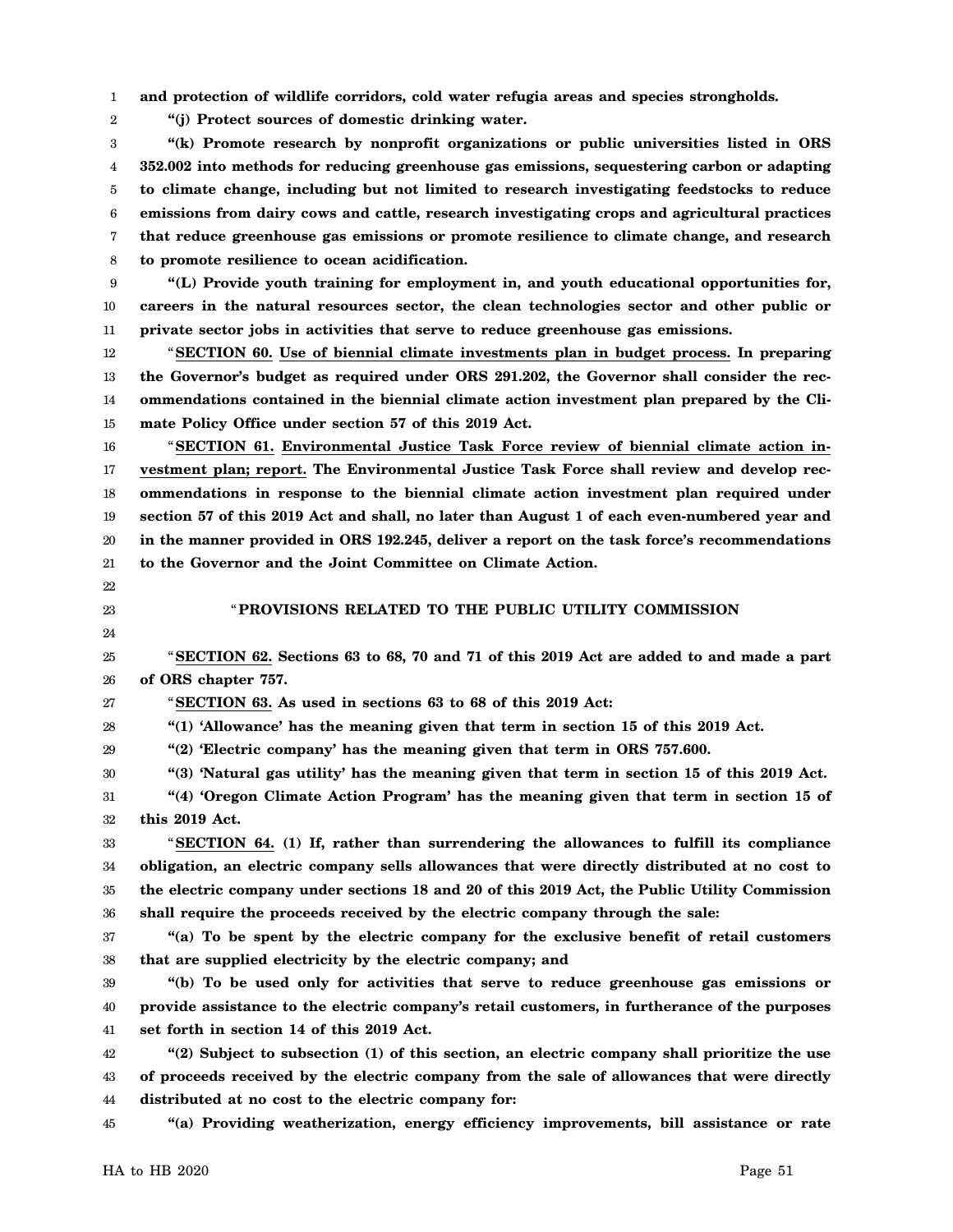**and protection of wildlife corridors, cold water refugia areas and species strongholds.**

**"(j) Protect sources of domestic drinking water.**

**"(k) Promote research by nonprofit organizations or public universities listed in ORS 352.002 into methods for reducing greenhouse gas emissions, sequestering carbon or adapting to climate change, including but not limited to research investigating feedstocks to reduce emissions from dairy cows and cattle, research investigating crops and agricultural practices that reduce greenhouse gas emissions or promote resilience to climate change, and research to promote resilience to ocean acidification.**

**"(L) Provide youth training for employment in, and youth educational opportunities for, careers in the natural resources sector, the clean technologies sector and other public or private sector jobs in activities that serve to reduce greenhouse gas emissions.**

"**SECTION 60. Use of biennial climate investments plan in budget process. In preparing the Governor's budget as required under ORS 291.202, the Governor shall consider the recommendations contained in the biennial climate action investment plan prepared by the Climate Policy Office under section 57 of this 2019 Act.**

"**SECTION 61. Environmental Justice Task Force review of biennial climate action investment plan; report. The Environmental Justice Task Force shall review and develop recommendations in response to the biennial climate action investment plan required under section 57 of this 2019 Act and shall, no later than August 1 of each even-numbered year and in the manner provided in ORS 192.245, deliver a report on the task force's recommendations to the Governor and the Joint Committee on Climate Action.**

## "PROVISIONS RELATED TO THE PUBLIC UTILITY COMMISSION

"**SECTION 62. Sections 63 to 68, 70 and 71 of this 2019 Act are added to and made a part of ORS chapter 757.**

"**SECTION 63. As used in sections 63 to 68 of this 2019 Act:**

**"(1) 'Allowance' has the meaning given that term in section 15 of this 2019 Act.**

**"(2) 'Electric company' has the meaning given that term in ORS 757.600.**

**"(3) 'Natural gas utility' has the meaning given that term in section 15 of this 2019 Act.**

**"(4) 'Oregon Climate Action Program' has the meaning given that term in section 15 of this 2019 Act.**

"**SECTION 64. (1) If, rather than surrendering the allowances to fulfill its compliance obligation, an electric company sells allowances that were directly distributed at no cost to the electric company under sections 18 and 20 of this 2019 Act, the Public Utility Commission shall require the proceeds received by the electric company through the sale:**

**"(a) To be spent by the electric company for the exclusive benefit of retail customers that are supplied electricity by the electric company; and**

**"(b) To be used only for activities that serve to reduce greenhouse gas emissions or provide assistance to the electric company's retail customers, in furtherance of the purposes set forth in section 14 of this 2019 Act.**

**"(2) Subject to subsection (1) of this section, an electric company shall prioritize the use of proceeds received by the electric company from the sale of allowances that were directly distributed at no cost to the electric company for:**

**"(a) Providing weatherization, energy efficiency improvements, bill assistance or rate**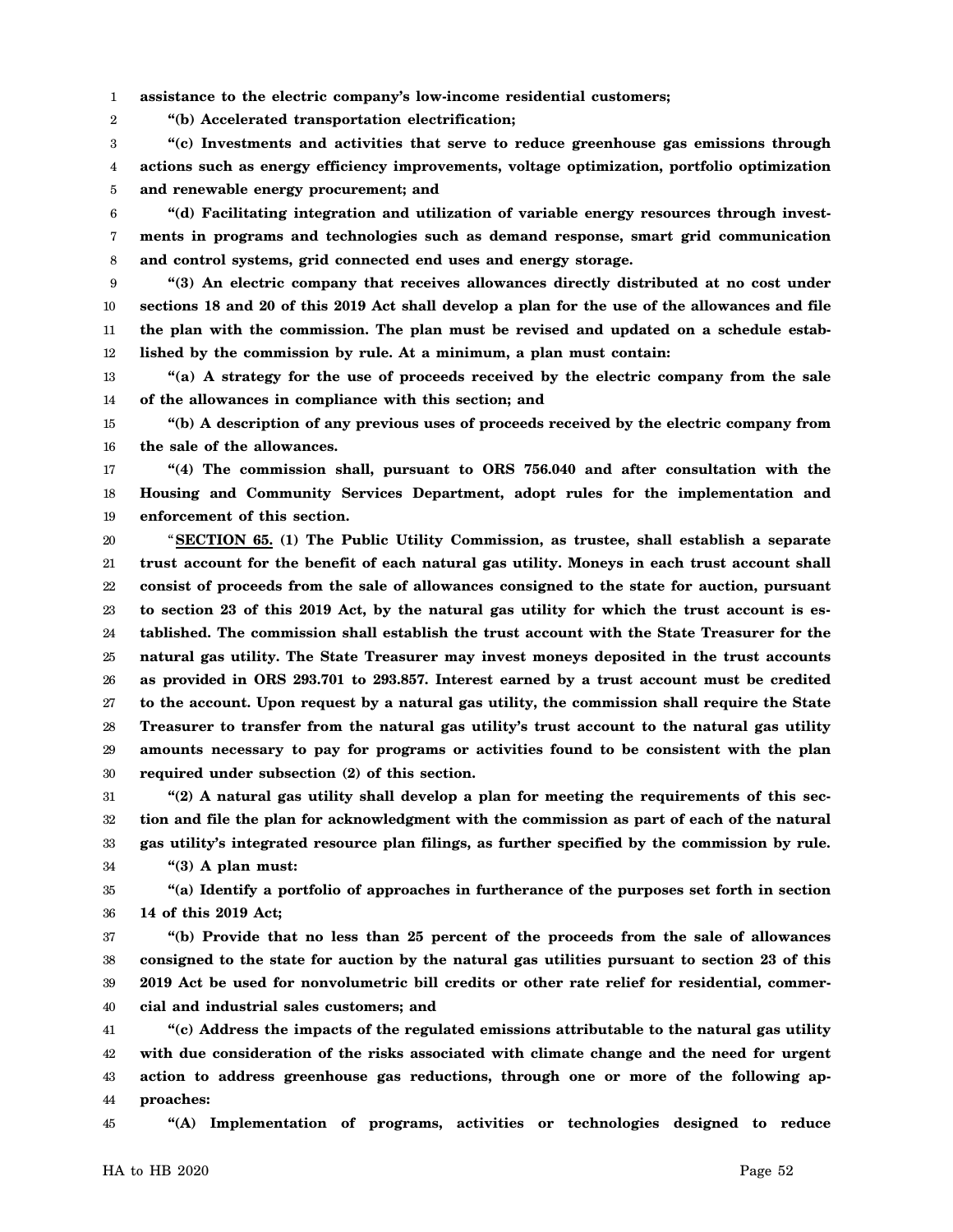**assistance to the electric company's low-income residential customers;**

**"(b) Accelerated transportation electrification;**

**"(c) Investments and activities that serve to reduce greenhouse gas emissions through actions such as energy efficiency improvements, voltage optimization, portfolio optimization and renewable energy procurement; and**

**"(d) Facilitating integration and utilization of variable energy resources through investments in programs and technologies such as demand response, smart grid communication and control systems, grid connected end uses and energy storage.**

**"(3) An electric company that receives allowances directly distributed at no cost under sections 18 and 20 of this 2019 Act shall develop a plan for the use of the allowances and file the plan with the commission. The plan must be revised and updated on a schedule established by the commission by rule. At a minimum, a plan must contain:**

**"(a) A strategy for the use of proceeds received by the electric company from the sale of the allowances in compliance with this section; and**

**"(b) A description of any previous uses of proceeds received by the electric company from the sale of the allowances.**

**"(4) The commission shall, pursuant to ORS 756.040 and after consultation with the Housing and Community Services Department, adopt rules for the implementation and enforcement of this section.**

"**<u>SECTION 65.</u> (1) The Public Utility Commission, as trustee, shall establish a separate trust account for the benefit of each natural gas utility. Moneys in each trust account shall consist of proceeds from the sale of allowances consigned to the state for auction, pursuant to section 23 of this 2019 Act, by the natural gas utility for which the trust account is established. The commission shall establish the trust account with the State Treasurer for the natural gas utility. The State Treasurer may invest moneys deposited in the trust accounts as provided in ORS 293.701 to 293.857. Interest earned by a trust account must be credited to the account. Upon request by a natural gas utility, the commission shall require the State Treasurer to transfer from the natural gas utility's trust account to the natural gas utility amounts necessary to pay for programs or activities found to be consistent with the plan required under subsection (2) of this section.**

**"(2) A natural gas utility shall develop a plan for meeting the requirements of this section and file the plan for acknowledgment with the commission as part of each of the natural gas utility's integrated resource plan filings, as further specified by the commission by rule.**

**"(3) A plan must:**

**"(a) Identify a portfolio of approaches in furtherance of the purposes set forth in section 14 of this 2019 Act;**

**"(b) Provide that no less than 25 percent of the proceeds from the sale of allowances consigned to the state for auction by the natural gas utilities pursuant to section 23 of this 2019 Act be used for nonvolumetric bill credits or other rate relief for residential, commercial and industrial sales customers; and**

**"(c) Address the impacts of the regulated emissions attributable to the natural gas utility with due consideration of the risks associated with climate change and the need for urgent action to address greenhouse gas reductions, through one or more of the following approaches:**

**"(A) Implementation of programs, activities or technologies designed to reduce**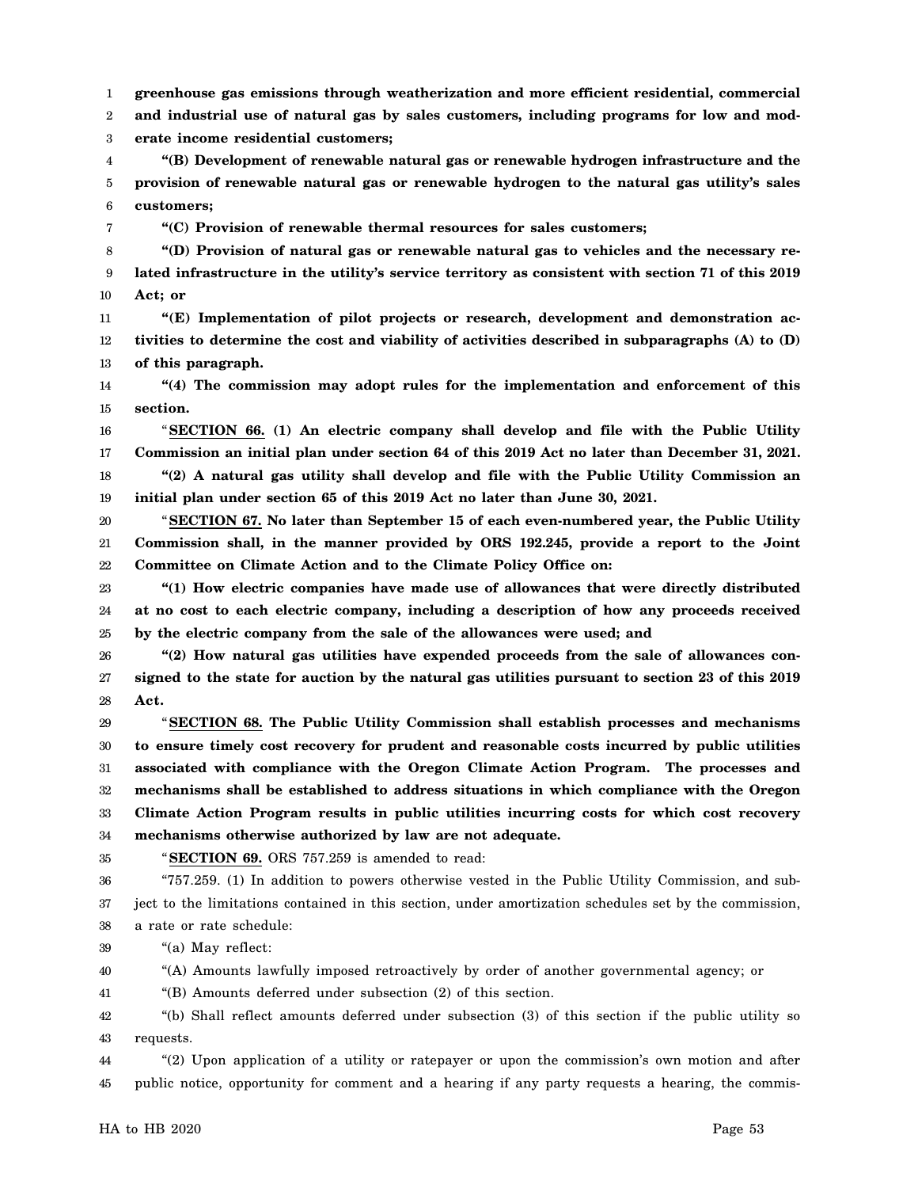**greenhouse gas emissions through weatherization and more efficient residential, commercial and industrial use of natural gas by sales customers, including programs for low and moderate income residential customers;**

**"(B) Development of renewable natural gas or renewable hydrogen infrastructure and the provision of renewable natural gas or renewable hydrogen to the natural gas utility's sales customers;**

**"(C) Provision of renewable thermal resources for sales customers;**

**"(D) Provision of natural gas or renewable natural gas to vehicles and the necessary related infrastructure in the utility's service territory as consistent with section 71 of this 2019 Act; or**

**"(E) Implementation of pilot projects or research, development and demonstration activities to determine the cost and viability of activities described in subparagraphs (A) to (D) of this paragraph.**

**"(4) The commission may adopt rules for the implementation and enforcement of this section.**

"**SECTION 66. (1) An electric company shall develop and file with the Public Utility Commission an initial plan under section 64 of this 2019 Act no later than December 31, 2021.**

**"(2) A natural gas utility shall develop and file with the Public Utility Commission an initial plan under section 65 of this 2019 Act no later than June 30, 2021.**

"**SECTION 67. No later than September 15 of each even-numbered year, the Public Utility Commission shall, in the manner provided by ORS 192.245, provide a report to the Joint Committee on Climate Action and to the Climate Policy Office on:**

**"(1) How electric companies have made use of allowances that were directly distributed at no cost to each electric company, including a description of how any proceeds received by the electric company from the sale of the allowances were used; and**

**"(2) How natural gas utilities have expended proceeds from the sale of allowances consigned to the state for auction by the natural gas utilities pursuant to section 23 of this 2019 Act.**

"**SECTION 68. The Public Utility Commission shall establish processes and mechanisms to ensure timely cost recovery for prudent and reasonable costs incurred by public utilities associated with compliance with the Oregon Climate Action Program. The processes and mechanisms shall be established to address situations in which compliance with the Oregon Climate Action Program results in public utilities incurring costs for which cost recovery mechanisms otherwise authorized by law are not adequate.**

"**SECTION 69.** ORS 757.259 is amended to read:

"757.259. (1) In addition to powers otherwise vested in the Public Utility Commission, and subject to the limitations contained in this section, under amortization schedules set by the commission, a rate or rate schedule:

"(a) May reflect:

"(A) Amounts lawfully imposed retroactively by order of another governmental agency; or

"(B) Amounts deferred under subsection (2) of this section.

"(b) Shall reflect amounts deferred under subsection (3) of this section if the public utility so requests.

"(2) Upon application of a utility or ratepayer or upon the commission's own motion and after public notice, opportunity for comment and a hearing if any party requests a hearing, the commis-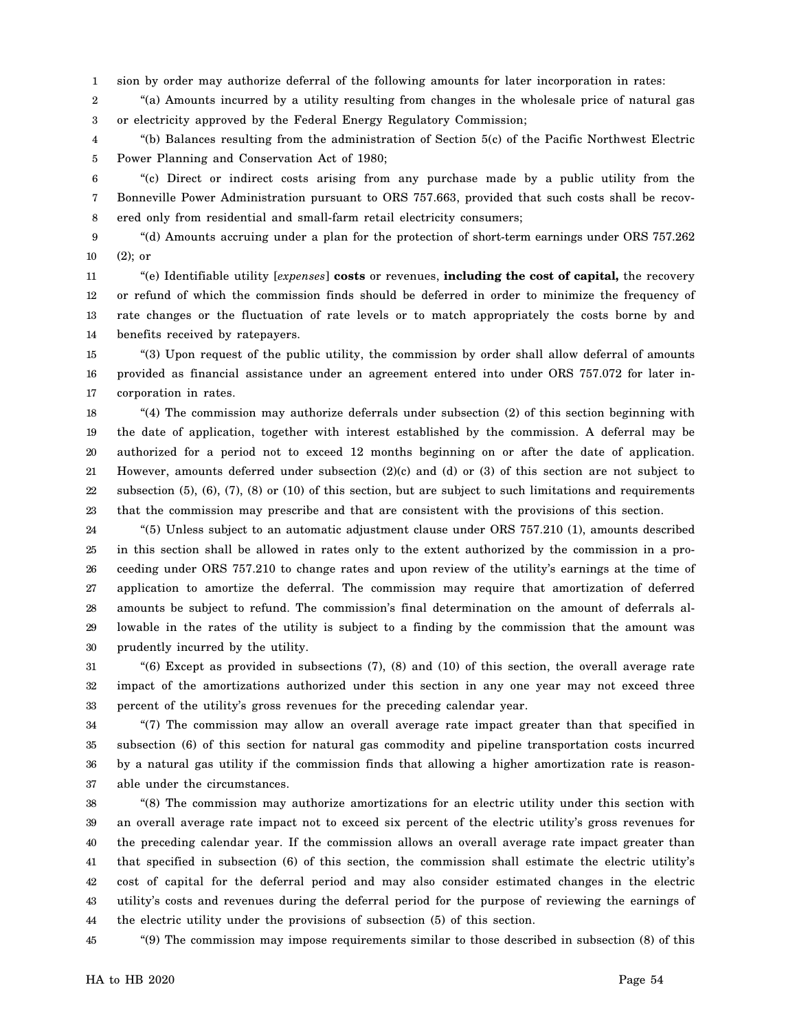sion by order may authorize deferral of the following amounts for later incorporation in rates:

"(a) Amounts incurred by a utility resulting from changes in the wholesale price of natural gas or electricity approved by the Federal Energy Regulatory Commission;

"(b) Balances resulting from the administration of Section 5(c) of the Pacific Northwest Electric Power Planning and Conservation Act of 1980;

"(c) Direct or indirect costs arising from any purchase made by a public utility from the Bonneville Power Administration pursuant to ORS 757.663, provided that such costs shall be recovered only from residential and small-farm retail electricity consumers;

"(d) Amounts accruing under a plan for the protection of short-term earnings under ORS 757.262 (2); or

"(e) Identifiable utility [*expenses*] **costs** or revenues, **including the cost of capital,** the recovery or refund of which the commission finds should be deferred in order to minimize the frequency of rate changes or the fluctuation of rate levels or to match appropriately the costs borne by and benefits received by ratepayers.

"(3) Upon request of the public utility, the commission by order shall allow deferral of amounts provided as financial assistance under an agreement entered into under ORS 757.072 for later incorporation in rates.

"(4) The commission may authorize deferrals under subsection (2) of this section beginning with the date of application, together with interest established by the commission. A deferral may be authorized for a period not to exceed 12 months beginning on or after the date of application. However, amounts deferred under subsection (2)(c) and (d) or (3) of this section are not subject to subsection (5), (6), (7), (8) or (10) of this section, but are subject to such limitations and requirements that the commission may prescribe and that are consistent with the provisions of this section.

"(5) Unless subject to an automatic adjustment clause under ORS 757.210 (1), amounts described in this section shall be allowed in rates only to the extent authorized by the commission in a proceeding under ORS 757.210 to change rates and upon review of the utility's earnings at the time of application to amortize the deferral. The commission may require that amortization of deferred amounts be subject to refund. The commission's final determination on the amount of deferrals allowable in the rates of the utility is subject to a finding by the commission that the amount was prudently incurred by the utility.

"(6) Except as provided in subsections (7), (8) and (10) of this section, the overall average rate impact of the amortizations authorized under this section in any one year may not exceed three percent of the utility's gross revenues for the preceding calendar year.

"(7) The commission may allow an overall average rate impact greater than that specified in subsection (6) of this section for natural gas commodity and pipeline transportation costs incurred by a natural gas utility if the commission finds that allowing a higher amortization rate is reasonable under the circumstances.

"(8) The commission may authorize amortizations for an electric utility under this section with an overall average rate impact not to exceed six percent of the electric utility's gross revenues for the preceding calendar year. If the commission allows an overall average rate impact greater than that specified in subsection (6) of this section, the commission shall estimate the electric utility's cost of capital for the deferral period and may also consider estimated changes in the electric utility's costs and revenues during the deferral period for the purpose of reviewing the earnings of the electric utility under the provisions of subsection (5) of this section.

"(9) The commission may impose requirements similar to those described in subsection (8) of this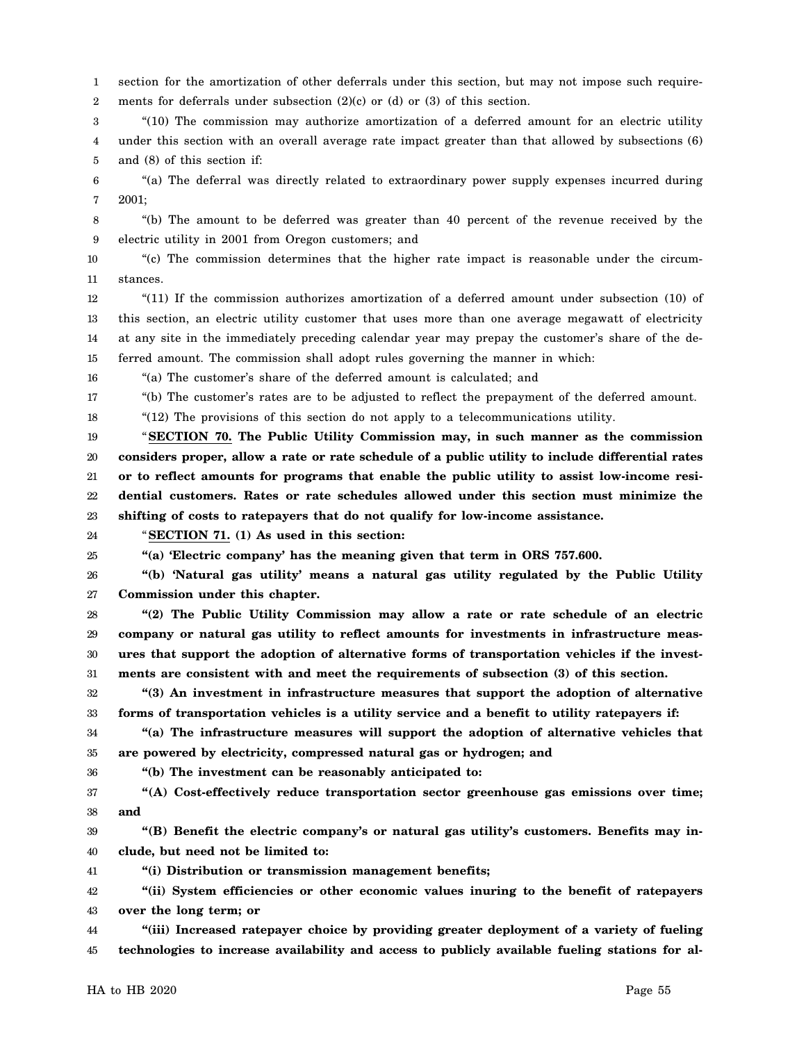section for the amortization of other deferrals under this section, but may not impose such requirements for deferrals under subsection (2)(c) or (d) or (3) of this section.

"(10) The commission may authorize amortization of a deferred amount for an electric utility under this section with an overall average rate impact greater than that allowed by subsections (6) and (8) of this section if:

"(a) The deferral was directly related to extraordinary power supply expenses incurred during 2001;

"(b) The amount to be deferred was greater than 40 percent of the revenue received by the electric utility in 2001 from Oregon customers; and

"(c) The commission determines that the higher rate impact is reasonable under the circumstances.

"(11) If the commission authorizes amortization of a deferred amount under subsection (10) of this section, an electric utility customer that uses more than one average megawatt of electricity at any site in the immediately preceding calendar year may prepay the customer's share of the deferred amount. The commission shall adopt rules governing the manner in which:

"(a) The customer's share of the deferred amount is calculated; and

"(b) The customer's rates are to be adjusted to reflect the prepayment of the deferred amount.

"(12) The provisions of this section do not apply to a telecommunications utility.

"**SECTION 70. The Public Utility Commission may, in such manner as the commission considers proper, allow a rate or rate schedule of a public utility to include differential rates or to reflect amounts for programs that enable the public utility to assist low-income residential customers. Rates or rate schedules allowed under this section must minimize the shifting of costs to ratepayers that do not qualify for low-income assistance.**

"**SECTION 71. (1) As used in this section:**

**"(a) 'Electric company' has the meaning given that term in ORS 757.600.**

**"(b) 'Natural gas utility' means a natural gas utility regulated by the Public Utility Commission under this chapter.**

**"(2) The Public Utility Commission may allow a rate or rate schedule of an electric company or natural gas utility to reflect amounts for investments in infrastructure measures that support the adoption of alternative forms of transportation vehicles if the investments are consistent with and meet the requirements of subsection (3) of this section.**

**"(3) An investment in infrastructure measures that support the adoption of alternative forms of transportation vehicles is a utility service and a benefit to utility ratepayers if:**

**"(a) The infrastructure measures will support the adoption of alternative vehicles that are powered by electricity, compressed natural gas or hydrogen; and**

**"(b) The investment can be reasonably anticipated to:**

**"(A) Cost-effectively reduce transportation sector greenhouse gas emissions over time; and**

**"(B) Benefit the electric company's or natural gas utility's customers. Benefits may include, but need not be limited to:**

**"(i) Distribution or transmission management benefits;**

**"(ii) System efficiencies or other economic values inuring to the benefit of ratepayers over the long term; or**

**"(iii) Increased ratepayer choice by providing greater deployment of a variety of fueling technologies to increase availability and access to publicly available fueling stations for al-**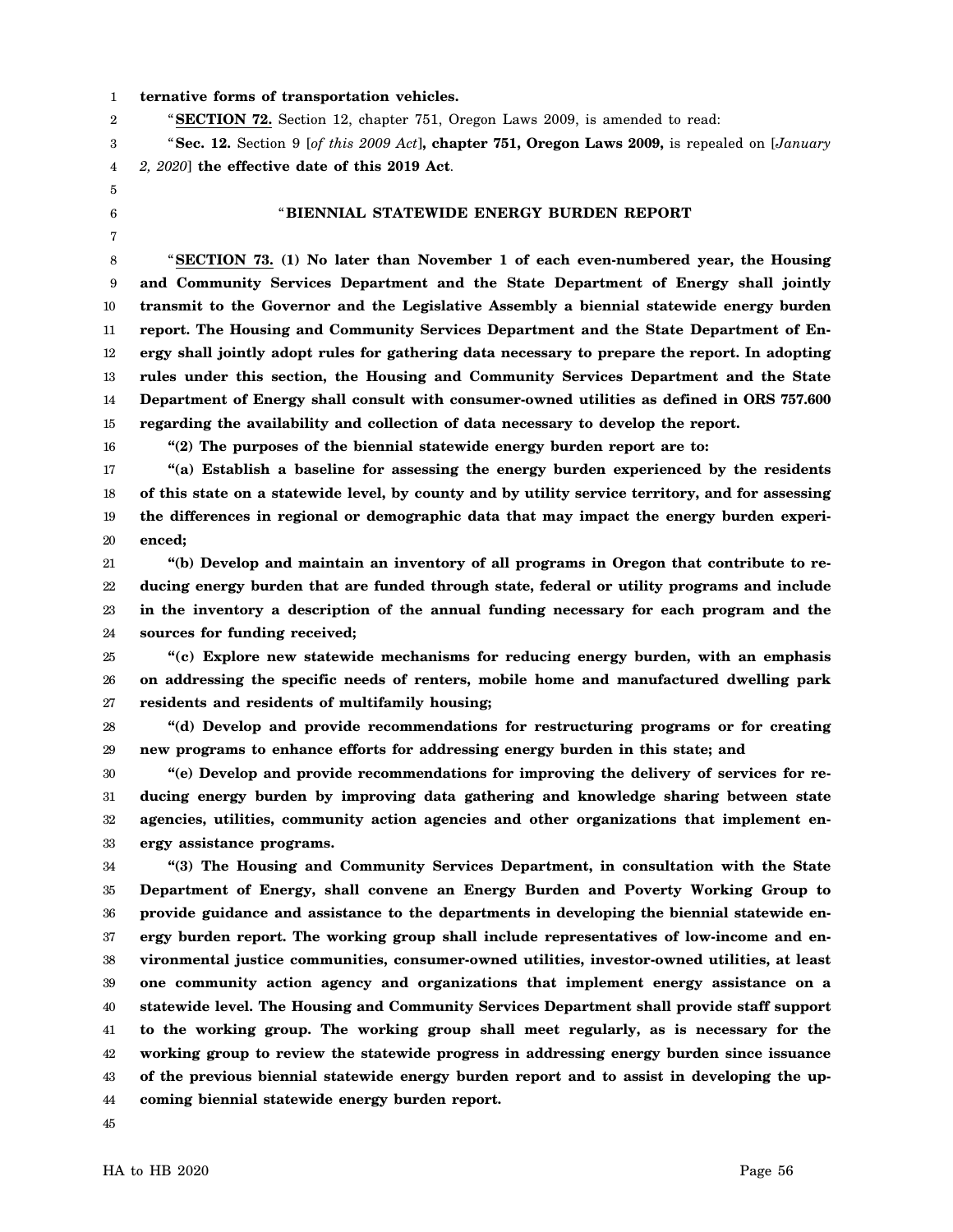**ternative forms of transportation vehicles.**

"**SECTION 72.** Section 12, chapter 751, Oregon Laws 2009, is amended to read:

"**Sec. 12.** Section 9 [*of this 2009 Act*]**, chapter 751, Oregon Laws 2009,** is repealed on [*January 2, 2020*] **the effective date of this 2019 Act**.

"**BIENNIAL STATEWIDE ENERGY BURDEN REPORT**

"**SECTION 73. (1) No later than November 1 of each even-numbered year, the Housing and Community Services Department and the State Department of Energy shall jointly transmit to the Governor and the Legislative Assembly a biennial statewide energy burden report. The Housing and Community Services Department and the State Department of Energy shall jointly adopt rules for gathering data necessary to prepare the report. In adopting rules under this section, the Housing and Community Services Department and the State Department of Energy shall consult with consumer-owned utilities as defined in ORS 757.600 regarding the availability and collection of data necessary to develop the report.**

**"(2) The purposes of the biennial statewide energy burden report are to:**

**"(a) Establish a baseline for assessing the energy burden experienced by the residents of this state on a statewide level, by county and by utility service territory, and for assessing the differences in regional or demographic data that may impact the energy burden experienced;**

**"(b) Develop and maintain an inventory of all programs in Oregon that contribute to reducing energy burden that are funded through state, federal or utility programs and include in the inventory a description of the annual funding necessary for each program and the sources for funding received;**

**"(c) Explore new statewide mechanisms for reducing energy burden, with an emphasis on addressing the specific needs of renters, mobile home and manufactured dwelling park residents and residents of multifamily housing;**

**"(d) Develop and provide recommendations for restructuring programs or for creating new programs to enhance efforts for addressing energy burden in this state; and**

**"(e) Develop and provide recommendations for improving the delivery of services for reducing energy burden by improving data gathering and knowledge sharing between state agencies, utilities, community action agencies and other organizations that implement energy assistance programs.**

**"(3) The Housing and Community Services Department, in consultation with the State Department of Energy, shall convene an Energy Burden and Poverty Working Group to provide guidance and assistance to the departments in developing the biennial statewide energy burden report. The working group shall include representatives of low-income and environmental justice communities, consumer-owned utilities, investor-owned utilities, at least one community action agency and organizations that implement energy assistance on a statewide level. The Housing and Community Services Department shall provide staff support to the working group. The working group shall meet regularly, as is necessary for the working group to review the statewide progress in addressing energy burden since issuance of the previous biennial statewide energy burden report and to assist in developing the upcoming biennial statewide energy burden report.**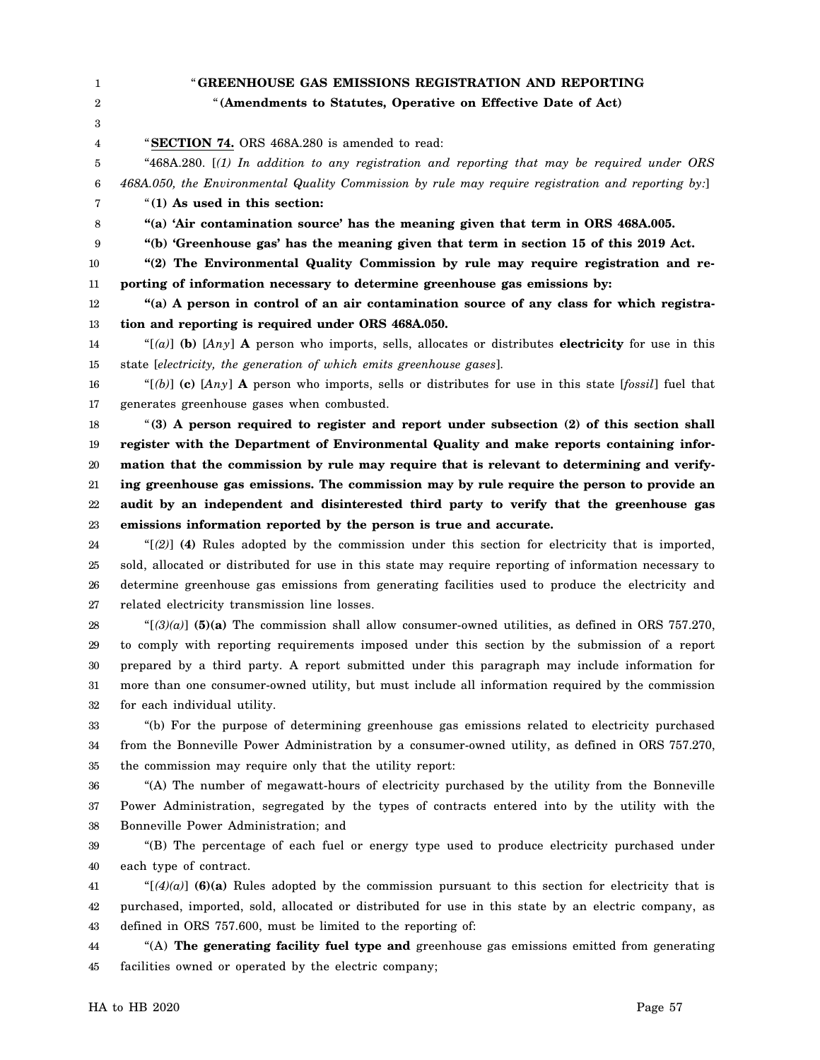"**GREENHOUSE GAS EMISSIONS REGISTRATION AND REPORTING**

"**(Amendments to Statutes, Operative on Effective Date of Act)**

"**SECTION 74.** ORS 468A.280 is amended to read:

"468A.280. [*(1) In addition to any registration and reporting that may be required under ORS 468A.050, the Environmental Quality Commission by rule may require registration and reporting by:*]

"**(1) As used in this section:**

**"(a) 'Air contamination source' has the meaning given that term in ORS 468A.005.**

**"(b) 'Greenhouse gas' has the meaning given that term in section 15 of this 2019 Act.**

**"(2) The Environmental Quality Commission by rule may require registration and reporting of information necessary to determine greenhouse gas emissions by:**

**"(a) A person in control of an air contamination source of any class for which registration and reporting is required under ORS 468A.050.**

"[*(a)*] **(b)** [*Any*] **A** person who imports, sells, allocates or distributes **electricity** for use in this state [*electricity, the generation of which emits greenhouse gases*].

"[*(b)*] **(c)** [*Any*] **A** person who imports, sells or distributes for use in this state [*fossil*] fuel that generates greenhouse gases when combusted.

"**(3) A person required to register and report under subsection (2) of this section shall register with the Department of Environmental Quality and make reports containing information that the commission by rule may require that is relevant to determining and verifying greenhouse gas emissions. The commission may by rule require the person to provide an audit by an independent and disinterested third party to verify that the greenhouse gas emissions information reported by the person is true and accurate.**

"[*(2)*] **(4)** Rules adopted by the commission under this section for electricity that is imported, sold, allocated or distributed for use in this state may require reporting of information necessary to determine greenhouse gas emissions from generating facilities used to produce the electricity and related electricity transmission line losses.

"[*(3)(a)*] **(5)(a)** The commission shall allow consumer-owned utilities, as defined in ORS 757.270, to comply with reporting requirements imposed under this section by the submission of a report prepared by a third party. A report submitted under this paragraph may include information for more than one consumer-owned utility, but must include all information required by the commission for each individual utility.

"(b) For the purpose of determining greenhouse gas emissions related to electricity purchased from the Bonneville Power Administration by a consumer-owned utility, as defined in ORS 757.270, the commission may require only that the utility report:

"(A) The number of megawatt-hours of electricity purchased by the utility from the Bonneville Power Administration, segregated by the types of contracts entered into by the utility with the Bonneville Power Administration; and

"(B) The percentage of each fuel or energy type used to produce electricity purchased under each type of contract.

"[*(4)(a)*] **(6)(a)** Rules adopted by the commission pursuant to this section for electricity that is purchased, imported, sold, allocated or distributed for use in this state by an electric company, as defined in ORS 757.600, must be limited to the reporting of:

"(A) **The generating facility fuel type and** greenhouse gas emissions emitted from generating facilities owned or operated by the electric company;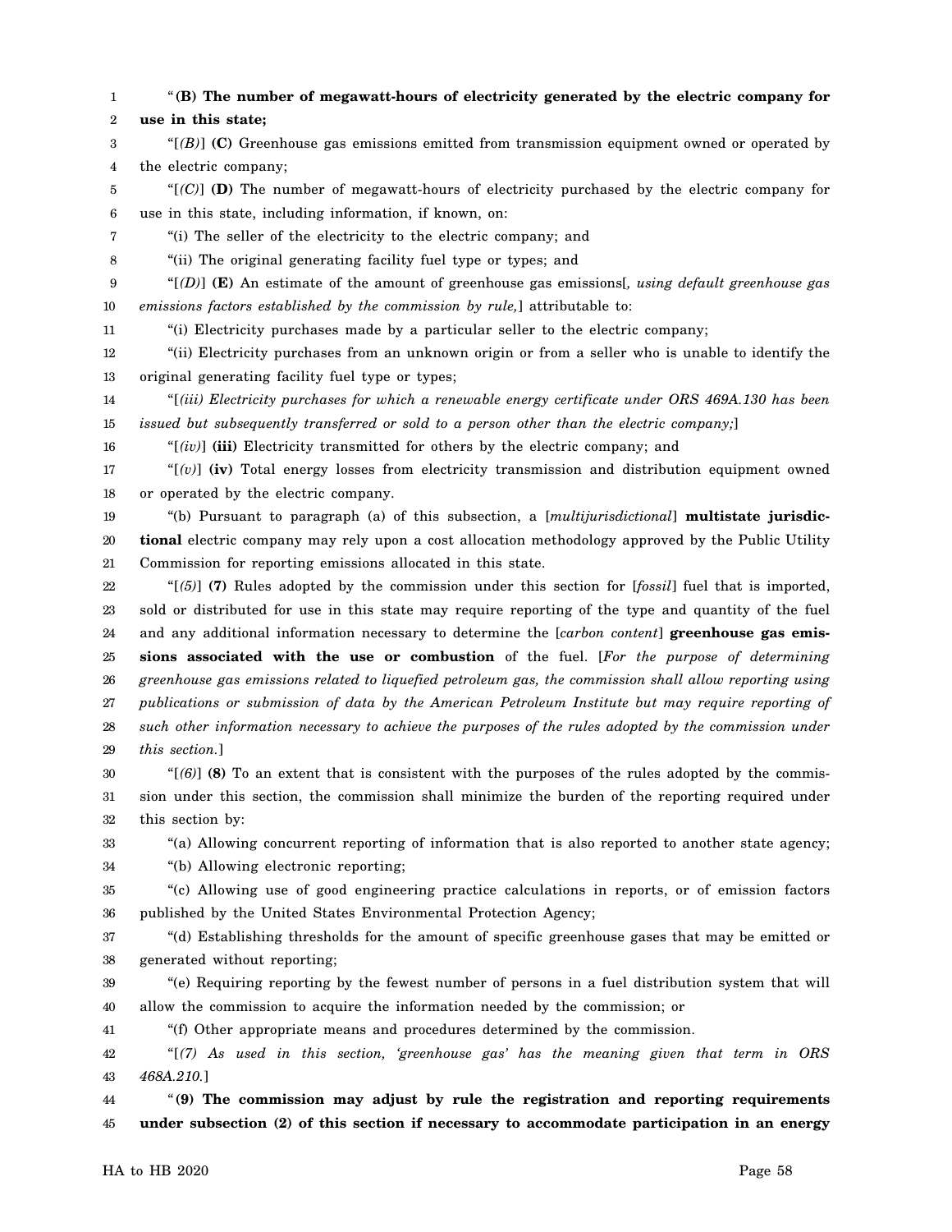"**(B) The number of megawatt-hours of electricity generated by the electric company for use in this state;**

"[*(B)*] **(C)** Greenhouse gas emissions emitted from transmission equipment owned or operated by the electric company;

"[*(C)*] **(D)** The number of megawatt-hours of electricity purchased by the electric company for use in this state, including information, if known, on:

"(i) The seller of the electricity to the electric company; and

"(ii) The original generating facility fuel type or types; and

"[*(D)*] **(E)** An estimate of the amount of greenhouse gas emissions[*, using default greenhouse gas emissions factors established by the commission by rule,*] attributable to:

"(i) Electricity purchases made by a particular seller to the electric company;

"(ii) Electricity purchases from an unknown origin or from a seller who is unable to identify the original generating facility fuel type or types;

"[*(iii) Electricity purchases for which a renewable energy certificate under ORS 469A.130 has been issued but subsequently transferred or sold to a person other than the electric company;*]

"[*(iv)*] **(iii)** Electricity transmitted for others by the electric company; and

"[*(v)*] **(iv)** Total energy losses from electricity transmission and distribution equipment owned or operated by the electric company.

"(b) Pursuant to paragraph (a) of this subsection, a [*multijurisdictional*] **multistate jurisdictional** electric company may rely upon a cost allocation methodology approved by the Public Utility Commission for reporting emissions allocated in this state.

"[*(5)*] **(7)** Rules adopted by the commission under this section for [*fossil*] fuel that is imported, sold or distributed for use in this state may require reporting of the type and quantity of the fuel and any additional information necessary to determine the [*carbon content*] **greenhouse gas emissions associated with the use or combustion** of the fuel. [*For the purpose of determining greenhouse gas emissions related to liquefied petroleum gas, the commission shall allow reporting using publications or submission of data by the American Petroleum Institute but may require reporting of such other information necessary to achieve the purposes of the rules adopted by the commission under this section.*]

"[*(6)*] **(8)** To an extent that is consistent with the purposes of the rules adopted by the commission under this section, the commission shall minimize the burden of the reporting required under this section by:

"(a) Allowing concurrent reporting of information that is also reported to another state agency;

"(b) Allowing electronic reporting;

"(c) Allowing use of good engineering practice calculations in reports, or of emission factors published by the United States Environmental Protection Agency;

"(d) Establishing thresholds for the amount of specific greenhouse gases that may be emitted or generated without reporting;

"(e) Requiring reporting by the fewest number of persons in a fuel distribution system that will allow the commission to acquire the information needed by the commission; or

"(f) Other appropriate means and procedures determined by the commission.

"[*(7) As used in this section, 'greenhouse gas' has the meaning given that term in ORS 468A.210.*]

"**(9) The commission may adjust by rule the registration and reporting requirements under subsection (2) of this section if necessary to accommodate participation in an energy**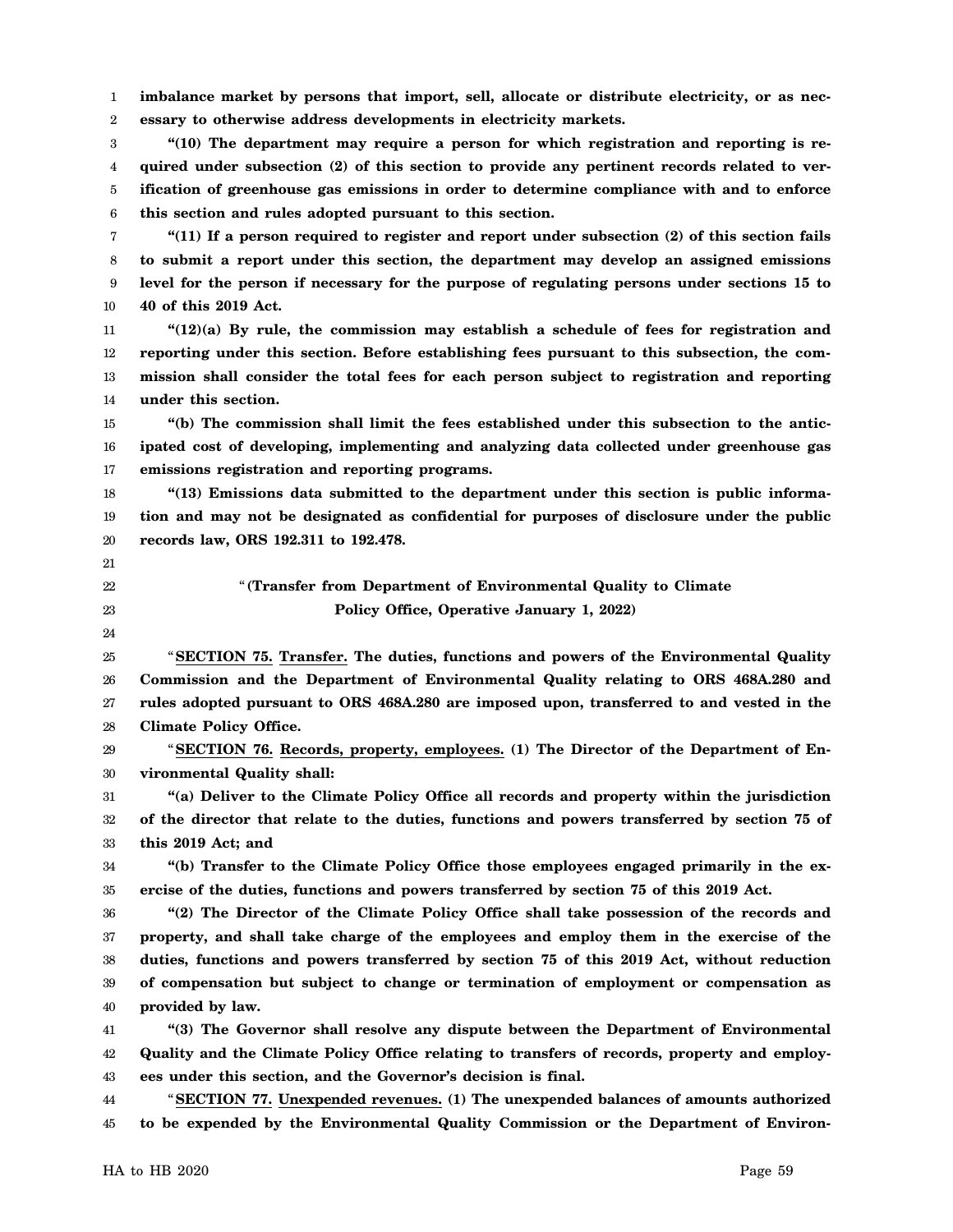**imbalance market by persons that import, sell, allocate or distribute electricity, or as necessary to otherwise address developments in electricity markets.**

**"(10) The department may require a person for which registration and reporting is required under subsection (2) of this section to provide any pertinent records related to verification of greenhouse gas emissions in order to determine compliance with and to enforce this section and rules adopted pursuant to this section.**

**"(11) If a person required to register and report under subsection (2) of this section fails to submit a report under this section, the department may develop an assigned emissions level for the person if necessary for the purpose of regulating persons under sections 15 to 40 of this 2019 Act.**

**"(12)(a) By rule, the commission may establish a schedule of fees for registration and reporting under this section. Before establishing fees pursuant to this subsection, the commission shall consider the total fees for each person subject to registration and reporting under this section.**

**"(b) The commission shall limit the fees established under this subsection to the anticipated cost of developing, implementing and analyzing data collected under greenhouse gas emissions registration and reporting programs.**

**"(13) Emissions data submitted to the department under this section is public information and may not be designated as confidential for purposes of disclosure under the public records law, ORS 192.311 to 192.478.**

**"(Transfer from Department of Environmental Quality to Climate Policy Office, Operative January 1, 2022)**

"**SECTION 75. Transfer. The duties, functions and powers of the Environmental Quality Commission and the Department of Environmental Quality relating to ORS 468A.280 and rules adopted pursuant to ORS 468A.280 are imposed upon, transferred to and vested in the Climate Policy Office.**

"**SECTION 76. Records, property, employees. (1) The Director of the Department of Environmental Quality shall:**

**"(a) Deliver to the Climate Policy Office all records and property within the jurisdiction of the director that relate to the duties, functions and powers transferred by section 75 of this 2019 Act; and**

**"(b) Transfer to the Climate Policy Office those employees engaged primarily in the exercise of the duties, functions and powers transferred by section 75 of this 2019 Act.**

**"(2) The Director of the Climate Policy Office shall take possession of the records and property, and shall take charge of the employees and employ them in the exercise of the duties, functions and powers transferred by section 75 of this 2019 Act, without reduction of compensation but subject to change or termination of employment or compensation as provided by law.**

**"(3) The Governor shall resolve any dispute between the Department of Environmental Quality and the Climate Policy Office relating to transfers of records, property and employees under this section, and the Governor's decision is final.**

"**SECTION 77. Unexpended revenues. (1) The unexpended balances of amounts authorized to be expended by the Environmental Quality Commission or the Department of Environ-**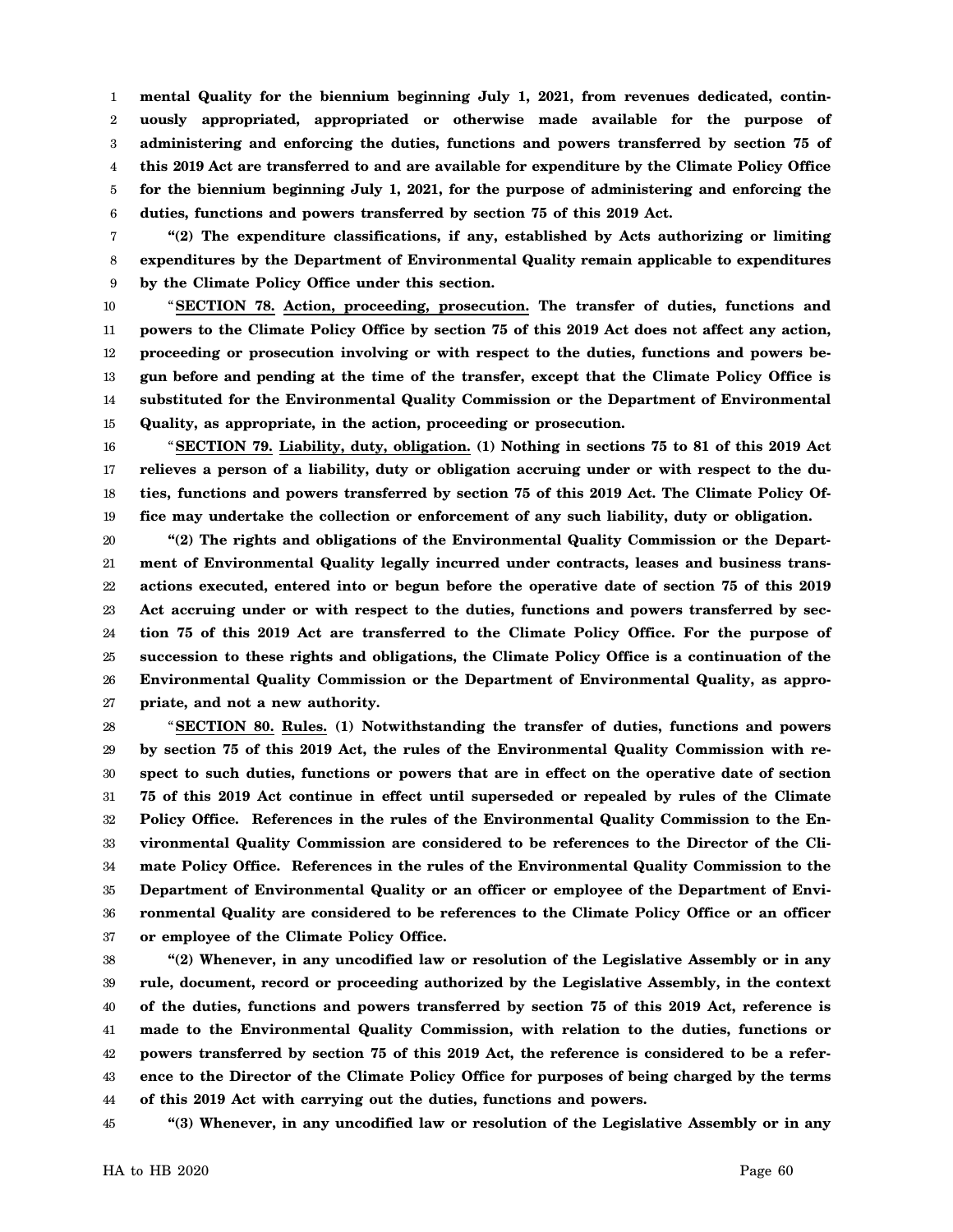**mental Quality for the biennium beginning July 1, 2021, from revenues dedicated, continuously appropriated, appropriated or otherwise made available for the purpose of administering and enforcing the duties, functions and powers transferred by section 75 of this 2019 Act are transferred to and are available for expenditure by the Climate Policy Office for the biennium beginning July 1, 2021, for the purpose of administering and enforcing the duties, functions and powers transferred by section 75 of this 2019 Act.**

**"(2) The expenditure classifications, if any, established by Acts authorizing or limiting expenditures by the Department of Environmental Quality remain applicable to expenditures by the Climate Policy Office under this section.**

"**<u>SECTION 78.</u> <u>Action, proceeding, prosecution.</u> The transfer of duties, functions and powers to the Climate Policy Office by section 75 of this 2019 Act does not affect any action, proceeding or prosecution involving or with respect to the duties, functions and powers begun before and pending at the time of the transfer, except that the Climate Policy Office is substituted for the Environmental Quality Commission or the Department of Environmental Quality, as appropriate, in the action, proceeding or prosecution.**

"**<u>SECTION 79.</u> <u>Liability, duty, obligation.</u> (1) Nothing in sections 75 to 81 of this 2019 Act relieves a person of a liability, duty or obligation accruing under or with respect to the duties, functions and powers transferred by section 75 of this 2019 Act. The Climate Policy Office may undertake the collection or enforcement of any such liability, duty or obligation.**

**"(2) The rights and obligations of the Environmental Quality Commission or the Department of Environmental Quality legally incurred under contracts, leases and business transactions executed, entered into or begun before the operative date of section 75 of this 2019 Act accruing under or with respect to the duties, functions and powers transferred by section 75 of this 2019 Act are transferred to the Climate Policy Office. For the purpose of succession to these rights and obligations, the Climate Policy Office is a continuation of the Environmental Quality Commission or the Department of Environmental Quality, as appropriate, and not a new authority.**

"**<u>SECTION 80.</u> <u>Rules.</u> (1) Notwithstanding the transfer of duties, functions and powers by section 75 of this 2019 Act, the rules of the Environmental Quality Commission with respect to such duties, functions or powers that are in effect on the operative date of section 75 of this 2019 Act continue in effect until superseded or repealed by rules of the Climate Policy Office. References in the rules of the Environmental Quality Commission to the Environmental Quality Commission are considered to be references to the Director of the Climate Policy Office. References in the rules of the Environmental Quality Commission to the Department of Environmental Quality or an officer or employee of the Department of Environmental Quality are considered to be references to the Climate Policy Office or an officer or employee of the Climate Policy Office.**

**"(2) Whenever, in any uncodified law or resolution of the Legislative Assembly or in any rule, document, record or proceeding authorized by the Legislative Assembly, in the context of the duties, functions and powers transferred by section 75 of this 2019 Act, reference is made to the Environmental Quality Commission, with relation to the duties, functions or powers transferred by section 75 of this 2019 Act, the reference is considered to be a reference to the Director of the Climate Policy Office for purposes of being charged by the terms of this 2019 Act with carrying out the duties, functions and powers.**

**"(3) Whenever, in any uncodified law or resolution of the Legislative Assembly or in any**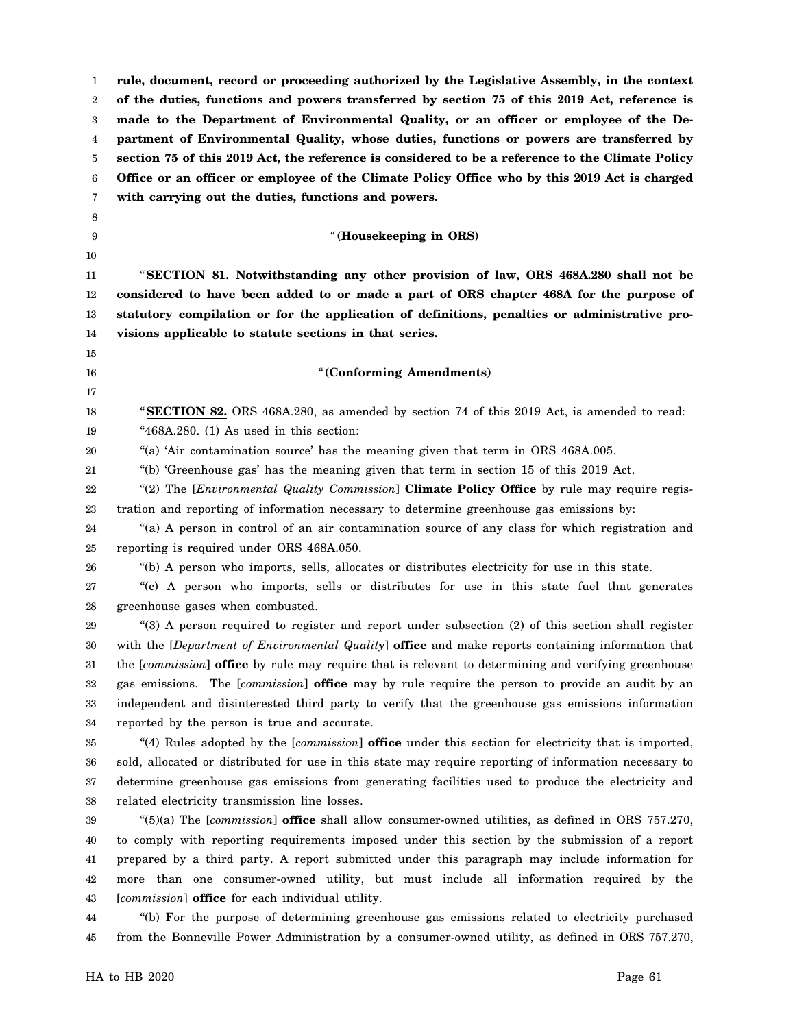**rule, document, record or proceeding authorized by the Legislative Assembly, in the context of the duties, functions and powers transferred by section 75 of this 2019 Act, reference is made to the Department of Environmental Quality, or an officer or employee of the Department of Environmental Quality, whose duties, functions or powers are transferred by section 75 of this 2019 Act, the reference is considered to be a reference to the Climate Policy Office or an officer or employee of the Climate Policy Office who by this 2019 Act is charged with carrying out the duties, functions and powers.**

"**(Housekeeping in ORS)**

"**SECTION 81. Notwithstanding any other provision of law, ORS 468A.280 shall not be considered to have been added to or made a part of ORS chapter 468A for the purpose of statutory compilation or for the application of definitions, penalties or administrative provisions applicable to statute sections in that series.**

"**(Conforming Amendments)**

"**SECTION 82.** ORS 468A.280, as amended by section 74 of this 2019 Act, is amended to read:

"468A.280. (1) As used in this section:

"(a) 'Air contamination source' has the meaning given that term in ORS 468A.005.

"(b) 'Greenhouse gas' has the meaning given that term in section 15 of this 2019 Act.

"(2) The [*Environmental Quality Commission*] **Climate Policy Office** by rule may require registration and reporting of information necessary to determine greenhouse gas emissions by:

"(a) A person in control of an air contamination source of any class for which registration and reporting is required under ORS 468A.050.

"(b) A person who imports, sells, allocates or distributes electricity for use in this state.

"(c) A person who imports, sells or distributes for use in this state fuel that generates greenhouse gases when combusted.

"(3) A person required to register and report under subsection (2) of this section shall register with the [*Department of Environmental Quality*] **office** and make reports containing information that the [*commission*] **office** by rule may require that is relevant to determining and verifying greenhouse gas emissions. The [*commission*] **office** may by rule require the person to provide an audit by an independent and disinterested third party to verify that the greenhouse gas emissions information reported by the person is true and accurate.

"(4) Rules adopted by the [*commission*] **office** under this section for electricity that is imported, sold, allocated or distributed for use in this state may require reporting of information necessary to determine greenhouse gas emissions from generating facilities used to produce the electricity and related electricity transmission line losses.

"(5)(a) The [*commission*] **office** shall allow consumer-owned utilities, as defined in ORS 757.270, to comply with reporting requirements imposed under this section by the submission of a report prepared by a third party. A report submitted under this paragraph may include information for more than one consumer-owned utility, but must include all information required by the [*commission*] **office** for each individual utility.

"(b) For the purpose of determining greenhouse gas emissions related to electricity purchased from the Bonneville Power Administration by a consumer-owned utility, as defined in ORS 757.270,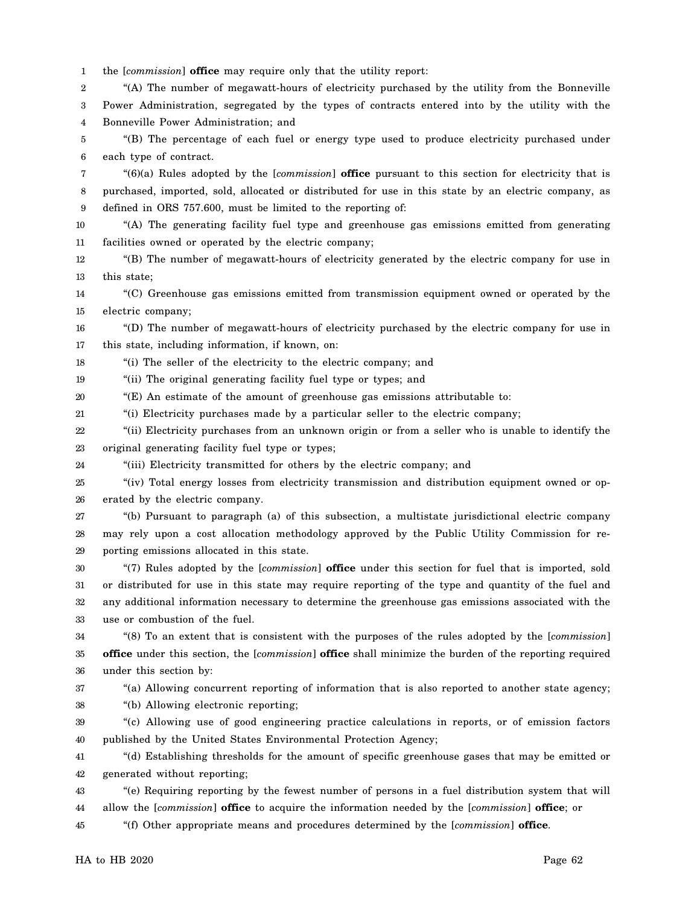the [*commission*] **office** may require only that the utility report:

"(A) The number of megawatt-hours of electricity purchased by the utility from the Bonneville Power Administration, segregated by the types of contracts entered into by the utility with the Bonneville Power Administration; and

"(B) The percentage of each fuel or energy type used to produce electricity purchased under each type of contract.

"(6)(a) Rules adopted by the [*commission*] **office** pursuant to this section for electricity that is purchased, imported, sold, allocated or distributed for use in this state by an electric company, as defined in ORS 757.600, must be limited to the reporting of:

"(A) The generating facility fuel type and greenhouse gas emissions emitted from generating facilities owned or operated by the electric company;

"(B) The number of megawatt-hours of electricity generated by the electric company for use in this state;

"(C) Greenhouse gas emissions emitted from transmission equipment owned or operated by the electric company;

"(D) The number of megawatt-hours of electricity purchased by the electric company for use in this state, including information, if known, on:

"(i) The seller of the electricity to the electric company; and

"(ii) The original generating facility fuel type or types; and

"(E) An estimate of the amount of greenhouse gas emissions attributable to:

"(i) Electricity purchases made by a particular seller to the electric company;

"(ii) Electricity purchases from an unknown origin or from a seller who is unable to identify the original generating facility fuel type or types;

"(iii) Electricity transmitted for others by the electric company; and

"(iv) Total energy losses from electricity transmission and distribution equipment owned or operated by the electric company.

"(b) Pursuant to paragraph (a) of this subsection, a multistate jurisdictional electric company may rely upon a cost allocation methodology approved by the Public Utility Commission for reporting emissions allocated in this state.

"(7) Rules adopted by the [*commission*] **office** under this section for fuel that is imported, sold or distributed for use in this state may require reporting of the type and quantity of the fuel and any additional information necessary to determine the greenhouse gas emissions associated with the use or combustion of the fuel.

"(8) To an extent that is consistent with the purposes of the rules adopted by the [*commission*] **office** under this section, the [*commission*] **office** shall minimize the burden of the reporting required under this section by:

"(a) Allowing concurrent reporting of information that is also reported to another state agency;

"(b) Allowing electronic reporting;

"(c) Allowing use of good engineering practice calculations in reports, or of emission factors published by the United States Environmental Protection Agency;

"(d) Establishing thresholds for the amount of specific greenhouse gases that may be emitted or generated without reporting;

"(e) Requiring reporting by the fewest number of persons in a fuel distribution system that will allow the [*commission*] **office** to acquire the information needed by the [*commission*] **office**; or

"(f) Other appropriate means and procedures determined by the [*commission*] **office**.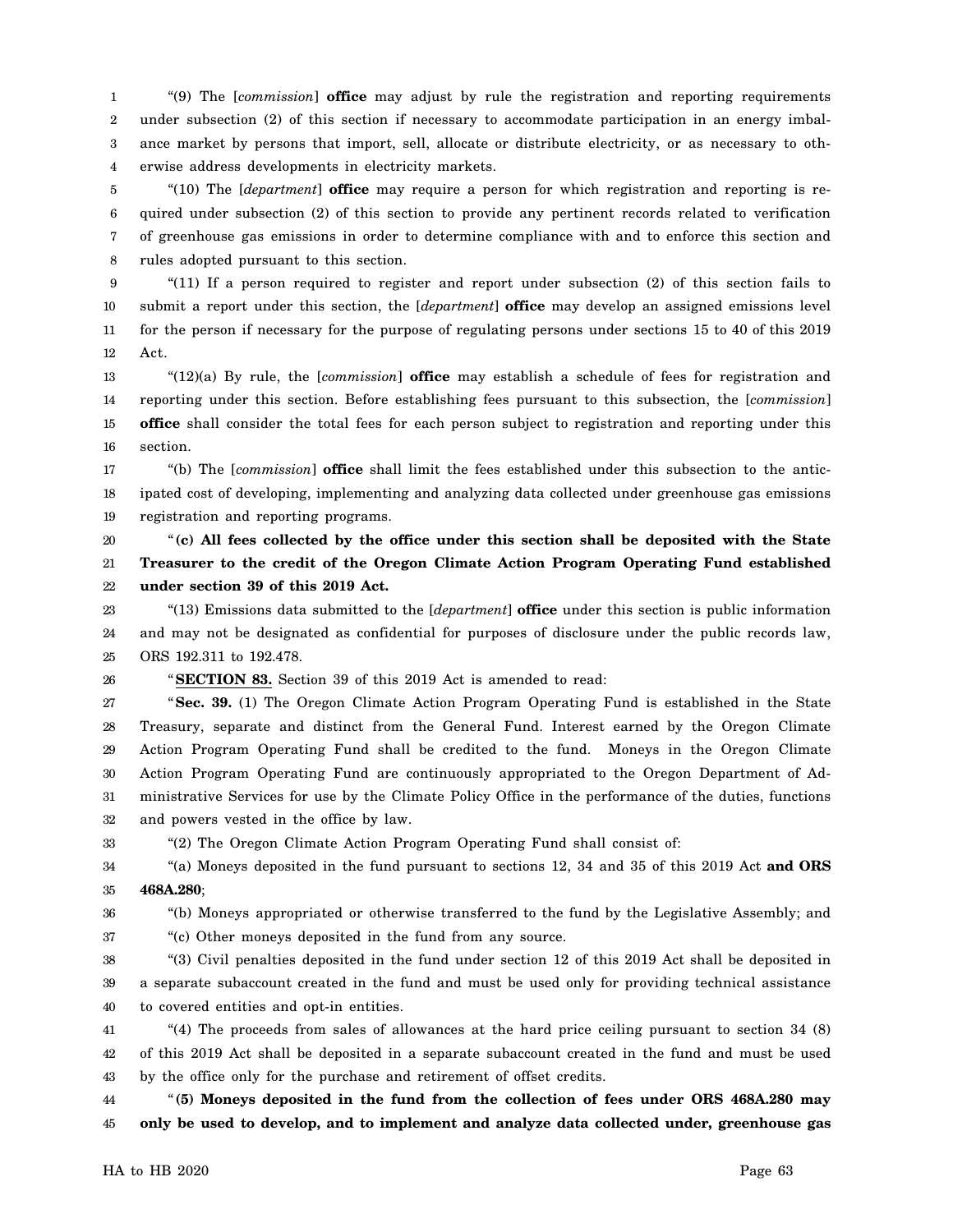"(9) The [*commission*] **office** may adjust by rule the registration and reporting requirements under subsection (2) of this section if necessary to accommodate participation in an energy imbalance market by persons that import, sell, allocate or distribute electricity, or as necessary to otherwise address developments in electricity markets.

"(10) The [*department*] **office** may require a person for which registration and reporting is required under subsection (2) of this section to provide any pertinent records related to verification of greenhouse gas emissions in order to determine compliance with and to enforce this section and rules adopted pursuant to this section.

"(11) If a person required to register and report under subsection (2) of this section fails to submit a report under this section, the [*department*] **office** may develop an assigned emissions level for the person if necessary for the purpose of regulating persons under sections 15 to 40 of this 2019 Act.

"(12)(a) By rule, the [*commission*] **office** may establish a schedule of fees for registration and reporting under this section. Before establishing fees pursuant to this subsection, the [*commission*] **office** shall consider the total fees for each person subject to registration and reporting under this section.

"(b) The [*commission*] **office** shall limit the fees established under this subsection to the anticipated cost of developing, implementing and analyzing data collected under greenhouse gas emissions registration and reporting programs.

"**(c) All fees collected by the office under this section shall be deposited with the State Treasurer to the credit of the Oregon Climate Action Program Operating Fund established under section 39 of this 2019 Act.**

"(13) Emissions data submitted to the [*department*] **office** under this section is public information and may not be designated as confidential for purposes of disclosure under the public records law, ORS 192.311 to 192.478.

"**SECTION 83.** Section 39 of this 2019 Act is amended to read:

"**Sec. 39.** (1) The Oregon Climate Action Program Operating Fund is established in the State Treasury, separate and distinct from the General Fund. Interest earned by the Oregon Climate Action Program Operating Fund shall be credited to the fund. Moneys in the Oregon Climate Action Program Operating Fund are continuously appropriated to the Oregon Department of Administrative Services for use by the Climate Policy Office in the performance of the duties, functions and powers vested in the office by law.

"(2) The Oregon Climate Action Program Operating Fund shall consist of:

"(a) Moneys deposited in the fund pursuant to sections 12, 34 and 35 of this 2019 Act **and ORS 468A.280**;

"(b) Moneys appropriated or otherwise transferred to the fund by the Legislative Assembly; and

"(c) Other moneys deposited in the fund from any source.

"(3) Civil penalties deposited in the fund under section 12 of this 2019 Act shall be deposited in a separate subaccount created in the fund and must be used only for providing technical assistance to covered entities and opt-in entities.

"(4) The proceeds from sales of allowances at the hard price ceiling pursuant to section 34 (8) of this 2019 Act shall be deposited in a separate subaccount created in the fund and must be used by the office only for the purchase and retirement of offset credits.

"**(5) Moneys deposited in the fund from the collection of fees under ORS 468A.280 may only be used to develop, and to implement and analyze data collected under, greenhouse gas**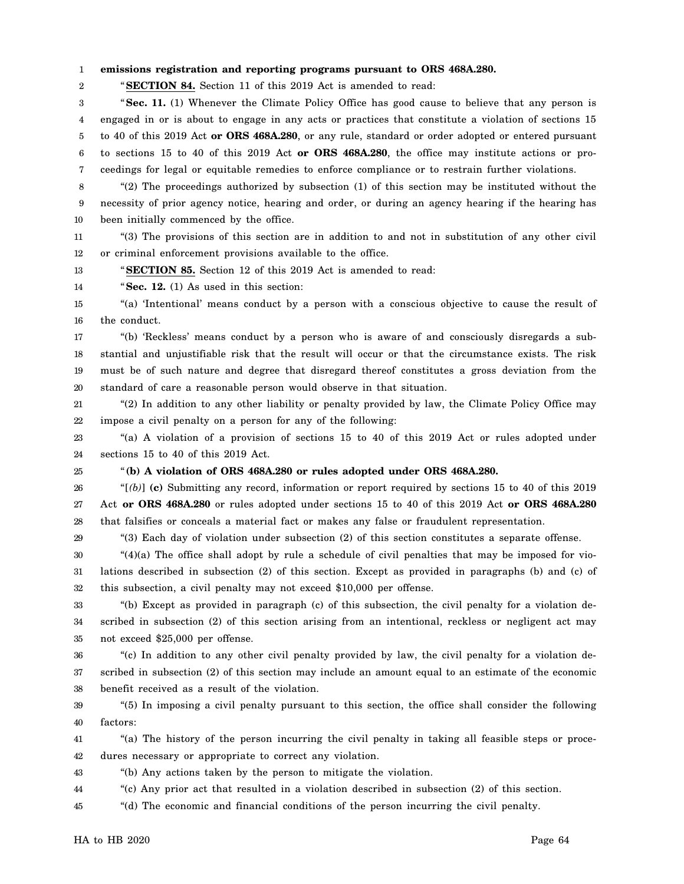**emissions registration and reporting programs pursuant to ORS 468A.280.**

"**SECTION 84.** Section 11 of this 2019 Act is amended to read:

"**Sec. 11.** (1) Whenever the Climate Policy Office has good cause to believe that any person is engaged in or is about to engage in any acts or practices that constitute a violation of sections 15 to 40 of this 2019 Act **or ORS 468A.280**, or any rule, standard or order adopted or entered pursuant to sections 15 to 40 of this 2019 Act **or ORS 468A.280**, the office may institute actions or proceedings for legal or equitable remedies to enforce compliance or to restrain further violations.

"(2) The proceedings authorized by subsection (1) of this section may be instituted without the necessity of prior agency notice, hearing and order, or during an agency hearing if the hearing has been initially commenced by the office.

"(3) The provisions of this section are in addition to and not in substitution of any other civil or criminal enforcement provisions available to the office.

"**SECTION 85.** Section 12 of this 2019 Act is amended to read:

"**Sec. 12.** (1) As used in this section:

"(a) 'Intentional' means conduct by a person with a conscious objective to cause the result of the conduct.

"(b) 'Reckless' means conduct by a person who is aware of and consciously disregards a substantial and unjustifiable risk that the result will occur or that the circumstance exists. The risk must be of such nature and degree that disregard thereof constitutes a gross deviation from the standard of care a reasonable person would observe in that situation.

"(2) In addition to any other liability or penalty provided by law, the Climate Policy Office may impose a civil penalty on a person for any of the following:

"(a) A violation of a provision of sections 15 to 40 of this 2019 Act or rules adopted under sections 15 to 40 of this 2019 Act.

"**(b) A violation of ORS 468A.280 or rules adopted under ORS 468A.280.**

"[*(b)*] **(c)** Submitting any record, information or report required by sections 15 to 40 of this 2019 Act **or ORS 468A.280** or rules adopted under sections 15 to 40 of this 2019 Act **or ORS 468A.280** that falsifies or conceals a material fact or makes any false or fraudulent representation.

"(3) Each day of violation under subsection (2) of this section constitutes a separate offense.

"(4)(a) The office shall adopt by rule a schedule of civil penalties that may be imposed for violations described in subsection (2) of this section. Except as provided in paragraphs (b) and (c) of this subsection, a civil penalty may not exceed $10,000 per offense.

"(b) Except as provided in paragraph (c) of this subsection, the civil penalty for a violation described in subsection (2) of this section arising from an intentional, reckless or negligent act may not exceed $25,000 per offense.

"(c) In addition to any other civil penalty provided by law, the civil penalty for a violation described in subsection (2) of this section may include an amount equal to an estimate of the economic benefit received as a result of the violation.

"(5) In imposing a civil penalty pursuant to this section, the office shall consider the following factors:

"(a) The history of the person incurring the civil penalty in taking all feasible steps or procedures necessary or appropriate to correct any violation.

"(b) Any actions taken by the person to mitigate the violation.

"(c) Any prior act that resulted in a violation described in subsection (2) of this section.

"(d) The economic and financial conditions of the person incurring the civil penalty.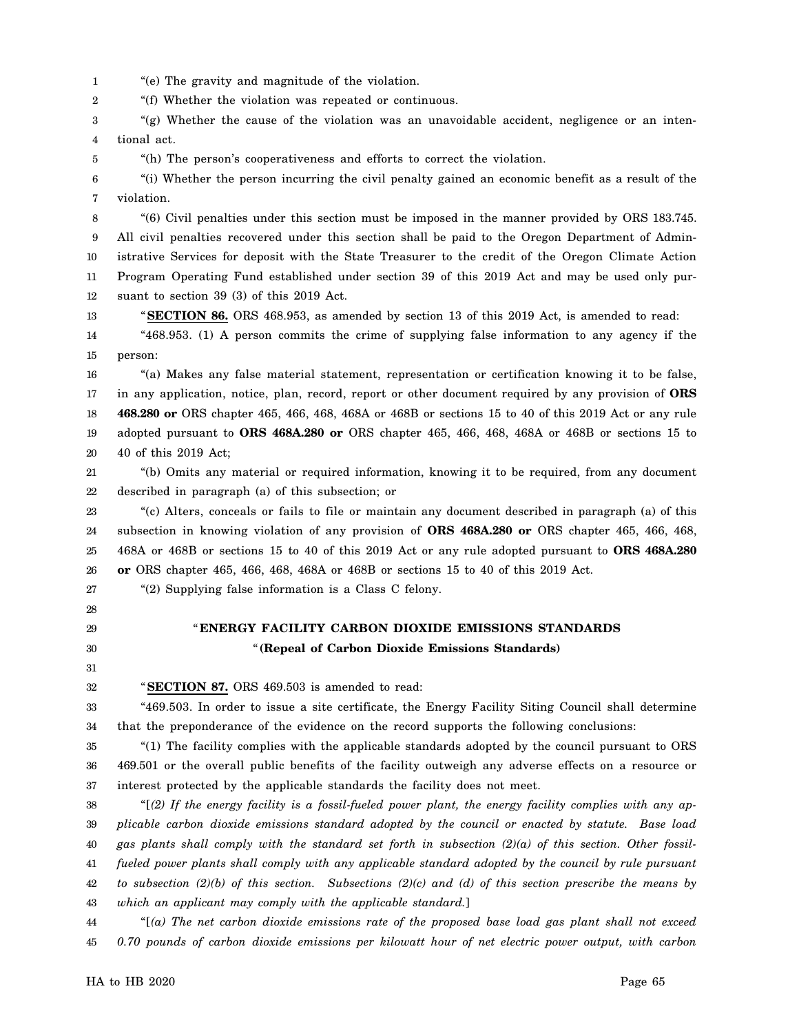"(e) The gravity and magnitude of the violation.

"(f) Whether the violation was repeated or continuous.

"(g) Whether the cause of the violation was an unavoidable accident, negligence or an intentional act.

"(h) The person's cooperativeness and efforts to correct the violation.

"(i) Whether the person incurring the civil penalty gained an economic benefit as a result of the violation.

"(6) Civil penalties under this section must be imposed in the manner provided by ORS 183.745. All civil penalties recovered under this section shall be paid to the Oregon Department of Administrative Services for deposit with the State Treasurer to the credit of the Oregon Climate Action Program Operating Fund established under section 39 of this 2019 Act and may be used only pursuant to section 39 (3) of this 2019 Act.

"**SECTION 86.** ORS 468.953, as amended by section 13 of this 2019 Act, is amended to read:

"468.953. (1) A person commits the crime of supplying false information to any agency if the person:

"(a) Makes any false material statement, representation or certification knowing it to be false, in any application, notice, plan, record, report or other document required by any provision of **ORS 468.280 or** ORS chapter 465, 466, 468, 468A or 468B or sections 15 to 40 of this 2019 Act or any rule adopted pursuant to **ORS 468A.280 or** ORS chapter 465, 466, 468, 468A or 468B or sections 15 to 40 of this 2019 Act;

"(b) Omits any material or required information, knowing it to be required, from any document described in paragraph (a) of this subsection; or

"(c) Alters, conceals or fails to file or maintain any document described in paragraph (a) of this subsection in knowing violation of any provision of **ORS 468A.280 or** ORS chapter 465, 466, 468, 468A or 468B or sections 15 to 40 of this 2019 Act or any rule adopted pursuant to **ORS 468A.280 or** ORS chapter 465, 466, 468, 468A or 468B or sections 15 to 40 of this 2019 Act.

"(2) Supplying false information is a Class C felony.

## "ENERGY FACILITY CARBON DIOXIDE EMISSIONS STANDARDS

### "(Repeal of Carbon Dioxide Emissions Standards)

"**SECTION 87.** ORS 469.503 is amended to read:

"469.503. In order to issue a site certificate, the Energy Facility Siting Council shall determine that the preponderance of the evidence on the record supports the following conclusions:

"(1) The facility complies with the applicable standards adopted by the council pursuant to ORS 469.501 or the overall public benefits of the facility outweigh any adverse effects on a resource or interest protected by the applicable standards the facility does not meet.

"[*(2) If the energy facility is a fossil-fueled power plant, the energy facility complies with any applicable carbon dioxide emissions standard adopted by the council or enacted by statute. Base load gas plants shall comply with the standard set forth in subsection (2)(a) of this section. Other fossil-fueled power plants shall comply with any applicable standard adopted by the council by rule pursuant to subsection (2)(b) of this section. Subsections (2)(c) and (d) of this section prescribe the means by which an applicant may comply with the applicable standard.*]

"[*(a) The net carbon dioxide emissions rate of the proposed base load gas plant shall not exceed 0.70 pounds of carbon dioxide emissions per kilowatt hour of net electric power output, with carbon*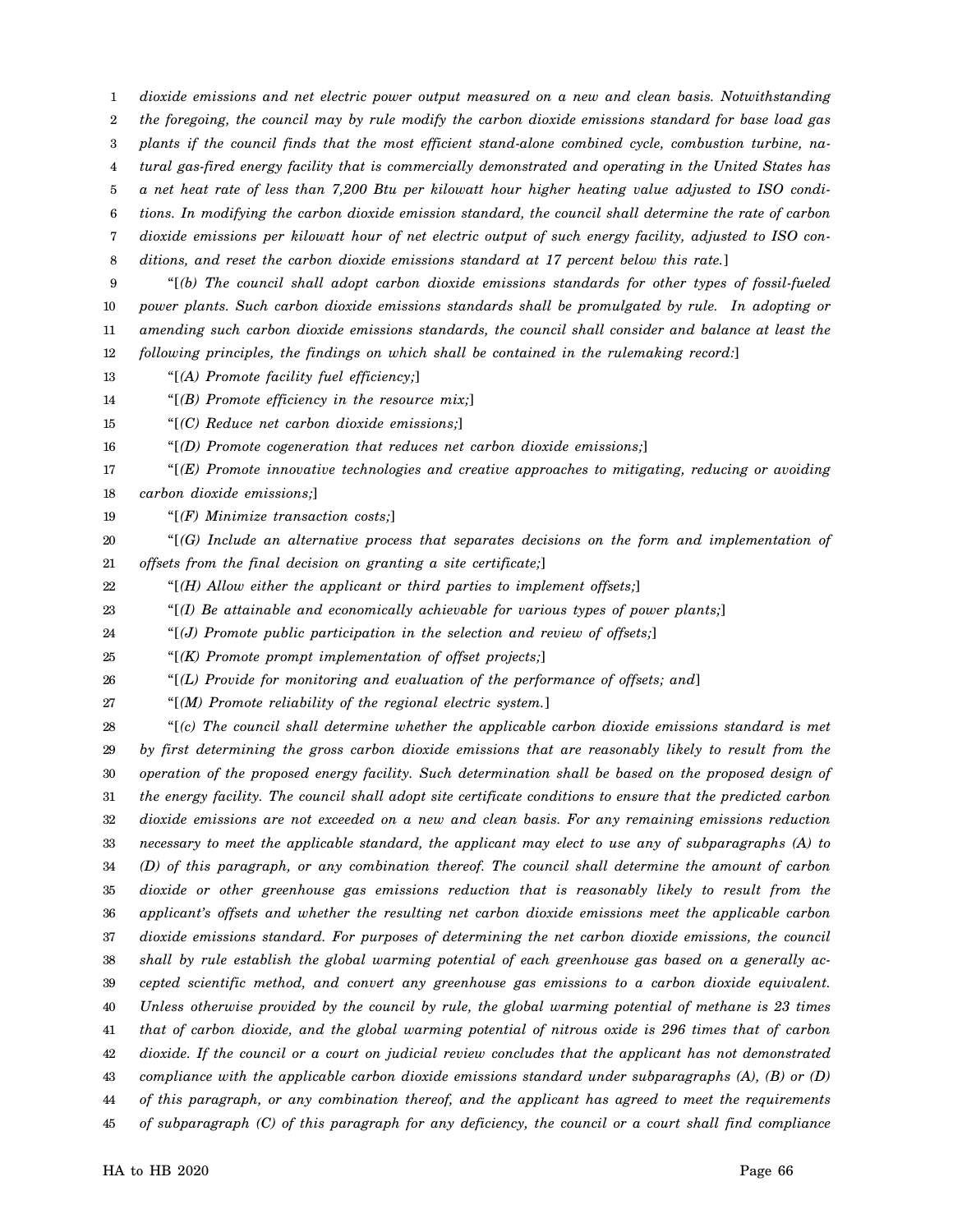*dioxide emissions and net electric power output measured on a new and clean basis. Notwithstanding the foregoing, the council may by rule modify the carbon dioxide emissions standard for base load gas plants if the council finds that the most efficient stand-alone combined cycle, combustion turbine, natural gas-fired energy facility that is commercially demonstrated and operating in the United States has a net heat rate of less than 7,200 Btu per kilowatt hour higher heating value adjusted to ISO conditions. In modifying the carbon dioxide emission standard, the council shall determine the rate of carbon dioxide emissions per kilowatt hour of net electric output of such energy facility, adjusted to ISO conditions, and reset the carbon dioxide emissions standard at 17 percent below this rate.*]

"[*(b) The council shall adopt carbon dioxide emissions standards for other types of fossil-fueled power plants. Such carbon dioxide emissions standards shall be promulgated by rule. In adopting or amending such carbon dioxide emissions standards, the council shall consider and balance at least the following principles, the findings on which shall be contained in the rulemaking record:*]

"[*(A) Promote facility fuel efficiency;*]

"[*(B) Promote efficiency in the resource mix;*]

"[*(C) Reduce net carbon dioxide emissions;*]

"[*(D) Promote cogeneration that reduces net carbon dioxide emissions;*]

"[*(E) Promote innovative technologies and creative approaches to mitigating, reducing or avoiding carbon dioxide emissions;*]

"[*(F) Minimize transaction costs;*]

"[*(G) Include an alternative process that separates decisions on the form and implementation of offsets from the final decision on granting a site certificate;*]

"[*(H) Allow either the applicant or third parties to implement offsets;*]

"[*(I) Be attainable and economically achievable for various types of power plants;*]

"[*(J) Promote public participation in the selection and review of offsets;*]

"[*(K) Promote prompt implementation of offset projects;*]

"[*(L) Provide for monitoring and evaluation of the performance of offsets; and*]

"[*(M) Promote reliability of the regional electric system.*]

"[*(c) The council shall determine whether the applicable carbon dioxide emissions standard is met by first determining the gross carbon dioxide emissions that are reasonably likely to result from the operation of the proposed energy facility. Such determination shall be based on the proposed design of the energy facility. The council shall adopt site certificate conditions to ensure that the predicted carbon dioxide emissions are not exceeded on a new and clean basis. For any remaining emissions reduction necessary to meet the applicable standard, the applicant may elect to use any of subparagraphs (A) to (D) of this paragraph, or any combination thereof. The council shall determine the amount of carbon dioxide or other greenhouse gas emissions reduction that is reasonably likely to result from the applicant's offsets and whether the resulting net carbon dioxide emissions meet the applicable carbon dioxide emissions standard. For purposes of determining the net carbon dioxide emissions, the council shall by rule establish the global warming potential of each greenhouse gas based on a generally accepted scientific method, and convert any greenhouse gas emissions to a carbon dioxide equivalent. Unless otherwise provided by the council by rule, the global warming potential of methane is 23 times that of carbon dioxide, and the global warming potential of nitrous oxide is 296 times that of carbon dioxide. If the council or a court on judicial review concludes that the applicant has not demonstrated compliance with the applicable carbon dioxide emissions standard under subparagraphs (A), (B) or (D) of this paragraph, or any combination thereof, and the applicant has agreed to meet the requirements of subparagraph (C) of this paragraph for any deficiency, the council or a court shall find compliance*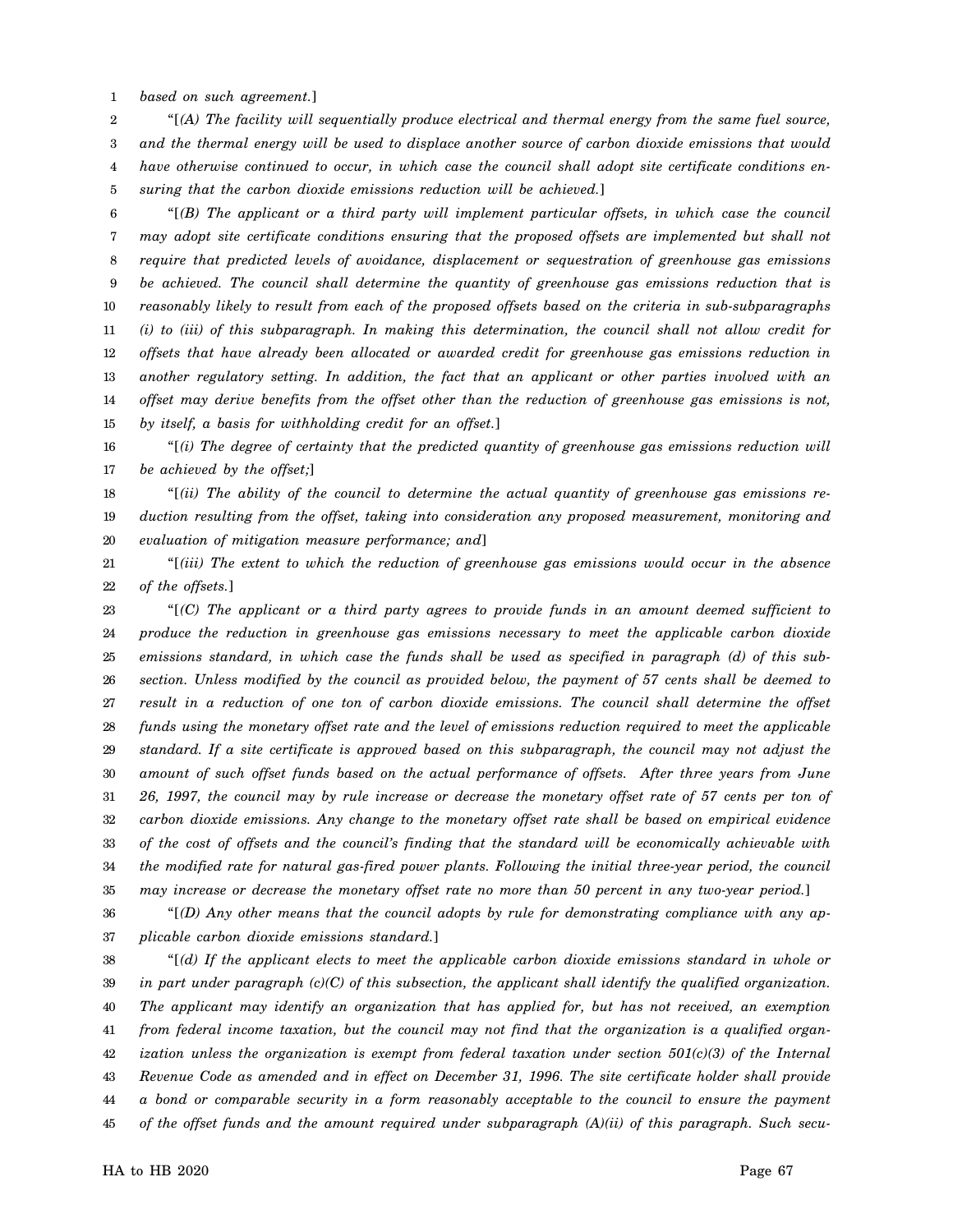*based on such agreement.*]

"[*(A) The facility will sequentially produce electrical and thermal energy from the same fuel source, and the thermal energy will be used to displace another source of carbon dioxide emissions that would have otherwise continued to occur, in which case the council shall adopt site certificate conditions ensuring that the carbon dioxide emissions reduction will be achieved.*]

"[*(B) The applicant or a third party will implement particular offsets, in which case the council may adopt site certificate conditions ensuring that the proposed offsets are implemented but shall not require that predicted levels of avoidance, displacement or sequestration of greenhouse gas emissions be achieved. The council shall determine the quantity of greenhouse gas emissions reduction that is reasonably likely to result from each of the proposed offsets based on the criteria in sub-subparagraphs (i) to (iii) of this subparagraph. In making this determination, the council shall not allow credit for offsets that have already been allocated or awarded credit for greenhouse gas emissions reduction in another regulatory setting. In addition, the fact that an applicant or other parties involved with an offset may derive benefits from the offset other than the reduction of greenhouse gas emissions is not, by itself, a basis for withholding credit for an offset.*]

"[*(i) The degree of certainty that the predicted quantity of greenhouse gas emissions reduction will be achieved by the offset;*]

"[*(ii) The ability of the council to determine the actual quantity of greenhouse gas emissions reduction resulting from the offset, taking into consideration any proposed measurement, monitoring and evaluation of mitigation measure performance; and*]

"[*(iii) The extent to which the reduction of greenhouse gas emissions would occur in the absence of the offsets.*]

"[*(C) The applicant or a third party agrees to provide funds in an amount deemed sufficient to produce the reduction in greenhouse gas emissions necessary to meet the applicable carbon dioxide emissions standard, in which case the funds shall be used as specified in paragraph (d) of this subsection. Unless modified by the council as provided below, the payment of 57 cents shall be deemed to result in a reduction of one ton of carbon dioxide emissions. The council shall determine the offset funds using the monetary offset rate and the level of emissions reduction required to meet the applicable standard. If a site certificate is approved based on this subparagraph, the council may not adjust the amount of such offset funds based on the actual performance of offsets. After three years from June 26, 1997, the council may by rule increase or decrease the monetary offset rate of 57 cents per ton of carbon dioxide emissions. Any change to the monetary offset rate shall be based on empirical evidence of the cost of offsets and the council's finding that the standard will be economically achievable with the modified rate for natural gas-fired power plants. Following the initial three-year period, the council may increase or decrease the monetary offset rate no more than 50 percent in any two-year period.*]

"[*(D) Any other means that the council adopts by rule for demonstrating compliance with any applicable carbon dioxide emissions standard.*]

"[*(d) If the applicant elects to meet the applicable carbon dioxide emissions standard in whole or in part under paragraph (c)(C) of this subsection, the applicant shall identify the qualified organization. The applicant may identify an organization that has applied for, but has not received, an exemption from federal income taxation, but the council may not find that the organization is a qualified organization unless the organization is exempt from federal taxation under section 501(c)(3) of the Internal Revenue Code as amended and in effect on December 31, 1996. The site certificate holder shall provide a bond or comparable security in a form reasonably acceptable to the council to ensure the payment of the offset funds and the amount required under subparagraph (A)(ii) of this paragraph. Such secu-*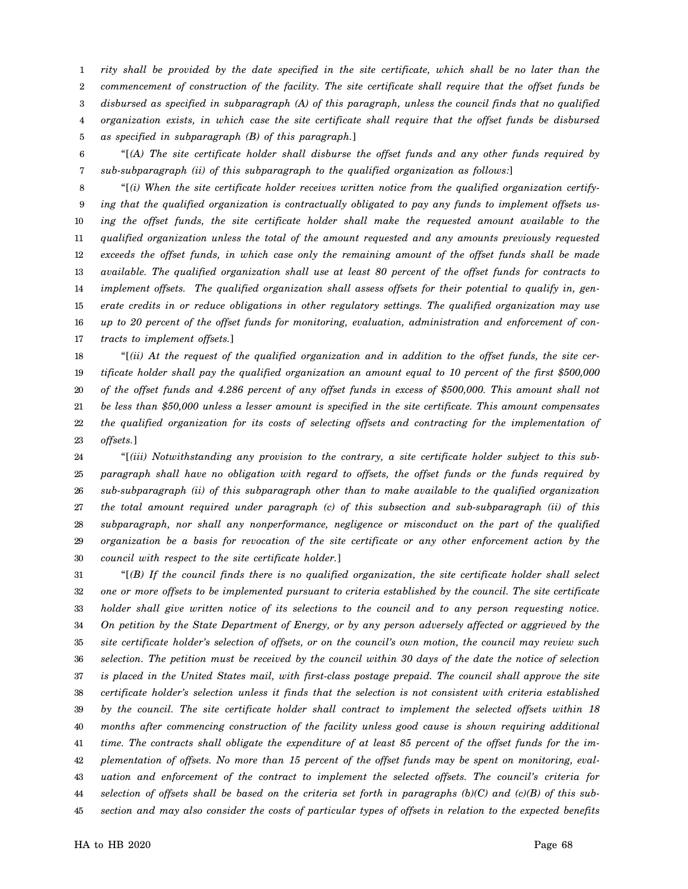*rity shall be provided by the date specified in the site certificate, which shall be no later than the commencement of construction of the facility. The site certificate shall require that the offset funds be disbursed as specified in subparagraph (A) of this paragraph, unless the council finds that no qualified organization exists, in which case the site certificate shall require that the offset funds be disbursed as specified in subparagraph (B) of this paragraph.*]

"[*(A) The site certificate holder shall disburse the offset funds and any other funds required by sub-subparagraph (ii) of this subparagraph to the qualified organization as follows:*]

"[*(i) When the site certificate holder receives written notice from the qualified organization certifying that the qualified organization is contractually obligated to pay any funds to implement offsets using the offset funds, the site certificate holder shall make the requested amount available to the qualified organization unless the total of the amount requested and any amounts previously requested exceeds the offset funds, in which case only the remaining amount of the offset funds shall be made available. The qualified organization shall use at least 80 percent of the offset funds for contracts to implement offsets. The qualified organization shall assess offsets for their potential to qualify in, generate credits in or reduce obligations in other regulatory settings. The qualified organization may use up to 20 percent of the offset funds for monitoring, evaluation, administration and enforcement of contracts to implement offsets.*]

"[*(ii) At the request of the qualified organization and in addition to the offset funds, the site certificate holder shall pay the qualified organization an amount equal to 10 percent of the first $500,000 of the offset funds and 4.286 percent of any offset funds in excess of $500,000. This amount shall not be less than $50,000 unless a lesser amount is specified in the site certificate. This amount compensates the qualified organization for its costs of selecting offsets and contracting for the implementation of offsets.*]

"[*(iii) Notwithstanding any provision to the contrary, a site certificate holder subject to this subparagraph shall have no obligation with regard to offsets, the offset funds or the funds required by sub-subparagraph (ii) of this subparagraph other than to make available to the qualified organization the total amount required under paragraph (c) of this subsection and sub-subparagraph (ii) of this subparagraph, nor shall any nonperformance, negligence or misconduct on the part of the qualified organization be a basis for revocation of the site certificate or any other enforcement action by the council with respect to the site certificate holder.*]

"[*(B) If the council finds there is no qualified organization, the site certificate holder shall select one or more offsets to be implemented pursuant to criteria established by the council. The site certificate holder shall give written notice of its selections to the council and to any person requesting notice. On petition by the State Department of Energy, or by any person adversely affected or aggrieved by the site certificate holder's selection of offsets, or on the council's own motion, the council may review such selection. The petition must be received by the council within 30 days of the date the notice of selection is placed in the United States mail, with first-class postage prepaid. The council shall approve the site certificate holder's selection unless it finds that the selection is not consistent with criteria established by the council. The site certificate holder shall contract to implement the selected offsets within 18 months after commencing construction of the facility unless good cause is shown requiring additional time. The contracts shall obligate the expenditure of at least 85 percent of the offset funds for the implementation of offsets. No more than 15 percent of the offset funds may be spent on monitoring, evaluation and enforcement of the contract to implement the selected offsets. The council's criteria for selection of offsets shall be based on the criteria set forth in paragraphs (b)(C) and (c)(B) of this subsection and may also consider the costs of particular types of offsets in relation to the expected benefits*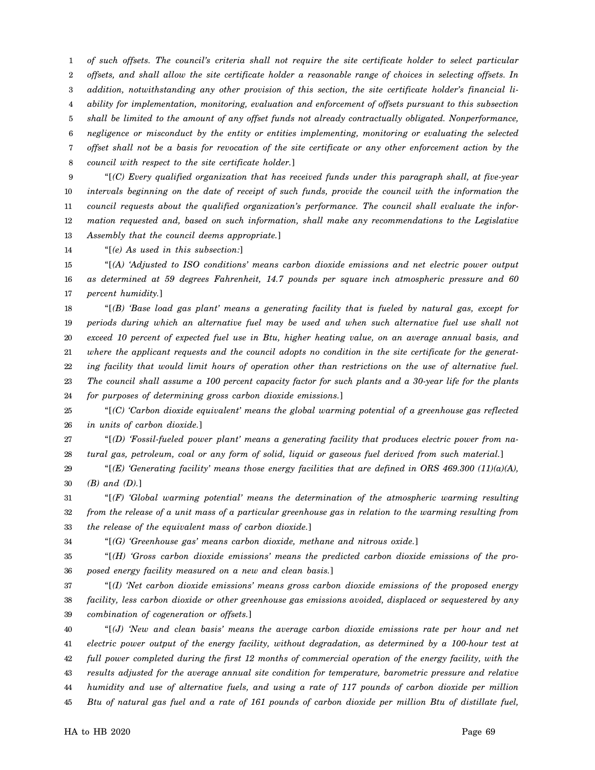*of such offsets. The council's criteria shall not require the site certificate holder to select particular offsets, and shall allow the site certificate holder a reasonable range of choices in selecting offsets. In addition, notwithstanding any other provision of this section, the site certificate holder's financial liability for implementation, monitoring, evaluation and enforcement of offsets pursuant to this subsection shall be limited to the amount of any offset funds not already contractually obligated. Nonperformance, negligence or misconduct by the entity or entities implementing, monitoring or evaluating the selected offset shall not be a basis for revocation of the site certificate or any other enforcement action by the council with respect to the site certificate holder.*]

"[*(C) Every qualified organization that has received funds under this paragraph shall, at five-year intervals beginning on the date of receipt of such funds, provide the council with the information the council requests about the qualified organization's performance. The council shall evaluate the information requested and, based on such information, shall make any recommendations to the Legislative Assembly that the council deems appropriate.*]

"[*(e) As used in this subsection:*]

"[*(A) 'Adjusted to ISO conditions' means carbon dioxide emissions and net electric power output as determined at 59 degrees Fahrenheit, 14.7 pounds per square inch atmospheric pressure and 60 percent humidity.*]

"[*(B) 'Base load gas plant' means a generating facility that is fueled by natural gas, except for periods during which an alternative fuel may be used and when such alternative fuel use shall not exceed 10 percent of expected fuel use in Btu, higher heating value, on an average annual basis, and where the applicant requests and the council adopts no condition in the site certificate for the generating facility that would limit hours of operation other than restrictions on the use of alternative fuel. The council shall assume a 100 percent capacity factor for such plants and a 30-year life for the plants for purposes of determining gross carbon dioxide emissions.*]

"[*(C) 'Carbon dioxide equivalent' means the global warming potential of a greenhouse gas reflected in units of carbon dioxide.*]

"[*(D) 'Fossil-fueled power plant' means a generating facility that produces electric power from natural gas, petroleum, coal or any form of solid, liquid or gaseous fuel derived from such material.*]

"[*(E) 'Generating facility' means those energy facilities that are defined in ORS 469.300 (11)(a)(A), (B) and (D).*]

"[*(F) 'Global warming potential' means the determination of the atmospheric warming resulting from the release of a unit mass of a particular greenhouse gas in relation to the warming resulting from the release of the equivalent mass of carbon dioxide.*]

"[*(G) 'Greenhouse gas' means carbon dioxide, methane and nitrous oxide.*]

"[*(H) 'Gross carbon dioxide emissions' means the predicted carbon dioxide emissions of the proposed energy facility measured on a new and clean basis.*]

"[*(I) 'Net carbon dioxide emissions' means gross carbon dioxide emissions of the proposed energy facility, less carbon dioxide or other greenhouse gas emissions avoided, displaced or sequestered by any combination of cogeneration or offsets.*]

"[*(J) 'New and clean basis' means the average carbon dioxide emissions rate per hour and net electric power output of the energy facility, without degradation, as determined by a 100-hour test at full power completed during the first 12 months of commercial operation of the energy facility, with the results adjusted for the average annual site condition for temperature, barometric pressure and relative humidity and use of alternative fuels, and using a rate of 117 pounds of carbon dioxide per million Btu of natural gas fuel and a rate of 161 pounds of carbon dioxide per million Btu of distillate fuel,*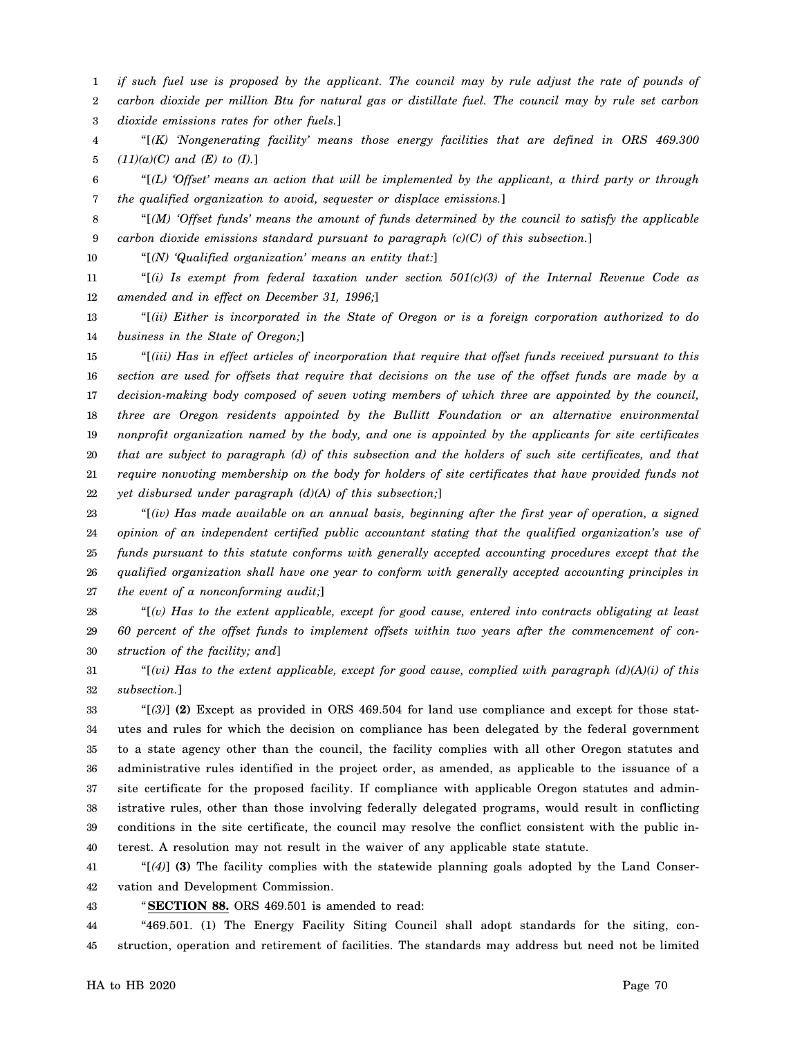*if such fuel use is proposed by the applicant. The council may by rule adjust the rate of pounds of carbon dioxide per million Btu for natural gas or distillate fuel. The council may by rule set carbon dioxide emissions rates for other fuels.*]

"[*(K) 'Nongenerating facility' means those energy facilities that are defined in ORS 469.300 (11)(a)(C) and (E) to (I).*]

"[*(L) 'Offset' means an action that will be implemented by the applicant, a third party or through the qualified organization to avoid, sequester or displace emissions.*]

"[*(M) 'Offset funds' means the amount of funds determined by the council to satisfy the applicable carbon dioxide emissions standard pursuant to paragraph (c)(C) of this subsection.*]

"[*(N) 'Qualified organization' means an entity that:*]

"[*(i) Is exempt from federal taxation under section 501(c)(3) of the Internal Revenue Code as amended and in effect on December 31, 1996;*]

"[*(ii) Either is incorporated in the State of Oregon or is a foreign corporation authorized to do business in the State of Oregon;*]

"[*(iii) Has in effect articles of incorporation that require that offset funds received pursuant to this section are used for offsets that require that decisions on the use of the offset funds are made by a decision-making body composed of seven voting members of which three are appointed by the council, three are Oregon residents appointed by the Bullitt Foundation or an alternative environmental nonprofit organization named by the body, and one is appointed by the applicants for site certificates that are subject to paragraph (d) of this subsection and the holders of such site certificates, and that require nonvoting membership on the body for holders of site certificates that have provided funds not yet disbursed under paragraph (d)(A) of this subsection;*]

"[*(iv) Has made available on an annual basis, beginning after the first year of operation, a signed opinion of an independent certified public accountant stating that the qualified organization's use of funds pursuant to this statute conforms with generally accepted accounting procedures except that the qualified organization shall have one year to conform with generally accepted accounting principles in the event of a nonconforming audit;*]

"[*(v) Has to the extent applicable, except for good cause, entered into contracts obligating at least 60 percent of the offset funds to implement offsets within two years after the commencement of construction of the facility; and*]

"[*(vi) Has to the extent applicable, except for good cause, complied with paragraph (d)(A)(i) of this subsection.*]

"[*(3)*] **(2)** Except as provided in ORS 469.504 for land use compliance and except for those statutes and rules for which the decision on compliance has been delegated by the federal government to a state agency other than the council, the facility complies with all other Oregon statutes and administrative rules identified in the project order, as amended, as applicable to the issuance of a site certificate for the proposed facility. If compliance with applicable Oregon statutes and administrative rules, other than those involving federally delegated programs, would result in conflicting conditions in the site certificate, the council may resolve the conflict consistent with the public interest. A resolution may not result in the waiver of any applicable state statute.

"[*(4)*] **(3)** The facility complies with the statewide planning goals adopted by the Land Conservation and Development Commission.

"**SECTION 88.** ORS 469.501 is amended to read:

"469.501. (1) The Energy Facility Siting Council shall adopt standards for the siting, construction, operation and retirement of facilities. The standards may address but need not be limited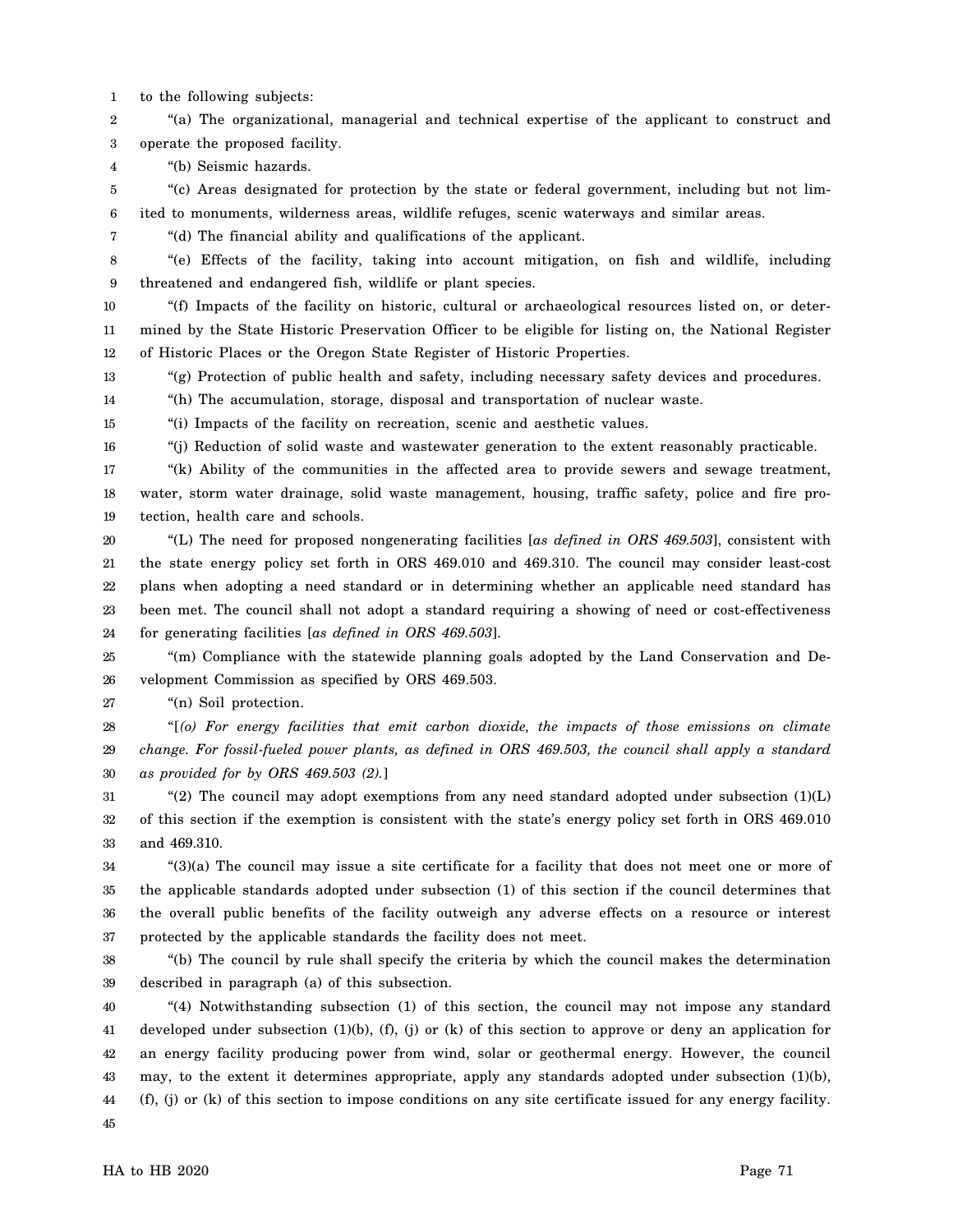to the following subjects:

"(a) The organizational, managerial and technical expertise of the applicant to construct and operate the proposed facility.

"(b) Seismic hazards.

"(c) Areas designated for protection by the state or federal government, including but not limited to monuments, wilderness areas, wildlife refuges, scenic waterways and similar areas.

"(d) The financial ability and qualifications of the applicant.

"(e) Effects of the facility, taking into account mitigation, on fish and wildlife, including threatened and endangered fish, wildlife or plant species.

"(f) Impacts of the facility on historic, cultural or archaeological resources listed on, or determined by the State Historic Preservation Officer to be eligible for listing on, the National Register of Historic Places or the Oregon State Register of Historic Properties.

"(g) Protection of public health and safety, including necessary safety devices and procedures.

"(h) The accumulation, storage, disposal and transportation of nuclear waste.

"(i) Impacts of the facility on recreation, scenic and aesthetic values.

"(j) Reduction of solid waste and wastewater generation to the extent reasonably practicable.

"(k) Ability of the communities in the affected area to provide sewers and sewage treatment, water, storm water drainage, solid waste management, housing, traffic safety, police and fire protection, health care and schools.

"(L) The need for proposed nongenerating facilities [*as defined in ORS 469.503*], consistent with the state energy policy set forth in ORS 469.010 and 469.310. The council may consider least-cost plans when adopting a need standard or in determining whether an applicable need standard has been met. The council shall not adopt a standard requiring a showing of need or cost-effectiveness for generating facilities [*as defined in ORS 469.503*].

"(m) Compliance with the statewide planning goals adopted by the Land Conservation and Development Commission as specified by ORS 469.503.

"(n) Soil protection.

"[*(o) For energy facilities that emit carbon dioxide, the impacts of those emissions on climate change. For fossil-fueled power plants, as defined in ORS 469.503, the council shall apply a standard as provided for by ORS 469.503 (2).*]

"(2) The council may adopt exemptions from any need standard adopted under subsection (1)(L) of this section if the exemption is consistent with the state's energy policy set forth in ORS 469.010 and 469.310.

"(3)(a) The council may issue a site certificate for a facility that does not meet one or more of the applicable standards adopted under subsection (1) of this section if the council determines that the overall public benefits of the facility outweigh any adverse effects on a resource or interest protected by the applicable standards the facility does not meet.

"(b) The council by rule shall specify the criteria by which the council makes the determination described in paragraph (a) of this subsection.

"(4) Notwithstanding subsection (1) of this section, the council may not impose any standard developed under subsection (1)(b), (f), (j) or (k) of this section to approve or deny an application for an energy facility producing power from wind, solar or geothermal energy. However, the council may, to the extent it determines appropriate, apply any standards adopted under subsection (1)(b), (f), (j) or (k) of this section to impose conditions on any site certificate issued for any energy facility.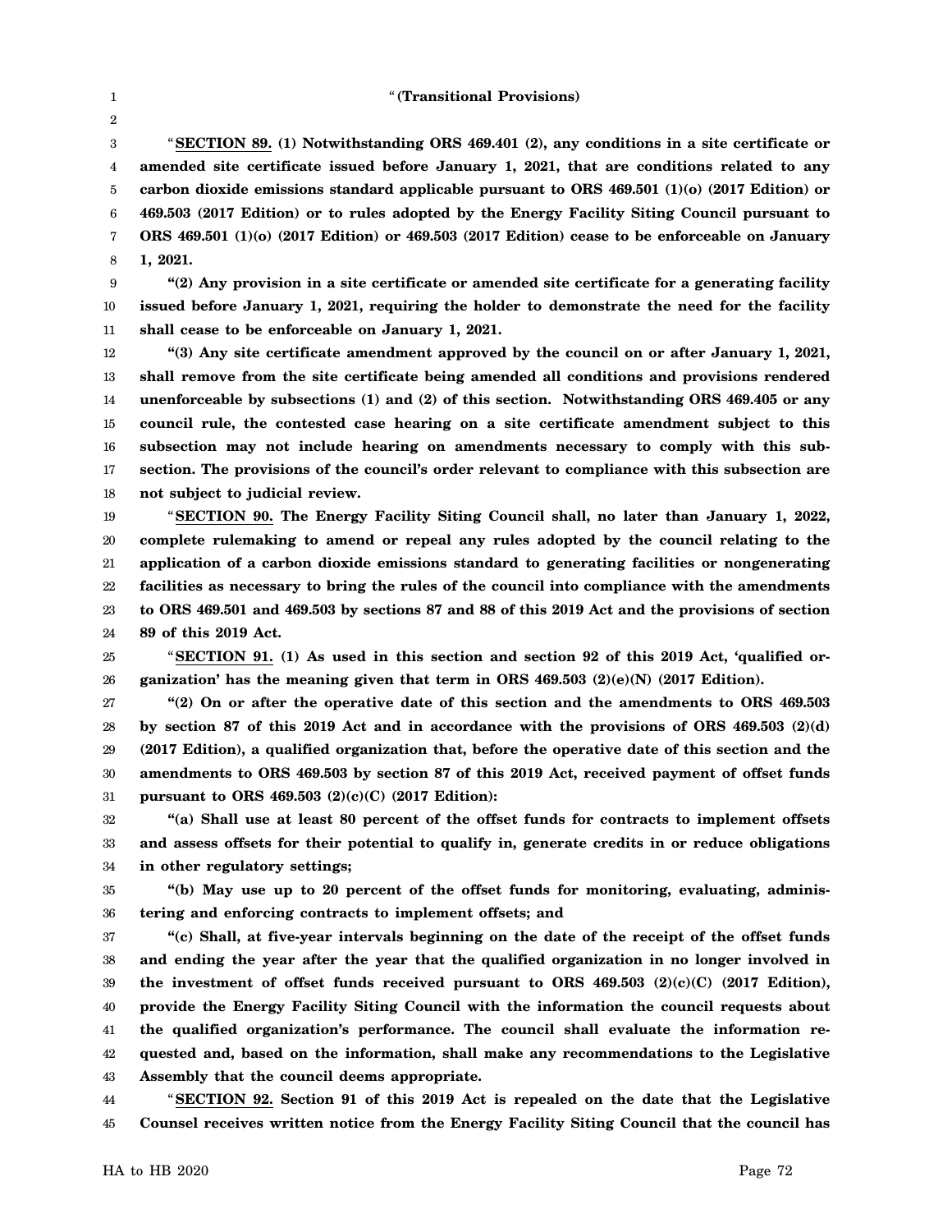"**(Transitional Provisions)**

"**SECTION 89. (1) Notwithstanding ORS 469.401 (2), any conditions in a site certificate or amended site certificate issued before January 1, 2021, that are conditions related to any carbon dioxide emissions standard applicable pursuant to ORS 469.501 (1)(o) (2017 Edition) or 469.503 (2017 Edition) or to rules adopted by the Energy Facility Siting Council pursuant to ORS 469.501 (1)(o) (2017 Edition) or 469.503 (2017 Edition) cease to be enforceable on January 1, 2021.**

**"(2) Any provision in a site certificate or amended site certificate for a generating facility issued before January 1, 2021, requiring the holder to demonstrate the need for the facility shall cease to be enforceable on January 1, 2021.**

**"(3) Any site certificate amendment approved by the council on or after January 1, 2021, shall remove from the site certificate being amended all conditions and provisions rendered unenforceable by subsections (1) and (2) of this section. Notwithstanding ORS 469.405 or any council rule, the contested case hearing on a site certificate amendment subject to this subsection may not include hearing on amendments necessary to comply with this subsection. The provisions of the council's order relevant to compliance with this subsection are not subject to judicial review.**

"**SECTION 90. The Energy Facility Siting Council shall, no later than January 1, 2022, complete rulemaking to amend or repeal any rules adopted by the council relating to the application of a carbon dioxide emissions standard to generating facilities or nongenerating facilities as necessary to bring the rules of the council into compliance with the amendments to ORS 469.501 and 469.503 by sections 87 and 88 of this 2019 Act and the provisions of section 89 of this 2019 Act.**

"**SECTION 91. (1) As used in this section and section 92 of this 2019 Act, 'qualified organization' has the meaning given that term in ORS 469.503 (2)(e)(N) (2017 Edition).**

**"(2) On or after the operative date of this section and the amendments to ORS 469.503 by section 87 of this 2019 Act and in accordance with the provisions of ORS 469.503 (2)(d) (2017 Edition), a qualified organization that, before the operative date of this section and the amendments to ORS 469.503 by section 87 of this 2019 Act, received payment of offset funds pursuant to ORS 469.503 (2)(c)(C) (2017 Edition):**

**"(a) Shall use at least 80 percent of the offset funds for contracts to implement offsets and assess offsets for their potential to qualify in, generate credits in or reduce obligations in other regulatory settings;**

**"(b) May use up to 20 percent of the offset funds for monitoring, evaluating, administering and enforcing contracts to implement offsets; and**

**"(c) Shall, at five-year intervals beginning on the date of the receipt of the offset funds and ending the year after the year that the qualified organization in no longer involved in the investment of offset funds received pursuant to ORS 469.503 (2)(c)(C) (2017 Edition), provide the Energy Facility Siting Council with the information the council requests about the qualified organization's performance. The council shall evaluate the information requested and, based on the information, shall make any recommendations to the Legislative Assembly that the council deems appropriate.**

"**SECTION 92. Section 91 of this 2019 Act is repealed on the date that the Legislative Counsel receives written notice from the Energy Facility Siting Council that the council has**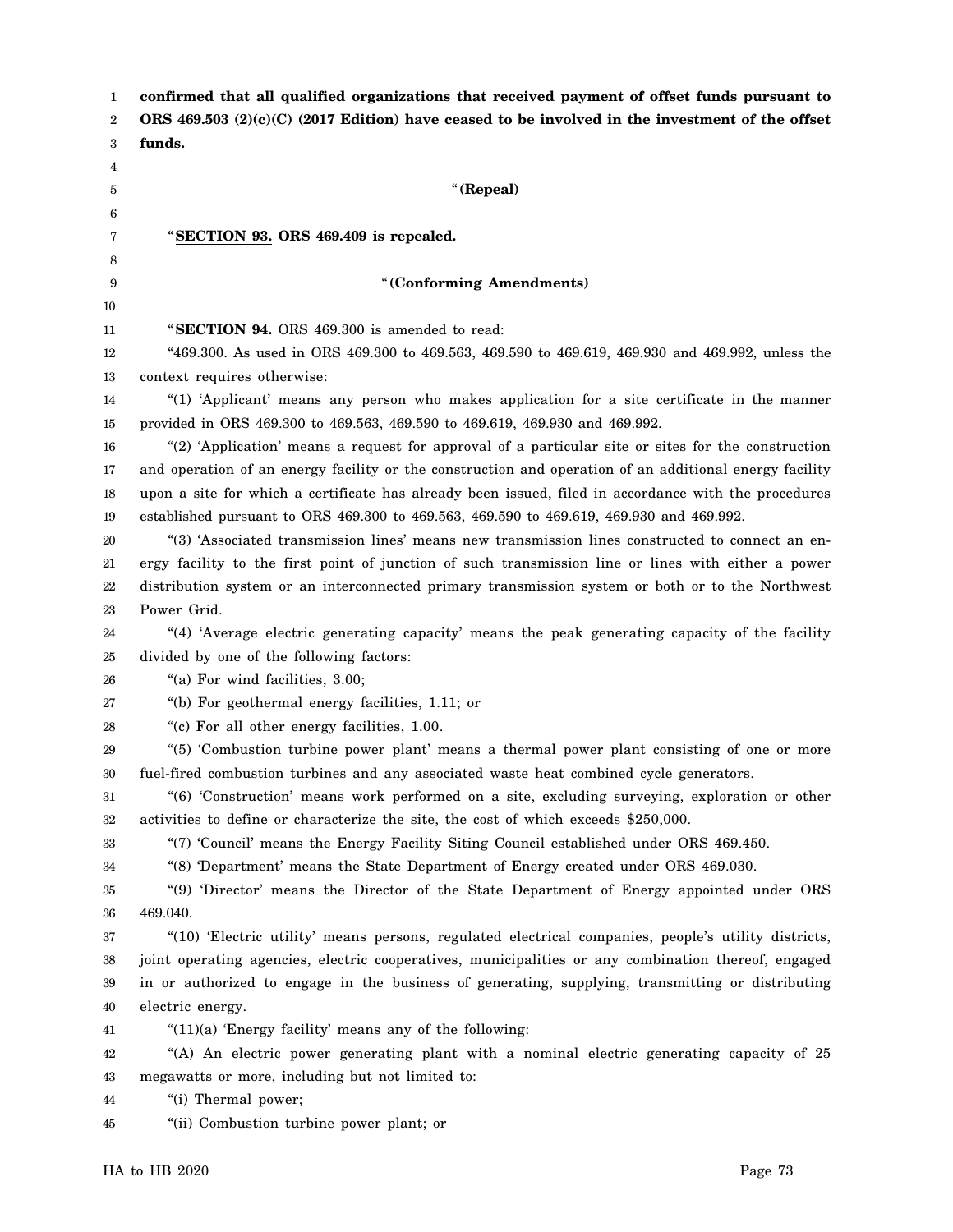**confirmed that all qualified organizations that received payment of offset funds pursuant to ORS 469.503 (2)(c)(C) (2017 Edition) have ceased to be involved in the investment of the offset funds.**

"**(Repeal)**

"**SECTION 93. ORS 469.409 is repealed.**

"**(Conforming Amendments)**

"**SECTION 94.** ORS 469.300 is amended to read:

"469.300. As used in ORS 469.300 to 469.563, 469.590 to 469.619, 469.930 and 469.992, unless the context requires otherwise:

"(1) 'Applicant' means any person who makes application for a site certificate in the manner provided in ORS 469.300 to 469.563, 469.590 to 469.619, 469.930 and 469.992.

"(2) 'Application' means a request for approval of a particular site or sites for the construction and operation of an energy facility or the construction and operation of an additional energy facility upon a site for which a certificate has already been issued, filed in accordance with the procedures established pursuant to ORS 469.300 to 469.563, 469.590 to 469.619, 469.930 and 469.992.

"(3) 'Associated transmission lines' means new transmission lines constructed to connect an energy facility to the first point of junction of such transmission line or lines with either a power distribution system or an interconnected primary transmission system or both or to the Northwest Power Grid.

"(4) 'Average electric generating capacity' means the peak generating capacity of the facility divided by one of the following factors:

"(a) For wind facilities, 3.00;

"(b) For geothermal energy facilities, 1.11; or

"(c) For all other energy facilities, 1.00.

"(5) 'Combustion turbine power plant' means a thermal power plant consisting of one or more fuel-fired combustion turbines and any associated waste heat combined cycle generators.

"(6) 'Construction' means work performed on a site, excluding surveying, exploration or other activities to define or characterize the site, the cost of which exceeds $250,000.

"(7) 'Council' means the Energy Facility Siting Council established under ORS 469.450.

"(8) 'Department' means the State Department of Energy created under ORS 469.030.

"(9) 'Director' means the Director of the State Department of Energy appointed under ORS 469.040.

"(10) 'Electric utility' means persons, regulated electrical companies, people's utility districts, joint operating agencies, electric cooperatives, municipalities or any combination thereof, engaged in or authorized to engage in the business of generating, supplying, transmitting or distributing electric energy.

"(11)(a) 'Energy facility' means any of the following:

"(A) An electric power generating plant with a nominal electric generating capacity of 25 megawatts or more, including but not limited to:

"(i) Thermal power;

"(ii) Combustion turbine power plant; or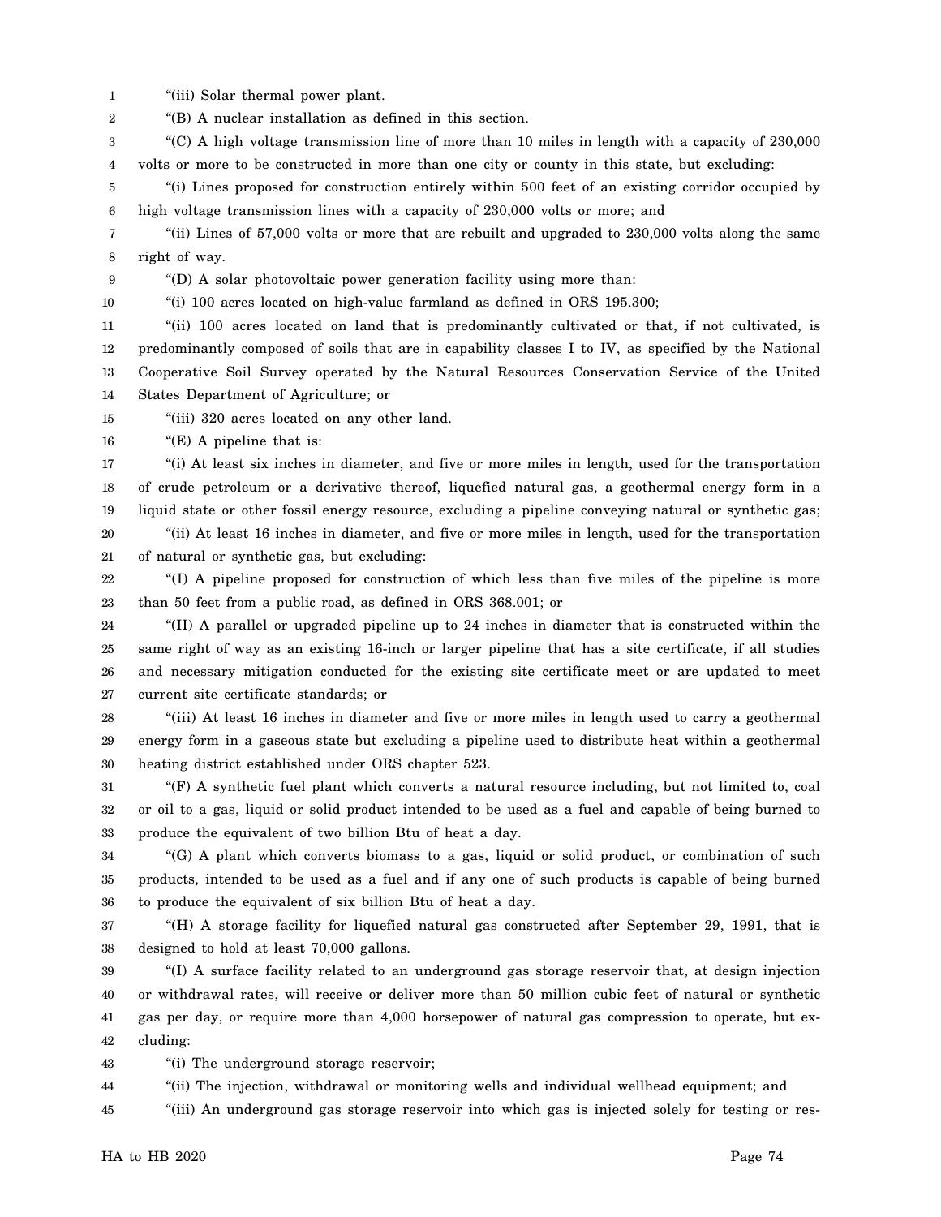"(iii) Solar thermal power plant.

"(B) A nuclear installation as defined in this section.

"(C) A high voltage transmission line of more than 10 miles in length with a capacity of 230,000 volts or more to be constructed in more than one city or county in this state, but excluding:

"(i) Lines proposed for construction entirely within 500 feet of an existing corridor occupied by high voltage transmission lines with a capacity of 230,000 volts or more; and

"(ii) Lines of 57,000 volts or more that are rebuilt and upgraded to 230,000 volts along the same right of way.

"(D) A solar photovoltaic power generation facility using more than:

"(i) 100 acres located on high-value farmland as defined in ORS 195.300;

"(ii) 100 acres located on land that is predominantly cultivated or that, if not cultivated, is predominantly composed of soils that are in capability classes I to IV, as specified by the National Cooperative Soil Survey operated by the Natural Resources Conservation Service of the United States Department of Agriculture; or

"(iii) 320 acres located on any other land.

"(E) A pipeline that is:

"(i) At least six inches in diameter, and five or more miles in length, used for the transportation of crude petroleum or a derivative thereof, liquefied natural gas, a geothermal energy form in a liquid state or other fossil energy resource, excluding a pipeline conveying natural or synthetic gas;

"(ii) At least 16 inches in diameter, and five or more miles in length, used for the transportation of natural or synthetic gas, but excluding:

"(I) A pipeline proposed for construction of which less than five miles of the pipeline is more than 50 feet from a public road, as defined in ORS 368.001; or

"(II) A parallel or upgraded pipeline up to 24 inches in diameter that is constructed within the same right of way as an existing 16-inch or larger pipeline that has a site certificate, if all studies and necessary mitigation conducted for the existing site certificate meet or are updated to meet current site certificate standards; or

"(iii) At least 16 inches in diameter and five or more miles in length used to carry a geothermal energy form in a gaseous state but excluding a pipeline used to distribute heat within a geothermal heating district established under ORS chapter 523.

"(F) A synthetic fuel plant which converts a natural resource including, but not limited to, coal or oil to a gas, liquid or solid product intended to be used as a fuel and capable of being burned to produce the equivalent of two billion Btu of heat a day.

"(G) A plant which converts biomass to a gas, liquid or solid product, or combination of such products, intended to be used as a fuel and if any one of such products is capable of being burned to produce the equivalent of six billion Btu of heat a day.

"(H) A storage facility for liquefied natural gas constructed after September 29, 1991, that is designed to hold at least 70,000 gallons.

"(I) A surface facility related to an underground gas storage reservoir that, at design injection or withdrawal rates, will receive or deliver more than 50 million cubic feet of natural or synthetic gas per day, or require more than 4,000 horsepower of natural gas compression to operate, but excluding:

"(i) The underground storage reservoir;

"(ii) The injection, withdrawal or monitoring wells and individual wellhead equipment; and

"(iii) An underground gas storage reservoir into which gas is injected solely for testing or res-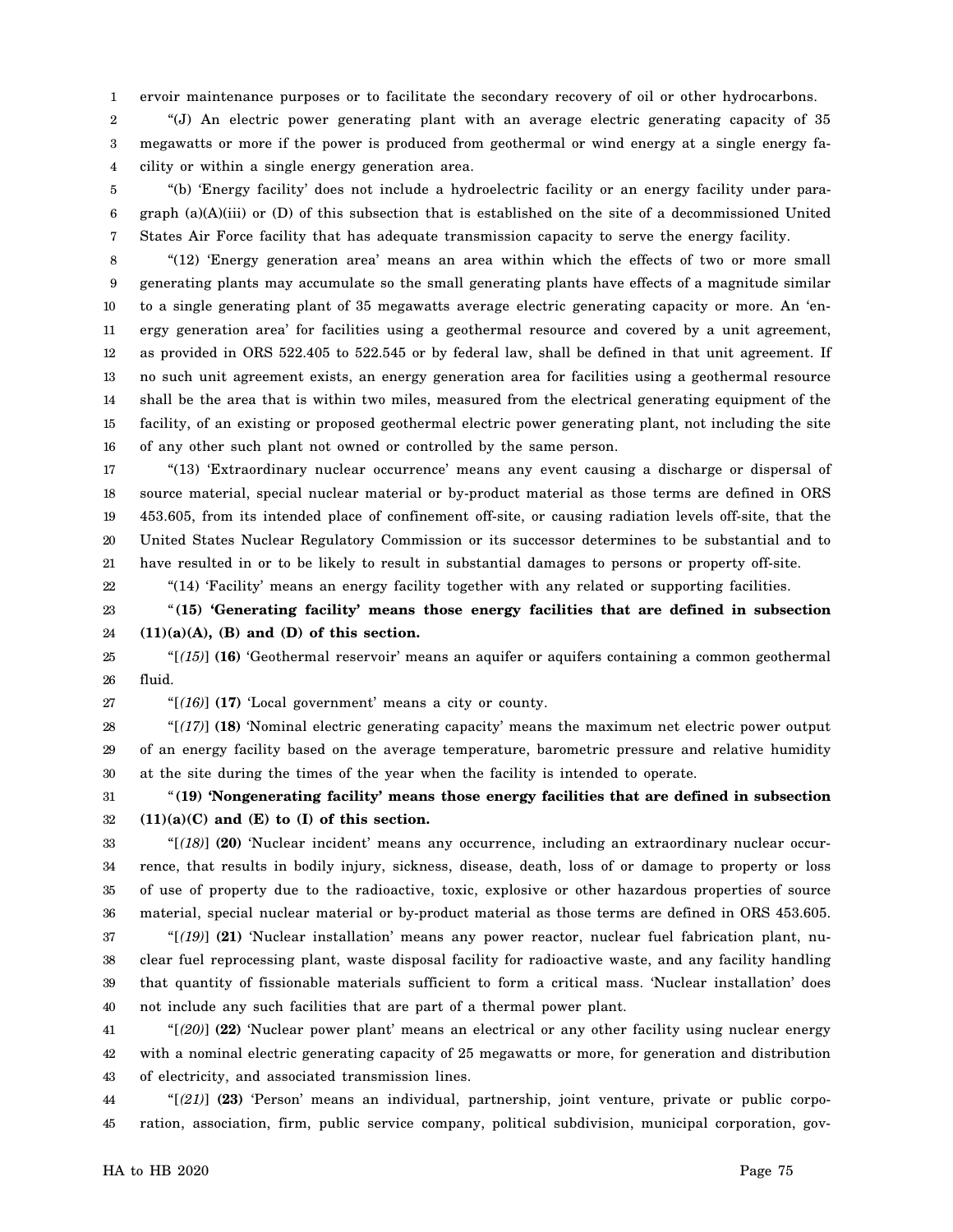ervoir maintenance purposes or to facilitate the secondary recovery of oil or other hydrocarbons.

"(J) An electric power generating plant with an average electric generating capacity of 35 megawatts or more if the power is produced from geothermal or wind energy at a single energy facility or within a single energy generation area.

"(b) 'Energy facility' does not include a hydroelectric facility or an energy facility under paragraph (a)(A)(iii) or (D) of this subsection that is established on the site of a decommissioned United States Air Force facility that has adequate transmission capacity to serve the energy facility.

"(12) 'Energy generation area' means an area within which the effects of two or more small generating plants may accumulate so the small generating plants have effects of a magnitude similar to a single generating plant of 35 megawatts average electric generating capacity or more. An 'energy generation area' for facilities using a geothermal resource and covered by a unit agreement, as provided in ORS 522.405 to 522.545 or by federal law, shall be defined in that unit agreement. If no such unit agreement exists, an energy generation area for facilities using a geothermal resource shall be the area that is within two miles, measured from the electrical generating equipment of the facility, of an existing or proposed geothermal electric power generating plant, not including the site of any other such plant not owned or controlled by the same person.

"(13) 'Extraordinary nuclear occurrence' means any event causing a discharge or dispersal of source material, special nuclear material or by-product material as those terms are defined in ORS 453.605, from its intended place of confinement off-site, or causing radiation levels off-site, that the United States Nuclear Regulatory Commission or its successor determines to be substantial and to have resulted in or to be likely to result in substantial damages to persons or property off-site.

"(14) 'Facility' means an energy facility together with any related or supporting facilities.

"**(15) 'Generating facility' means those energy facilities that are defined in subsection (11)(a)(A), (B) and (D) of this section.**

"[*(15)*] **(16)** 'Geothermal reservoir' means an aquifer or aquifers containing a common geothermal fluid.

"[*(16)*] **(17)** 'Local government' means a city or county.

"[*(17)*] **(18)** 'Nominal electric generating capacity' means the maximum net electric power output of an energy facility based on the average temperature, barometric pressure and relative humidity at the site during the times of the year when the facility is intended to operate.

"**(19) 'Nongenerating facility' means those energy facilities that are defined in subsection (11)(a)(C) and (E) to (I) of this section.**

"[*(18)*] **(20)** 'Nuclear incident' means any occurrence, including an extraordinary nuclear occurrence, that results in bodily injury, sickness, disease, death, loss of or damage to property or loss of use of property due to the radioactive, toxic, explosive or other hazardous properties of source material, special nuclear material or by-product material as those terms are defined in ORS 453.605.

"[*(19)*] **(21)** 'Nuclear installation' means any power reactor, nuclear fuel fabrication plant, nuclear fuel reprocessing plant, waste disposal facility for radioactive waste, and any facility handling that quantity of fissionable materials sufficient to form a critical mass. 'Nuclear installation' does not include any such facilities that are part of a thermal power plant.

"[*(20)*] **(22)** 'Nuclear power plant' means an electrical or any other facility using nuclear energy with a nominal electric generating capacity of 25 megawatts or more, for generation and distribution of electricity, and associated transmission lines.

"[*(21)*] **(23)** 'Person' means an individual, partnership, joint venture, private or public corporation, association, firm, public service company, political subdivision, municipal corporation, gov-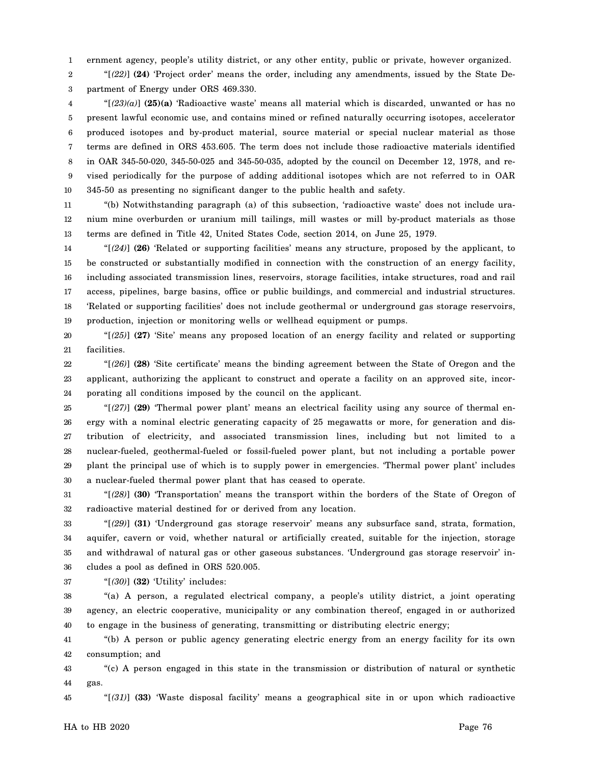ernment agency, people's utility district, or any other entity, public or private, however organized.

"[*(22)*] **(24)** 'Project order' means the order, including any amendments, issued by the State Department of Energy under ORS 469.330.

"[*(23)(a)*] **(25)(a)** 'Radioactive waste' means all material which is discarded, unwanted or has no present lawful economic use, and contains mined or refined naturally occurring isotopes, accelerator produced isotopes and by-product material, source material or special nuclear material as those terms are defined in ORS 453.605. The term does not include those radioactive materials identified in OAR 345-50-020, 345-50-025 and 345-50-035, adopted by the council on December 12, 1978, and revised periodically for the purpose of adding additional isotopes which are not referred to in OAR 345-50 as presenting no significant danger to the public health and safety.

"(b) Notwithstanding paragraph (a) of this subsection, 'radioactive waste' does not include uranium mine overburden or uranium mill tailings, mill wastes or mill by-product materials as those terms are defined in Title 42, United States Code, section 2014, on June 25, 1979.

"[*(24)*] **(26)** 'Related or supporting facilities' means any structure, proposed by the applicant, to be constructed or substantially modified in connection with the construction of an energy facility, including associated transmission lines, reservoirs, storage facilities, intake structures, road and rail access, pipelines, barge basins, office or public buildings, and commercial and industrial structures. 'Related or supporting facilities' does not include geothermal or underground gas storage reservoirs, production, injection or monitoring wells or wellhead equipment or pumps.

"[*(25)*] **(27)** 'Site' means any proposed location of an energy facility and related or supporting facilities.

"[*(26)*] **(28)** 'Site certificate' means the binding agreement between the State of Oregon and the applicant, authorizing the applicant to construct and operate a facility on an approved site, incorporating all conditions imposed by the council on the applicant.

"[*(27)*] **(29)** 'Thermal power plant' means an electrical facility using any source of thermal energy with a nominal electric generating capacity of 25 megawatts or more, for generation and distribution of electricity, and associated transmission lines, including but not limited to a nuclear-fueled, geothermal-fueled or fossil-fueled power plant, but not including a portable power plant the principal use of which is to supply power in emergencies. 'Thermal power plant' includes a nuclear-fueled thermal power plant that has ceased to operate.

"[*(28)*] **(30)** 'Transportation' means the transport within the borders of the State of Oregon of radioactive material destined for or derived from any location.

"[*(29)*] **(31)** 'Underground gas storage reservoir' means any subsurface sand, strata, formation, aquifer, cavern or void, whether natural or artificially created, suitable for the injection, storage and withdrawal of natural gas or other gaseous substances. 'Underground gas storage reservoir' includes a pool as defined in ORS 520.005.

"[*(30)*] **(32)** 'Utility' includes:

"(a) A person, a regulated electrical company, a people's utility district, a joint operating agency, an electric cooperative, municipality or any combination thereof, engaged in or authorized to engage in the business of generating, transmitting or distributing electric energy;

"(b) A person or public agency generating electric energy from an energy facility for its own consumption; and

"(c) A person engaged in this state in the transmission or distribution of natural or synthetic gas.

"[*(31)*] **(33)** 'Waste disposal facility' means a geographical site in or upon which radioactive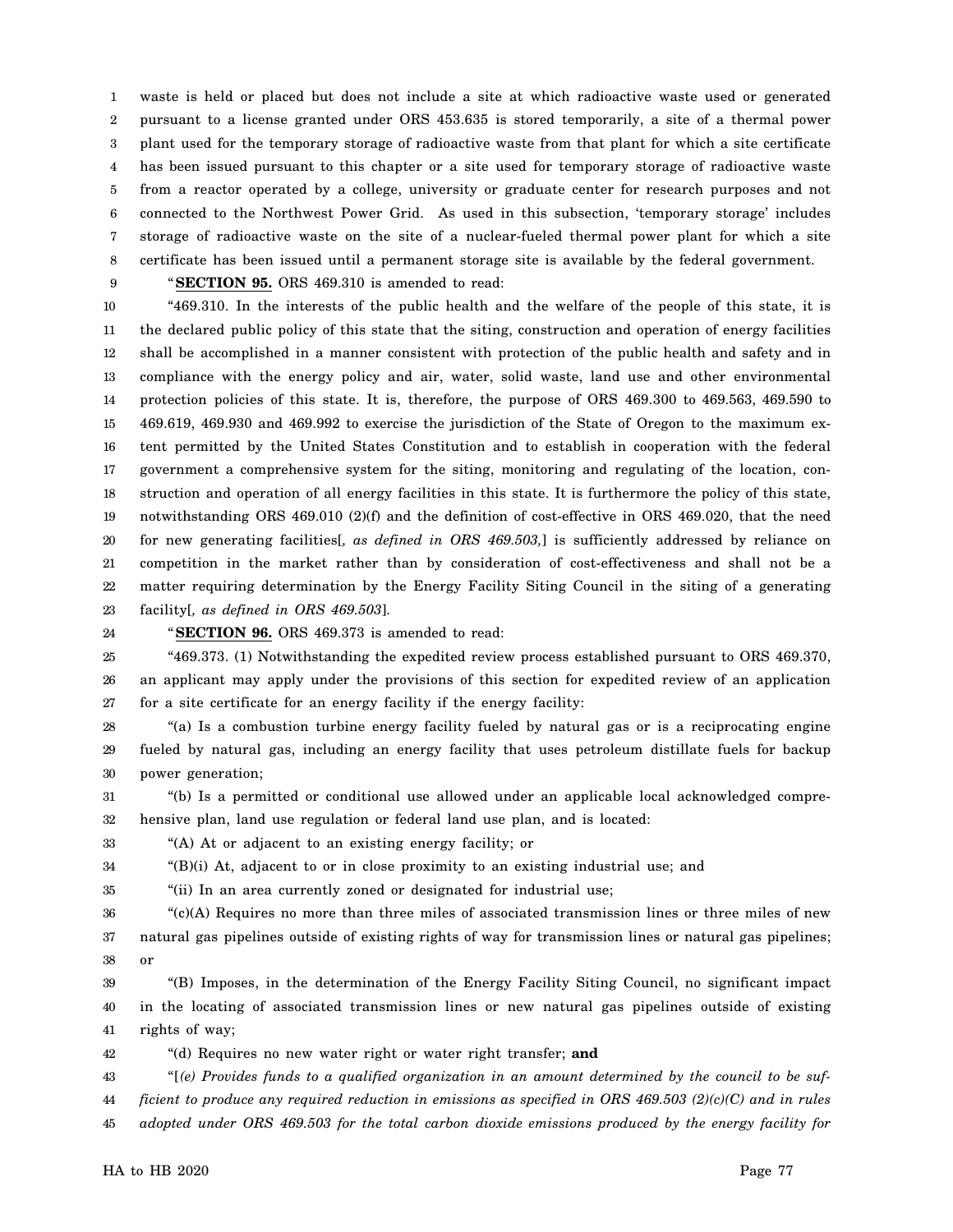waste is held or placed but does not include a site at which radioactive waste used or generated pursuant to a license granted under ORS 453.635 is stored temporarily, a site of a thermal power plant used for the temporary storage of radioactive waste from that plant for which a site certificate has been issued pursuant to this chapter or a site used for temporary storage of radioactive waste from a reactor operated by a college, university or graduate center for research purposes and not connected to the Northwest Power Grid. As used in this subsection, 'temporary storage' includes storage of radioactive waste on the site of a nuclear-fueled thermal power plant for which a site certificate has been issued until a permanent storage site is available by the federal government.

"**SECTION 95.** ORS 469.310 is amended to read:

"469.310. In the interests of the public health and the welfare of the people of this state, it is the declared public policy of this state that the siting, construction and operation of energy facilities shall be accomplished in a manner consistent with protection of the public health and safety and in compliance with the energy policy and air, water, solid waste, land use and other environmental protection policies of this state. It is, therefore, the purpose of ORS 469.300 to 469.563, 469.590 to 469.619, 469.930 and 469.992 to exercise the jurisdiction of the State of Oregon to the maximum extent permitted by the United States Constitution and to establish in cooperation with the federal government a comprehensive system for the siting, monitoring and regulating of the location, construction and operation of all energy facilities in this state. It is furthermore the policy of this state, notwithstanding ORS 469.010 (2)(f) and the definition of cost-effective in ORS 469.020, that the need for new generating facilities[*, as defined in ORS 469.503,*] is sufficiently addressed by reliance on competition in the market rather than by consideration of cost-effectiveness and shall not be a matter requiring determination by the Energy Facility Siting Council in the siting of a generating facility[*, as defined in ORS 469.503*].

"**SECTION 96.** ORS 469.373 is amended to read:

"469.373. (1) Notwithstanding the expedited review process established pursuant to ORS 469.370, an applicant may apply under the provisions of this section for expedited review of an application for a site certificate for an energy facility if the energy facility:

"(a) Is a combustion turbine energy facility fueled by natural gas or is a reciprocating engine fueled by natural gas, including an energy facility that uses petroleum distillate fuels for backup power generation;

"(b) Is a permitted or conditional use allowed under an applicable local acknowledged comprehensive plan, land use regulation or federal land use plan, and is located:

"(A) At or adjacent to an existing energy facility; or

"(B)(i) At, adjacent to or in close proximity to an existing industrial use; and

"(ii) In an area currently zoned or designated for industrial use;

"(c)(A) Requires no more than three miles of associated transmission lines or three miles of new natural gas pipelines outside of existing rights of way for transmission lines or natural gas pipelines; or

"(B) Imposes, in the determination of the Energy Facility Siting Council, no significant impact in the locating of associated transmission lines or new natural gas pipelines outside of existing rights of way;

"(d) Requires no new water right or water right transfer; **and**

"[*(e) Provides funds to a qualified organization in an amount determined by the council to be sufficient to produce any required reduction in emissions as specified in ORS 469.503 (2)(c)(C) and in rules adopted under ORS 469.503 for the total carbon dioxide emissions produced by the energy facility for*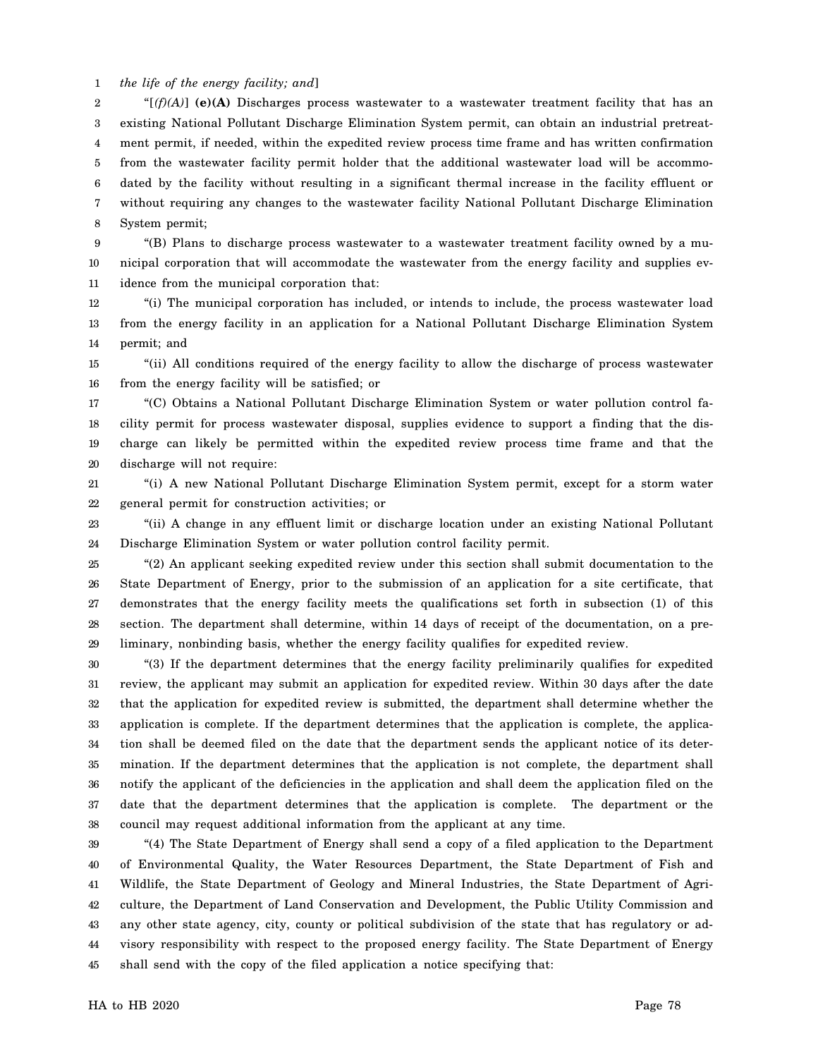*the life of the energy facility; and*]

"[*(f)(A)*] **(e)(A)** Discharges process wastewater to a wastewater treatment facility that has an existing National Pollutant Discharge Elimination System permit, can obtain an industrial pretreatment permit, if needed, within the expedited review process time frame and has written confirmation from the wastewater facility permit holder that the additional wastewater load will be accommodated by the facility without resulting in a significant thermal increase in the facility effluent or without requiring any changes to the wastewater facility National Pollutant Discharge Elimination System permit;

"(B) Plans to discharge process wastewater to a wastewater treatment facility owned by a municipal corporation that will accommodate the wastewater from the energy facility and supplies evidence from the municipal corporation that:

"(i) The municipal corporation has included, or intends to include, the process wastewater load from the energy facility in an application for a National Pollutant Discharge Elimination System permit; and

"(ii) All conditions required of the energy facility to allow the discharge of process wastewater from the energy facility will be satisfied; or

"(C) Obtains a National Pollutant Discharge Elimination System or water pollution control facility permit for process wastewater disposal, supplies evidence to support a finding that the discharge can likely be permitted within the expedited review process time frame and that the discharge will not require:

"(i) A new National Pollutant Discharge Elimination System permit, except for a storm water general permit for construction activities; or

"(ii) A change in any effluent limit or discharge location under an existing National Pollutant Discharge Elimination System or water pollution control facility permit.

"(2) An applicant seeking expedited review under this section shall submit documentation to the State Department of Energy, prior to the submission of an application for a site certificate, that demonstrates that the energy facility meets the qualifications set forth in subsection (1) of this section. The department shall determine, within 14 days of receipt of the documentation, on a preliminary, nonbinding basis, whether the energy facility qualifies for expedited review.

"(3) If the department determines that the energy facility preliminarily qualifies for expedited review, the applicant may submit an application for expedited review. Within 30 days after the date that the application for expedited review is submitted, the department shall determine whether the application is complete. If the department determines that the application is complete, the application shall be deemed filed on the date that the department sends the applicant notice of its determination. If the department determines that the application is not complete, the department shall notify the applicant of the deficiencies in the application and shall deem the application filed on the date that the department determines that the application is complete. The department or the council may request additional information from the applicant at any time.

"(4) The State Department of Energy shall send a copy of a filed application to the Department of Environmental Quality, the Water Resources Department, the State Department of Fish and Wildlife, the State Department of Geology and Mineral Industries, the State Department of Agriculture, the Department of Land Conservation and Development, the Public Utility Commission and any other state agency, city, county or political subdivision of the state that has regulatory or advisory responsibility with respect to the proposed energy facility. The State Department of Energy shall send with the copy of the filed application a notice specifying that: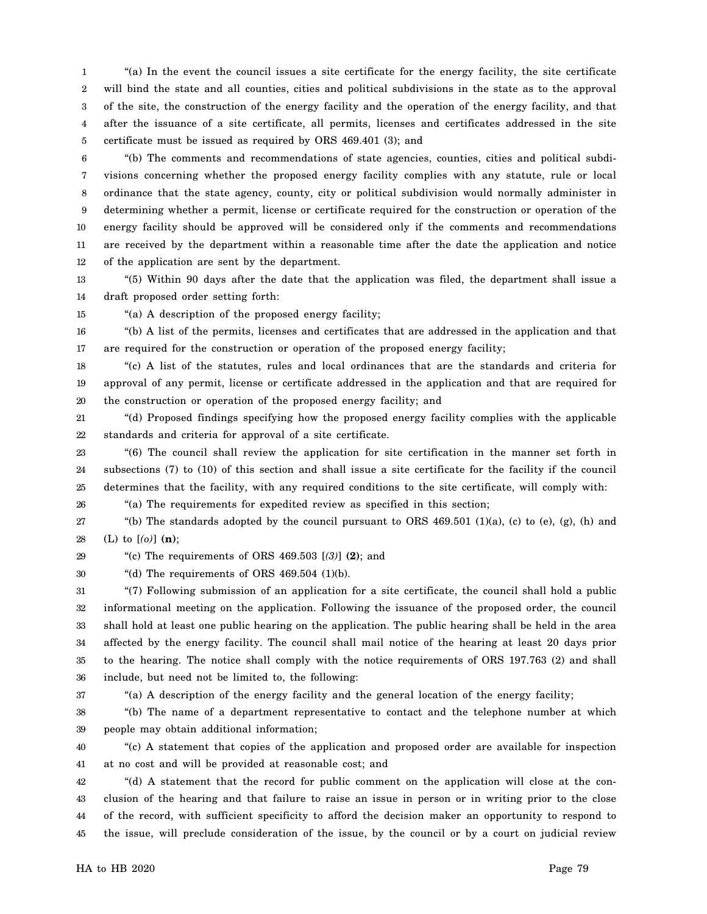"(a) In the event the council issues a site certificate for the energy facility, the site certificate will bind the state and all counties, cities and political subdivisions in the state as to the approval of the site, the construction of the energy facility and the operation of the energy facility, and that after the issuance of a site certificate, all permits, licenses and certificates addressed in the site certificate must be issued as required by ORS 469.401 (3); and

"(b) The comments and recommendations of state agencies, counties, cities and political subdivisions concerning whether the proposed energy facility complies with any statute, rule or local ordinance that the state agency, county, city or political subdivision would normally administer in determining whether a permit, license or certificate required for the construction or operation of the energy facility should be approved will be considered only if the comments and recommendations are received by the department within a reasonable time after the date the application and notice of the application are sent by the department.

"(5) Within 90 days after the date that the application was filed, the department shall issue a draft proposed order setting forth:

"(a) A description of the proposed energy facility;

"(b) A list of the permits, licenses and certificates that are addressed in the application and that are required for the construction or operation of the proposed energy facility;

"(c) A list of the statutes, rules and local ordinances that are the standards and criteria for approval of any permit, license or certificate addressed in the application and that are required for the construction or operation of the proposed energy facility; and

"(d) Proposed findings specifying how the proposed energy facility complies with the applicable standards and criteria for approval of a site certificate.

"(6) The council shall review the application for site certification in the manner set forth in subsections (7) to (10) of this section and shall issue a site certificate for the facility if the council determines that the facility, with any required conditions to the site certificate, will comply with:

"(a) The requirements for expedited review as specified in this section;

"(b) The standards adopted by the council pursuant to ORS 469.501 (1)(a), (c) to (e), (g), (h) and (L) to [*(o)*] **(n)**;

"(c) The requirements of ORS 469.503 [*(3)*] **(2)**; and

"(d) The requirements of ORS 469.504 (1)(b).

"(7) Following submission of an application for a site certificate, the council shall hold a public informational meeting on the application. Following the issuance of the proposed order, the council shall hold at least one public hearing on the application. The public hearing shall be held in the area affected by the energy facility. The council shall mail notice of the hearing at least 20 days prior to the hearing. The notice shall comply with the notice requirements of ORS 197.763 (2) and shall include, but need not be limited to, the following:

"(a) A description of the energy facility and the general location of the energy facility;

"(b) The name of a department representative to contact and the telephone number at which people may obtain additional information;

"(c) A statement that copies of the application and proposed order are available for inspection at no cost and will be provided at reasonable cost; and

"(d) A statement that the record for public comment on the application will close at the conclusion of the hearing and that failure to raise an issue in person or in writing prior to the close of the record, with sufficient specificity to afford the decision maker an opportunity to respond to the issue, will preclude consideration of the issue, by the council or by a court on judicial review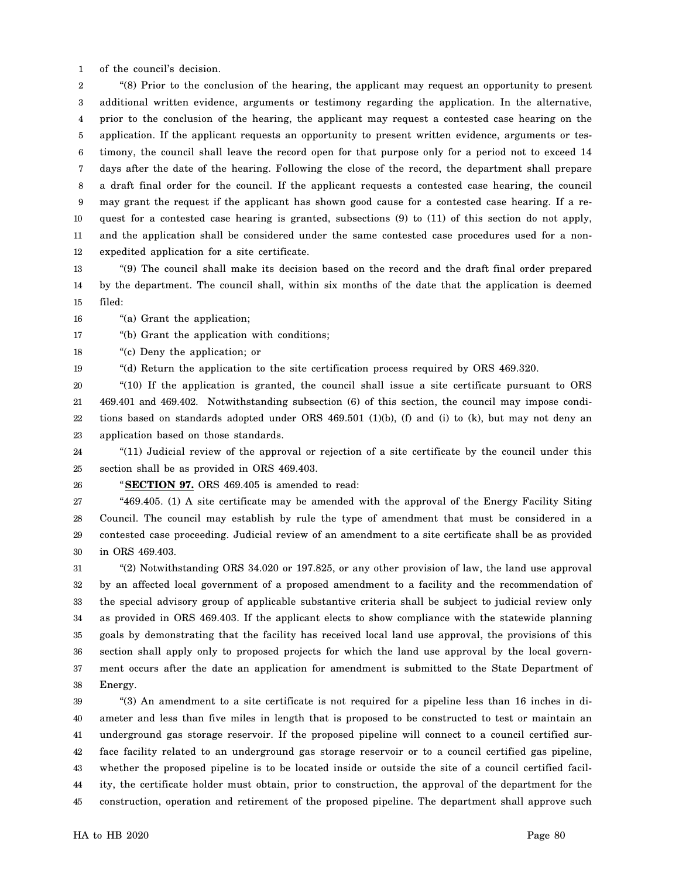of the council's decision.

"(8) Prior to the conclusion of the hearing, the applicant may request an opportunity to present additional written evidence, arguments or testimony regarding the application. In the alternative, prior to the conclusion of the hearing, the applicant may request a contested case hearing on the application. If the applicant requests an opportunity to present written evidence, arguments or testimony, the council shall leave the record open for that purpose only for a period not to exceed 14 days after the date of the hearing. Following the close of the record, the department shall prepare a draft final order for the council. If the applicant requests a contested case hearing, the council may grant the request if the applicant has shown good cause for a contested case hearing. If a request for a contested case hearing is granted, subsections (9) to (11) of this section do not apply, and the application shall be considered under the same contested case procedures used for a non-expedited application for a site certificate.

"(9) The council shall make its decision based on the record and the draft final order prepared by the department. The council shall, within six months of the date that the application is deemed filed:

"(a) Grant the application;

"(b) Grant the application with conditions;

"(c) Deny the application; or

"(d) Return the application to the site certification process required by ORS 469.320.

"(10) If the application is granted, the council shall issue a site certificate pursuant to ORS 469.401 and 469.402. Notwithstanding subsection (6) of this section, the council may impose conditions based on standards adopted under ORS 469.501 (1)(b), (f) and (i) to (k), but may not deny an application based on those standards.

"(11) Judicial review of the approval or rejection of a site certificate by the council under this section shall be as provided in ORS 469.403.

"**SECTION 97.** ORS 469.405 is amended to read:

"469.405. (1) A site certificate may be amended with the approval of the Energy Facility Siting Council. The council may establish by rule the type of amendment that must be considered in a contested case proceeding. Judicial review of an amendment to a site certificate shall be as provided in ORS 469.403.

"(2) Notwithstanding ORS 34.020 or 197.825, or any other provision of law, the land use approval by an affected local government of a proposed amendment to a facility and the recommendation of the special advisory group of applicable substantive criteria shall be subject to judicial review only as provided in ORS 469.403. If the applicant elects to show compliance with the statewide planning goals by demonstrating that the facility has received local land use approval, the provisions of this section shall apply only to proposed projects for which the land use approval by the local government occurs after the date an application for amendment is submitted to the State Department of Energy.

"(3) An amendment to a site certificate is not required for a pipeline less than 16 inches in diameter and less than five miles in length that is proposed to be constructed to test or maintain an underground gas storage reservoir. If the proposed pipeline will connect to a council certified surface facility related to an underground gas storage reservoir or to a council certified gas pipeline, whether the proposed pipeline is to be located inside or outside the site of a council certified facility, the certificate holder must obtain, prior to construction, the approval of the department for the construction, operation and retirement of the proposed pipeline. The department shall approve such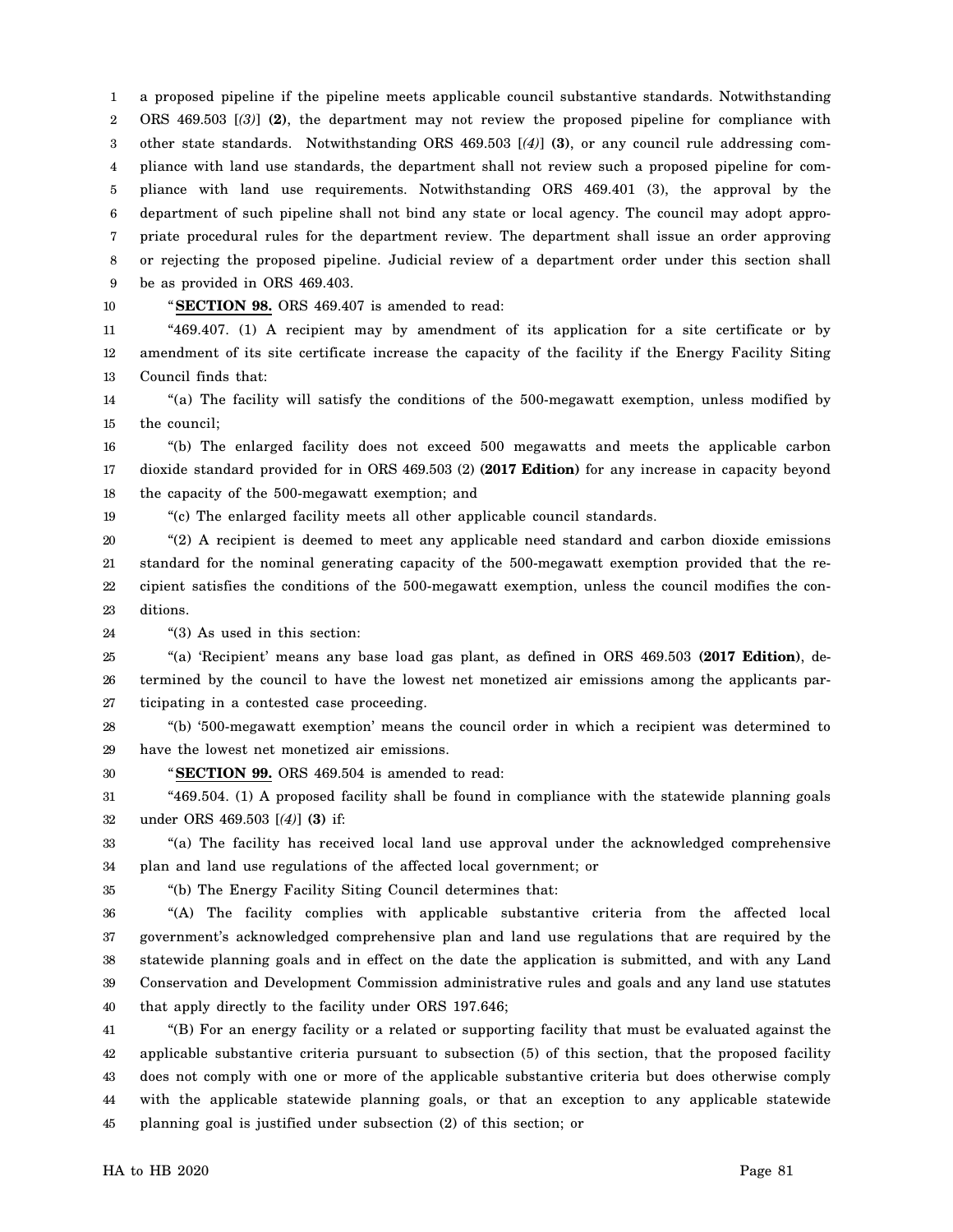a proposed pipeline if the pipeline meets applicable council substantive standards. Notwithstanding ORS 469.503 [*(3)*] **(2)**, the department may not review the proposed pipeline for compliance with other state standards. Notwithstanding ORS 469.503 [*(4)*] **(3)**, or any council rule addressing compliance with land use standards, the department shall not review such a proposed pipeline for compliance with land use requirements. Notwithstanding ORS 469.401 (3), the approval by the department of such pipeline shall not bind any state or local agency. The council may adopt appropriate procedural rules for the department review. The department shall issue an order approving or rejecting the proposed pipeline. Judicial review of a department order under this section shall be as provided in ORS 469.403.

"**SECTION 98.** ORS 469.407 is amended to read:

"469.407. (1) A recipient may by amendment of its application for a site certificate or by amendment of its site certificate increase the capacity of the facility if the Energy Facility Siting Council finds that:

"(a) The facility will satisfy the conditions of the 500-megawatt exemption, unless modified by the council;

"(b) The enlarged facility does not exceed 500 megawatts and meets the applicable carbon dioxide standard provided for in ORS 469.503 (2) **(2017 Edition)** for any increase in capacity beyond the capacity of the 500-megawatt exemption; and

"(c) The enlarged facility meets all other applicable council standards.

"(2) A recipient is deemed to meet any applicable need standard and carbon dioxide emissions standard for the nominal generating capacity of the 500-megawatt exemption provided that the recipient satisfies the conditions of the 500-megawatt exemption, unless the council modifies the conditions.

"(3) As used in this section:

"(a) 'Recipient' means any base load gas plant, as defined in ORS 469.503 **(2017 Edition)**, determined by the council to have the lowest net monetized air emissions among the applicants participating in a contested case proceeding.

"(b) '500-megawatt exemption' means the council order in which a recipient was determined to have the lowest net monetized air emissions.

"**SECTION 99.** ORS 469.504 is amended to read:

"469.504. (1) A proposed facility shall be found in compliance with the statewide planning goals under ORS 469.503 [*(4)*] **(3)** if:

"(a) The facility has received local land use approval under the acknowledged comprehensive plan and land use regulations of the affected local government; or

"(b) The Energy Facility Siting Council determines that:

"(A) The facility complies with applicable substantive criteria from the affected local government's acknowledged comprehensive plan and land use regulations that are required by the statewide planning goals and in effect on the date the application is submitted, and with any Land Conservation and Development Commission administrative rules and goals and any land use statutes that apply directly to the facility under ORS 197.646;

"(B) For an energy facility or a related or supporting facility that must be evaluated against the applicable substantive criteria pursuant to subsection (5) of this section, that the proposed facility does not comply with one or more of the applicable substantive criteria but does otherwise comply with the applicable statewide planning goals, or that an exception to any applicable statewide planning goal is justified under subsection (2) of this section; or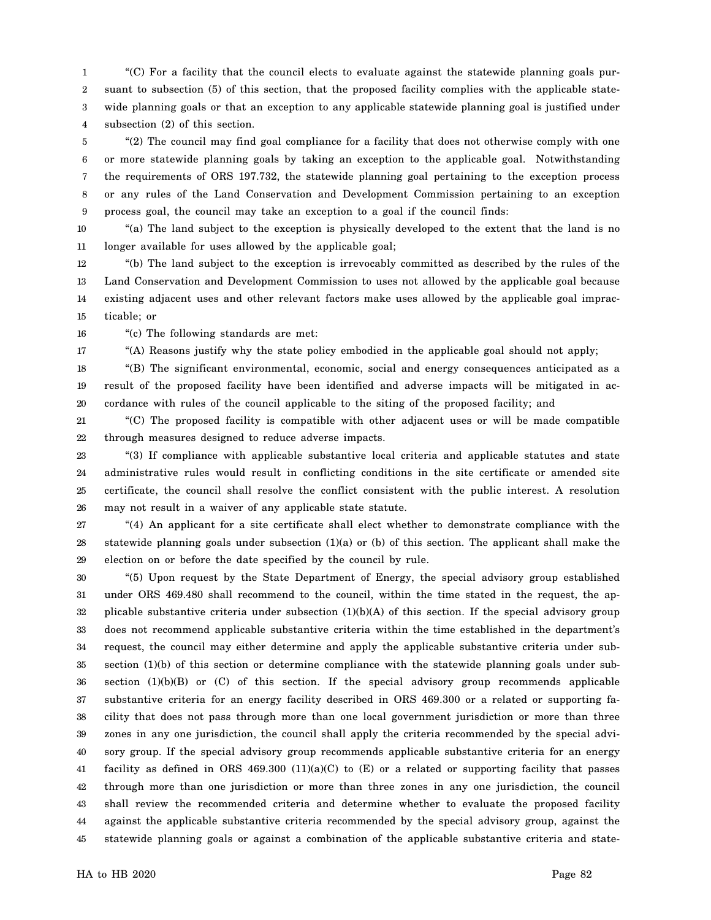"(C) For a facility that the council elects to evaluate against the statewide planning goals pursuant to subsection (5) of this section, that the proposed facility complies with the applicable statewide planning goals or that an exception to any applicable statewide planning goal is justified under subsection (2) of this section.

"(2) The council may find goal compliance for a facility that does not otherwise comply with one or more statewide planning goals by taking an exception to the applicable goal. Notwithstanding the requirements of ORS 197.732, the statewide planning goal pertaining to the exception process or any rules of the Land Conservation and Development Commission pertaining to an exception process goal, the council may take an exception to a goal if the council finds:

"(a) The land subject to the exception is physically developed to the extent that the land is no longer available for uses allowed by the applicable goal;

"(b) The land subject to the exception is irrevocably committed as described by the rules of the Land Conservation and Development Commission to uses not allowed by the applicable goal because existing adjacent uses and other relevant factors make uses allowed by the applicable goal impracticable; or

"(c) The following standards are met:

"(A) Reasons justify why the state policy embodied in the applicable goal should not apply;

"(B) The significant environmental, economic, social and energy consequences anticipated as a result of the proposed facility have been identified and adverse impacts will be mitigated in accordance with rules of the council applicable to the siting of the proposed facility; and

"(C) The proposed facility is compatible with other adjacent uses or will be made compatible through measures designed to reduce adverse impacts.

"(3) If compliance with applicable substantive local criteria and applicable statutes and state administrative rules would result in conflicting conditions in the site certificate or amended site certificate, the council shall resolve the conflict consistent with the public interest. A resolution may not result in a waiver of any applicable state statute.

"(4) An applicant for a site certificate shall elect whether to demonstrate compliance with the statewide planning goals under subsection (1)(a) or (b) of this section. The applicant shall make the election on or before the date specified by the council by rule.

"(5) Upon request by the State Department of Energy, the special advisory group established under ORS 469.480 shall recommend to the council, within the time stated in the request, the applicable substantive criteria under subsection (1)(b)(A) of this section. If the special advisory group does not recommend applicable substantive criteria within the time established in the department's request, the council may either determine and apply the applicable substantive criteria under subsection (1)(b) of this section or determine compliance with the statewide planning goals under subsection (1)(b)(B) or (C) of this section. If the special advisory group recommends applicable substantive criteria for an energy facility described in ORS 469.300 or a related or supporting facility that does not pass through more than one local government jurisdiction or more than three zones in any one jurisdiction, the council shall apply the criteria recommended by the special advisory group. If the special advisory group recommends applicable substantive criteria for an energy facility as defined in ORS 469.300 (11)(a)(C) to (E) or a related or supporting facility that passes through more than one jurisdiction or more than three zones in any one jurisdiction, the council shall review the recommended criteria and determine whether to evaluate the proposed facility against the applicable substantive criteria recommended by the special advisory group, against the statewide planning goals or against a combination of the applicable substantive criteria and state-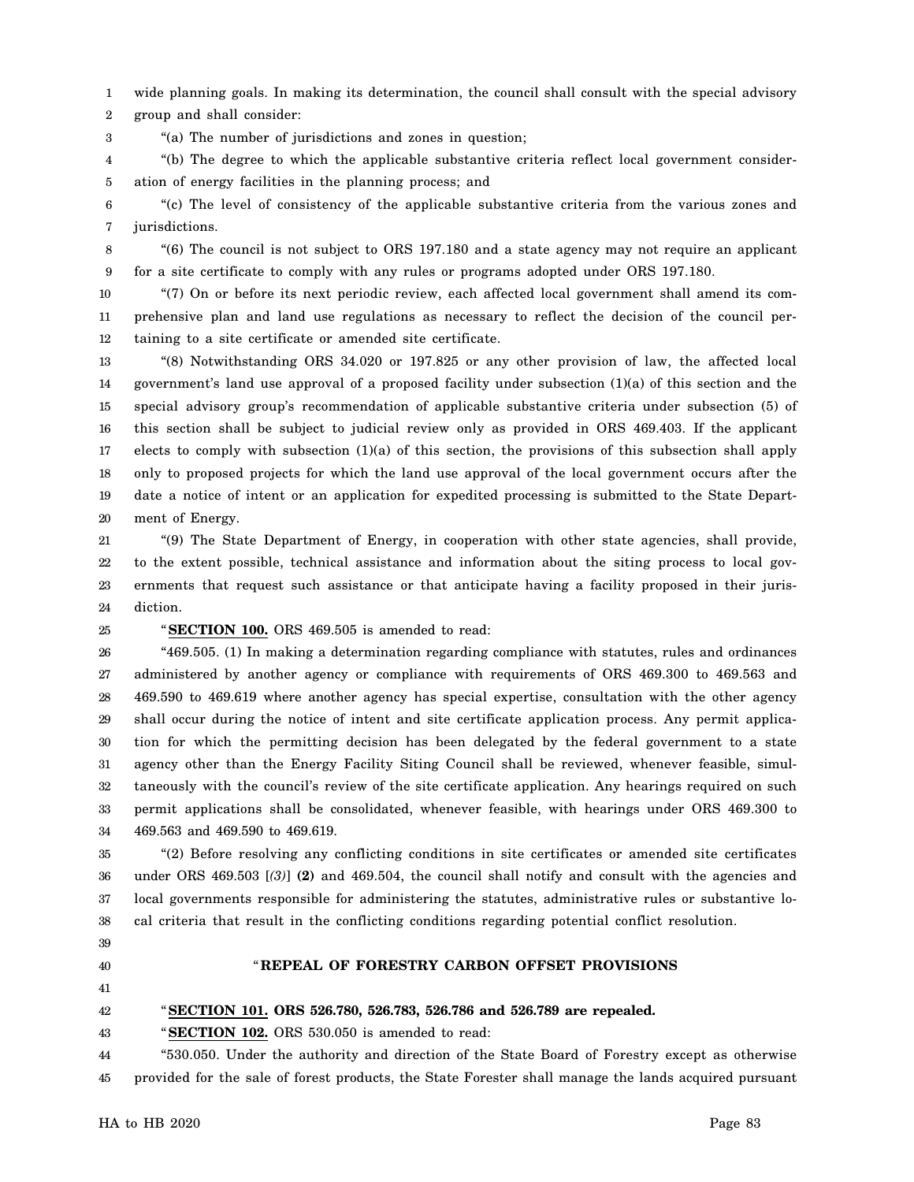wide planning goals. In making its determination, the council shall consult with the special advisory group and shall consider:

"(a) The number of jurisdictions and zones in question;

"(b) The degree to which the applicable substantive criteria reflect local government consideration of energy facilities in the planning process; and

"(c) The level of consistency of the applicable substantive criteria from the various zones and jurisdictions.

"(6) The council is not subject to ORS 197.180 and a state agency may not require an applicant for a site certificate to comply with any rules or programs adopted under ORS 197.180.

"(7) On or before its next periodic review, each affected local government shall amend its comprehensive plan and land use regulations as necessary to reflect the decision of the council pertaining to a site certificate or amended site certificate.

"(8) Notwithstanding ORS 34.020 or 197.825 or any other provision of law, the affected local government's land use approval of a proposed facility under subsection (1)(a) of this section and the special advisory group's recommendation of applicable substantive criteria under subsection (5) of this section shall be subject to judicial review only as provided in ORS 469.403. If the applicant elects to comply with subsection (1)(a) of this section, the provisions of this subsection shall apply only to proposed projects for which the land use approval of the local government occurs after the date a notice of intent or an application for expedited processing is submitted to the State Department of Energy.

"(9) The State Department of Energy, in cooperation with other state agencies, shall provide, to the extent possible, technical assistance and information about the siting process to local governments that request such assistance or that anticipate having a facility proposed in their jurisdiction.

"**SECTION 100.** ORS 469.505 is amended to read:

"469.505. (1) In making a determination regarding compliance with statutes, rules and ordinances administered by another agency or compliance with requirements of ORS 469.300 to 469.563 and 469.590 to 469.619 where another agency has special expertise, consultation with the other agency shall occur during the notice of intent and site certificate application process. Any permit application for which the permitting decision has been delegated by the federal government to a state agency other than the Energy Facility Siting Council shall be reviewed, whenever feasible, simultaneously with the council's review of the site certificate application. Any hearings required on such permit applications shall be consolidated, whenever feasible, with hearings under ORS 469.300 to 469.563 and 469.590 to 469.619.

"(2) Before resolving any conflicting conditions in site certificates or amended site certificates under ORS 469.503 [*(3)*] **(2)** and 469.504, the council shall notify and consult with the agencies and local governments responsible for administering the statutes, administrative rules or substantive local criteria that result in the conflicting conditions regarding potential conflict resolution.

"**REPEAL OF FORESTRY CARBON OFFSET PROVISIONS**

"**SECTION 101. ORS 526.780, 526.783, 526.786 and 526.789 are repealed.**

"**SECTION 102.** ORS 530.050 is amended to read:

"530.050. Under the authority and direction of the State Board of Forestry except as otherwise provided for the sale of forest products, the State Forester shall manage the lands acquired pursuant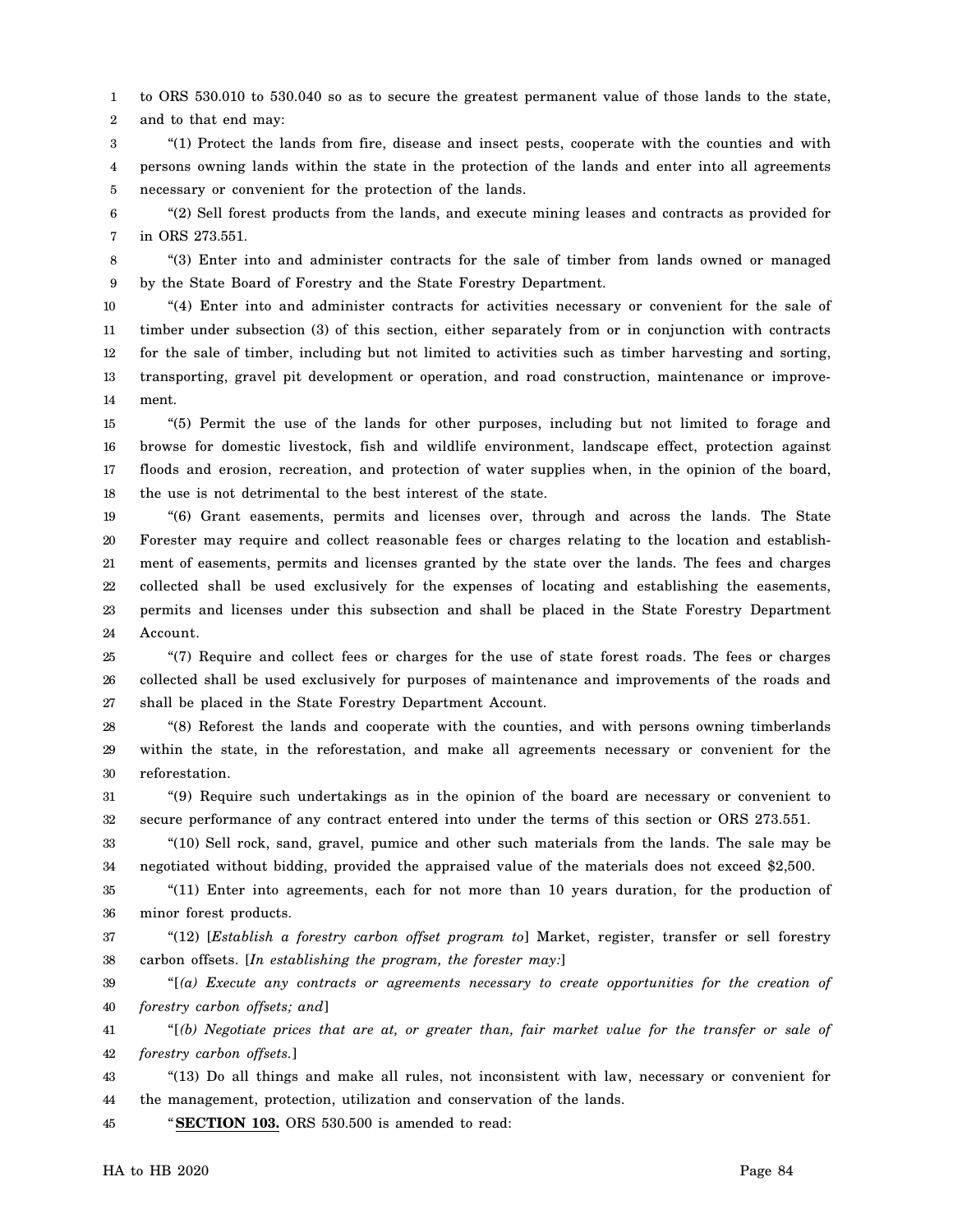to ORS 530.010 to 530.040 so as to secure the greatest permanent value of those lands to the state, and to that end may:

"(1) Protect the lands from fire, disease and insect pests, cooperate with the counties and with persons owning lands within the state in the protection of the lands and enter into all agreements necessary or convenient for the protection of the lands.

"(2) Sell forest products from the lands, and execute mining leases and contracts as provided for in ORS 273.551.

"(3) Enter into and administer contracts for the sale of timber from lands owned or managed by the State Board of Forestry and the State Forestry Department.

"(4) Enter into and administer contracts for activities necessary or convenient for the sale of timber under subsection (3) of this section, either separately from or in conjunction with contracts for the sale of timber, including but not limited to activities such as timber harvesting and sorting, transporting, gravel pit development or operation, and road construction, maintenance or improvement.

"(5) Permit the use of the lands for other purposes, including but not limited to forage and browse for domestic livestock, fish and wildlife environment, landscape effect, protection against floods and erosion, recreation, and protection of water supplies when, in the opinion of the board, the use is not detrimental to the best interest of the state.

"(6) Grant easements, permits and licenses over, through and across the lands. The State Forester may require and collect reasonable fees or charges relating to the location and establishment of easements, permits and licenses granted by the state over the lands. The fees and charges collected shall be used exclusively for the expenses of locating and establishing the easements, permits and licenses under this subsection and shall be placed in the State Forestry Department Account.

"(7) Require and collect fees or charges for the use of state forest roads. The fees or charges collected shall be used exclusively for purposes of maintenance and improvements of the roads and shall be placed in the State Forestry Department Account.

"(8) Reforest the lands and cooperate with the counties, and with persons owning timberlands within the state, in the reforestation, and make all agreements necessary or convenient for the reforestation.

"(9) Require such undertakings as in the opinion of the board are necessary or convenient to secure performance of any contract entered into under the terms of this section or ORS 273.551.

"(10) Sell rock, sand, gravel, pumice and other such materials from the lands. The sale may be negotiated without bidding, provided the appraised value of the materials does not exceed $2,500.

"(11) Enter into agreements, each for not more than 10 years duration, for the production of minor forest products.

"(12) [*Establish a forestry carbon offset program to*] Market, register, transfer or sell forestry carbon offsets. [*In establishing the program, the forester may:*]

"[*(a) Execute any contracts or agreements necessary to create opportunities for the creation of forestry carbon offsets; and*]

"[*(b) Negotiate prices that are at, or greater than, fair market value for the transfer or sale of forestry carbon offsets.*]

"(13) Do all things and make all rules, not inconsistent with law, necessary or convenient for the management, protection, utilization and conservation of the lands.

"**SECTION 103.** ORS 530.500 is amended to read: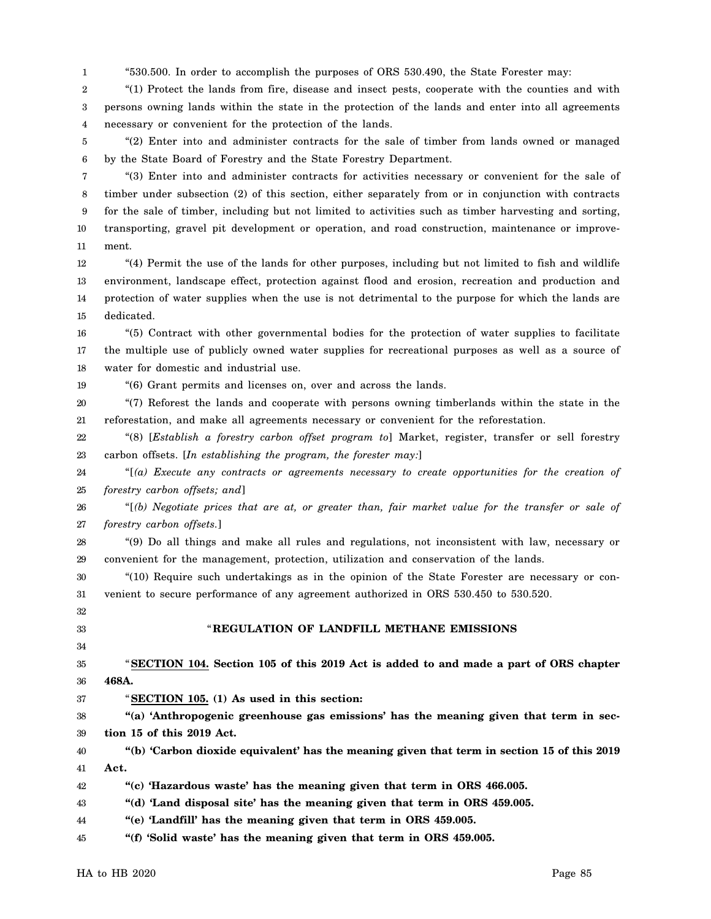"530.500. In order to accomplish the purposes of ORS 530.490, the State Forester may:

"(1) Protect the lands from fire, disease and insect pests, cooperate with the counties and with persons owning lands within the state in the protection of the lands and enter into all agreements necessary or convenient for the protection of the lands.

"(2) Enter into and administer contracts for the sale of timber from lands owned or managed by the State Board of Forestry and the State Forestry Department.

"(3) Enter into and administer contracts for activities necessary or convenient for the sale of timber under subsection (2) of this section, either separately from or in conjunction with contracts for the sale of timber, including but not limited to activities such as timber harvesting and sorting, transporting, gravel pit development or operation, and road construction, maintenance or improvement.

"(4) Permit the use of the lands for other purposes, including but not limited to fish and wildlife environment, landscape effect, protection against flood and erosion, recreation and production and protection of water supplies when the use is not detrimental to the purpose for which the lands are dedicated.

"(5) Contract with other governmental bodies for the protection of water supplies to facilitate the multiple use of publicly owned water supplies for recreational purposes as well as a source of water for domestic and industrial use.

"(6) Grant permits and licenses on, over and across the lands.

"(7) Reforest the lands and cooperate with persons owning timberlands within the state in the reforestation, and make all agreements necessary or convenient for the reforestation.

"(8) [*Establish a forestry carbon offset program to*] Market, register, transfer or sell forestry carbon offsets. [*In establishing the program, the forester may:*]

"[*(a) Execute any contracts or agreements necessary to create opportunities for the creation of forestry carbon offsets; and*]

"[*(b) Negotiate prices that are at, or greater than, fair market value for the transfer or sale of forestry carbon offsets.*]

"(9) Do all things and make all rules and regulations, not inconsistent with law, necessary or convenient for the management, protection, utilization and conservation of the lands.

"(10) Require such undertakings as in the opinion of the State Forester are necessary or convenient to secure performance of any agreement authorized in ORS 530.450 to 530.520.

"**REGULATION OF LANDFILL METHANE EMISSIONS**

"**SECTION 104. Section 105 of this 2019 Act is added to and made a part of ORS chapter 468A.**

"**SECTION 105. (1) As used in this section:**

**"(a) 'Anthropogenic greenhouse gas emissions' has the meaning given that term in section 15 of this 2019 Act.**

**"(b) 'Carbon dioxide equivalent' has the meaning given that term in section 15 of this 2019 Act.**

**"(c) 'Hazardous waste' has the meaning given that term in ORS 466.005.**

**"(d) 'Land disposal site' has the meaning given that term in ORS 459.005.**

**"(e) 'Landfill' has the meaning given that term in ORS 459.005.**

**"(f) 'Solid waste' has the meaning given that term in ORS 459.005.**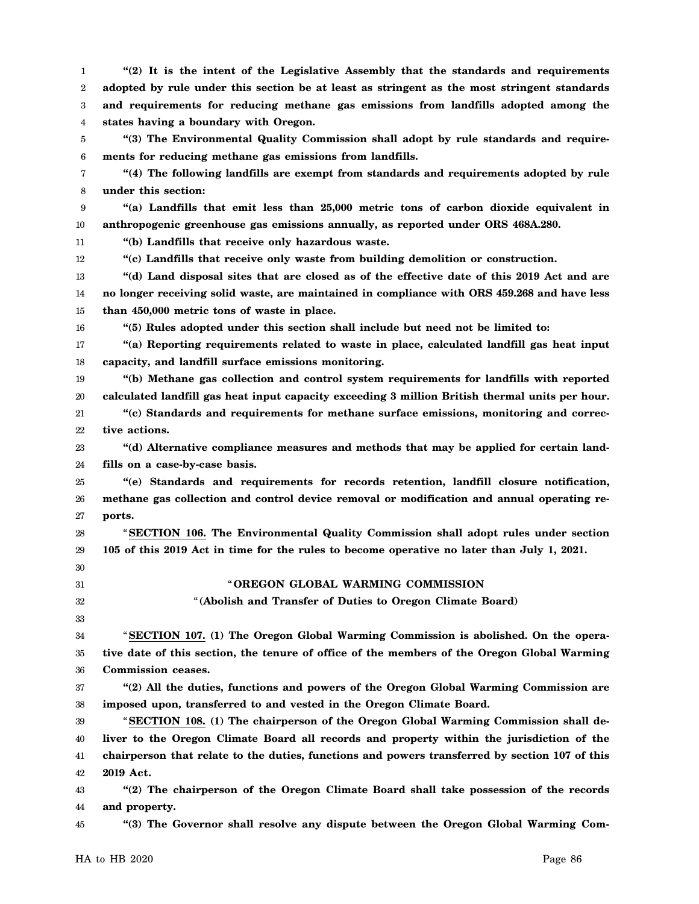**"(2) It is the intent of the Legislative Assembly that the standards and requirements adopted by rule under this section be at least as stringent as the most stringent standards and requirements for reducing methane gas emissions from landfills adopted among the states having a boundary with Oregon.**

**"(3) The Environmental Quality Commission shall adopt by rule standards and requirements for reducing methane gas emissions from landfills.**

**"(4) The following landfills are exempt from standards and requirements adopted by rule under this section:**

**"(a) Landfills that emit less than 25,000 metric tons of carbon dioxide equivalent in anthropogenic greenhouse gas emissions annually, as reported under ORS 468A.280.**

**"(b) Landfills that receive only hazardous waste.**

**"(c) Landfills that receive only waste from building demolition or construction.**

**"(d) Land disposal sites that are closed as of the effective date of this 2019 Act and are no longer receiving solid waste, are maintained in compliance with ORS 459.268 and have less than 450,000 metric tons of waste in place.**

**"(5) Rules adopted under this section shall include but need not be limited to:**

**"(a) Reporting requirements related to waste in place, calculated landfill gas heat input capacity, and landfill surface emissions monitoring.**

**"(b) Methane gas collection and control system requirements for landfills with reported calculated landfill gas heat input capacity exceeding 3 million British thermal units per hour.**

**"(c) Standards and requirements for methane surface emissions, monitoring and corrective actions.**

**"(d) Alternative compliance measures and methods that may be applied for certain landfills on a case-by-case basis.**

**"(e) Standards and requirements for records retention, landfill closure notification, methane gas collection and control device removal or modification and annual operating reports.**

"**SECTION 106. The Environmental Quality Commission shall adopt rules under section 105 of this 2019 Act in time for the rules to become operative no later than July 1, 2021.**

"**OREGON GLOBAL WARMING COMMISSION**

"**(Abolish and Transfer of Duties to Oregon Climate Board)**

"**SECTION 107. (1) The Oregon Global Warming Commission is abolished. On the operative date of this section, the tenure of office of the members of the Oregon Global Warming Commission ceases.**

**"(2) All the duties, functions and powers of the Oregon Global Warming Commission are imposed upon, transferred to and vested in the Oregon Climate Board.**

"**SECTION 108. (1) The chairperson of the Oregon Global Warming Commission shall deliver to the Oregon Climate Board all records and property within the jurisdiction of the chairperson that relate to the duties, functions and powers transferred by section 107 of this 2019 Act.**

**"(2) The chairperson of the Oregon Climate Board shall take possession of the records and property.**

**"(3) The Governor shall resolve any dispute between the Oregon Global Warming Com-**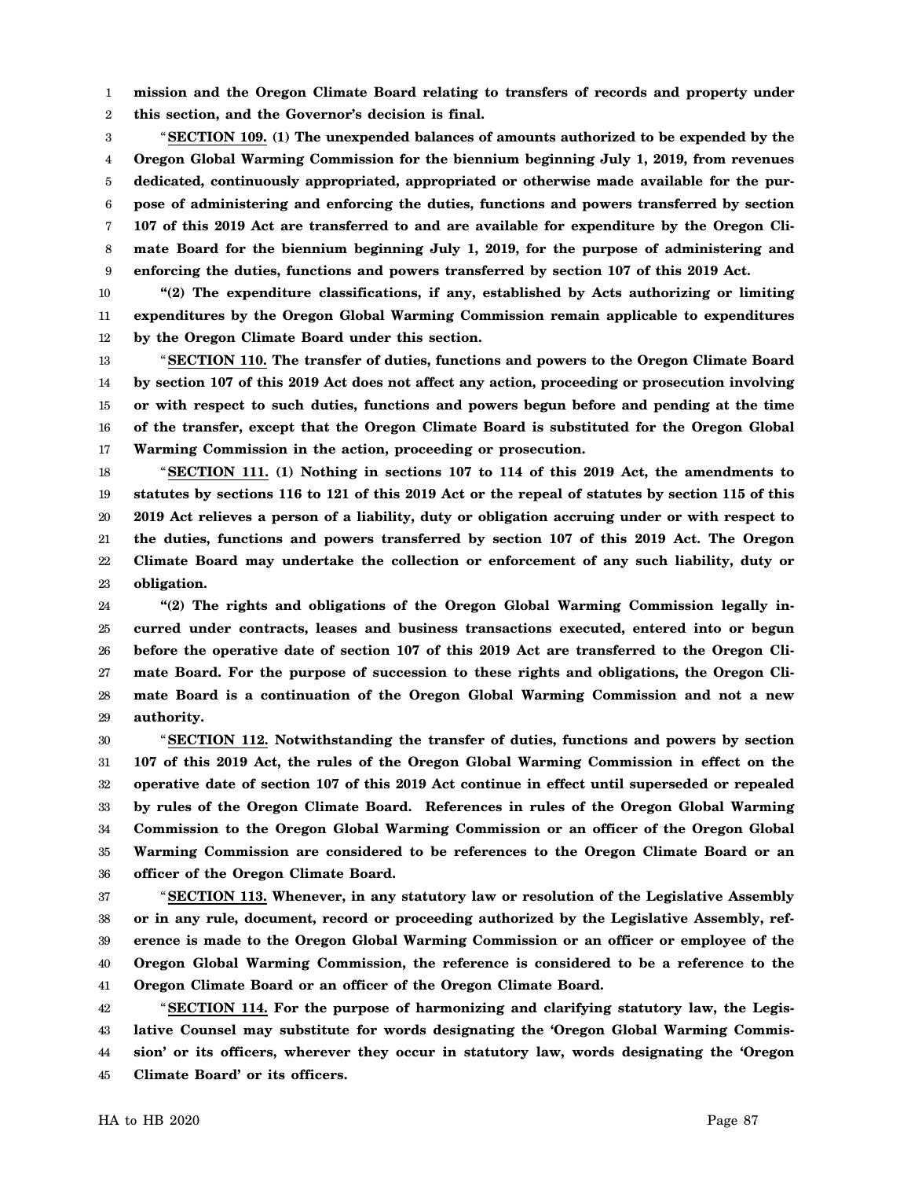**mission and the Oregon Climate Board relating to transfers of records and property under this section, and the Governor's decision is final.**

"**SECTION 109. (1) The unexpended balances of amounts authorized to be expended by the Oregon Global Warming Commission for the biennium beginning July 1, 2019, from revenues dedicated, continuously appropriated, appropriated or otherwise made available for the purpose of administering and enforcing the duties, functions and powers transferred by section 107 of this 2019 Act are transferred to and are available for expenditure by the Oregon Climate Board for the biennium beginning July 1, 2019, for the purpose of administering and enforcing the duties, functions and powers transferred by section 107 of this 2019 Act.**

**"(2) The expenditure classifications, if any, established by Acts authorizing or limiting expenditures by the Oregon Global Warming Commission remain applicable to expenditures by the Oregon Climate Board under this section.**

"**SECTION 110. The transfer of duties, functions and powers to the Oregon Climate Board by section 107 of this 2019 Act does not affect any action, proceeding or prosecution involving or with respect to such duties, functions and powers begun before and pending at the time of the transfer, except that the Oregon Climate Board is substituted for the Oregon Global Warming Commission in the action, proceeding or prosecution.**

"**SECTION 111. (1) Nothing in sections 107 to 114 of this 2019 Act, the amendments to statutes by sections 116 to 121 of this 2019 Act or the repeal of statutes by section 115 of this 2019 Act relieves a person of a liability, duty or obligation accruing under or with respect to the duties, functions and powers transferred by section 107 of this 2019 Act. The Oregon Climate Board may undertake the collection or enforcement of any such liability, duty or obligation.**

**"(2) The rights and obligations of the Oregon Global Warming Commission legally incurred under contracts, leases and business transactions executed, entered into or begun before the operative date of section 107 of this 2019 Act are transferred to the Oregon Climate Board. For the purpose of succession to these rights and obligations, the Oregon Climate Board is a continuation of the Oregon Global Warming Commission and not a new authority.**

"**SECTION 112. Notwithstanding the transfer of duties, functions and powers by section 107 of this 2019 Act, the rules of the Oregon Global Warming Commission in effect on the operative date of section 107 of this 2019 Act continue in effect until superseded or repealed by rules of the Oregon Climate Board. References in rules of the Oregon Global Warming Commission to the Oregon Global Warming Commission or an officer of the Oregon Global Warming Commission are considered to be references to the Oregon Climate Board or an officer of the Oregon Climate Board.**

"**SECTION 113. Whenever, in any statutory law or resolution of the Legislative Assembly or in any rule, document, record or proceeding authorized by the Legislative Assembly, reference is made to the Oregon Global Warming Commission or an officer or employee of the Oregon Global Warming Commission, the reference is considered to be a reference to the Oregon Climate Board or an officer of the Oregon Climate Board.**

"**SECTION 114. For the purpose of harmonizing and clarifying statutory law, the Legislative Counsel may substitute for words designating the 'Oregon Global Warming Commission' or its officers, wherever they occur in statutory law, words designating the 'Oregon Climate Board' or its officers.**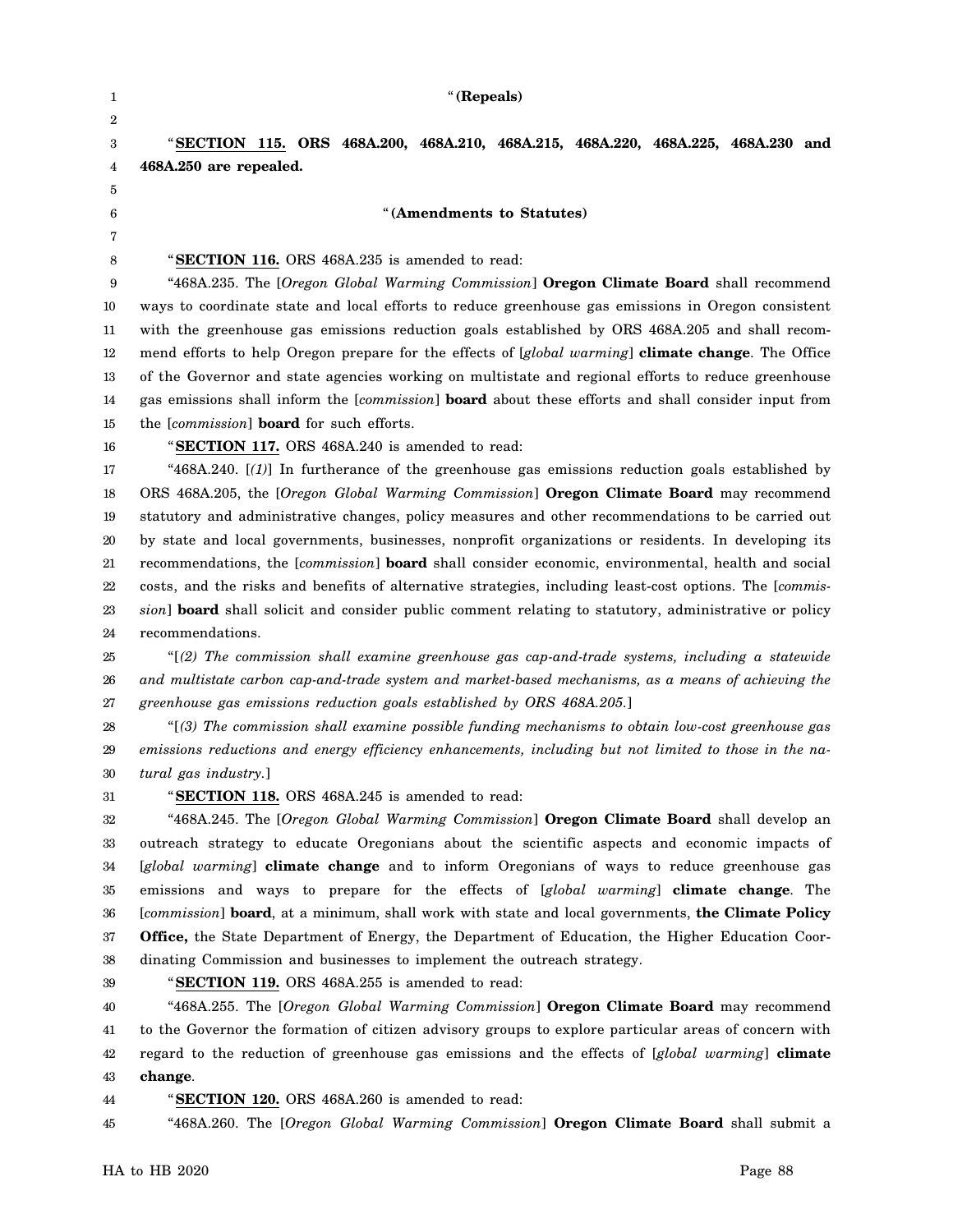"**(Repeals)**

"**SECTION 115. ORS 468A.200, 468A.210, 468A.215, 468A.220, 468A.225, 468A.230 and 468A.250 are repealed.**

"**(Amendments to Statutes)**

"**SECTION 116.** ORS 468A.235 is amended to read:

"468A.235. The [*Oregon Global Warming Commission*] **Oregon Climate Board** shall recommend ways to coordinate state and local efforts to reduce greenhouse gas emissions in Oregon consistent with the greenhouse gas emissions reduction goals established by ORS 468A.205 and shall recommend efforts to help Oregon prepare for the effects of [*global warming*] **climate change**. The Office of the Governor and state agencies working on multistate and regional efforts to reduce greenhouse gas emissions shall inform the [*commission*] **board** about these efforts and shall consider input from the [*commission*] **board** for such efforts.

"**SECTION 117.** ORS 468A.240 is amended to read:

"468A.240. [*(1)*] In furtherance of the greenhouse gas emissions reduction goals established by ORS 468A.205, the [*Oregon Global Warming Commission*] **Oregon Climate Board** may recommend statutory and administrative changes, policy measures and other recommendations to be carried out by state and local governments, businesses, nonprofit organizations or residents. In developing its recommendations, the [*commission*] **board** shall consider economic, environmental, health and social costs, and the risks and benefits of alternative strategies, including least-cost options. The [*commission*] **board** shall solicit and consider public comment relating to statutory, administrative or policy recommendations.

"[*(2) The commission shall examine greenhouse gas cap-and-trade systems, including a statewide and multistate carbon cap-and-trade system and market-based mechanisms, as a means of achieving the greenhouse gas emissions reduction goals established by ORS 468A.205.*]

"[*(3) The commission shall examine possible funding mechanisms to obtain low-cost greenhouse gas emissions reductions and energy efficiency enhancements, including but not limited to those in the natural gas industry.*]

"**SECTION 118.** ORS 468A.245 is amended to read:

"468A.245. The [*Oregon Global Warming Commission*] **Oregon Climate Board** shall develop an outreach strategy to educate Oregonians about the scientific aspects and economic impacts of [*global warming*] **climate change** and to inform Oregonians of ways to reduce greenhouse gas emissions and ways to prepare for the effects of [*global warming*] **climate change**. The [*commission*] **board**, at a minimum, shall work with state and local governments, **the Climate Policy Office,** the State Department of Energy, the Department of Education, the Higher Education Coordinating Commission and businesses to implement the outreach strategy.

"**SECTION 119.** ORS 468A.255 is amended to read:

"468A.255. The [*Oregon Global Warming Commission*] **Oregon Climate Board** may recommend to the Governor the formation of citizen advisory groups to explore particular areas of concern with regard to the reduction of greenhouse gas emissions and the effects of [*global warming*] **climate change**.

"**SECTION 120.** ORS 468A.260 is amended to read:

"468A.260. The [*Oregon Global Warming Commission*] **Oregon Climate Board** shall submit a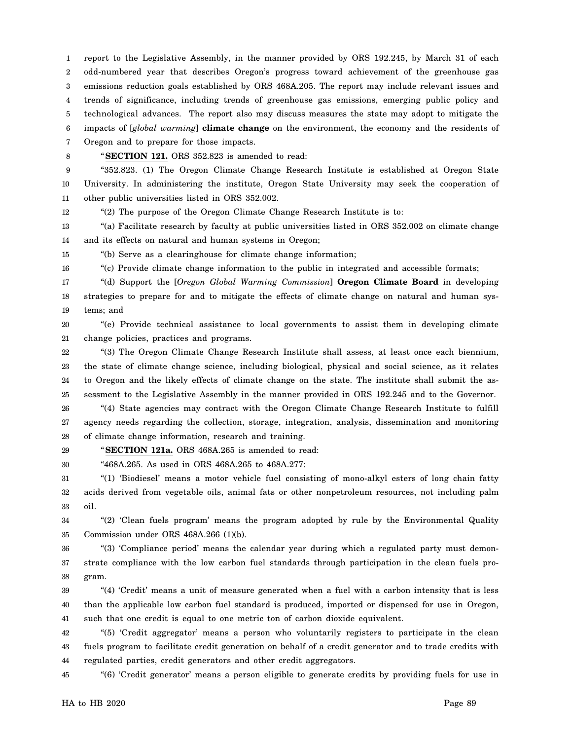report to the Legislative Assembly, in the manner provided by ORS 192.245, by March 31 of each odd-numbered year that describes Oregon's progress toward achievement of the greenhouse gas emissions reduction goals established by ORS 468A.205. The report may include relevant issues and trends of significance, including trends of greenhouse gas emissions, emerging public policy and technological advances. The report also may discuss measures the state may adopt to mitigate the impacts of [*global warming*] **climate change** on the environment, the economy and the residents of Oregon and to prepare for those impacts.

"**SECTION 121.** ORS 352.823 is amended to read:

"352.823. (1) The Oregon Climate Change Research Institute is established at Oregon State University. In administering the institute, Oregon State University may seek the cooperation of other public universities listed in ORS 352.002.

"(2) The purpose of the Oregon Climate Change Research Institute is to:

"(a) Facilitate research by faculty at public universities listed in ORS 352.002 on climate change and its effects on natural and human systems in Oregon;

"(b) Serve as a clearinghouse for climate change information;

"(c) Provide climate change information to the public in integrated and accessible formats;

"(d) Support the [*Oregon Global Warming Commission*] **Oregon Climate Board** in developing strategies to prepare for and to mitigate the effects of climate change on natural and human systems; and

"(e) Provide technical assistance to local governments to assist them in developing climate change policies, practices and programs.

"(3) The Oregon Climate Change Research Institute shall assess, at least once each biennium, the state of climate change science, including biological, physical and social science, as it relates to Oregon and the likely effects of climate change on the state. The institute shall submit the assessment to the Legislative Assembly in the manner provided in ORS 192.245 and to the Governor.

"(4) State agencies may contract with the Oregon Climate Change Research Institute to fulfill agency needs regarding the collection, storage, integration, analysis, dissemination and monitoring of climate change information, research and training.

"**SECTION 121a.** ORS 468A.265 is amended to read:

"468A.265. As used in ORS 468A.265 to 468A.277:

"(1) 'Biodiesel' means a motor vehicle fuel consisting of mono-alkyl esters of long chain fatty acids derived from vegetable oils, animal fats or other nonpetroleum resources, not including palm oil.

"(2) 'Clean fuels program' means the program adopted by rule by the Environmental Quality Commission under ORS 468A.266 (1)(b).

"(3) 'Compliance period' means the calendar year during which a regulated party must demonstrate compliance with the low carbon fuel standards through participation in the clean fuels program.

"(4) 'Credit' means a unit of measure generated when a fuel with a carbon intensity that is less than the applicable low carbon fuel standard is produced, imported or dispensed for use in Oregon, such that one credit is equal to one metric ton of carbon dioxide equivalent.

"(5) 'Credit aggregator' means a person who voluntarily registers to participate in the clean fuels program to facilitate credit generation on behalf of a credit generator and to trade credits with regulated parties, credit generators and other credit aggregators.

"(6) 'Credit generator' means a person eligible to generate credits by providing fuels for use in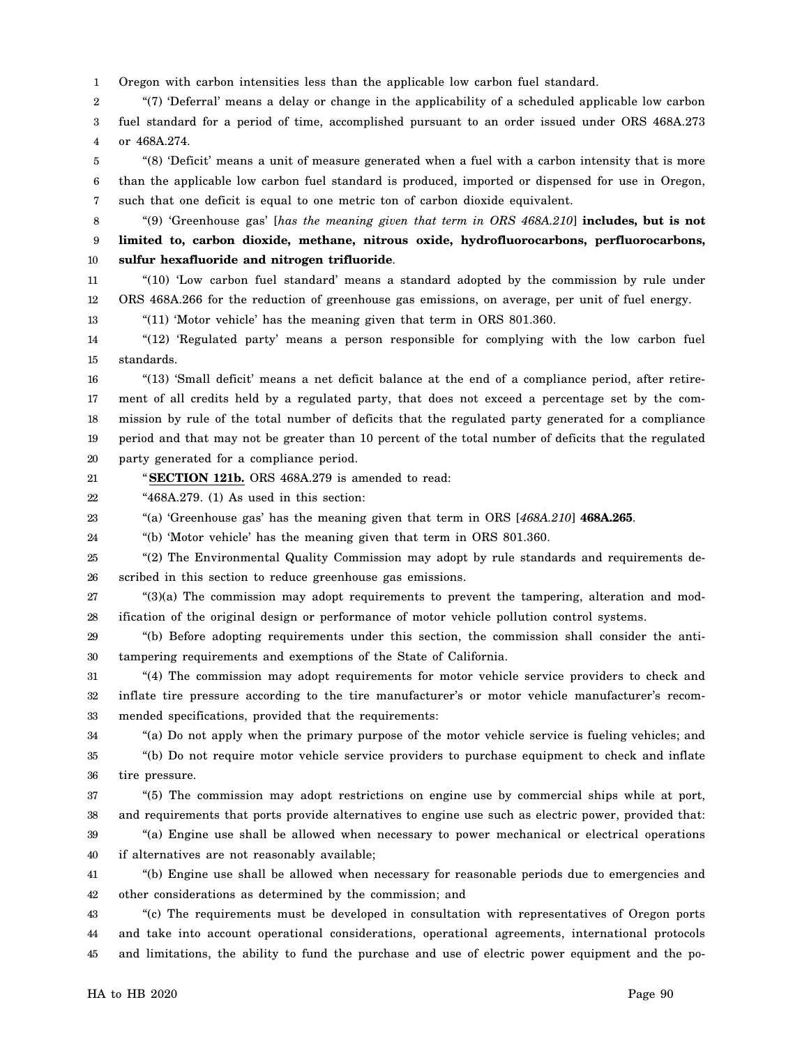Oregon with carbon intensities less than the applicable low carbon fuel standard.

"(7) 'Deferral' means a delay or change in the applicability of a scheduled applicable low carbon fuel standard for a period of time, accomplished pursuant to an order issued under ORS 468A.273 or 468A.274.

"(8) 'Deficit' means a unit of measure generated when a fuel with a carbon intensity that is more than the applicable low carbon fuel standard is produced, imported or dispensed for use in Oregon, such that one deficit is equal to one metric ton of carbon dioxide equivalent.

"(9) 'Greenhouse gas' [*has the meaning given that term in ORS 468A.210*] **includes, but is not limited to, carbon dioxide, methane, nitrous oxide, hydrofluorocarbons, perfluorocarbons, sulfur hexafluoride and nitrogen trifluoride**.

"(10) 'Low carbon fuel standard' means a standard adopted by the commission by rule under ORS 468A.266 for the reduction of greenhouse gas emissions, on average, per unit of fuel energy.

"(11) 'Motor vehicle' has the meaning given that term in ORS 801.360.

"(12) 'Regulated party' means a person responsible for complying with the low carbon fuel standards.

"(13) 'Small deficit' means a net deficit balance at the end of a compliance period, after retirement of all credits held by a regulated party, that does not exceed a percentage set by the commission by rule of the total number of deficits that the regulated party generated for a compliance period and that may not be greater than 10 percent of the total number of deficits that the regulated party generated for a compliance period.

"**SECTION 121b.** ORS 468A.279 is amended to read:

"468A.279. (1) As used in this section:

"(a) 'Greenhouse gas' has the meaning given that term in ORS [*468A.210*] **468A.265**.

"(b) 'Motor vehicle' has the meaning given that term in ORS 801.360.

"(2) The Environmental Quality Commission may adopt by rule standards and requirements described in this section to reduce greenhouse gas emissions.

"(3)(a) The commission may adopt requirements to prevent the tampering, alteration and modification of the original design or performance of motor vehicle pollution control systems.

"(b) Before adopting requirements under this section, the commission shall consider the anti-tampering requirements and exemptions of the State of California.

"(4) The commission may adopt requirements for motor vehicle service providers to check and inflate tire pressure according to the tire manufacturer's or motor vehicle manufacturer's recommended specifications, provided that the requirements:

"(a) Do not apply when the primary purpose of the motor vehicle service is fueling vehicles; and

"(b) Do not require motor vehicle service providers to purchase equipment to check and inflate tire pressure.

"(5) The commission may adopt restrictions on engine use by commercial ships while at port, and requirements that ports provide alternatives to engine use such as electric power, provided that:

"(a) Engine use shall be allowed when necessary to power mechanical or electrical operations if alternatives are not reasonably available;

"(b) Engine use shall be allowed when necessary for reasonable periods due to emergencies and other considerations as determined by the commission; and

"(c) The requirements must be developed in consultation with representatives of Oregon ports and take into account operational considerations, operational agreements, international protocols and limitations, the ability to fund the purchase and use of electric power equipment and the po-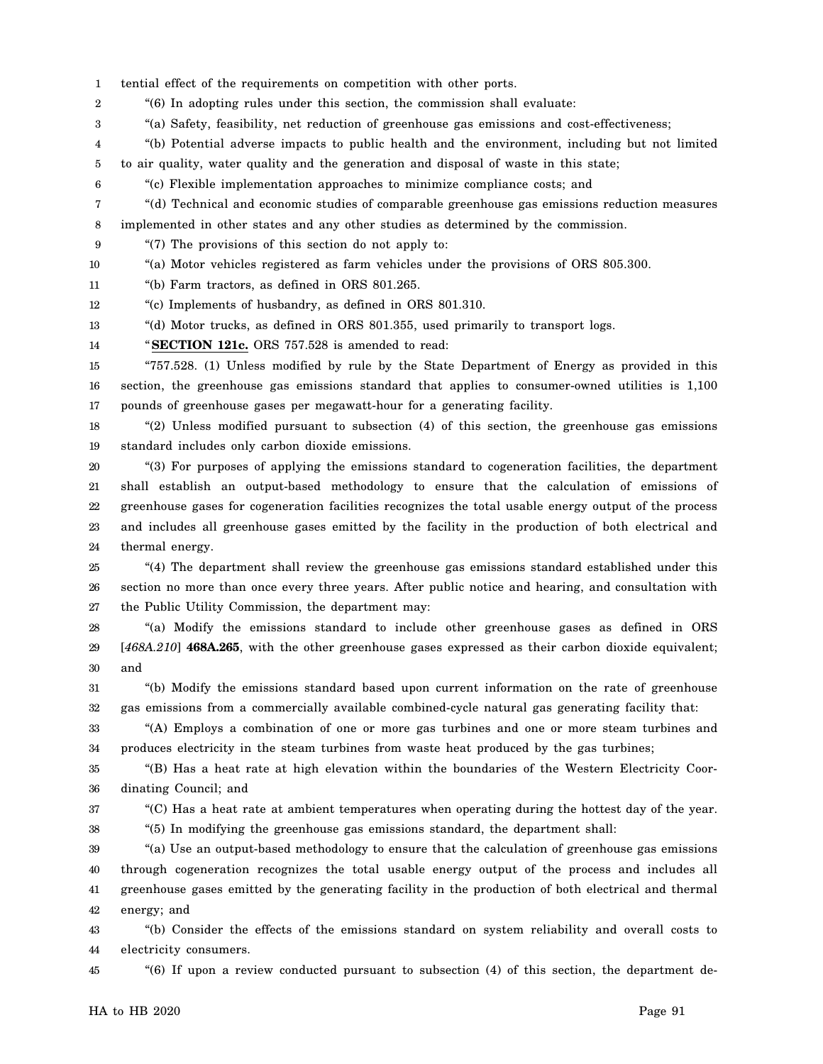tential effect of the requirements on competition with other ports.

"(6) In adopting rules under this section, the commission shall evaluate:

"(a) Safety, feasibility, net reduction of greenhouse gas emissions and cost-effectiveness;

"(b) Potential adverse impacts to public health and the environment, including but not limited to air quality, water quality and the generation and disposal of waste in this state;

"(c) Flexible implementation approaches to minimize compliance costs; and

"(d) Technical and economic studies of comparable greenhouse gas emissions reduction measures implemented in other states and any other studies as determined by the commission.

"(7) The provisions of this section do not apply to:

"(a) Motor vehicles registered as farm vehicles under the provisions of ORS 805.300.

"(b) Farm tractors, as defined in ORS 801.265.

"(c) Implements of husbandry, as defined in ORS 801.310.

"(d) Motor trucks, as defined in ORS 801.355, used primarily to transport logs.

"**SECTION 121c.** ORS 757.528 is amended to read:

"757.528. (1) Unless modified by rule by the State Department of Energy as provided in this section, the greenhouse gas emissions standard that applies to consumer-owned utilities is 1,100 pounds of greenhouse gases per megawatt-hour for a generating facility.

"(2) Unless modified pursuant to subsection (4) of this section, the greenhouse gas emissions standard includes only carbon dioxide emissions.

"(3) For purposes of applying the emissions standard to cogeneration facilities, the department shall establish an output-based methodology to ensure that the calculation of emissions of greenhouse gases for cogeneration facilities recognizes the total usable energy output of the process and includes all greenhouse gases emitted by the facility in the production of both electrical and thermal energy.

"(4) The department shall review the greenhouse gas emissions standard established under this section no more than once every three years. After public notice and hearing, and consultation with the Public Utility Commission, the department may:

"(a) Modify the emissions standard to include other greenhouse gases as defined in ORS [*468A.210*] **468A.265**, with the other greenhouse gases expressed as their carbon dioxide equivalent; and

"(b) Modify the emissions standard based upon current information on the rate of greenhouse gas emissions from a commercially available combined-cycle natural gas generating facility that:

"(A) Employs a combination of one or more gas turbines and one or more steam turbines and produces electricity in the steam turbines from waste heat produced by the gas turbines;

"(B) Has a heat rate at high elevation within the boundaries of the Western Electricity Coordinating Council; and

"(C) Has a heat rate at ambient temperatures when operating during the hottest day of the year.

"(5) In modifying the greenhouse gas emissions standard, the department shall:

"(a) Use an output-based methodology to ensure that the calculation of greenhouse gas emissions through cogeneration recognizes the total usable energy output of the process and includes all greenhouse gases emitted by the generating facility in the production of both electrical and thermal energy; and

"(b) Consider the effects of the emissions standard on system reliability and overall costs to electricity consumers.

"(6) If upon a review conducted pursuant to subsection (4) of this section, the department de-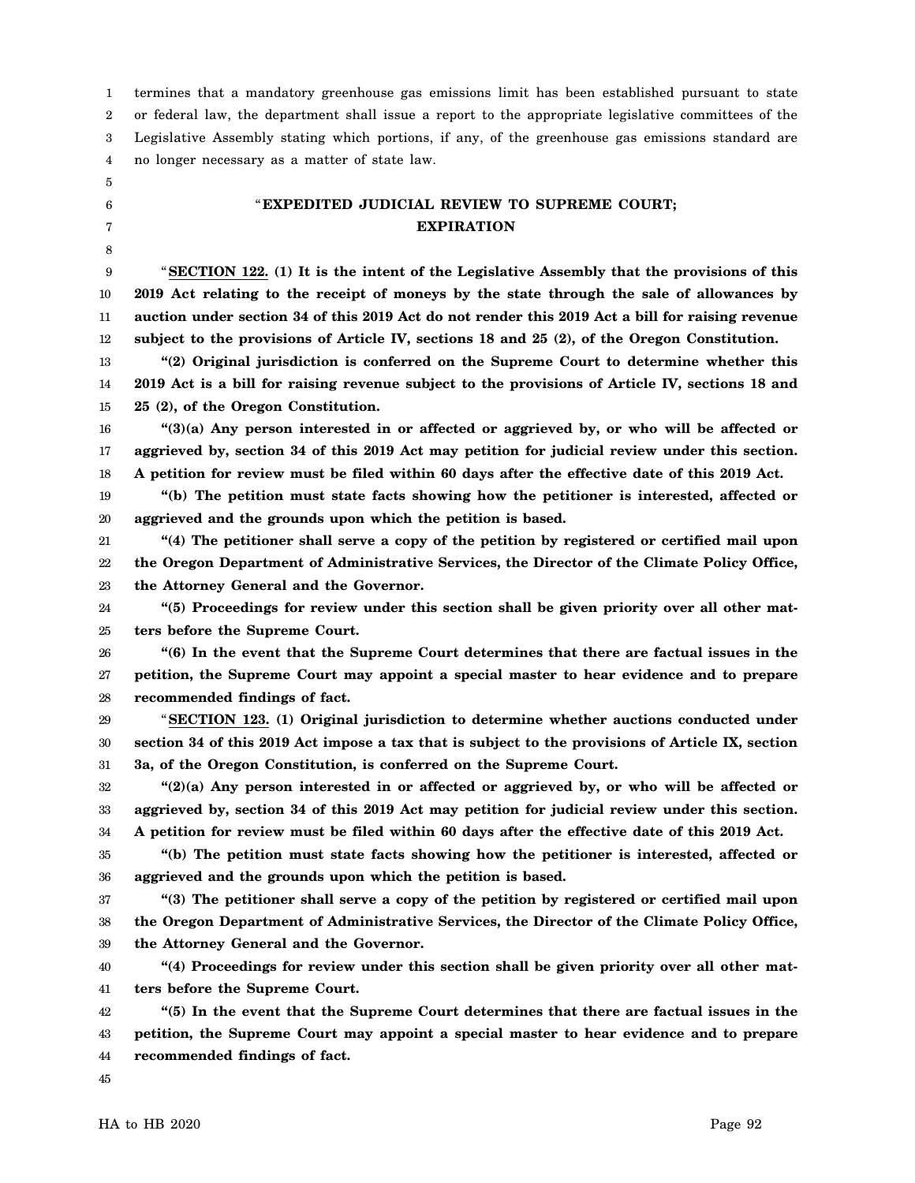termines that a mandatory greenhouse gas emissions limit has been established pursuant to state or federal law, the department shall issue a report to the appropriate legislative committees of the Legislative Assembly stating which portions, if any, of the greenhouse gas emissions standard are no longer necessary as a matter of state law.

"**EXPEDITED JUDICIAL REVIEW TO SUPREME COURT; EXPIRATION**

"**SECTION 122. (1) It is the intent of the Legislative Assembly that the provisions of this 2019 Act relating to the receipt of moneys by the state through the sale of allowances by auction under section 34 of this 2019 Act do not render this 2019 Act a bill for raising revenue subject to the provisions of Article IV, sections 18 and 25 (2), of the Oregon Constitution.**

**"(2) Original jurisdiction is conferred on the Supreme Court to determine whether this 2019 Act is a bill for raising revenue subject to the provisions of Article IV, sections 18 and 25 (2), of the Oregon Constitution.**

**"(3)(a) Any person interested in or affected or aggrieved by, or who will be affected or aggrieved by, section 34 of this 2019 Act may petition for judicial review under this section. A petition for review must be filed within 60 days after the effective date of this 2019 Act.**

**"(b) The petition must state facts showing how the petitioner is interested, affected or aggrieved and the grounds upon which the petition is based.**

**"(4) The petitioner shall serve a copy of the petition by registered or certified mail upon the Oregon Department of Administrative Services, the Director of the Climate Policy Office, the Attorney General and the Governor.**

**"(5) Proceedings for review under this section shall be given priority over all other matters before the Supreme Court.**

**"(6) In the event that the Supreme Court determines that there are factual issues in the petition, the Supreme Court may appoint a special master to hear evidence and to prepare recommended findings of fact.**

"**SECTION 123. (1) Original jurisdiction to determine whether auctions conducted under section 34 of this 2019 Act impose a tax that is subject to the provisions of Article IX, section 3a, of the Oregon Constitution, is conferred on the Supreme Court.**

**"(2)(a) Any person interested in or affected or aggrieved by, or who will be affected or aggrieved by, section 34 of this 2019 Act may petition for judicial review under this section. A petition for review must be filed within 60 days after the effective date of this 2019 Act.**

**"(b) The petition must state facts showing how the petitioner is interested, affected or aggrieved and the grounds upon which the petition is based.**

**"(3) The petitioner shall serve a copy of the petition by registered or certified mail upon the Oregon Department of Administrative Services, the Director of the Climate Policy Office, the Attorney General and the Governor.**

**"(4) Proceedings for review under this section shall be given priority over all other matters before the Supreme Court.**

**"(5) In the event that the Supreme Court determines that there are factual issues in the petition, the Supreme Court may appoint a special master to hear evidence and to prepare recommended findings of fact.**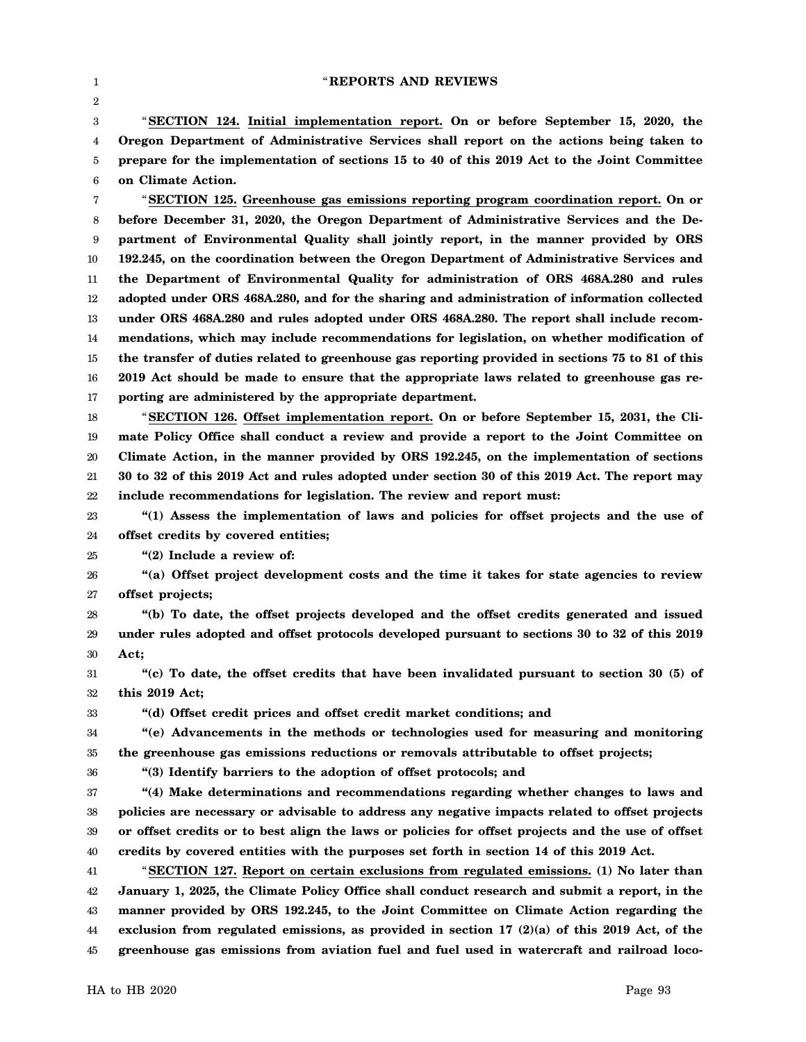"**REPORTS AND REVIEWS**

"**SECTION 124. Initial implementation report. On or before September 15, 2020, the Oregon Department of Administrative Services shall report on the actions being taken to prepare for the implementation of sections 15 to 40 of this 2019 Act to the Joint Committee on Climate Action.**

"**SECTION 125. Greenhouse gas emissions reporting program coordination report. On or before December 31, 2020, the Oregon Department of Administrative Services and the Department of Environmental Quality shall jointly report, in the manner provided by ORS 192.245, on the coordination between the Oregon Department of Administrative Services and the Department of Environmental Quality for administration of ORS 468A.280 and rules adopted under ORS 468A.280, and for the sharing and administration of information collected under ORS 468A.280 and rules adopted under ORS 468A.280. The report shall include recommendations, which may include recommendations for legislation, on whether modification of the transfer of duties related to greenhouse gas reporting provided in sections 75 to 81 of this 2019 Act should be made to ensure that the appropriate laws related to greenhouse gas reporting are administered by the appropriate department.**

"**SECTION 126. Offset implementation report. On or before September 15, 2031, the Climate Policy Office shall conduct a review and provide a report to the Joint Committee on Climate Action, in the manner provided by ORS 192.245, on the implementation of sections 30 to 32 of this 2019 Act and rules adopted under section 30 of this 2019 Act. The report may include recommendations for legislation. The review and report must:**

**"(1) Assess the implementation of laws and policies for offset projects and the use of offset credits by covered entities;**

**"(2) Include a review of:**

**"(a) Offset project development costs and the time it takes for state agencies to review offset projects;**

**"(b) To date, the offset projects developed and the offset credits generated and issued under rules adopted and offset protocols developed pursuant to sections 30 to 32 of this 2019 Act;**

**"(c) To date, the offset credits that have been invalidated pursuant to section 30 (5) of this 2019 Act;**

**"(d) Offset credit prices and offset credit market conditions; and**

**"(e) Advancements in the methods or technologies used for measuring and monitoring the greenhouse gas emissions reductions or removals attributable to offset projects;**

**"(3) Identify barriers to the adoption of offset protocols; and**

**"(4) Make determinations and recommendations regarding whether changes to laws and policies are necessary or advisable to address any negative impacts related to offset projects or offset credits or to best align the laws or policies for offset projects and the use of offset credits by covered entities with the purposes set forth in section 14 of this 2019 Act.**

"**SECTION 127. Report on certain exclusions from regulated emissions. (1) No later than January 1, 2025, the Climate Policy Office shall conduct research and submit a report, in the manner provided by ORS 192.245, to the Joint Committee on Climate Action regarding the exclusion from regulated emissions, as provided in section 17 (2)(a) of this 2019 Act, of the greenhouse gas emissions from aviation fuel and fuel used in watercraft and railroad loco-**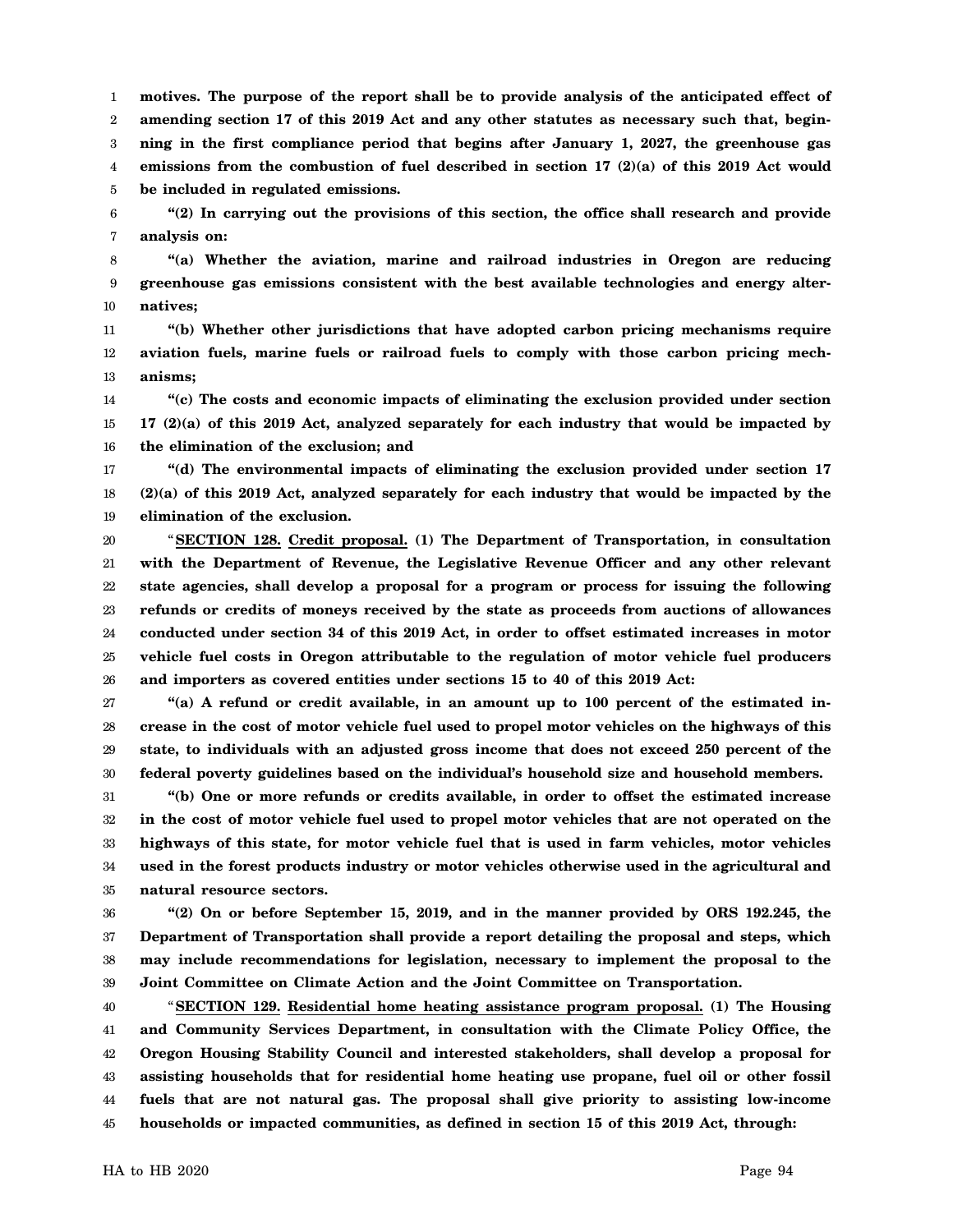**motives. The purpose of the report shall be to provide analysis of the anticipated effect of amending section 17 of this 2019 Act and any other statutes as necessary such that, beginning in the first compliance period that begins after January 1, 2027, the greenhouse gas emissions from the combustion of fuel described in section 17 (2)(a) of this 2019 Act would be included in regulated emissions.**

**"(2) In carrying out the provisions of this section, the office shall research and provide analysis on:**

**"(a) Whether the aviation, marine and railroad industries in Oregon are reducing greenhouse gas emissions consistent with the best available technologies and energy alternatives;**

**"(b) Whether other jurisdictions that have adopted carbon pricing mechanisms require aviation fuels, marine fuels or railroad fuels to comply with those carbon pricing mechanisms;**

**"(c) The costs and economic impacts of eliminating the exclusion provided under section 17 (2)(a) of this 2019 Act, analyzed separately for each industry that would be impacted by the elimination of the exclusion; and**

**"(d) The environmental impacts of eliminating the exclusion provided under section 17 (2)(a) of this 2019 Act, analyzed separately for each industry that would be impacted by the elimination of the exclusion.**

"**SECTION 128. Credit proposal. (1) The Department of Transportation, in consultation with the Department of Revenue, the Legislative Revenue Officer and any other relevant state agencies, shall develop a proposal for a program or process for issuing the following refunds or credits of moneys received by the state as proceeds from auctions of allowances conducted under section 34 of this 2019 Act, in order to offset estimated increases in motor vehicle fuel costs in Oregon attributable to the regulation of motor vehicle fuel producers and importers as covered entities under sections 15 to 40 of this 2019 Act:**

**"(a) A refund or credit available, in an amount up to 100 percent of the estimated increase in the cost of motor vehicle fuel used to propel motor vehicles on the highways of this state, to individuals with an adjusted gross income that does not exceed 250 percent of the federal poverty guidelines based on the individual's household size and household members.**

**"(b) One or more refunds or credits available, in order to offset the estimated increase in the cost of motor vehicle fuel used to propel motor vehicles that are not operated on the highways of this state, for motor vehicle fuel that is used in farm vehicles, motor vehicles used in the forest products industry or motor vehicles otherwise used in the agricultural and natural resource sectors.**

**"(2) On or before September 15, 2019, and in the manner provided by ORS 192.245, the Department of Transportation shall provide a report detailing the proposal and steps, which may include recommendations for legislation, necessary to implement the proposal to the Joint Committee on Climate Action and the Joint Committee on Transportation.**

"**SECTION 129. Residential home heating assistance program proposal. (1) The Housing and Community Services Department, in consultation with the Climate Policy Office, the Oregon Housing Stability Council and interested stakeholders, shall develop a proposal for assisting households that for residential home heating use propane, fuel oil or other fossil fuels that are not natural gas. The proposal shall give priority to assisting low-income households or impacted communities, as defined in section 15 of this 2019 Act, through:**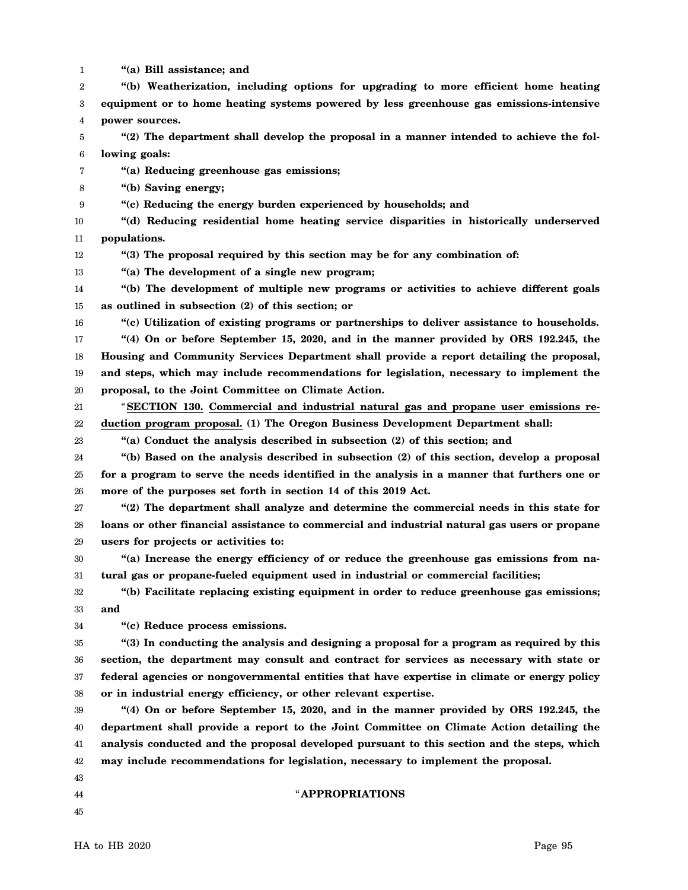**"(a) Bill assistance; and**

**"(b) Weatherization, including options for upgrading to more efficient home heating equipment or to home heating systems powered by less greenhouse gas emissions-intensive power sources.**

**"(2) The department shall develop the proposal in a manner intended to achieve the following goals:**

**"(a) Reducing greenhouse gas emissions;**

**"(b) Saving energy;**

**"(c) Reducing the energy burden experienced by households; and**

**"(d) Reducing residential home heating service disparities in historically underserved populations.**

**"(3) The proposal required by this section may be for any combination of:**

**"(a) The development of a single new program;**

**"(b) The development of multiple new programs or activities to achieve different goals as outlined in subsection (2) of this section; or**

**"(c) Utilization of existing programs or partnerships to deliver assistance to households.**

**"(4) On or before September 15, 2020, and in the manner provided by ORS 192.245, the Housing and Community Services Department shall provide a report detailing the proposal, and steps, which may include recommendations for legislation, necessary to implement the proposal, to the Joint Committee on Climate Action.**

"**SECTION 130. Commercial and industrial natural gas and propane user emissions reduction program proposal. (1) The Oregon Business Development Department shall:**

**"(a) Conduct the analysis described in subsection (2) of this section; and**

**"(b) Based on the analysis described in subsection (2) of this section, develop a proposal for a program to serve the needs identified in the analysis in a manner that furthers one or more of the purposes set forth in section 14 of this 2019 Act.**

**"(2) The department shall analyze and determine the commercial needs in this state for loans or other financial assistance to commercial and industrial natural gas users or propane users for projects or activities to:**

**"(a) Increase the energy efficiency of or reduce the greenhouse gas emissions from natural gas or propane-fueled equipment used in industrial or commercial facilities;**

**"(b) Facilitate replacing existing equipment in order to reduce greenhouse gas emissions; and**

**"(c) Reduce process emissions.**

**"(3) In conducting the analysis and designing a proposal for a program as required by this section, the department may consult and contract for services as necessary with state or federal agencies or nongovernmental entities that have expertise in climate or energy policy or in industrial energy efficiency, or other relevant expertise.**

**"(4) On or before September 15, 2020, and in the manner provided by ORS 192.245, the department shall provide a report to the Joint Committee on Climate Action detailing the analysis conducted and the proposal developed pursuant to this section and the steps, which may include recommendations for legislation, necessary to implement the proposal.**

"**APPROPRIATIONS**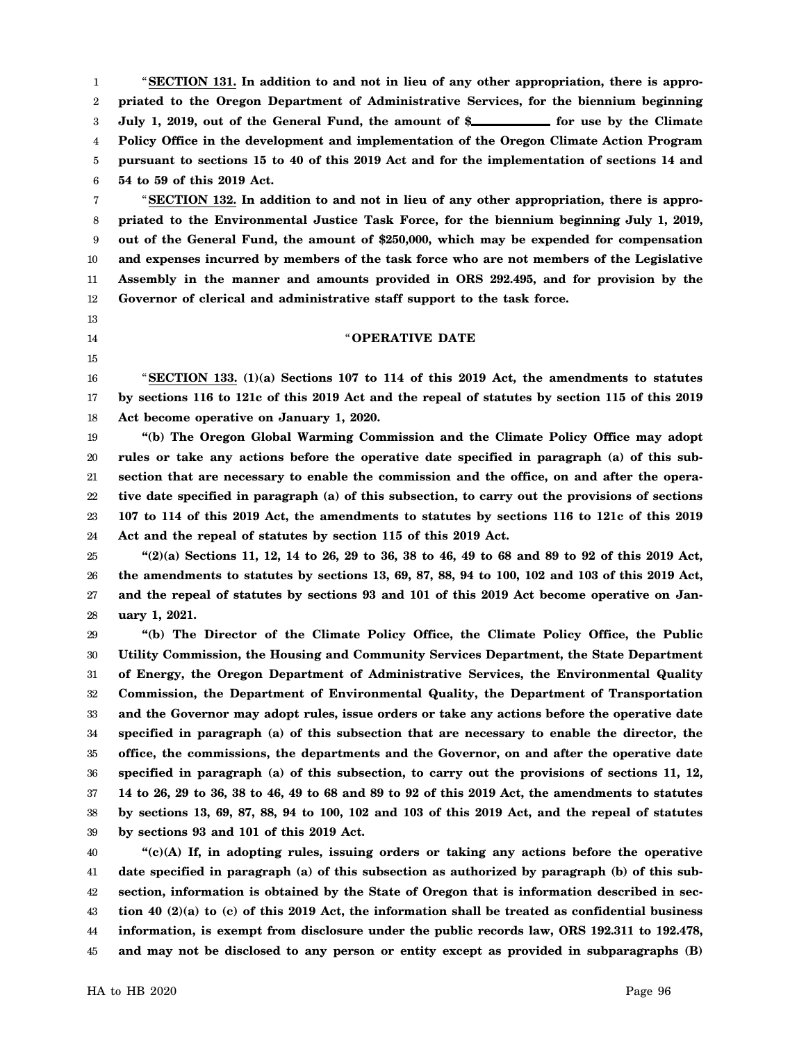"**SECTION 131. In addition to and not in lieu of any other appropriation, there is appropriated to the Oregon Department of Administrative Services, for the biennium beginning July 1, 2019, out of the General Fund, the amount of $\_\_\_\_\_\_\_\_\_\_ for use by the Climate Policy Office in the development and implementation of the Oregon Climate Action Program pursuant to sections 15 to 40 of this 2019 Act and for the implementation of sections 14 and 54 to 59 of this 2019 Act.**

"**SECTION 132. In addition to and not in lieu of any other appropriation, there is appropriated to the Environmental Justice Task Force, for the biennium beginning July 1, 2019, out of the General Fund, the amount of $250,000, which may be expended for compensation and expenses incurred by members of the task force who are not members of the Legislative Assembly in the manner and amounts provided in ORS 292.495, and for provision by the Governor of clerical and administrative staff support to the task force.**

"**OPERATIVE DATE**

"**SECTION 133. (1)(a) Sections 107 to 114 of this 2019 Act, the amendments to statutes by sections 116 to 121c of this 2019 Act and the repeal of statutes by section 115 of this 2019 Act become operative on January 1, 2020.**

**"(b) The Oregon Global Warming Commission and the Climate Policy Office may adopt rules or take any actions before the operative date specified in paragraph (a) of this subsection that are necessary to enable the commission and the office, on and after the operative date specified in paragraph (a) of this subsection, to carry out the provisions of sections 107 to 114 of this 2019 Act, the amendments to statutes by sections 116 to 121c of this 2019 Act and the repeal of statutes by section 115 of this 2019 Act.**

**"(2)(a) Sections 11, 12, 14 to 26, 29 to 36, 38 to 46, 49 to 68 and 89 to 92 of this 2019 Act, the amendments to statutes by sections 13, 69, 87, 88, 94 to 100, 102 and 103 of this 2019 Act, and the repeal of statutes by sections 93 and 101 of this 2019 Act become operative on January 1, 2021.**

**"(b) The Director of the Climate Policy Office, the Climate Policy Office, the Public Utility Commission, the Housing and Community Services Department, the State Department of Energy, the Oregon Department of Administrative Services, the Environmental Quality Commission, the Department of Environmental Quality, the Department of Transportation and the Governor may adopt rules, issue orders or take any actions before the operative date specified in paragraph (a) of this subsection that are necessary to enable the director, the office, the commissions, the departments and the Governor, on and after the operative date specified in paragraph (a) of this subsection, to carry out the provisions of sections 11, 12, 14 to 26, 29 to 36, 38 to 46, 49 to 68 and 89 to 92 of this 2019 Act, the amendments to statutes by sections 13, 69, 87, 88, 94 to 100, 102 and 103 of this 2019 Act, and the repeal of statutes by sections 93 and 101 of this 2019 Act.**

**"(c)(A) If, in adopting rules, issuing orders or taking any actions before the operative date specified in paragraph (a) of this subsection as authorized by paragraph (b) of this subsection, information is obtained by the State of Oregon that is information described in section 40 (2)(a) to (c) of this 2019 Act, the information shall be treated as confidential business information, is exempt from disclosure under the public records law, ORS 192.311 to 192.478, and may not be disclosed to any person or entity except as provided in subparagraphs (B)**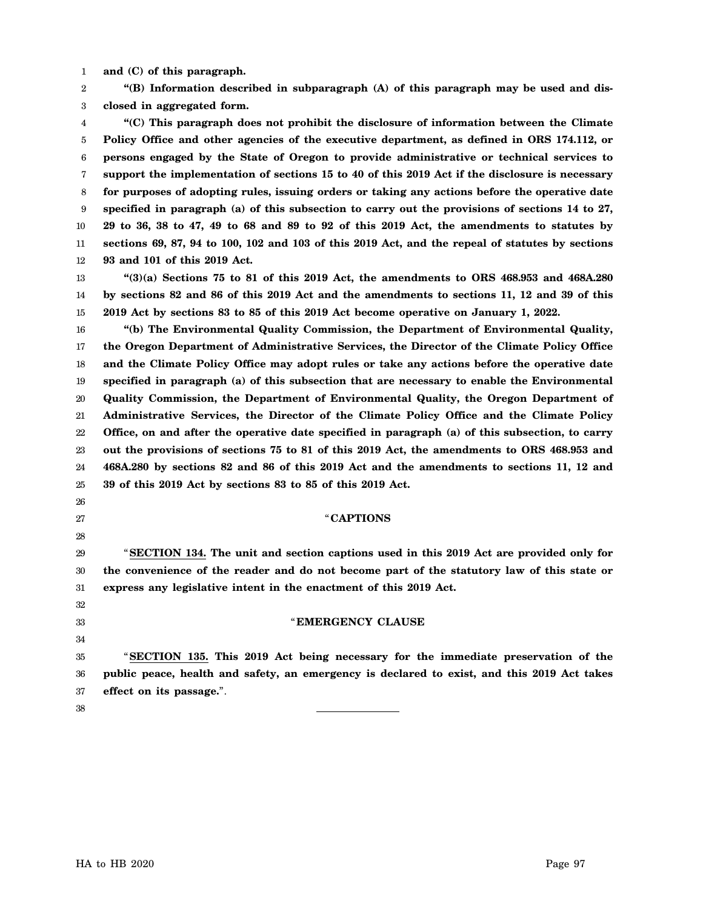**and (C) of this paragraph.**

**“(B) Information described in subparagraph (A) of this paragraph may be used and disclosed in aggregated form.**

**“(C) This paragraph does not prohibit the disclosure of information between the Climate Policy Office and other agencies of the executive department, as defined in ORS 174.112, or persons engaged by the State of Oregon to provide administrative or technical services to support the implementation of sections 15 to 40 of this 2019 Act if the disclosure is necessary for purposes of adopting rules, issuing orders or taking any actions before the operative date specified in paragraph (a) of this subsection to carry out the provisions of sections 14 to 27, 29 to 36, 38 to 47, 49 to 68 and 89 to 92 of this 2019 Act, the amendments to statutes by sections 69, 87, 94 to 100, 102 and 103 of this 2019 Act, and the repeal of statutes by sections 93 and 101 of this 2019 Act.**

**“(3)(a) Sections 75 to 81 of this 2019 Act, the amendments to ORS 468.953 and 468A.280 by sections 82 and 86 of this 2019 Act and the amendments to sections 11, 12 and 39 of this 2019 Act by sections 83 to 85 of this 2019 Act become operative on January 1, 2022.**

**“(b) The Environmental Quality Commission, the Department of Environmental Quality, the Oregon Department of Administrative Services, the Director of the Climate Policy Office and the Climate Policy Office may adopt rules or take any actions before the operative date specified in paragraph (a) of this subsection that are necessary to enable the Environmental Quality Commission, the Department of Environmental Quality, the Oregon Department of Administrative Services, the Director of the Climate Policy Office and the Climate Policy Office, on and after the operative date specified in paragraph (a) of this subsection, to carry out the provisions of sections 75 to 81 of this 2019 Act, the amendments to ORS 468.953 and 468A.280 by sections 82 and 86 of this 2019 Act and the amendments to sections 11, 12 and 39 of this 2019 Act by sections 83 to 85 of this 2019 Act.**

“**CAPTIONS**

“**SECTION 134. The unit and section captions used in this 2019 Act are provided only for the convenience of the reader and do not become part of the statutory law of this state or express any legislative intent in the enactment of this 2019 Act.**

“**EMERGENCY CLAUSE**

“**SECTION 135. This 2019 Act being necessary for the immediate preservation of the public peace, health and safety, an emergency is declared to exist, and this 2019 Act takes effect on its passage.**”.